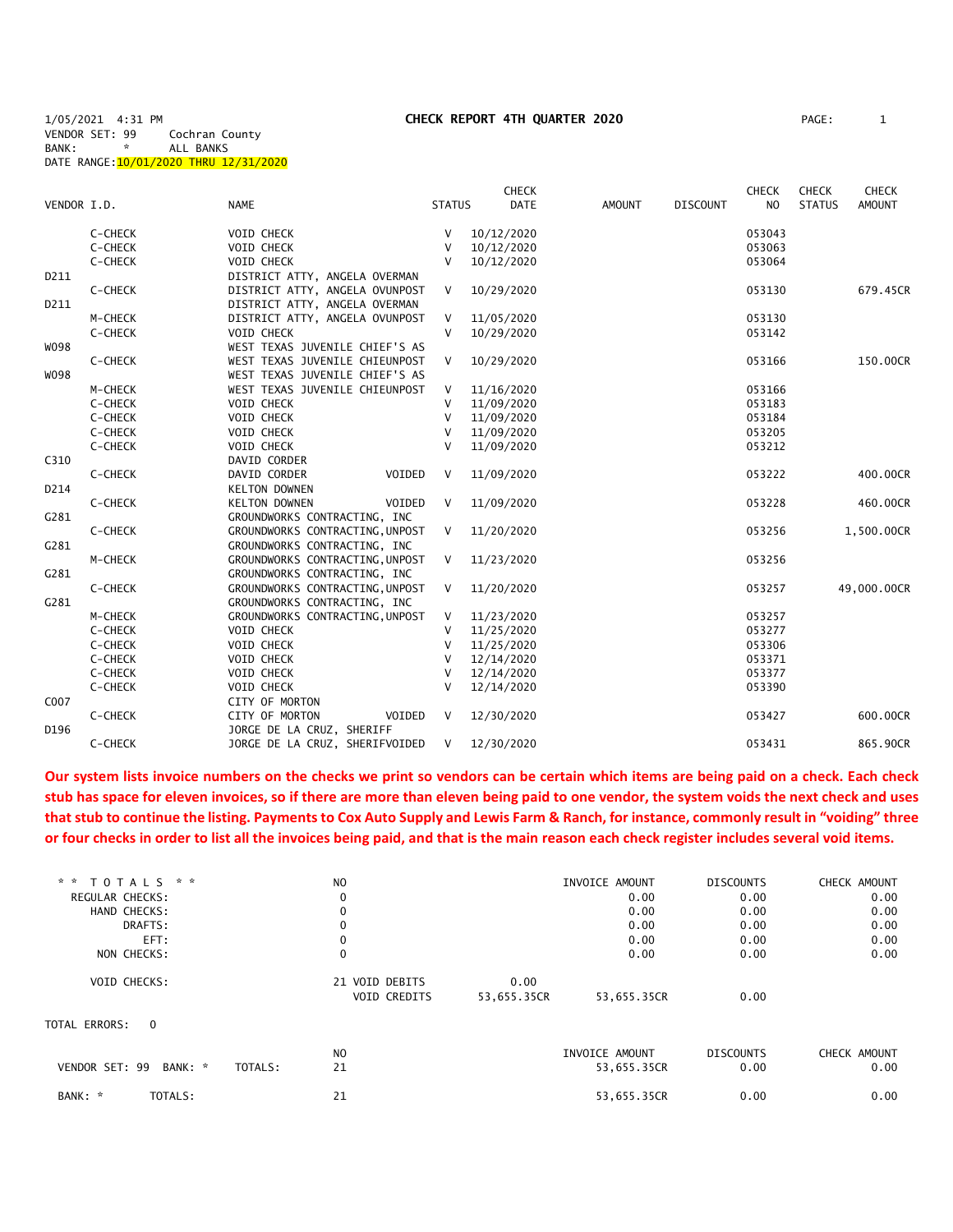1/05/2021 4:31 PM **CHECK REPORT 4TH QUARTER 2020**

VENDOR SET: 99 Cochran County
BANK: * ALL BANKS
DATE RANGE: 10/01/2020 THRU 12/31/2020

| VENDOR I.D. | | NAME | STATUS | CHECK DATE | AMOUNT | DISCOUNT | CHECK NO | CHECK STATUS | CHECK AMOUNT |
|---|---|---|---|---|---|---|---|---|---|
| | C-CHECK | VOID CHECK | V | 10/12/2020 | | | 053043 | | |
| | C-CHECK | VOID CHECK | V | 10/12/2020 | | | 053063 | | |
| | C-CHECK | VOID CHECK | V | 10/12/2020 | | | 053064 | | |
| D211 | | DISTRICT ATTY, ANGELA OVERMAN | | | | | | | |
| | C-CHECK | DISTRICT ATTY, ANGELA OVUNPOST | V | 10/29/2020 | | | 053130 | | 679.45CR |
| D211 | | DISTRICT ATTY, ANGELA OVERMAN | | | | | | | |
| | M-CHECK | DISTRICT ATTY, ANGELA OVUNPOST | V | 11/05/2020 | | | 053130 | | |
| | C-CHECK | VOID CHECK | V | 10/29/2020 | | | 053142 | | |
| W098 | | WEST TEXAS JUVENILE CHIEF'S AS | | | | | | | |
| | C-CHECK | WEST TEXAS JUVENILE CHIEUNPOST | V | 10/29/2020 | | | 053166 | | 150.00CR |
| W098 | | WEST TEXAS JUVENILE CHIEF'S AS | | | | | | | |
| | M-CHECK | WEST TEXAS JUVENILE CHIEUNPOST | V | 11/16/2020 | | | 053166 | | |
| | C-CHECK | VOID CHECK | V | 11/09/2020 | | | 053183 | | |
| | C-CHECK | VOID CHECK | V | 11/09/2020 | | | 053184 | | |
| | C-CHECK | VOID CHECK | V | 11/09/2020 | | | 053205 | | |
| | C-CHECK | VOID CHECK | V | 11/09/2020 | | | 053212 | | |
| C310 | | DAVID CORDER | | | | | | | |
| | C-CHECK | DAVID CORDER VOIDED | V | 11/09/2020 | | | 053222 | | 400.00CR |
| D214 | | KELTON DOWNEN | | | | | | | |
| | C-CHECK | KELTON DOWNEN VOIDED | V | 11/09/2020 | | | 053228 | | 460.00CR |
| G281 | | GROUNDWORKS CONTRACTING, INC | | | | | | | |
| | C-CHECK | GROUNDWORKS CONTRACTING, UNPOST | V | 11/20/2020 | | | 053256 | | 1,500.00CR |
| G281 | | GROUNDWORKS CONTRACTING, INC | | | | | | | |
| | M-CHECK | GROUNDWORKS CONTRACTING, UNPOST | V | 11/23/2020 | | | 053256 | | |
| G281 | | GROUNDWORKS CONTRACTING, INC | | | | | | | |
| | C-CHECK | GROUNDWORKS CONTRACTING, UNPOST | V | 11/20/2020 | | | 053257 | | 49,000.00CR |
| G281 | | GROUNDWORKS CONTRACTING, INC | | | | | | | |
| | M-CHECK | GROUNDWORKS CONTRACTING, UNPOST | V | 11/23/2020 | | | 053257 | | |
| | C-CHECK | VOID CHECK | V | 11/25/2020 | | | 053277 | | |
| | C-CHECK | VOID CHECK | V | 11/25/2020 | | | 053306 | | |
| | C-CHECK | VOID CHECK | V | 12/14/2020 | | | 053371 | | |
| | C-CHECK | VOID CHECK | V | 12/14/2020 | | | 053377 | | |
| | C-CHECK | VOID CHECK | V | 12/14/2020 | | | 053390 | | |
| C007 | | CITY OF MORTON | | | | | | | |
| | C-CHECK | CITY OF MORTON VOIDED | V | 12/30/2020 | | | 053427 | | 600.00CR |
| D196 | | JORGE DE LA CRUZ, SHERIFF | | | | | | | |
| | C-CHECK | JORGE DE LA CRUZ, SHERIFVOIDED | V | 12/30/2020 | | | 053431 | | 865.90CR |

**Our system lists invoice numbers on the checks we print so vendors can be certain which items are being paid on a check. Each check stub has space for eleven invoices, so if there are more than eleven being paid to one vendor, the system voids the next check and uses that stub to continue the listing. Payments to Cox Auto Supply and Lewis Farm & Ranch, for instance, commonly result in "voiding" three or four checks in order to list all the invoices being paid, and that is the main reason each check register includes several void items.**

| * * T O T A L S * * | NO | | | INVOICE AMOUNT | DISCOUNTS | CHECK AMOUNT |
|---|---|---|---|---|---|---|
| REGULAR CHECKS: | 0 | | | 0.00 | 0.00 | 0.00 |
| HAND CHECKS: | 0 | | | 0.00 | 0.00 | 0.00 |
| DRAFTS: | 0 | | | 0.00 | 0.00 | 0.00 |
| EFT: | 0 | | | 0.00 | 0.00 | 0.00 |
| NON CHECKS: | 0 | | | 0.00 | 0.00 | 0.00 |
| VOID CHECKS: | 21 | VOID DEBITS | 0.00 | | | |
| | | VOID CREDITS | 53,655.35CR | 53,655.35CR | 0.00 | |

TOTAL ERRORS: 0

| | | NO | INVOICE AMOUNT | DISCOUNTS | CHECK AMOUNT |
|---|---|---|---|---|---|
| VENDOR SET: 99 BANK: * | TOTALS: | 21 | 53,655.35CR | 0.00 | 0.00 |
| BANK: * | TOTALS: | 21 | 53,655.35CR | 0.00 | 0.00 |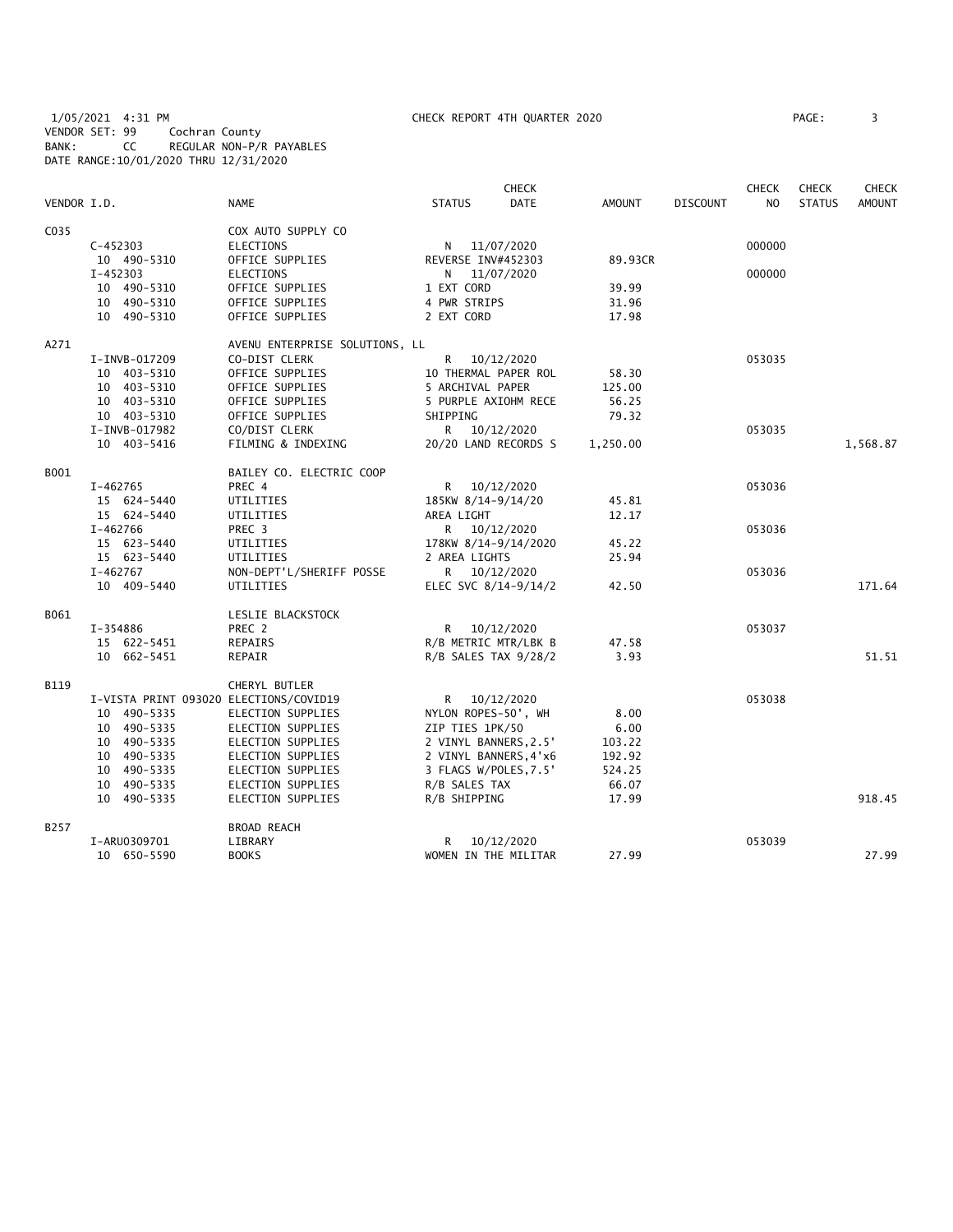1/05/2021 4:31 PM CHECK REPORT 4TH QUARTER 2020

VENDOR SET: 99 Cochran County
BANK: CC REGULAR NON-P/R PAYABLES
DATE RANGE: 10/01/2020 THRU 12/31/2020

| VENDOR I.D. | NAME | STATUS | CHECK DATE | AMOUNT | DISCOUNT | CHECK NO | CHECK STATUS | CHECK AMOUNT |
|---|---|---|---|---|---|---|---|---|
| C035 | COX AUTO SUPPLY CO | | | | | | | |
| C-452303 | ELECTIONS | N | 11/07/2020 | | | 000000 | | |
| 10 490-5310 | OFFICE SUPPLIES | REVERSE INV#452303 | | 89.93CR | | | | |
| I-452303 | ELECTIONS | N | 11/07/2020 | | | 000000 | | |
| 10 490-5310 | OFFICE SUPPLIES | 1 EXT CORD | | 39.99 | | | | |
| 10 490-5310 | OFFICE SUPPLIES | 4 PWR STRIPS | | 31.96 | | | | |
| 10 490-5310 | OFFICE SUPPLIES | 2 EXT CORD | | 17.98 | | | | |
| A271 | AVENU ENTERPRISE SOLUTIONS, LL | | | | | | | |
| I-INVB-017209 | CO-DIST CLERK | R | 10/12/2020 | | | 053035 | | |
| 10 403-5310 | OFFICE SUPPLIES | 10 THERMAL PAPER ROL | | 58.30 | | | | |
| 10 403-5310 | OFFICE SUPPLIES | 5 ARCHIVAL PAPER | | 125.00 | | | | |
| 10 403-5310 | OFFICE SUPPLIES | 5 PURPLE AXIOHM RECE | | 56.25 | | | | |
| 10 403-5310 | OFFICE SUPPLIES | SHIPPING | | 79.32 | | | | |
| I-INVB-017982 | CO/DIST CLERK | R | 10/12/2020 | | | 053035 | | |
| 10 403-5416 | FILMING & INDEXING | 20/20 LAND RECORDS S | | 1,250.00 | | | | 1,568.87 |
| B001 | BAILEY CO. ELECTRIC COOP | | | | | | | |
| I-462765 | PREC 4 | R | 10/12/2020 | | | 053036 | | |
| 15 624-5440 | UTILITIES | 185KW 8/14-9/14/20 | | 45.81 | | | | |
| 15 624-5440 | UTILITIES | AREA LIGHT | | 12.17 | | | | |
| I-462766 | PREC 3 | R | 10/12/2020 | | | 053036 | | |
| 15 623-5440 | UTILITIES | 178KW 8/14-9/14/2020 | | 45.22 | | | | |
| 15 623-5440 | UTILITIES | 2 AREA LIGHTS | | 25.94 | | | | |
| I-462767 | NON-DEPT'L/SHERIFF POSSE | R | 10/12/2020 | | | 053036 | | |
| 10 409-5440 | UTILITIES | ELEC SVC 8/14-9/14/2 | | 42.50 | | | | 171.64 |
| B061 | LESLIE BLACKSTOCK | | | | | | | |
| I-354886 | PREC 2 | R | 10/12/2020 | | | 053037 | | |
| 15 622-5451 | REPAIRS | R/B METRIC MTR/LBK B | | 47.58 | | | | |
| 10 662-5451 | REPAIR | R/B SALES TAX 9/28/2 | | 3.93 | | | | 51.51 |
| B119 | CHERYL BUTLER | | | | | | | |
| I-VISTA PRINT 093020 | ELECTIONS/COVID19 | R | 10/12/2020 | | | 053038 | | |
| 10 490-5335 | ELECTION SUPPLIES | NYLON ROPES-50', WH | | 8.00 | | | | |
| 10 490-5335 | ELECTION SUPPLIES | ZIP TIES 1PK/50 | | 6.00 | | | | |
| 10 490-5335 | ELECTION SUPPLIES | 2 VINYL BANNERS,2.5' | | 103.22 | | | | |
| 10 490-5335 | ELECTION SUPPLIES | 2 VINYL BANNERS,4'x6 | | 192.92 | | | | |
| 10 490-5335 | ELECTION SUPPLIES | 3 FLAGS W/POLES,7.5' | | 524.25 | | | | |
| 10 490-5335 | ELECTION SUPPLIES | R/B SALES TAX | | 66.07 | | | | |
| 10 490-5335 | ELECTION SUPPLIES | R/B SHIPPING | | 17.99 | | | | 918.45 |
| B257 | BROAD REACH | | | | | | | |
| I-ARU0309701 | LIBRARY | R | 10/12/2020 | | | 053039 | | |
| 10 650-5590 | BOOKS | WOMEN IN THE MILITAR | | 27.99 | | | | 27.99 |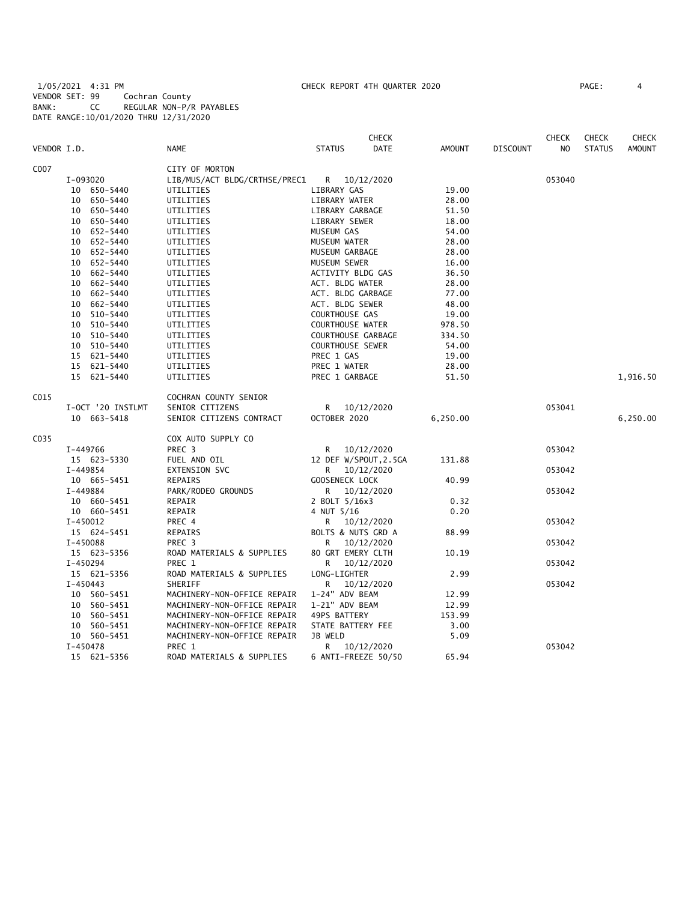1/05/2021 4:31 PM CHECK REPORT 4TH QUARTER 2020
VENDOR SET: 99 Cochran County
BANK: CC REGULAR NON-P/R PAYABLES
DATE RANGE:10/01/2020 THRU 12/31/2020

| VENDOR I.D. | NAME | STATUS | CHECK DATE | AMOUNT | DISCOUNT | CHECK NO | CHECK STATUS | CHECK AMOUNT |
|---|---|---|---|---|---|---|---|---|
| C007 | CITY OF MORTON | | | | | | | |
| I-093020 | LIB/MUS/ACT BLDG/CRTHSE/PREC1 | R | 10/12/2020 | | | 053040 | | |
| 10 650-5440 | UTILITIES | LIBRARY GAS | | 19.00 | | | | |
| 10 650-5440 | UTILITIES | LIBRARY WATER | | 28.00 | | | | |
| 10 650-5440 | UTILITIES | LIBRARY GARBAGE | | 51.50 | | | | |
| 10 650-5440 | UTILITIES | LIBRARY SEWER | | 18.00 | | | | |
| 10 652-5440 | UTILITIES | MUSEUM GAS | | 54.00 | | | | |
| 10 652-5440 | UTILITIES | MUSEUM WATER | | 28.00 | | | | |
| 10 652-5440 | UTILITIES | MUSEUM GARBAGE | | 28.00 | | | | |
| 10 652-5440 | UTILITIES | MUSEUM SEWER | | 16.00 | | | | |
| 10 662-5440 | UTILITIES | ACTIVITY BLDG GAS | | 36.50 | | | | |
| 10 662-5440 | UTILITIES | ACT. BLDG WATER | | 28.00 | | | | |
| 10 662-5440 | UTILITIES | ACT. BLDG GARBAGE | | 77.00 | | | | |
| 10 662-5440 | UTILITIES | ACT. BLDG SEWER | | 48.00 | | | | |
| 10 510-5440 | UTILITIES | COURTHOUSE GAS | | 19.00 | | | | |
| 10 510-5440 | UTILITIES | COURTHOUSE WATER | | 978.50 | | | | |
| 10 510-5440 | UTILITIES | COURTHOUSE GARBAGE | | 334.50 | | | | |
| 10 510-5440 | UTILITIES | COURTHOUSE SEWER | | 54.00 | | | | |
| 15 621-5440 | UTILITIES | PREC 1 GAS | | 19.00 | | | | |
| 15 621-5440 | UTILITIES | PREC 1 WATER | | 28.00 | | | | |
| 15 621-5440 | UTILITIES | PREC 1 GARBAGE | | 51.50 | | | | 1,916.50 |
| C015 | COCHRAN COUNTY SENIOR | | | | | | | |
| I-OCT '20 INSTLMT | SENIOR CITIZENS | R | 10/12/2020 | | | 053041 | | |
| 10 663-5418 | SENIOR CITIZENS CONTRACT | OCTOBER 2020 | | 6,250.00 | | | | 6,250.00 |
| C035 | COX AUTO SUPPLY CO | | | | | | | |
| I-449766 | PREC 3 | R | 10/12/2020 | | | 053042 | | |
| 15 623-5330 | FUEL AND OIL | 12 DEF W/SPOUT,2.5GA | | 131.88 | | | | |
| I-449854 | EXTENSION SVC | R | 10/12/2020 | | | 053042 | | |
| 10 665-5451 | REPAIRS | GOOSENECK LOCK | | 40.99 | | | | |
| I-449884 | PARK/RODEO GROUNDS | R | 10/12/2020 | | | 053042 | | |
| 10 660-5451 | REPAIR | 2 BOLT 5/16x3 | | 0.32 | | | | |
| 10 660-5451 | REPAIR | 4 NUT 5/16 | | 0.20 | | | | |
| I-450012 | PREC 4 | R | 10/12/2020 | | | 053042 | | |
| 15 624-5451 | REPAIRS | BOLTS & NUTS GRD A | | 88.99 | | | | |
| I-450088 | PREC 3 | R | 10/12/2020 | | | 053042 | | |
| 15 623-5356 | ROAD MATERIALS & SUPPLIES | 80 GRT EMERY CLTH | | 10.19 | | | | |
| I-450294 | PREC 1 | R | 10/12/2020 | | | 053042 | | |
| 15 621-5356 | ROAD MATERIALS & SUPPLIES | LONG-LIGHTER | | 2.99 | | | | |
| I-450443 | SHERIFF | R | 10/12/2020 | | | 053042 | | |
| 10 560-5451 | MACHINERY-NON-OFFICE REPAIR | 1-24" ADV BEAM | | 12.99 | | | | |
| 10 560-5451 | MACHINERY-NON-OFFICE REPAIR | 1-21" ADV BEAM | | 12.99 | | | | |
| 10 560-5451 | MACHINERY-NON-OFFICE REPAIR | 49PS BATTERY | | 153.99 | | | | |
| 10 560-5451 | MACHINERY-NON-OFFICE REPAIR | STATE BATTERY FEE | | 3.00 | | | | |
| 10 560-5451 | MACHINERY-NON-OFFICE REPAIR | JB WELD | | 5.09 | | | | |
| I-450478 | PREC 1 | R | 10/12/2020 | | | 053042 | | |
| 15 621-5356 | ROAD MATERIALS & SUPPLIES | 6 ANTI-FREEZE 50/50 | | 65.94 | | | | |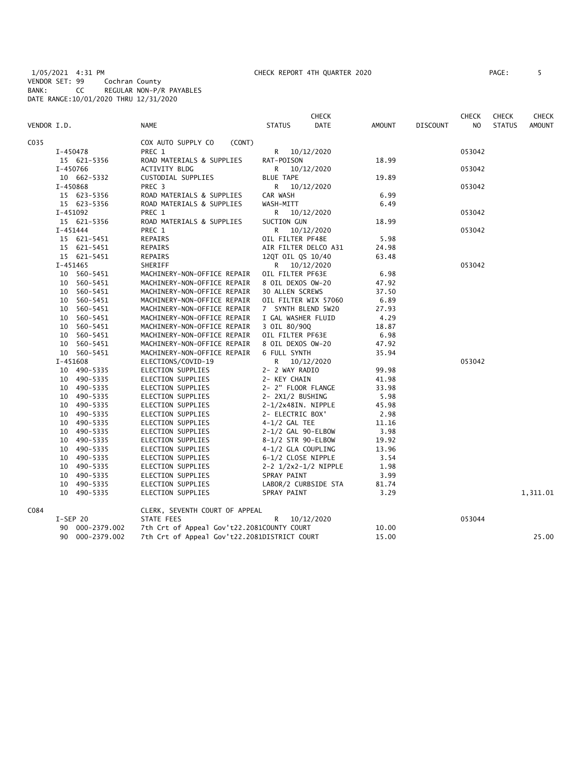1/05/2021 4:31 PM CHECK REPORT 4TH QUARTER 2020

VENDOR SET: 99 Cochran County
BANK: CC REGULAR NON-P/R PAYABLES
DATE RANGE:10/01/2020 THRU 12/31/2020

| VENDOR I.D. | NAME | STATUS | CHECK DATE | AMOUNT | DISCOUNT | CHECK NO | CHECK STATUS | CHECK AMOUNT |
|---|---|---|---|---|---|---|---|---|
| C035 | COX AUTO SUPPLY CO (CONT) | | | | | | | |
| I-450478 | PREC 1 | R | 10/12/2020 | | | 053042 | | |
| 15 621-5356 | ROAD MATERIALS & SUPPLIES | RAT-POISON | | 18.99 | | | | |
| I-450766 | ACTIVITY BLDG | R | 10/12/2020 | | | 053042 | | |
| 10 662-5332 | CUSTODIAL SUPPLIES | BLUE TAPE | | 19.89 | | | | |
| I-450868 | PREC 3 | R | 10/12/2020 | | | 053042 | | |
| 15 623-5356 | ROAD MATERIALS & SUPPLIES | CAR WASH | | 6.99 | | | | |
| 15 623-5356 | ROAD MATERIALS & SUPPLIES | WASH-MITT | | 6.49 | | | | |
| I-451092 | PREC 1 | R | 10/12/2020 | | | 053042 | | |
| 15 621-5356 | ROAD MATERIALS & SUPPLIES | SUCTION GUN | | 18.99 | | | | |
| I-451444 | PREC 1 | R | 10/12/2020 | | | 053042 | | |
| 15 621-5451 | REPAIRS | OIL FILTER PF48E | | 5.98 | | | | |
| 15 621-5451 | REPAIRS | AIR FILTER DELCO A31 | | 24.98 | | | | |
| 15 621-5451 | REPAIRS | 12QT OIL QS 10/40 | | 63.48 | | | | |
| I-451465 | SHERIFF | R | 10/12/2020 | | | 053042 | | |
| 10 560-5451 | MACHINERY-NON-OFFICE REPAIR | OIL FILTER PF63E | | 6.98 | | | | |
| 10 560-5451 | MACHINERY-NON-OFFICE REPAIR | 8 OIL DEXOS OW-20 | | 47.92 | | | | |
| 10 560-5451 | MACHINERY-NON-OFFICE REPAIR | 30 ALLEN SCREWS | | 37.50 | | | | |
| 10 560-5451 | MACHINERY-NON-OFFICE REPAIR | OIL FILTER WIX 57060 | | 6.89 | | | | |
| 10 560-5451 | MACHINERY-NON-OFFICE REPAIR | 7 SYNTH BLEND 5W20 | | 27.93 | | | | |
| 10 560-5451 | MACHINERY-NON-OFFICE REPAIR | I GAL WASHER FLUID | | 4.29 | | | | |
| 10 560-5451 | MACHINERY-NON-OFFICE REPAIR | 3 OIL 80/90Q | | 18.87 | | | | |
| 10 560-5451 | MACHINERY-NON-OFFICE REPAIR | OIL FILTER PF63E | | 6.98 | | | | |
| 10 560-5451 | MACHINERY-NON-OFFICE REPAIR | 8 OIL DEXOS OW-20 | | 47.92 | | | | |
| 10 560-5451 | MACHINERY-NON-OFFICE REPAIR | 6 FULL SYNTH | | 35.94 | | | | |
| I-451608 | ELECTIONS/COVID-19 | R | 10/12/2020 | | | 053042 | | |
| 10 490-5335 | ELECTION SUPPLIES | 2- 2 WAY RADIO | | 99.98 | | | | |
| 10 490-5335 | ELECTION SUPPLIES | 2- KEY CHAIN | | 41.98 | | | | |
| 10 490-5335 | ELECTION SUPPLIES | 2- 2" FLOOR FLANGE | | 33.98 | | | | |
| 10 490-5335 | ELECTION SUPPLIES | 2- 2X1/2 BUSHING | | 5.98 | | | | |
| 10 490-5335 | ELECTION SUPPLIES | 2-1/2x48IN. NIPPLE | | 45.98 | | | | |
| 10 490-5335 | ELECTION SUPPLIES | 2- ELECTRIC BOX' | | 2.98 | | | | |
| 10 490-5335 | ELECTION SUPPLIES | 4-1/2 GAL TEE | | 11.16 | | | | |
| 10 490-5335 | ELECTION SUPPLIES | 2-1/2 GAL 90-ELBOW | | 3.98 | | | | |
| 10 490-5335 | ELECTION SUPPLIES | 8-1/2 STR 90-ELBOW | | 19.92 | | | | |
| 10 490-5335 | ELECTION SUPPLIES | 4-1/2 GLA COUPLING | | 13.96 | | | | |
| 10 490-5335 | ELECTION SUPPLIES | 6-1/2 CLOSE NIPPLE | | 3.54 | | | | |
| 10 490-5335 | ELECTION SUPPLIES | 2-2 1/2x2-1/2 NIPPLE | | 1.98 | | | | |
| 10 490-5335 | ELECTION SUPPLIES | SPRAY PAINT | | 3.99 | | | | |
| 10 490-5335 | ELECTION SUPPLIES | LABOR/2 CURBSIDE STA | | 81.74 | | | | |
| 10 490-5335 | ELECTION SUPPLIES | SPRAY PAINT | | 3.29 | | | | 1,311.01 |
| C084 | CLERK, SEVENTH COURT OF APPEAL | | | | | | | |
| I-SEP 20 | STATE FEES | R | 10/12/2020 | | | 053044 | | |
| 90 000-2379.002 | 7th Crt of Appeal Gov't22.2081COUNTY COURT | | | 10.00 | | | | |
| 90 000-2379.002 | 7th Crt of Appeal Gov't22.2081DISTRICT COURT | | | 15.00 | | | | 25.00 |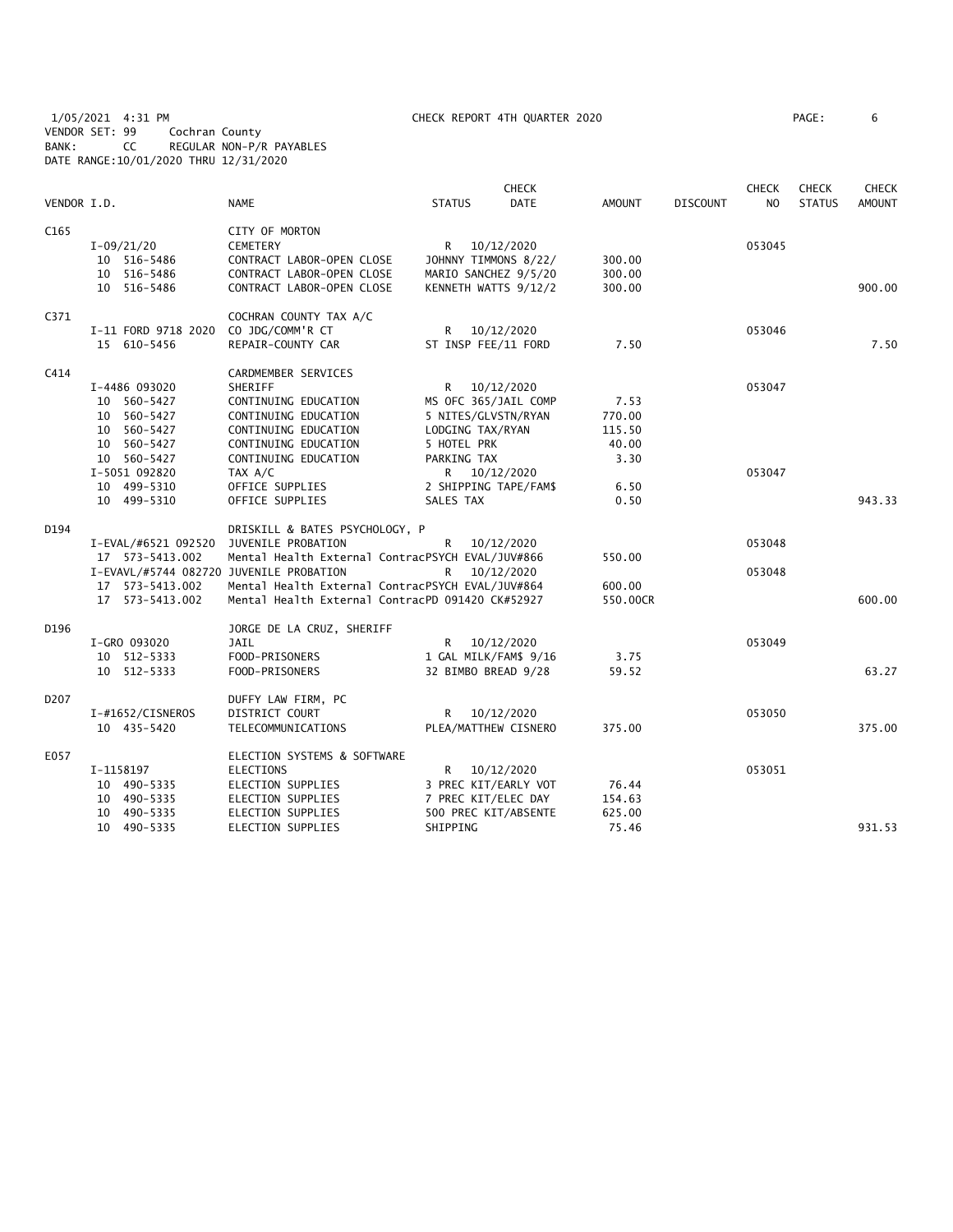1/05/2021 4:31 PM CHECK REPORT 4TH QUARTER 2020

VENDOR SET: 99 Cochran County
BANK: CC REGULAR NON-P/R PAYABLES
DATE RANGE:10/01/2020 THRU 12/31/2020

| VENDOR I.D. | NAME | STATUS | CHECK DATE | AMOUNT | DISCOUNT | CHECK NO | CHECK STATUS | CHECK AMOUNT |
|---|---|---|---|---|---|---|---|---|
| C165 | CITY OF MORTON | | | | | | | |
| I-09/21/20 | CEMETERY | R | 10/12/2020 | | | 053045 | | |
| 10 516-5486 | CONTRACT LABOR-OPEN CLOSE | JOHNNY TIMMONS 8/22/ | | 300.00 | | | | |
| 10 516-5486 | CONTRACT LABOR-OPEN CLOSE | MARIO SANCHEZ 9/5/20 | | 300.00 | | | | |
| 10 516-5486 | CONTRACT LABOR-OPEN CLOSE | KENNETH WATTS 9/12/2 | | 300.00 | | | | 900.00 |
| C371 | COCHRAN COUNTY TAX A/C | | | | | | | |
| I-11 FORD 9718 2020 | CO JDG/COMM'R CT | R | 10/12/2020 | | | 053046 | | |
| 15 610-5456 | REPAIR-COUNTY CAR | ST INSP FEE/11 FORD | | 7.50 | | | | 7.50 |
| C414 | CARDMEMBER SERVICES | | | | | | | |
| I-4486 093020 | SHERIFF | R | 10/12/2020 | | | 053047 | | |
| 10 560-5427 | CONTINUING EDUCATION | MS OFC 365/JAIL COMP | | 7.53 | | | | |
| 10 560-5427 | CONTINUING EDUCATION | 5 NITES/GLVSTN/RYAN | | 770.00 | | | | |
| 10 560-5427 | CONTINUING EDUCATION | LODGING TAX/RYAN | | 115.50 | | | | |
| 10 560-5427 | CONTINUING EDUCATION | 5 HOTEL PRK | | 40.00 | | | | |
| 10 560-5427 | CONTINUING EDUCATION | PARKING TAX | | 3.30 | | | | |
| I-5051 092820 | TAX A/C | R | 10/12/2020 | | | 053047 | | |
| 10 499-5310 | OFFICE SUPPLIES | 2 SHIPPING TAPE/FAM$ | | 6.50 | | | | |
| 10 499-5310 | OFFICE SUPPLIES | SALES TAX | | 0.50 | | | | 943.33 |
| D194 | DRISKILL & BATES PSYCHOLOGY, P | | | | | | | |
| I-EVAL/#6521 092520 | JUVENILE PROBATION | R | 10/12/2020 | | | 053048 | | |
| 17 573-5413.002 | Mental Health External Contrac | PSYCH EVAL/JUV#866 | | 550.00 | | | | |
| I-EVAVL/#5744 082720 | JUVENILE PROBATION | R | 10/12/2020 | | | 053048 | | |
| 17 573-5413.002 | Mental Health External Contrac | PSYCH EVAL/JUV#864 | | 600.00 | | | | |
| 17 573-5413.002 | Mental Health External Contrac | PD 091420 CK#52927 | | 550.00CR | | | | 600.00 |
| D196 | JORGE DE LA CRUZ, SHERIFF | | | | | | | |
| I-GRO 093020 | JAIL | R | 10/12/2020 | | | 053049 | | |
| 10 512-5333 | FOOD-PRISONERS | 1 GAL MILK/FAM$ 9/16 | | 3.75 | | | | |
| 10 512-5333 | FOOD-PRISONERS | 32 BIMBO BREAD 9/28 | | 59.52 | | | | 63.27 |
| D207 | DUFFY LAW FIRM, PC | | | | | | | |
| I-#1652/CISNEROS | DISTRICT COURT | R | 10/12/2020 | | | 053050 | | |
| 10 435-5420 | TELECOMMUNICATIONS | PLEA/MATTHEW CISNERO | | 375.00 | | | | 375.00 |
| E057 | ELECTION SYSTEMS & SOFTWARE | | | | | | | |
| I-1158197 | ELECTIONS | R | 10/12/2020 | | | 053051 | | |
| 10 490-5335 | ELECTION SUPPLIES | 3 PREC KIT/EARLY VOT | | 76.44 | | | | |
| 10 490-5335 | ELECTION SUPPLIES | 7 PREC KIT/ELEC DAY | | 154.63 | | | | |
| 10 490-5335 | ELECTION SUPPLIES | 500 PREC KIT/ABSENTE | | 625.00 | | | | |
| 10 490-5335 | ELECTION SUPPLIES | SHIPPING | | 75.46 | | | | 931.53 |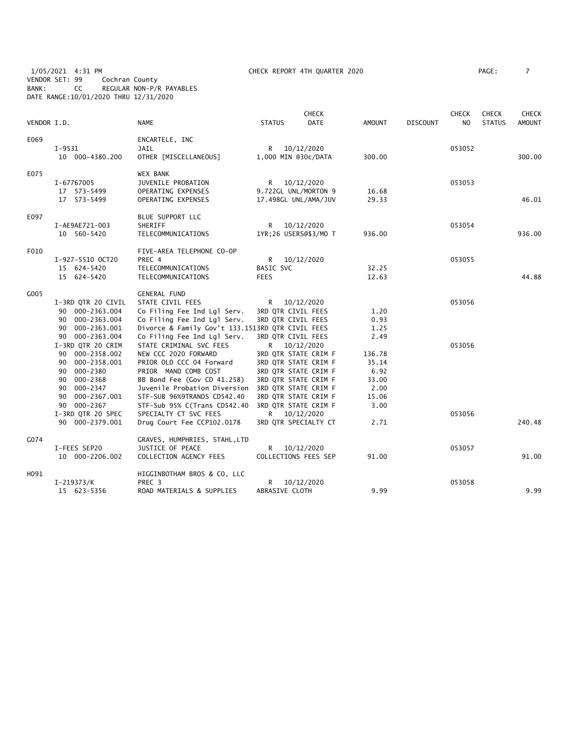1/05/2021 4:31 PM CHECK REPORT 4TH QUARTER 2020
VENDOR SET: 99 Cochran County
BANK: CC REGULAR NON-P/R PAYABLES
DATE RANGE:10/01/2020 THRU 12/31/2020

| VENDOR I.D. | | NAME | STATUS | CHECK DATE | AMOUNT | DISCOUNT | CHECK NO | CHECK STATUS | CHECK AMOUNT |
|---|---|---|---|---|---|---|---|---|---|
| E069 | | ENCARTELE, INC | | | | | | | |
| | I-9531 | JAIL | R | 10/12/2020 | | | 053052 | | |
| | 10 000-4380.200 | OTHER [MISCELLANEOUS] | 1,000 MIN @30c/DATA | | 300.00 | | | | 300.00 |
| E075 | | WEX BANK | | | | | | | |
| | I-67767005 | JUVENILE PROBATION | R | 10/12/2020 | | | 053053 | | |
| | 17 573-5499 | OPERATING EXPENSES | 9.722GL UNL/MORTON 9 | | 16.68 | | | | |
| | 17 573-5499 | OPERATING EXPENSES | 17.498GL UNL/AMA/JUV | | 29.33 | | | | 46.01 |
| E097 | | BLUE SUPPORT LLC | | | | | | | |
| | I-AE9AE721-003 | SHERIFF | R | 10/12/2020 | | | 053054 | | |
| | 10 560-5420 | TELECOMMUNICATIONS | 1YR;26 USERS@$3/MO T | | 936.00 | | | | 936.00 |
| F010 | | FIVE-AREA TELEPHONE CO-OP | | | | | | | |
| | I-927-5510 OCT20 | PREC 4 | R | 10/12/2020 | | | 053055 | | |
| | 15 624-5420 | TELECOMMUNICATIONS | BASIC SVC | | 32.25 | | | | |
| | 15 624-5420 | TELECOMMUNICATIONS | FEES | | 12.63 | | | | 44.88 |
| G005 | | GENERAL FUND | | | | | | | |
| | I-3RD QTR 20 CIVIL | STATE CIVIL FEES | R | 10/12/2020 | | | 053056 | | |
| | 90 000-2363.004 | Co Filing Fee Ind Lgl Serv. | 3RD QTR CIVIL FEES | | 1.20 | | | | |
| | 90 000-2363.004 | Co Filing Fee Ind Lgl Serv. | 3RD QTR CIVIL FEES | | 0.93 | | | | |
| | 90 000-2363.001 | Divorce & Family Gov't 133.151 | 3RD QTR CIVIL FEES | | 1.25 | | | | |
| | 90 000-2363.004 | Co Filing Fee Ind Lgl Serv. | 3RD QTR CIVIL FEES | | 2.49 | | | | |
| | I-3RD QTR 20 CRIM | STATE CRIMINAL SVC FEES | R | 10/12/2020 | | | 053056 | | |
| | 90 000-2358.002 | NEW CCC 2020 FORWARD | 3RD QTR STATE CRIM F | | 136.78 | | | | |
| | 90 000-2358.001 | PRIOR OLD CCC 04 Forward | 3RD QTR STATE CRIM F | | 35.14 | | | | |
| | 90 000-2380 | PRIOR MAND COMB COST | 3RD QTR STATE CRIM F | | 6.92 | | | | |
| | 90 000-2368 | BB Bond Fee (Gov CD 41.258) | 3RD QTR STATE CRIM F | | 33.00 | | | | |
| | 90 000-2347 | Juvenile Probation Diversion | 3RD QTR STATE CRIM F | | 2.00 | | | | |
| | 90 000-2367.001 | STF-SUB 96%9TRANDS CD542.40 | 3RD QTR STATE CRIM F | | 15.06 | | | | |
| | 90 000-2367 | STF-Sub 95% C(Trans CD542.40 | 3RD QTR STATE CRIM F | | 3.00 | | | | |
| | I-3RD QTR 20 SPEC | SPECIALTY CT SVC FEES | R | 10/12/2020 | | | 053056 | | |
| | 90 000-2379.001 | Drug Court Fee CCP102.0178 | 3RD QTR SPECIALTY CT | | 2.71 | | | | 240.48 |
| G074 | | GRAVES, HUMPHRIES, STAHL,LTD | | | | | | | |
| | I-FEES SEP20 | JUSTICE OF PEACE | R | 10/12/2020 | | | 053057 | | |
| | 10 000-2206.002 | COLLECTION AGENCY FEES | COLLECTIONS FEES SEP | | 91.00 | | | | 91.00 |
| H091 | | HIGGINBOTHAM BROS & CO, LLC | | | | | | | |
| | I-219373/K | PREC 3 | R | 10/12/2020 | | | 053058 | | |
| | 15 623-5356 | ROAD MATERIALS & SUPPLIES | ABRASIVE CLOTH | | 9.99 | | | | 9.99 |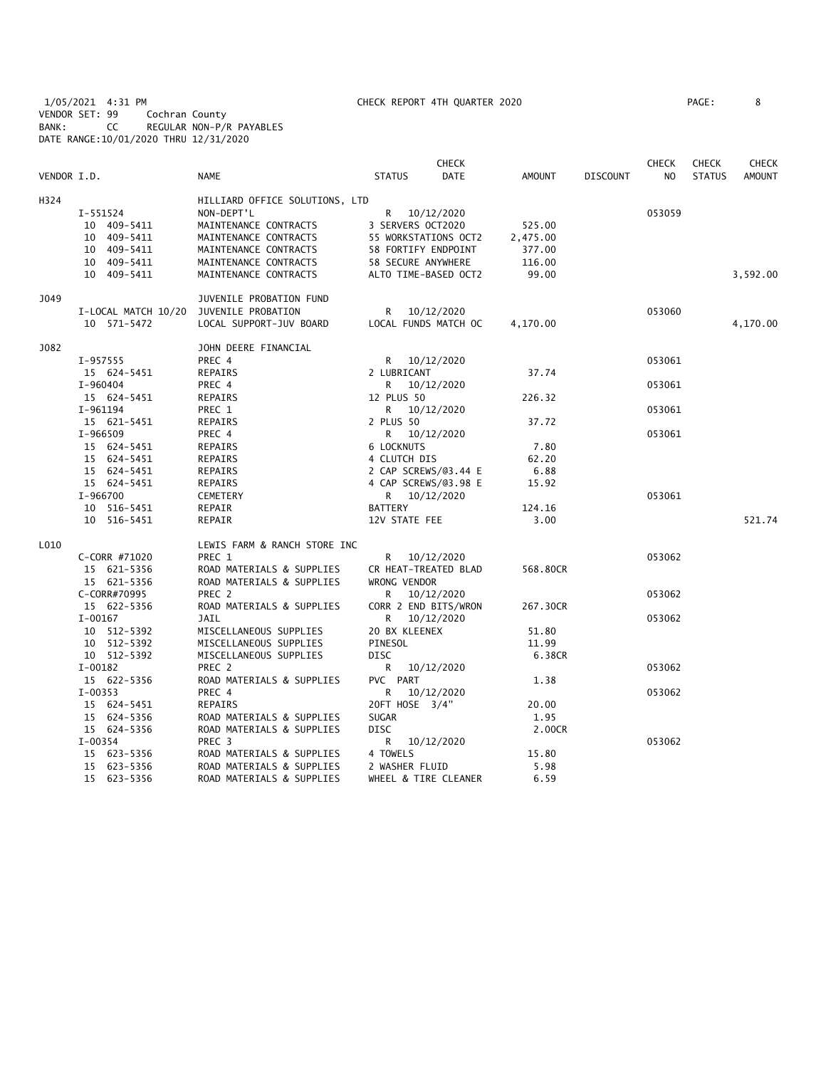1/05/2021 4:31 PM CHECK REPORT 4TH QUARTER 2020
VENDOR SET: 99 Cochran County
BANK: CC REGULAR NON-P/R PAYABLES
DATE RANGE:10/01/2020 THRU 12/31/2020

| VENDOR I.D. | NAME | STATUS | CHECK DATE | AMOUNT | DISCOUNT | CHECK NO | CHECK STATUS | CHECK AMOUNT |
|---|---|---|---|---|---|---|---|---|
| H324 | HILLIARD OFFICE SOLUTIONS, LTD | | | | | | | |
| I-551524 | NON-DEPT'L | R | 10/12/2020 | | | 053059 | | |
| 10 409-5411 | MAINTENANCE CONTRACTS | 3 SERVERS OCT2020 | | 525.00 | | | | |
| 10 409-5411 | MAINTENANCE CONTRACTS | 55 WORKSTATIONS OCT2 | | 2,475.00 | | | | |
| 10 409-5411 | MAINTENANCE CONTRACTS | 58 FORTIFY ENDPOINT | | 377.00 | | | | |
| 10 409-5411 | MAINTENANCE CONTRACTS | 58 SECURE ANYWHERE | | 116.00 | | | | |
| 10 409-5411 | MAINTENANCE CONTRACTS | ALTO TIME-BASED OCT2 | | 99.00 | | | | 3,592.00 |
| J049 | JUVENILE PROBATION FUND | | | | | | | |
| I-LOCAL MATCH 10/20 | JUVENILE PROBATION | R | 10/12/2020 | | | 053060 | | |
| 10 571-5472 | LOCAL SUPPORT-JUV BOARD | LOCAL FUNDS MATCH OC | | 4,170.00 | | | | 4,170.00 |
| J082 | JOHN DEERE FINANCIAL | | | | | | | |
| I-957555 | PREC 4 | R | 10/12/2020 | | | 053061 | | |
| 15 624-5451 | REPAIRS | 2 LUBRICANT | | 37.74 | | | | |
| I-960404 | PREC 4 | R | 10/12/2020 | | | 053061 | | |
| 15 624-5451 | REPAIRS | 12 PLUS 50 | | 226.32 | | | | |
| I-961194 | PREC 1 | R | 10/12/2020 | | | 053061 | | |
| 15 621-5451 | REPAIRS | 2 PLUS 50 | | 37.72 | | | | |
| I-966509 | PREC 4 | R | 10/12/2020 | | | 053061 | | |
| 15 624-5451 | REPAIRS | 6 LOCKNUTS | | 7.80 | | | | |
| 15 624-5451 | REPAIRS | 4 CLUTCH DIS | | 62.20 | | | | |
| 15 624-5451 | REPAIRS | 2 CAP SCREWS/@3.44 E | | 6.88 | | | | |
| 15 624-5451 | REPAIRS | 4 CAP SCREWS/@3.98 E | | 15.92 | | | | |
| I-966700 | CEMETERY | R | 10/12/2020 | | | 053061 | | |
| 10 516-5451 | REPAIR | BATTERY | | 124.16 | | | | |
| 10 516-5451 | REPAIR | 12V STATE FEE | | 3.00 | | | | 521.74 |
| L010 | LEWIS FARM & RANCH STORE INC | | | | | | | |
| C-CORR #71020 | PREC 1 | R | 10/12/2020 | | | 053062 | | |
| 15 621-5356 | ROAD MATERIALS & SUPPLIES | CR HEAT-TREATED BLAD | | 568.80CR | | | | |
| 15 621-5356 | ROAD MATERIALS & SUPPLIES | WRONG VENDOR | | | | | | |
| C-CORR#70995 | PREC 2 | R | 10/12/2020 | | | 053062 | | |
| 15 622-5356 | ROAD MATERIALS & SUPPLIES | CORR 2 END BITS/WRON | | 267.30CR | | | | |
| I-00167 | JAIL | R | 10/12/2020 | | | 053062 | | |
| 10 512-5392 | MISCELLANEOUS SUPPLIES | 20 BX KLEENEX | | 51.80 | | | | |
| 10 512-5392 | MISCELLANEOUS SUPPLIES | PINESOL | | 11.99 | | | | |
| 10 512-5392 | MISCELLANEOUS SUPPLIES | DISC | | 6.38CR | | | | |
| I-00182 | PREC 2 | R | 10/12/2020 | | | 053062 | | |
| 15 622-5356 | ROAD MATERIALS & SUPPLIES | PVC PART | | 1.38 | | | | |
| I-00353 | PREC 4 | R | 10/12/2020 | | | 053062 | | |
| 15 624-5451 | REPAIRS | 20FT HOSE 3/4" | | 20.00 | | | | |
| 15 624-5356 | ROAD MATERIALS & SUPPLIES | SUGAR | | 1.95 | | | | |
| 15 624-5356 | ROAD MATERIALS & SUPPLIES | DISC | | 2.00CR | | | | |
| I-00354 | PREC 3 | R | 10/12/2020 | | | 053062 | | |
| 15 623-5356 | ROAD MATERIALS & SUPPLIES | 4 TOWELS | | 15.80 | | | | |
| 15 623-5356 | ROAD MATERIALS & SUPPLIES | 2 WASHER FLUID | | 5.98 | | | | |
| 15 623-5356 | ROAD MATERIALS & SUPPLIES | WHEEL & TIRE CLEANER | | 6.59 | | | | |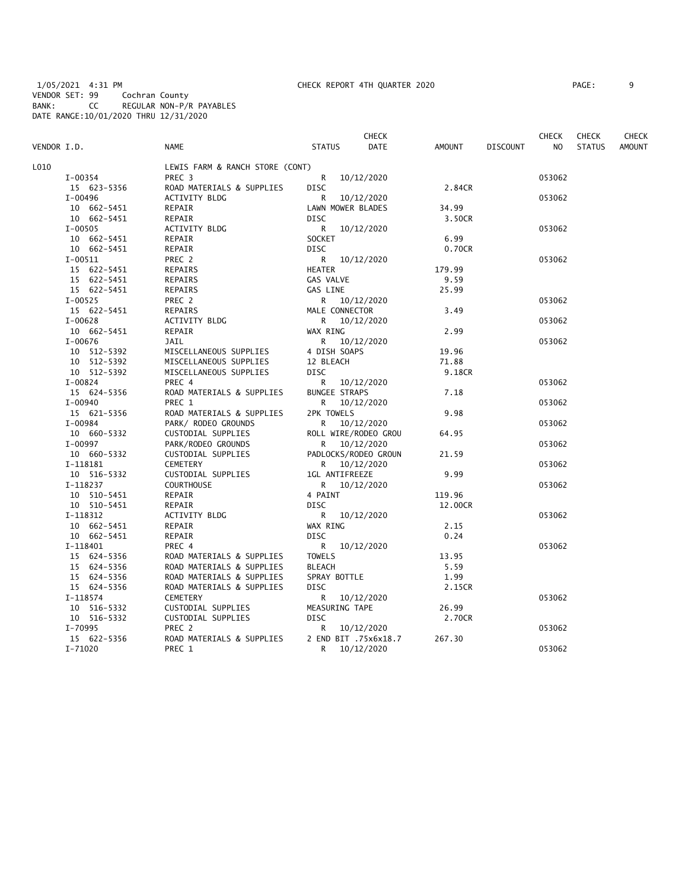1/05/2021 4:31 PM CHECK REPORT 4TH QUARTER 2020
VENDOR SET: 99 Cochran County
BANK: CC REGULAR NON-P/R PAYABLES
DATE RANGE:10/01/2020 THRU 12/31/2020

| VENDOR I.D. | NAME | STATUS | CHECK DATE | AMOUNT | DISCOUNT | CHECK NO | CHECK STATUS | CHECK AMOUNT |
|---|---|---|---|---|---|---|---|---|
| L010 | LEWIS FARM & RANCH STORE (CONT) | | | | | | | |
| I-00354 | PREC 3 | R | 10/12/2020 | | | 053062 | | |
| 15 623-5356 | ROAD MATERIALS & SUPPLIES | DISC | | 2.84CR | | | | |
| I-00496 | ACTIVITY BLDG | R | 10/12/2020 | | | 053062 | | |
| 10 662-5451 | REPAIR | LAWN MOWER BLADES | | 34.99 | | | | |
| 10 662-5451 | REPAIR | DISC | | 3.50CR | | | | |
| I-00505 | ACTIVITY BLDG | R | 10/12/2020 | | | 053062 | | |
| 10 662-5451 | REPAIR | SOCKET | | 6.99 | | | | |
| 10 662-5451 | REPAIR | DISC | | 0.70CR | | | | |
| I-00511 | PREC 2 | R | 10/12/2020 | | | 053062 | | |
| 15 622-5451 | REPAIRS | HEATER | | 179.99 | | | | |
| 15 622-5451 | REPAIRS | GAS VALVE | | 9.59 | | | | |
| 15 622-5451 | REPAIRS | GAS LINE | | 25.99 | | | | |
| I-00525 | PREC 2 | R | 10/12/2020 | | | 053062 | | |
| 15 622-5451 | REPAIRS | MALE CONNECTOR | | 3.49 | | | | |
| I-00628 | ACTIVITY BLDG | R | 10/12/2020 | | | 053062 | | |
| 10 662-5451 | REPAIR | WAX RING | | 2.99 | | | | |
| I-00676 | JAIL | R | 10/12/2020 | | | 053062 | | |
| 10 512-5392 | MISCELLANEOUS SUPPLIES | 4 DISH SOAPS | | 19.96 | | | | |
| 10 512-5392 | MISCELLANEOUS SUPPLIES | 12 BLEACH | | 71.88 | | | | |
| 10 512-5392 | MISCELLANEOUS SUPPLIES | DISC | | 9.18CR | | | | |
| I-00824 | PREC 4 | R | 10/12/2020 | | | 053062 | | |
| 15 624-5356 | ROAD MATERIALS & SUPPLIES | BUNGEE STRAPS | | 7.18 | | | | |
| I-00940 | PREC 1 | R | 10/12/2020 | | | 053062 | | |
| 15 621-5356 | ROAD MATERIALS & SUPPLIES | 2PK TOWELS | | 9.98 | | | | |
| I-00984 | PARK/ RODEO GROUNDS | R | 10/12/2020 | | | 053062 | | |
| 10 660-5332 | CUSTODIAL SUPPLIES | ROLL WIRE/RODEO GROU | | 64.95 | | | | |
| I-00997 | PARK/RODEO GROUNDS | R | 10/12/2020 | | | 053062 | | |
| 10 660-5332 | CUSTODIAL SUPPLIES | PADLOCKS/RODEO GROUN | | 21.59 | | | | |
| I-118181 | CEMETERY | R | 10/12/2020 | | | 053062 | | |
| 10 516-5332 | CUSTODIAL SUPPLIES | 1GL ANTIFREEZE | | 9.99 | | | | |
| I-118237 | COURTHOUSE | R | 10/12/2020 | | | 053062 | | |
| 10 510-5451 | REPAIR | 4 PAINT | | 119.96 | | | | |
| 10 510-5451 | REPAIR | DISC | | 12.00CR | | | | |
| I-118312 | ACTIVITY BLDG | R | 10/12/2020 | | | 053062 | | |
| 10 662-5451 | REPAIR | WAX RING | | 2.15 | | | | |
| 10 662-5451 | REPAIR | DISC | | 0.24 | | | | |
| I-118401 | PREC 4 | R | 10/12/2020 | | | 053062 | | |
| 15 624-5356 | ROAD MATERIALS & SUPPLIES | TOWELS | | 13.95 | | | | |
| 15 624-5356 | ROAD MATERIALS & SUPPLIES | BLEACH | | 5.59 | | | | |
| 15 624-5356 | ROAD MATERIALS & SUPPLIES | SPRAY BOTTLE | | 1.99 | | | | |
| 15 624-5356 | ROAD MATERIALS & SUPPLIES | DISC | | 2.15CR | | | | |
| I-118574 | CEMETERY | R | 10/12/2020 | | | 053062 | | |
| 10 516-5332 | CUSTODIAL SUPPLIES | MEASURING TAPE | | 26.99 | | | | |
| 10 516-5332 | CUSTODIAL SUPPLIES | DISC | | 2.70CR | | | | |
| I-70995 | PREC 2 | R | 10/12/2020 | | | 053062 | | |
| 15 622-5356 | ROAD MATERIALS & SUPPLIES | 2 END BIT .75x6x18.7 | | 267.30 | | | | |
| I-71020 | PREC 1 | R | 10/12/2020 | | | 053062 | | |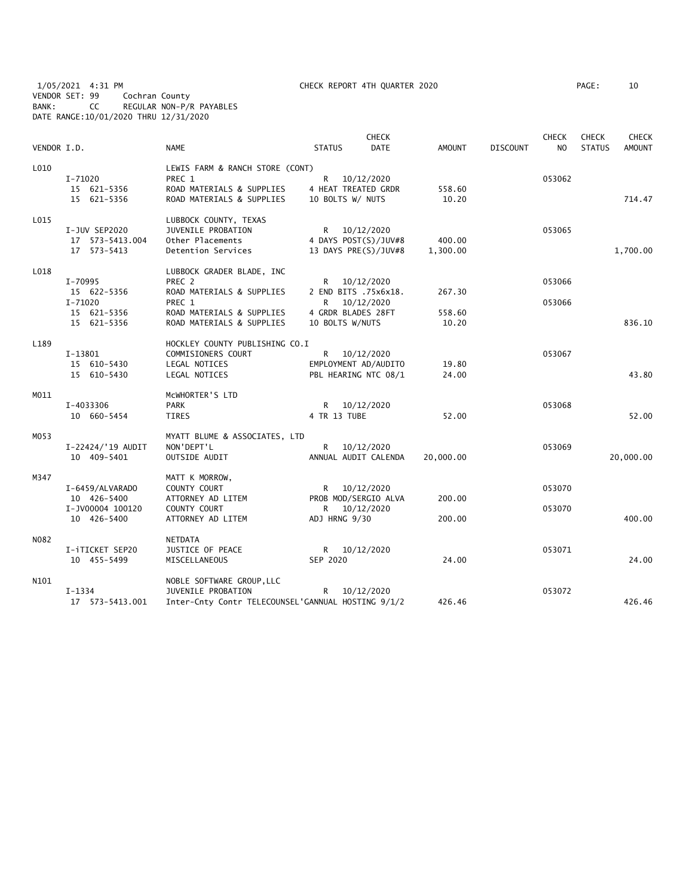1/05/2021 4:31 PM CHECK REPORT 4TH QUARTER 2020
VENDOR SET: 99 Cochran County
BANK: CC REGULAR NON-P/R PAYABLES
DATE RANGE:10/01/2020 THRU 12/31/2020

| VENDOR I.D. | NAME | STATUS | CHECK DATE | AMOUNT | DISCOUNT | CHECK NO | CHECK STATUS | CHECK AMOUNT |
|---|---|---|---|---|---|---|---|---|
| L010 | LEWIS FARM & RANCH STORE (CONT) | | | | | | | |
| I-71020 | PREC 1 | R | 10/12/2020 | | | 053062 | | |
| 15 621-5356 | ROAD MATERIALS & SUPPLIES | 4 HEAT TREATED GRDR | | 558.60 | | | | |
| 15 621-5356 | ROAD MATERIALS & SUPPLIES | 10 BOLTS W/ NUTS | | 10.20 | | | | 714.47 |
| L015 | LUBBOCK COUNTY, TEXAS | | | | | | | |
| I-JUV SEP2020 | JUVENILE PROBATION | R | 10/12/2020 | | | 053065 | | |
| 17 573-5413.004 | Other Placements | 4 DAYS POST(S)/JUV#8 | | 400.00 | | | | |
| 17 573-5413 | Detention Services | 13 DAYS PRE(S)/JUV#8 | | 1,300.00 | | | | 1,700.00 |
| L018 | LUBBOCK GRADER BLADE, INC | | | | | | | |
| I-70995 | PREC 2 | R | 10/12/2020 | | | 053066 | | |
| 15 622-5356 | ROAD MATERIALS & SUPPLIES | 2 END BITS .75x6x18. | | 267.30 | | | | |
| I-71020 | PREC 1 | R | 10/12/2020 | | | 053066 | | |
| 15 621-5356 | ROAD MATERIALS & SUPPLIES | 4 GRDR BLADES 28FT | | 558.60 | | | | |
| 15 621-5356 | ROAD MATERIALS & SUPPLIES | 10 BOLTS W/NUTS | | 10.20 | | | | 836.10 |
| L189 | HOCKLEY COUNTY PUBLISHING CO.I | | | | | | | |
| I-13801 | COMMISIONERS COURT | R | 10/12/2020 | | | 053067 | | |
| 15 610-5430 | LEGAL NOTICES | EMPLOYMENT AD/AUDITO | | 19.80 | | | | |
| 15 610-5430 | LEGAL NOTICES | PBL HEARING NTC 08/1 | | 24.00 | | | | 43.80 |
| M011 | McWHORTER'S LTD | | | | | | | |
| I-4033306 | PARK | R | 10/12/2020 | | | 053068 | | |
| 10 660-5454 | TIRES | 4 TR 13 TUBE | | 52.00 | | | | 52.00 |
| M053 | MYATT BLUME & ASSOCIATES, LTD | | | | | | | |
| I-22424/'19 AUDIT | NON'DEPT'L | R | 10/12/2020 | | | 053069 | | |
| 10 409-5401 | OUTSIDE AUDIT | ANNUAL AUDIT CALENDA | | 20,000.00 | | | | 20,000.00 |
| M347 | MATT K MORROW, | | | | | | | |
| I-6459/ALVARADO | COUNTY COURT | R | 10/12/2020 | | | 053070 | | |
| 10 426-5400 | ATTORNEY AD LITEM | PROB MOD/SERGIO ALVA | | 200.00 | | | | |
| I-JV00004 100120 | COUNTY COURT | R | 10/12/2020 | | | 053070 | | |
| 10 426-5400 | ATTORNEY AD LITEM | ADJ HRNG 9/30 | | 200.00 | | | | 400.00 |
| N082 | NETDATA | | | | | | | |
| I-iTICKET SEP20 | JUSTICE OF PEACE | R | 10/12/2020 | | | 053071 | | |
| 10 455-5499 | MISCELLANEOUS | SEP 2020 | | 24.00 | | | | 24.00 |
| N101 | NOBLE SOFTWARE GROUP,LLC | | | | | | | |
| I-1334 | JUVENILE PROBATION | R | 10/12/2020 | | | 053072 | | |
| 17 573-5413.001 | Inter-Cnty Contr TELECOUNSEL'G | ANNUAL HOSTING 9/1/2 | | 426.46 | | | | 426.46 |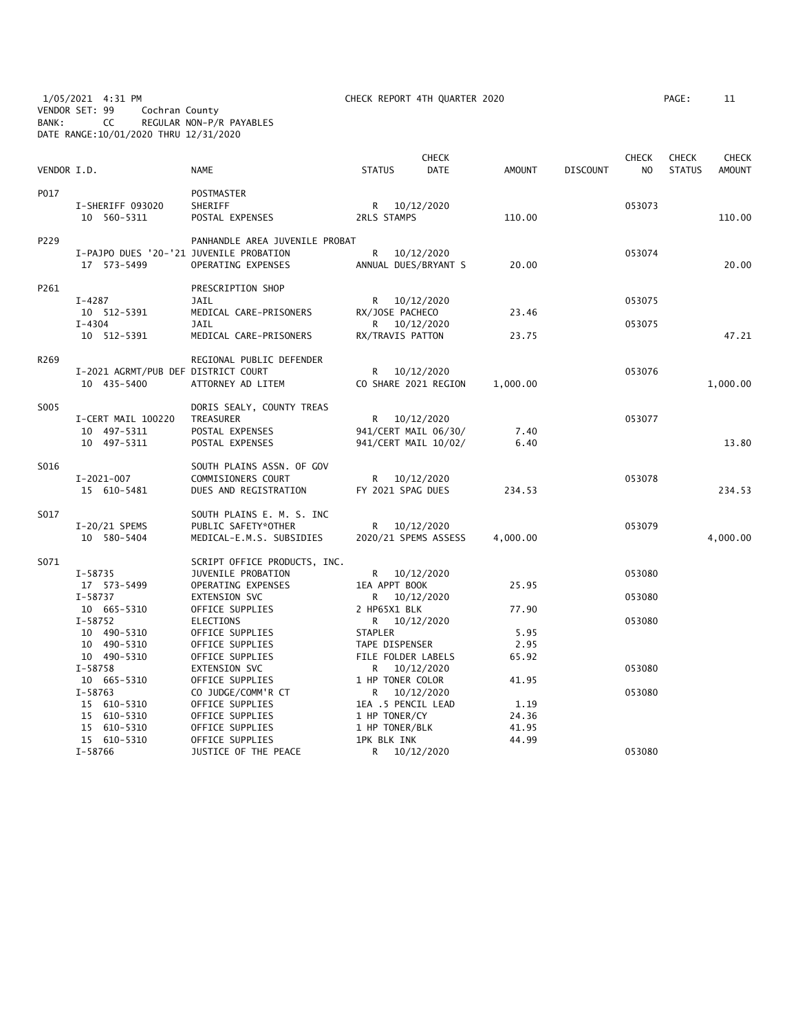1/05/2021 4:31 PM CHECK REPORT 4TH QUARTER 2020

VENDOR SET: 99 Cochran County
BANK: CC REGULAR NON-P/R PAYABLES
DATE RANGE:10/01/2020 THRU 12/31/2020

| VENDOR I.D. | NAME | STATUS | CHECK DATE | AMOUNT | DISCOUNT | CHECK NO | CHECK STATUS | CHECK AMOUNT |
|---|---|---|---|---|---|---|---|---|
| P017 | POSTMASTER | | | | | | | |
| I-SHERIFF 093020 | SHERIFF | R | 10/12/2020 | | | 053073 | | |
| 10 560-5311 | POSTAL EXPENSES | 2RLS STAMPS | | 110.00 | | | | 110.00 |
| P229 | PANHANDLE AREA JUVENILE PROBAT | | | | | | | |
| I-PAJPO DUES '20-'21 | JUVENILE PROBATION | R | 10/12/2020 | | | 053074 | | |
| 17 573-5499 | OPERATING EXPENSES | ANNUAL DUES/BRYANT S | | 20.00 | | | | 20.00 |
| P261 | PRESCRIPTION SHOP | | | | | | | |
| I-4287 | JAIL | R | 10/12/2020 | | | 053075 | | |
| 10 512-5391 | MEDICAL CARE-PRISONERS | RX/JOSE PACHECO | | 23.46 | | | | |
| I-4304 | JAIL | R | 10/12/2020 | | | 053075 | | |
| 10 512-5391 | MEDICAL CARE-PRISONERS | RX/TRAVIS PATTON | | 23.75 | | | | 47.21 |
| R269 | REGIONAL PUBLIC DEFENDER | | | | | | | |
| I-2021 AGRMT/PUB DEF | DISTRICT COURT | R | 10/12/2020 | | | 053076 | | |
| 10 435-5400 | ATTORNEY AD LITEM | CO SHARE 2021 REGION | | 1,000.00 | | | | 1,000.00 |
| S005 | DORIS SEALY, COUNTY TREAS | | | | | | | |
| I-CERT MAIL 100220 | TREASURER | R | 10/12/2020 | | | 053077 | | |
| 10 497-5311 | POSTAL EXPENSES | 941/CERT MAIL 06/30/ | | 7.40 | | | | |
| 10 497-5311 | POSTAL EXPENSES | 941/CERT MAIL 10/02/ | | 6.40 | | | | 13.80 |
| S016 | SOUTH PLAINS ASSN. OF GOV | | | | | | | |
| I-2021-007 | COMMISIONERS COURT | R | 10/12/2020 | | | 053078 | | |
| 15 610-5481 | DUES AND REGISTRATION | FY 2021 SPAG DUES | | 234.53 | | | | 234.53 |
| S017 | SOUTH PLAINS E. M. S. INC | | | | | | | |
| I-20/21 SPEMS | PUBLIC SAFETY*OTHER | R | 10/12/2020 | | | 053079 | | |
| 10 580-5404 | MEDICAL-E.M.S. SUBSIDIES | 2020/21 SPEMS ASSESS | | 4,000.00 | | | | 4,000.00 |
| S071 | SCRIPT OFFICE PRODUCTS, INC. | | | | | | | |
| I-58735 | JUVENILE PROBATION | R | 10/12/2020 | | | 053080 | | |
| 17 573-5499 | OPERATING EXPENSES | 1EA APPT BOOK | | 25.95 | | | | |
| I-58737 | EXTENSION SVC | R | 10/12/2020 | | | 053080 | | |
| 10 665-5310 | OFFICE SUPPLIES | 2 HP65X1 BLK | | 77.90 | | | | |
| I-58752 | ELECTIONS | R | 10/12/2020 | | | 053080 | | |
| 10 490-5310 | OFFICE SUPPLIES | STAPLER | | 5.95 | | | | |
| 10 490-5310 | OFFICE SUPPLIES | TAPE DISPENSER | | 2.95 | | | | |
| 10 490-5310 | OFFICE SUPPLIES | FILE FOLDER LABELS | | 65.92 | | | | |
| I-58758 | EXTENSION SVC | R | 10/12/2020 | | | 053080 | | |
| 10 665-5310 | OFFICE SUPPLIES | 1 HP TONER COLOR | | 41.95 | | | | |
| I-58763 | CO JUDGE/COMM'R CT | R | 10/12/2020 | | | 053080 | | |
| 15 610-5310 | OFFICE SUPPLIES | 1EA .5 PENCIL LEAD | | 1.19 | | | | |
| 15 610-5310 | OFFICE SUPPLIES | 1 HP TONER/CY | | 24.36 | | | | |
| 15 610-5310 | OFFICE SUPPLIES | 1 HP TONER/BLK | | 41.95 | | | | |
| 15 610-5310 | OFFICE SUPPLIES | 1PK BLK INK | | 44.99 | | | | |
| I-58766 | JUSTICE OF THE PEACE | R | 10/12/2020 | | | 053080 | | |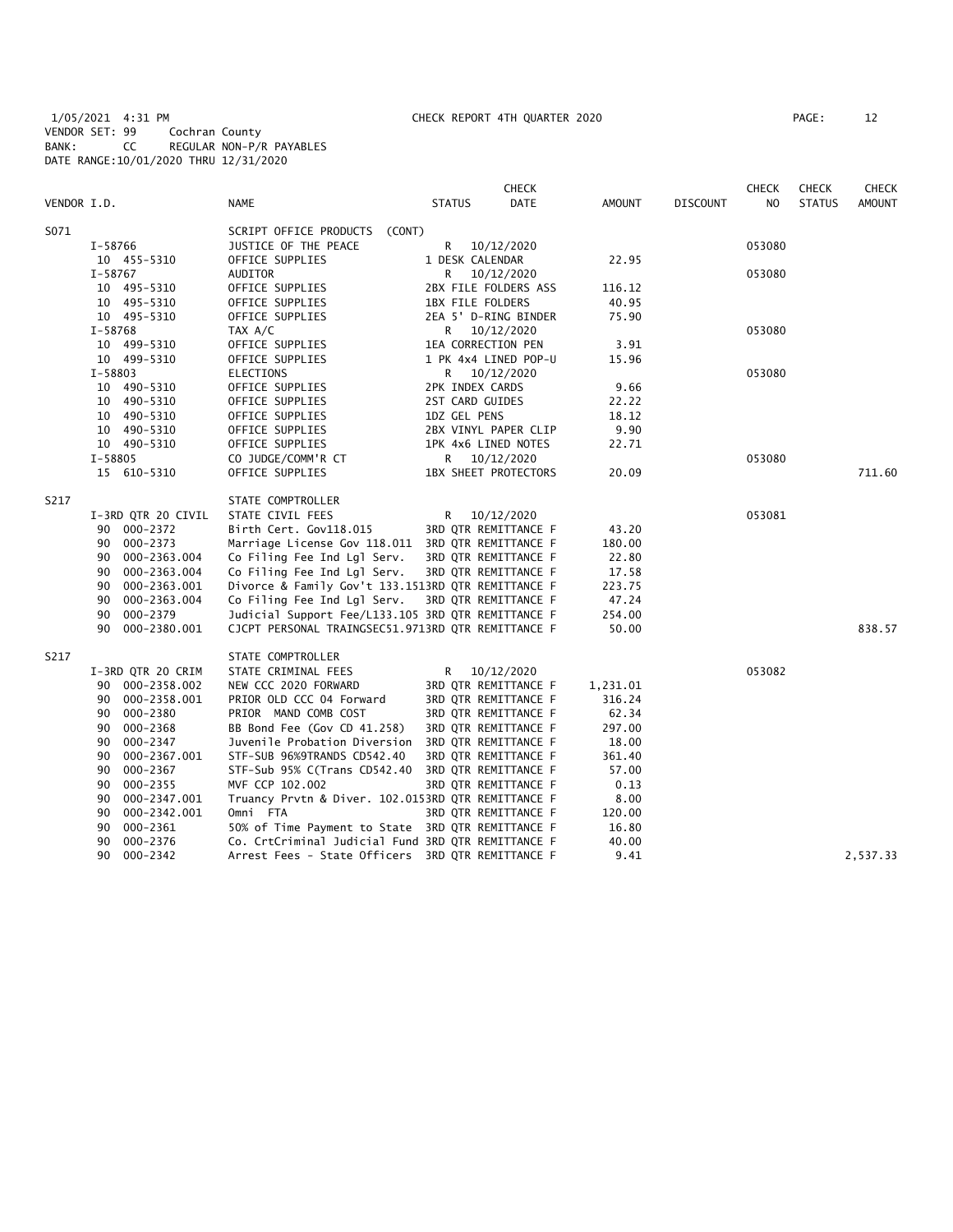1/05/2021 4:31 PM CHECK REPORT 4TH QUARTER 2020
VENDOR SET: 99 Cochran County
BANK: CC REGULAR NON-P/R PAYABLES
DATE RANGE:10/01/2020 THRU 12/31/2020

| VENDOR I.D. | NAME | STATUS | CHECK DATE | AMOUNT | DISCOUNT | CHECK NO | CHECK STATUS | CHECK AMOUNT |
|---|---|---|---|---|---|---|---|---|
| S071 | SCRIPT OFFICE PRODUCTS (CONT) | | | | | | | |
| I-58766 | JUSTICE OF THE PEACE | R | 10/12/2020 | | | 053080 | | |
| 10 455-5310 | OFFICE SUPPLIES | 1 DESK CALENDAR | | 22.95 | | | | |
| I-58767 | AUDITOR | R | 10/12/2020 | | | 053080 | | |
| 10 495-5310 | OFFICE SUPPLIES | 2BX FILE FOLDERS ASS | | 116.12 | | | | |
| 10 495-5310 | OFFICE SUPPLIES | 1BX FILE FOLDERS | | 40.95 | | | | |
| 10 495-5310 | OFFICE SUPPLIES | 2EA 5' D-RING BINDER | | 75.90 | | | | |
| I-58768 | TAX A/C | R | 10/12/2020 | | | 053080 | | |
| 10 499-5310 | OFFICE SUPPLIES | 1EA CORRECTION PEN | | 3.91 | | | | |
| 10 499-5310 | OFFICE SUPPLIES | 1 PK 4x4 LINED POP-U | | 15.96 | | | | |
| I-58803 | ELECTIONS | R | 10/12/2020 | | | 053080 | | |
| 10 490-5310 | OFFICE SUPPLIES | 2PK INDEX CARDS | | 9.66 | | | | |
| 10 490-5310 | OFFICE SUPPLIES | 2ST CARD GUIDES | | 22.22 | | | | |
| 10 490-5310 | OFFICE SUPPLIES | 1DZ GEL PENS | | 18.12 | | | | |
| 10 490-5310 | OFFICE SUPPLIES | 2BX VINYL PAPER CLIP | | 9.90 | | | | |
| 10 490-5310 | OFFICE SUPPLIES | 1PK 4x6 LINED NOTES | | 22.71 | | | | |
| I-58805 | CO JUDGE/COMM'R CT | R | 10/12/2020 | | | 053080 | | |
| 15 610-5310 | OFFICE SUPPLIES | 1BX SHEET PROTECTORS | | 20.09 | | | | 711.60 |
| S217 | STATE COMPTROLLER | | | | | | | |
| I-3RD QTR 20 CIVIL | STATE CIVIL FEES | R | 10/12/2020 | | | 053081 | | |
| 90 000-2372 | Birth Cert. Gov118.015 | 3RD QTR REMITTANCE F | | 43.20 | | | | |
| 90 000-2373 | Marriage License Gov 118.011 | 3RD QTR REMITTANCE F | | 180.00 | | | | |
| 90 000-2363.004 | Co Filing Fee Ind Lgl Serv. | 3RD QTR REMITTANCE F | | 22.80 | | | | |
| 90 000-2363.004 | Co Filing Fee Ind Lgl Serv. | 3RD QTR REMITTANCE F | | 17.58 | | | | |
| 90 000-2363.001 | Divorce & Family Gov't 133.151 | 3RD QTR REMITTANCE F | | 223.75 | | | | |
| 90 000-2363.004 | Co Filing Fee Ind Lgl Serv. | 3RD QTR REMITTANCE F | | 47.24 | | | | |
| 90 000-2379 | Judicial Support Fee/L133.105 | 3RD QTR REMITTANCE F | | 254.00 | | | | |
| 90 000-2380.001 | CJCPT PERSONAL TRAINGSEC51.971 | 3RD QTR REMITTANCE F | | 50.00 | | | | 838.57 |
| S217 | STATE COMPTROLLER | | | | | | | |
| I-3RD QTR 20 CRIM | STATE CRIMINAL FEES | R | 10/12/2020 | | | 053082 | | |
| 90 000-2358.002 | NEW CCC 2020 FORWARD | 3RD QTR REMITTANCE F | | 1,231.01 | | | | |
| 90 000-2358.001 | PRIOR OLD CCC 04 Forward | 3RD QTR REMITTANCE F | | 316.24 | | | | |
| 90 000-2380 | PRIOR MAND COMB COST | 3RD QTR REMITTANCE F | | 62.34 | | | | |
| 90 000-2368 | BB Bond Fee (Gov CD 41.258) | 3RD QTR REMITTANCE F | | 297.00 | | | | |
| 90 000-2347 | Juvenile Probation Diversion | 3RD QTR REMITTANCE F | | 18.00 | | | | |
| 90 000-2367.001 | STF-SUB 96%9TRANDS CD542.40 | 3RD QTR REMITTANCE F | | 361.40 | | | | |
| 90 000-2367 | STF-Sub 95% C(Trans CD542.40 | 3RD QTR REMITTANCE F | | 57.00 | | | | |
| 90 000-2355 | MVF CCP 102.002 | 3RD QTR REMITTANCE F | | 0.13 | | | | |
| 90 000-2347.001 | Truancy Prvtn & Diver. 102.015 | 3RD QTR REMITTANCE F | | 8.00 | | | | |
| 90 000-2342.001 | Omni FTA | 3RD QTR REMITTANCE F | | 120.00 | | | | |
| 90 000-2361 | 50% of Time Payment to State | 3RD QTR REMITTANCE F | | 16.80 | | | | |
| 90 000-2376 | Co. CrtCriminal Judicial Fund | 3RD QTR REMITTANCE F | | 40.00 | | | | |
| 90 000-2342 | Arrest Fees - State Officers | 3RD QTR REMITTANCE F | | 9.41 | | | | 2,537.33 |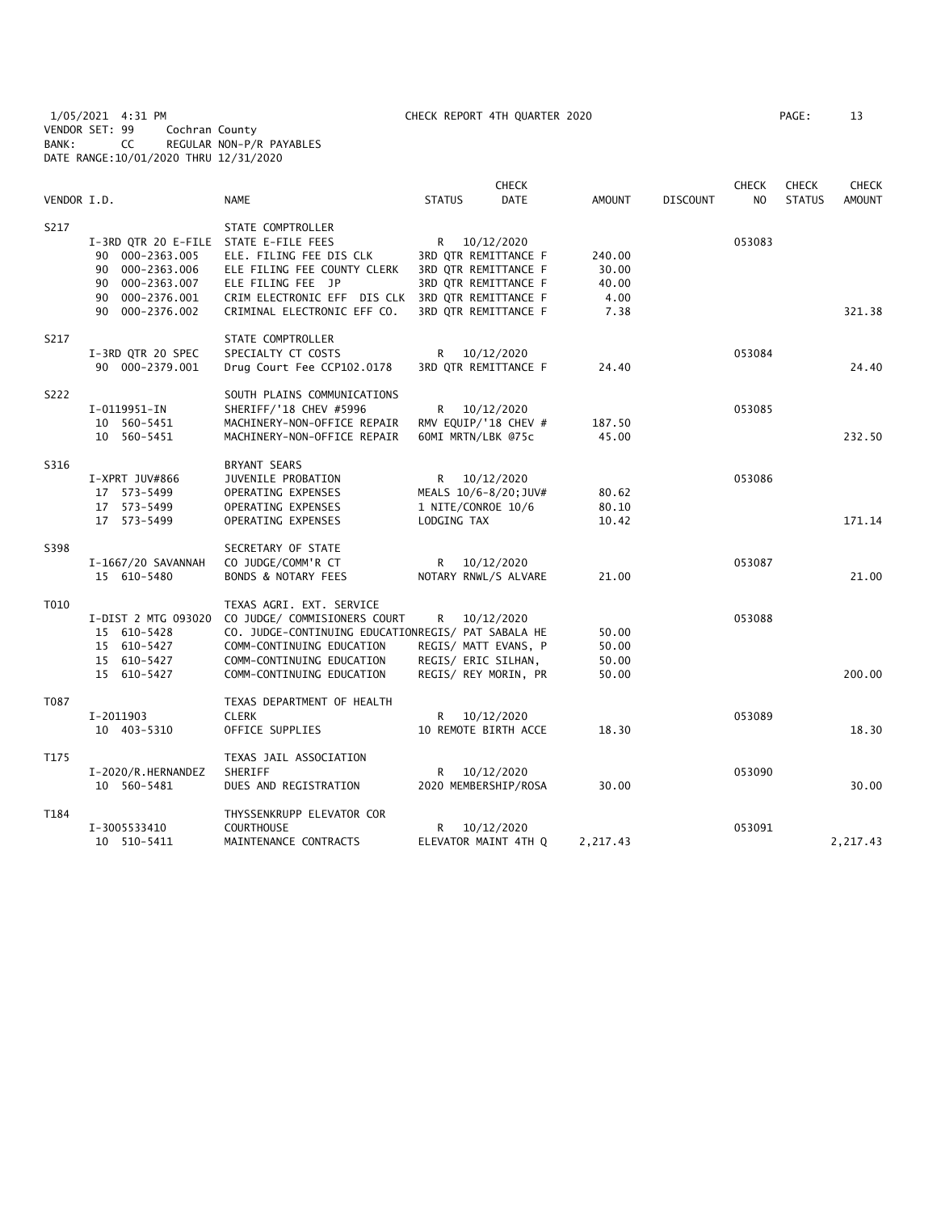1/05/2021 4:31 PM CHECK REPORT 4TH QUARTER 2020
VENDOR SET: 99 Cochran County
BANK: CC REGULAR NON-P/R PAYABLES
DATE RANGE:10/01/2020 THRU 12/31/2020

| VENDOR I.D. | NAME | STATUS | CHECK DATE | AMOUNT | DISCOUNT | CHECK NO | CHECK STATUS | CHECK AMOUNT |
|---|---|---|---|---|---|---|---|---|
| S217 | STATE COMPTROLLER | | | | | | | |
| I-3RD QTR 20 E-FILE | STATE E-FILE FEES | R | 10/12/2020 | | | 053083 | | |
| 90 000-2363.005 | ELE. FILING FEE DIS CLK | 3RD QTR REMITTANCE F | | 240.00 | | | | |
| 90 000-2363.006 | ELE FILING FEE COUNTY CLERK | 3RD QTR REMITTANCE F | | 30.00 | | | | |
| 90 000-2363.007 | ELE FILING FEE JP | 3RD QTR REMITTANCE F | | 40.00 | | | | |
| 90 000-2376.001 | CRIM ELECTRONIC EFF DIS CLK | 3RD QTR REMITTANCE F | | 4.00 | | | | |
| 90 000-2376.002 | CRIMINAL ELECTRONIC EFF CO. | 3RD QTR REMITTANCE F | | 7.38 | | | | 321.38 |
| S217 | STATE COMPTROLLER | | | | | | | |
| I-3RD QTR 20 SPEC | SPECIALTY CT COSTS | R | 10/12/2020 | | | 053084 | | |
| 90 000-2379.001 | Drug Court Fee CCP102.0178 | 3RD QTR REMITTANCE F | | 24.40 | | | | 24.40 |
| S222 | SOUTH PLAINS COMMUNICATIONS | | | | | | | |
| I-0119951-IN | SHERIFF/'18 CHEV #5996 | R | 10/12/2020 | | | 053085 | | |
| 10 560-5451 | MACHINERY-NON-OFFICE REPAIR | RMV EQUIP/'18 CHEV # | | 187.50 | | | | |
| 10 560-5451 | MACHINERY-NON-OFFICE REPAIR | 60MI MRTN/LBK @75c | | 45.00 | | | | 232.50 |
| S316 | BRYANT SEARS | | | | | | | |
| I-XPRT JUV#866 | JUVENILE PROBATION | R | 10/12/2020 | | | 053086 | | |
| 17 573-5499 | OPERATING EXPENSES | MEALS 10/6-8/20;JUV# | | 80.62 | | | | |
| 17 573-5499 | OPERATING EXPENSES | 1 NITE/CONROE 10/6 | | 80.10 | | | | |
| 17 573-5499 | OPERATING EXPENSES | LODGING TAX | | 10.42 | | | | 171.14 |
| S398 | SECRETARY OF STATE | | | | | | | |
| I-1667/20 SAVANNAH | CO JUDGE/COMM'R CT | R | 10/12/2020 | | | 053087 | | |
| 15 610-5480 | BONDS & NOTARY FEES | NOTARY RNWL/S ALVARE | | 21.00 | | | | 21.00 |
| T010 | TEXAS AGRI. EXT. SERVICE | | | | | | | |
| I-DIST 2 MTG 093020 | CO JUDGE/ COMMISIONERS COURT | R | 10/12/2020 | | | 053088 | | |
| 15 610-5428 | CO. JUDGE-CONTINUING EDUCATION | REGIS/ PAT SABALA HE | | 50.00 | | | | |
| 15 610-5427 | COMM-CONTINUING EDUCATION | REGIS/ MATT EVANS, P | | 50.00 | | | | |
| 15 610-5427 | COMM-CONTINUING EDUCATION | REGIS/ ERIC SILHAN, | | 50.00 | | | | |
| 15 610-5427 | COMM-CONTINUING EDUCATION | REGIS/ REY MORIN, PR | | 50.00 | | | | 200.00 |
| T087 | TEXAS DEPARTMENT OF HEALTH | | | | | | | |
| I-2011903 | CLERK | R | 10/12/2020 | | | 053089 | | |
| 10 403-5310 | OFFICE SUPPLIES | 10 REMOTE BIRTH ACCE | | 18.30 | | | | 18.30 |
| T175 | TEXAS JAIL ASSOCIATION | | | | | | | |
| I-2020/R.HERNANDEZ | SHERIFF | R | 10/12/2020 | | | 053090 | | |
| 10 560-5481 | DUES AND REGISTRATION | 2020 MEMBERSHIP/ROSA | | 30.00 | | | | 30.00 |
| T184 | THYSSENKRUPP ELEVATOR COR | | | | | | | |
| I-3005533410 | COURTHOUSE | R | 10/12/2020 | | | 053091 | | |
| 10 510-5411 | MAINTENANCE CONTRACTS | ELEVATOR MAINT 4TH Q | | 2,217.43 | | | | 2,217.43 |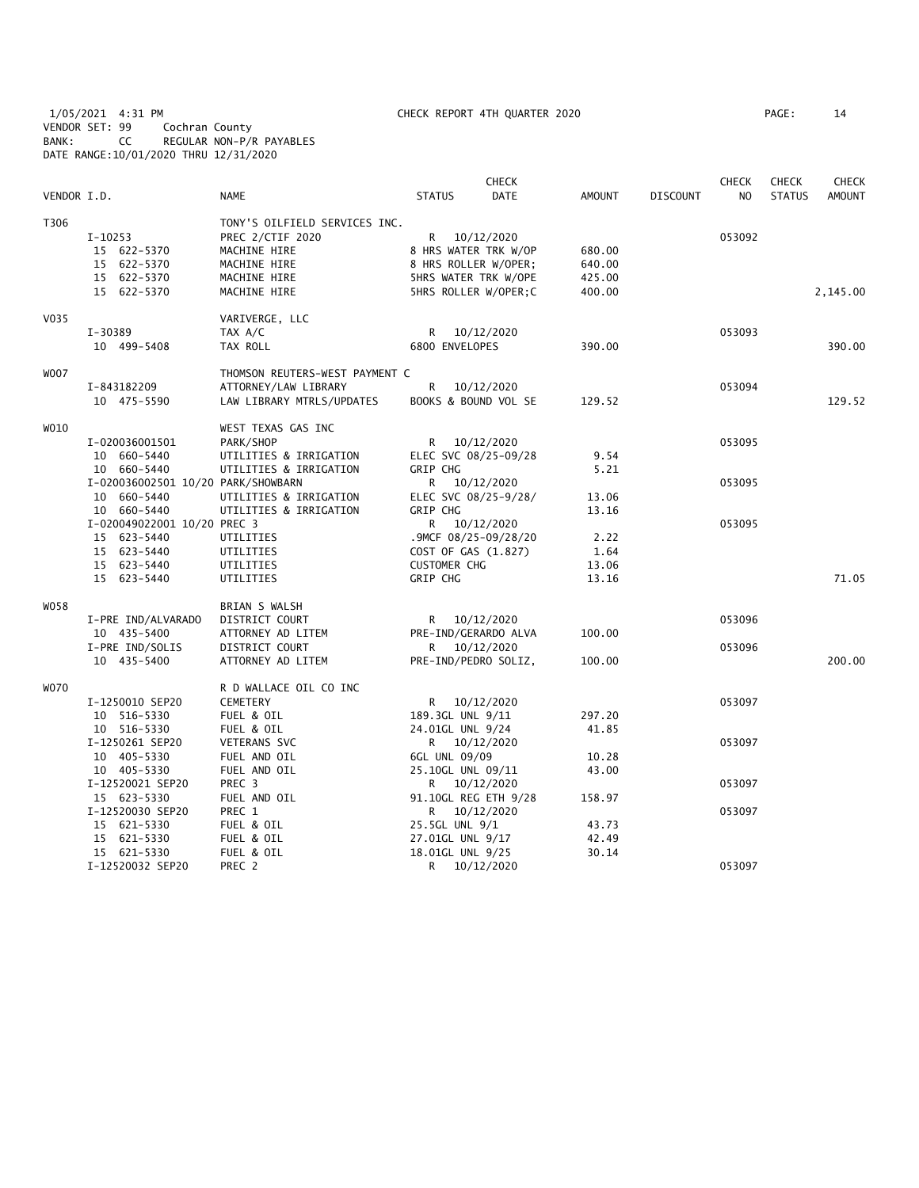1/05/2021 4:31 PM CHECK REPORT 4TH QUARTER 2020
VENDOR SET: 99 Cochran County
BANK: CC REGULAR NON-P/R PAYABLES
DATE RANGE:10/01/2020 THRU 12/31/2020

| VENDOR I.D. | NAME | STATUS | CHECK DATE | AMOUNT | DISCOUNT | CHECK NO | CHECK STATUS | CHECK AMOUNT |
|---|---|---|---|---|---|---|---|---|
| T306 | TONY'S OILFIELD SERVICES INC. | | | | | | | |
| I-10253 | PREC 2/CTIF 2020 | R | 10/12/2020 | | | 053092 | | |
| 15 622-5370 | MACHINE HIRE | 8 HRS WATER TRK W/OP | | 680.00 | | | | |
| 15 622-5370 | MACHINE HIRE | 8 HRS ROLLER W/OPER; | | 640.00 | | | | |
| 15 622-5370 | MACHINE HIRE | 5HRS WATER TRK W/OPE | | 425.00 | | | | |
| 15 622-5370 | MACHINE HIRE | 5HRS ROLLER W/OPER;C | | 400.00 | | | | 2,145.00 |
| V035 | VARIVERGE, LLC | | | | | | | |
| I-30389 | TAX A/C | R | 10/12/2020 | | | 053093 | | |
| 10 499-5408 | TAX ROLL | 6800 ENVELOPES | | 390.00 | | | | 390.00 |
| W007 | THOMSON REUTERS-WEST PAYMENT C | | | | | | | |
| I-843182209 | ATTORNEY/LAW LIBRARY | R | 10/12/2020 | | | 053094 | | |
| 10 475-5590 | LAW LIBRARY MTRLS/UPDATES | BOOKS & BOUND VOL SE | | 129.52 | | | | 129.52 |
| W010 | WEST TEXAS GAS INC | | | | | | | |
| I-020036001501 | PARK/SHOP | R | 10/12/2020 | | | 053095 | | |
| 10 660-5440 | UTILITIES & IRRIGATION | ELEC SVC 08/25-09/28 | | 9.54 | | | | |
| 10 660-5440 | UTILITIES & IRRIGATION | GRIP CHG | | 5.21 | | | | |
| I-020036002501 10/20 | PARK/SHOWBARN | R | 10/12/2020 | | | 053095 | | |
| 10 660-5440 | UTILITIES & IRRIGATION | ELEC SVC 08/25-9/28/ | | 13.06 | | | | |
| 10 660-5440 | UTILITIES & IRRIGATION | GRIP CHG | | 13.16 | | | | |
| I-020049022001 10/20 | PREC 3 | R | 10/12/2020 | | | 053095 | | |
| 15 623-5440 | UTILITIES | .9MCF 08/25-09/28/20 | | 2.22 | | | | |
| 15 623-5440 | UTILITIES | COST OF GAS (1.827) | | 1.64 | | | | |
| 15 623-5440 | UTILITIES | CUSTOMER CHG | | 13.06 | | | | |
| 15 623-5440 | UTILITIES | GRIP CHG | | 13.16 | | | | 71.05 |
| W058 | BRIAN S WALSH | | | | | | | |
| I-PRE IND/ALVARADO | DISTRICT COURT | R | 10/12/2020 | | | 053096 | | |
| 10 435-5400 | ATTORNEY AD LITEM | PRE-IND/GERARDO ALVA | | 100.00 | | | | |
| I-PRE IND/SOLIS | DISTRICT COURT | R | 10/12/2020 | | | 053096 | | |
| 10 435-5400 | ATTORNEY AD LITEM | PRE-IND/PEDRO SOLIZ, | | 100.00 | | | | 200.00 |
| W070 | R D WALLACE OIL CO INC | | | | | | | |
| I-1250010 SEP20 | CEMETERY | R | 10/12/2020 | | | 053097 | | |
| 10 516-5330 | FUEL & OIL | 189.3GL UNL 9/11 | | 297.20 | | | | |
| 10 516-5330 | FUEL & OIL | 24.01GL UNL 9/24 | | 41.85 | | | | |
| I-1250261 SEP20 | VETERANS SVC | R | 10/12/2020 | | | 053097 | | |
| 10 405-5330 | FUEL AND OIL | 6GL UNL 09/09 | | 10.28 | | | | |
| 10 405-5330 | FUEL AND OIL | 25.10GL UNL 09/11 | | 43.00 | | | | |
| I-12520021 SEP20 | PREC 3 | R | 10/12/2020 | | | 053097 | | |
| 15 623-5330 | FUEL AND OIL | 91.10GL REG ETH 9/28 | | 158.97 | | | | |
| I-12520030 SEP20 | PREC 1 | R | 10/12/2020 | | | 053097 | | |
| 15 621-5330 | FUEL & OIL | 25.5GL UNL 9/1 | | 43.73 | | | | |
| 15 621-5330 | FUEL & OIL | 27.01GL UNL 9/17 | | 42.49 | | | | |
| 15 621-5330 | FUEL & OIL | 18.01GL UNL 9/25 | | 30.14 | | | | |
| I-12520032 SEP20 | PREC 2 | R | 10/12/2020 | | | 053097 | | |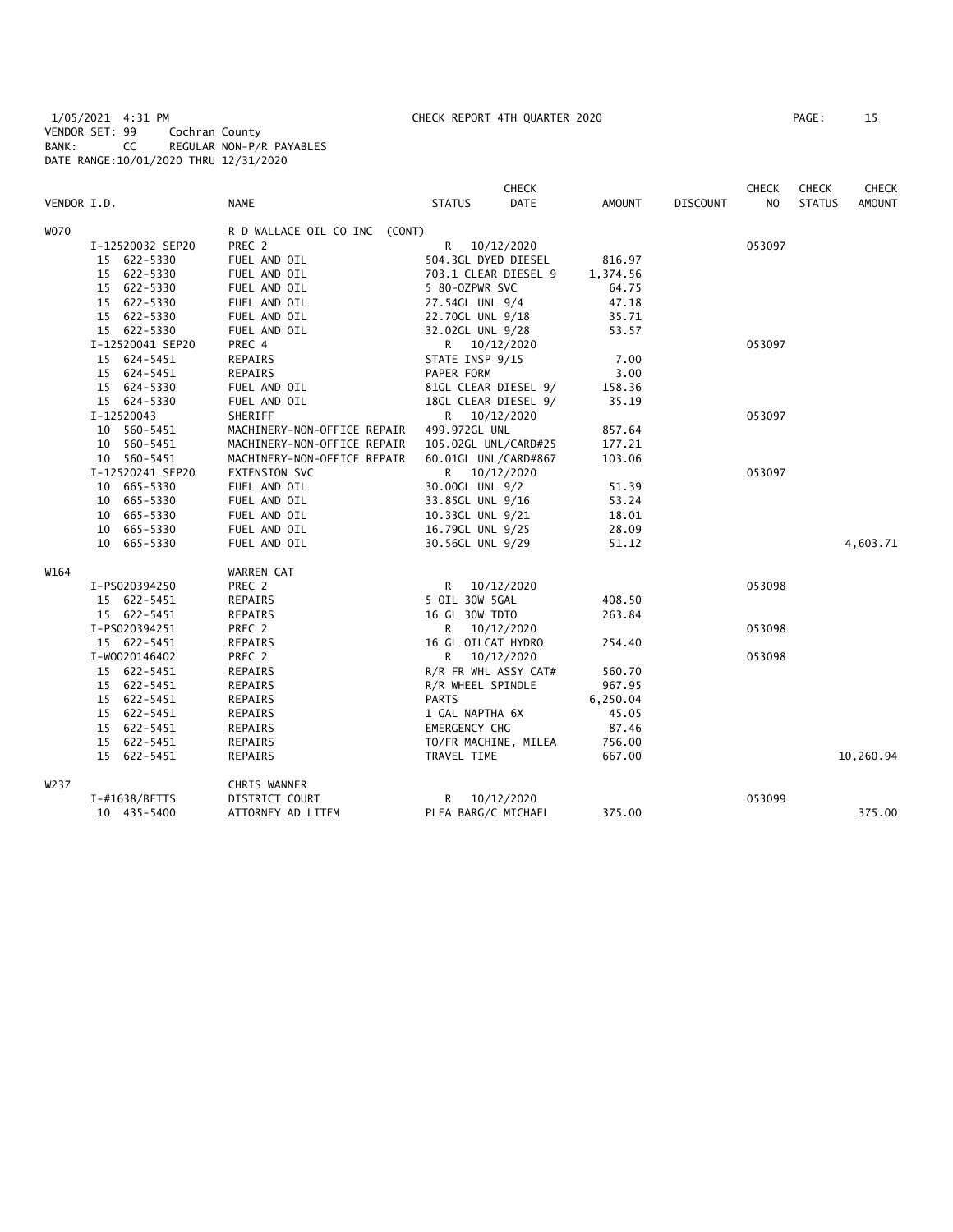1/05/2021 4:31 PM CHECK REPORT 4TH QUARTER 2020

VENDOR SET: 99 Cochran County
BANK: CC REGULAR NON-P/R PAYABLES
DATE RANGE:10/01/2020 THRU 12/31/2020

| VENDOR I.D. | NAME | STATUS | CHECK DATE | AMOUNT | DISCOUNT | CHECK NO | CHECK STATUS | CHECK AMOUNT |
|---|---|---|---|---|---|---|---|---|
| W070 | R D WALLACE OIL CO INC (CONT) | | | | | | | |
| I-12520032 SEP20 | PREC 2 | R | 10/12/2020 | | | 053097 | | |
| 15 622-5330 | FUEL AND OIL | 504.3GL DYED DIESEL | | 816.97 | | | | |
| 15 622-5330 | FUEL AND OIL | 703.1 CLEAR DIESEL 9 | | 1,374.56 | | | | |
| 15 622-5330 | FUEL AND OIL | 5 80-OZPWR SVC | | 64.75 | | | | |
| 15 622-5330 | FUEL AND OIL | 27.54GL UNL 9/4 | | 47.18 | | | | |
| 15 622-5330 | FUEL AND OIL | 22.70GL UNL 9/18 | | 35.71 | | | | |
| 15 622-5330 | FUEL AND OIL | 32.02GL UNL 9/28 | | 53.57 | | | | |
| I-12520041 SEP20 | PREC 4 | R | 10/12/2020 | | | 053097 | | |
| 15 624-5451 | REPAIRS | STATE INSP 9/15 | | 7.00 | | | | |
| 15 624-5451 | REPAIRS | PAPER FORM | | 3.00 | | | | |
| 15 624-5330 | FUEL AND OIL | 81GL CLEAR DIESEL 9/ | | 158.36 | | | | |
| 15 624-5330 | FUEL AND OIL | 18GL CLEAR DIESEL 9/ | | 35.19 | | | | |
| I-12520043 | SHERIFF | R | 10/12/2020 | | | 053097 | | |
| 10 560-5451 | MACHINERY-NON-OFFICE REPAIR | 499.972GL UNL | | 857.64 | | | | |
| 10 560-5451 | MACHINERY-NON-OFFICE REPAIR | 105.02GL UNL/CARD#25 | | 177.21 | | | | |
| 10 560-5451 | MACHINERY-NON-OFFICE REPAIR | 60.01GL UNL/CARD#867 | | 103.06 | | | | |
| I-12520241 SEP20 | EXTENSION SVC | R | 10/12/2020 | | | 053097 | | |
| 10 665-5330 | FUEL AND OIL | 30.00GL UNL 9/2 | | 51.39 | | | | |
| 10 665-5330 | FUEL AND OIL | 33.85GL UNL 9/16 | | 53.24 | | | | |
| 10 665-5330 | FUEL AND OIL | 10.33GL UNL 9/21 | | 18.01 | | | | |
| 10 665-5330 | FUEL AND OIL | 16.79GL UNL 9/25 | | 28.09 | | | | |
| 10 665-5330 | FUEL AND OIL | 30.56GL UNL 9/29 | | 51.12 | | | | 4,603.71 |
| W164 | WARREN CAT | | | | | | | |
| I-PS020394250 | PREC 2 | R | 10/12/2020 | | | 053098 | | |
| 15 622-5451 | REPAIRS | 5 OIL 30W 5GAL | | 408.50 | | | | |
| 15 622-5451 | REPAIRS | 16 GL 30W TDTO | | 263.84 | | | | |
| I-PS020394251 | PREC 2 | R | 10/12/2020 | | | 053098 | | |
| 15 622-5451 | REPAIRS | 16 GL OILCAT HYDRO | | 254.40 | | | | |
| I-W0020146402 | PREC 2 | R | 10/12/2020 | | | 053098 | | |
| 15 622-5451 | REPAIRS | R/R FR WHL ASSY CAT# | | 560.70 | | | | |
| 15 622-5451 | REPAIRS | R/R WHEEL SPINDLE | | 967.95 | | | | |
| 15 622-5451 | REPAIRS | PARTS | | 6,250.04 | | | | |
| 15 622-5451 | REPAIRS | 1 GAL NAPTHA 6X | | 45.05 | | | | |
| 15 622-5451 | REPAIRS | EMERGENCY CHG | | 87.46 | | | | |
| 15 622-5451 | REPAIRS | TO/FR MACHINE, MILEA | | 756.00 | | | | |
| 15 622-5451 | REPAIRS | TRAVEL TIME | | 667.00 | | | | 10,260.94 |
| W237 | CHRIS WANNER | | | | | | | |
| I-#1638/BETTS | DISTRICT COURT | R | 10/12/2020 | | | 053099 | | |
| 10 435-5400 | ATTORNEY AD LITEM | PLEA BARG/C MICHAEL | | 375.00 | | | | 375.00 |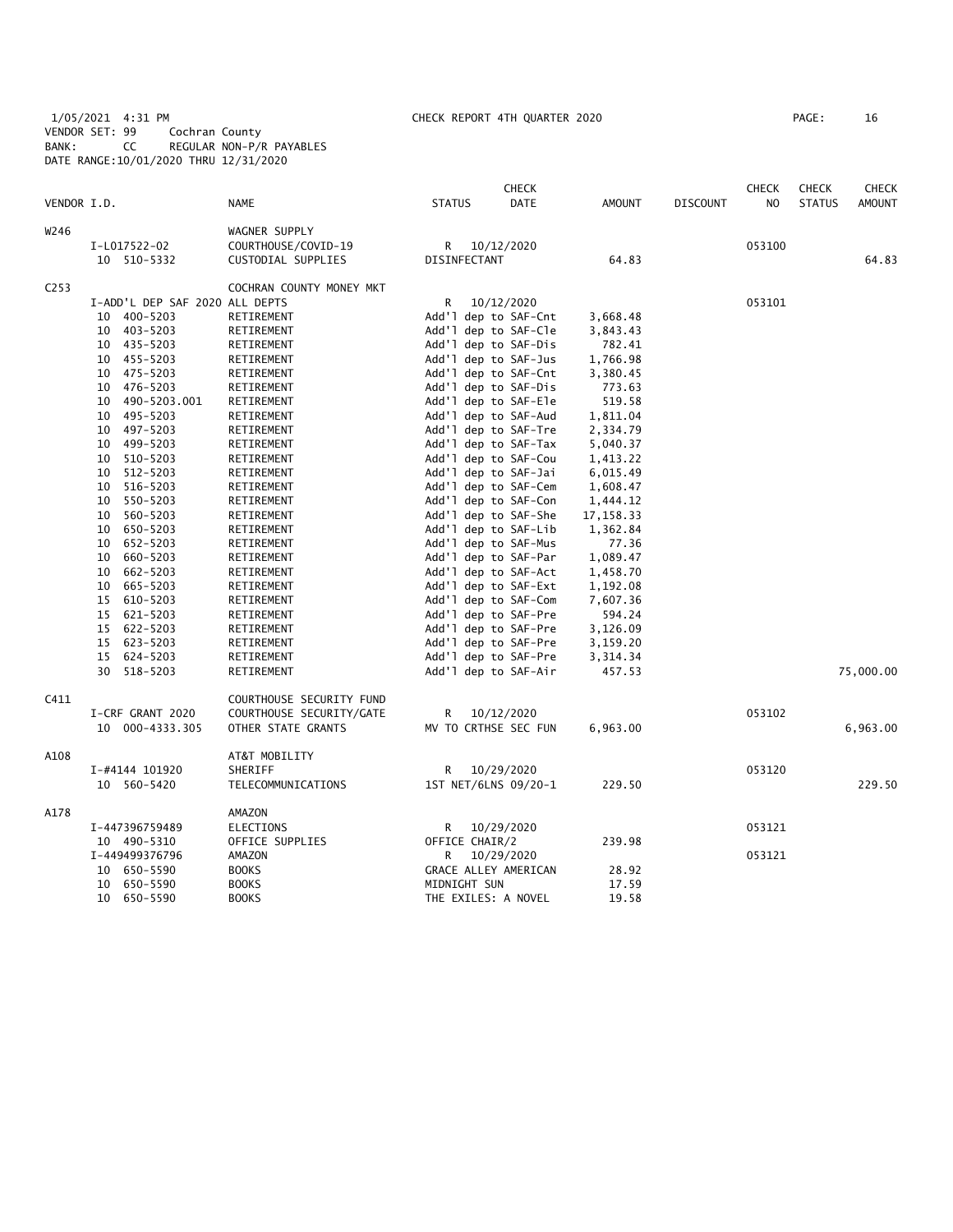1/05/2021 4:31 PM CHECK REPORT 4TH QUARTER 2020 PAGE: 16
VENDOR SET: 99 Cochran County
BANK: CC REGULAR NON-P/R PAYABLES
DATE RANGE:10/01/2020 THRU 12/31/2020

| VENDOR I.D. | NAME | STATUS | CHECK DATE | AMOUNT | DISCOUNT | CHECK NO | CHECK STATUS | CHECK AMOUNT |
|---|---|---|---|---|---|---|---|---|
| W246 | WAGNER SUPPLY | | | | | | | |
| I-L017522-02 | COURTHOUSE/COVID-19 | R | 10/12/2020 | | | 053100 | | |
| 10 510-5332 | CUSTODIAL SUPPLIES | DISINFECTANT | | 64.83 | | | | 64.83 |
| C253 | COCHRAN COUNTY MONEY MKT | | | | | | | |
| I-ADD'L DEP SAF 2020 ALL DEPTS | | R | 10/12/2020 | | | 053101 | | |
| 10 400-5203 | RETIREMENT | Add'l dep to SAF-Cnt | | 3,668.48 | | | | |
| 10 403-5203 | RETIREMENT | Add'l dep to SAF-Cle | | 3,843.43 | | | | |
| 10 435-5203 | RETIREMENT | Add'l dep to SAF-Dis | | 782.41 | | | | |
| 10 455-5203 | RETIREMENT | Add'l dep to SAF-Jus | | 1,766.98 | | | | |
| 10 475-5203 | RETIREMENT | Add'l dep to SAF-Cnt | | 3,380.45 | | | | |
| 10 476-5203 | RETIREMENT | Add'l dep to SAF-Dis | | 773.63 | | | | |
| 10 490-5203.001 | RETIREMENT | Add'l dep to SAF-Ele | | 519.58 | | | | |
| 10 495-5203 | RETIREMENT | Add'l dep to SAF-Aud | | 1,811.04 | | | | |
| 10 497-5203 | RETIREMENT | Add'l dep to SAF-Tre | | 2,334.79 | | | | |
| 10 499-5203 | RETIREMENT | Add'l dep to SAF-Tax | | 5,040.37 | | | | |
| 10 510-5203 | RETIREMENT | Add'l dep to SAF-Cou | | 1,413.22 | | | | |
| 10 512-5203 | RETIREMENT | Add'l dep to SAF-Jai | | 6,015.49 | | | | |
| 10 516-5203 | RETIREMENT | Add'l dep to SAF-Cem | | 1,608.47 | | | | |
| 10 550-5203 | RETIREMENT | Add'l dep to SAF-Con | | 1,444.12 | | | | |
| 10 560-5203 | RETIREMENT | Add'l dep to SAF-She | | 17,158.33 | | | | |
| 10 650-5203 | RETIREMENT | Add'l dep to SAF-Lib | | 1,362.84 | | | | |
| 10 652-5203 | RETIREMENT | Add'l dep to SAF-Mus | | 77.36 | | | | |
| 10 660-5203 | RETIREMENT | Add'l dep to SAF-Par | | 1,089.47 | | | | |
| 10 662-5203 | RETIREMENT | Add'l dep to SAF-Act | | 1,458.70 | | | | |
| 10 665-5203 | RETIREMENT | Add'l dep to SAF-Ext | | 1,192.08 | | | | |
| 15 610-5203 | RETIREMENT | Add'l dep to SAF-Com | | 7,607.36 | | | | |
| 15 621-5203 | RETIREMENT | Add'l dep to SAF-Pre | | 594.24 | | | | |
| 15 622-5203 | RETIREMENT | Add'l dep to SAF-Pre | | 3,126.09 | | | | |
| 15 623-5203 | RETIREMENT | Add'l dep to SAF-Pre | | 3,159.20 | | | | |
| 15 624-5203 | RETIREMENT | Add'l dep to SAF-Pre | | 3,314.34 | | | | |
| 30 518-5203 | RETIREMENT | Add'l dep to SAF-Air | | 457.53 | | | | 75,000.00 |
| C411 | COURTHOUSE SECURITY FUND | | | | | | | |
| I-CRF GRANT 2020 | COURTHOUSE SECURITY/GATE | R | 10/12/2020 | | | 053102 | | |
| 10 000-4333.305 | OTHER STATE GRANTS | MV TO CRTHSE SEC FUN | | 6,963.00 | | | | 6,963.00 |
| A108 | AT&T MOBILITY | | | | | | | |
| I-#4144 101920 | SHERIFF | R | 10/29/2020 | | | 053120 | | |
| 10 560-5420 | TELECOMMUNICATIONS | 1ST NET/6LNS 09/20-1 | | 229.50 | | | | 229.50 |
| A178 | AMAZON | | | | | | | |
| I-447396759489 | ELECTIONS | R | 10/29/2020 | | | 053121 | | |
| 10 490-5310 | OFFICE SUPPLIES | OFFICE CHAIR/2 | | 239.98 | | | | |
| I-449499376796 | AMAZON | R | 10/29/2020 | | | 053121 | | |
| 10 650-5590 | BOOKS | GRACE ALLEY AMERICAN | | 28.92 | | | | |
| 10 650-5590 | BOOKS | MIDNIGHT SUN | | 17.59 | | | | |
| 10 650-5590 | BOOKS | THE EXILES: A NOVEL | | 19.58 | | | | |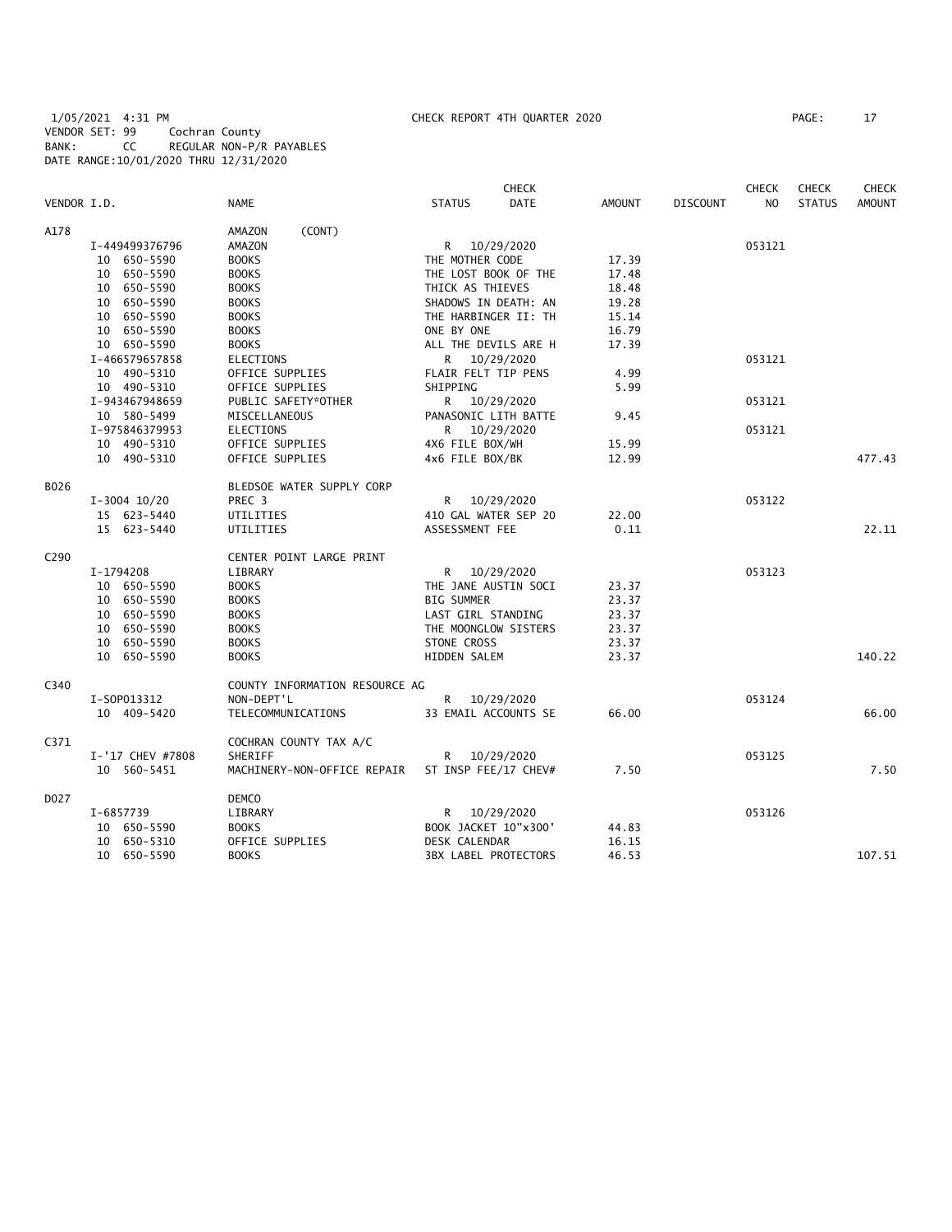1/05/2021 4:31 PM CHECK REPORT 4TH QUARTER 2020

VENDOR SET: 99 Cochran County
BANK: CC REGULAR NON-P/R PAYABLES
DATE RANGE:10/01/2020 THRU 12/31/2020

| VENDOR I.D. | | NAME | STATUS | CHECK DATE | AMOUNT | DISCOUNT | CHECK NO | CHECK STATUS | CHECK AMOUNT |
|---|---|---|---|---|---|---|---|---|---|
| A178 | | AMAZON (CONT) | | | | | | | |
| | I-449499376796 | AMAZON | R | 10/29/2020 | | | 053121 | | |
| | 10 650-5590 | BOOKS | THE MOTHER CODE | | 17.39 | | | | |
| | 10 650-5590 | BOOKS | THE LOST BOOK OF THE | | 17.48 | | | | |
| | 10 650-5590 | BOOKS | THICK AS THIEVES | | 18.48 | | | | |
| | 10 650-5590 | BOOKS | SHADOWS IN DEATH: AN | | 19.28 | | | | |
| | 10 650-5590 | BOOKS | THE HARBINGER II: TH | | 15.14 | | | | |
| | 10 650-5590 | BOOKS | ONE BY ONE | | 16.79 | | | | |
| | 10 650-5590 | BOOKS | ALL THE DEVILS ARE H | | 17.39 | | | | |
| | I-466579657858 | ELECTIONS | R | 10/29/2020 | | | 053121 | | |
| | 10 490-5310 | OFFICE SUPPLIES | FLAIR FELT TIP PENS | | 4.99 | | | | |
| | 10 490-5310 | OFFICE SUPPLIES | SHIPPING | | 5.99 | | | | |
| | I-943467948659 | PUBLIC SAFETY*OTHER | R | 10/29/2020 | | | 053121 | | |
| | 10 580-5499 | MISCELLANEOUS | PANASONIC LITH BATTE | | 9.45 | | | | |
| | I-975846379953 | ELECTIONS | R | 10/29/2020 | | | 053121 | | |
| | 10 490-5310 | OFFICE SUPPLIES | 4X6 FILE BOX/WH | | 15.99 | | | | |
| | 10 490-5310 | OFFICE SUPPLIES | 4x6 FILE BOX/BK | | 12.99 | | | | 477.43 |
| B026 | | BLEDSOE WATER SUPPLY CORP | | | | | | | |
| | I-3004 10/20 | PREC 3 | R | 10/29/2020 | | | 053122 | | |
| | 15 623-5440 | UTILITIES | 410 GAL WATER SEP 20 | | 22.00 | | | | |
| | 15 623-5440 | UTILITIES | ASSESSMENT FEE | | 0.11 | | | | 22.11 |
| C290 | | CENTER POINT LARGE PRINT | | | | | | | |
| | I-1794208 | LIBRARY | R | 10/29/2020 | | | 053123 | | |
| | 10 650-5590 | BOOKS | THE JANE AUSTIN SOCI | | 23.37 | | | | |
| | 10 650-5590 | BOOKS | BIG SUMMER | | 23.37 | | | | |
| | 10 650-5590 | BOOKS | LAST GIRL STANDING | | 23.37 | | | | |
| | 10 650-5590 | BOOKS | THE MOONGLOW SISTERS | | 23.37 | | | | |
| | 10 650-5590 | BOOKS | STONE CROSS | | 23.37 | | | | |
| | 10 650-5590 | BOOKS | HIDDEN SALEM | | 23.37 | | | | 140.22 |
| C340 | | COUNTY INFORMATION RESOURCE AG | | | | | | | |
| | I-SOP013312 | NON-DEPT'L | R | 10/29/2020 | | | 053124 | | |
| | 10 409-5420 | TELECOMMUNICATIONS | 33 EMAIL ACCOUNTS SE | | 66.00 | | | | 66.00 |
| C371 | | COCHRAN COUNTY TAX A/C | | | | | | | |
| | I-'17 CHEV #7808 | SHERIFF | R | 10/29/2020 | | | 053125 | | |
| | 10 560-5451 | MACHINERY-NON-OFFICE REPAIR | ST INSP FEE/17 CHEV# | | 7.50 | | | | 7.50 |
| D027 | | DEMCO | | | | | | | |
| | I-6857739 | LIBRARY | R | 10/29/2020 | | | 053126 | | |
| | 10 650-5590 | BOOKS | BOOK JACKET 10"x300' | | 44.83 | | | | |
| | 10 650-5310 | OFFICE SUPPLIES | DESK CALENDAR | | 16.15 | | | | |
| | 10 650-5590 | BOOKS | 3BX LABEL PROTECTORS | | 46.53 | | | | 107.51 |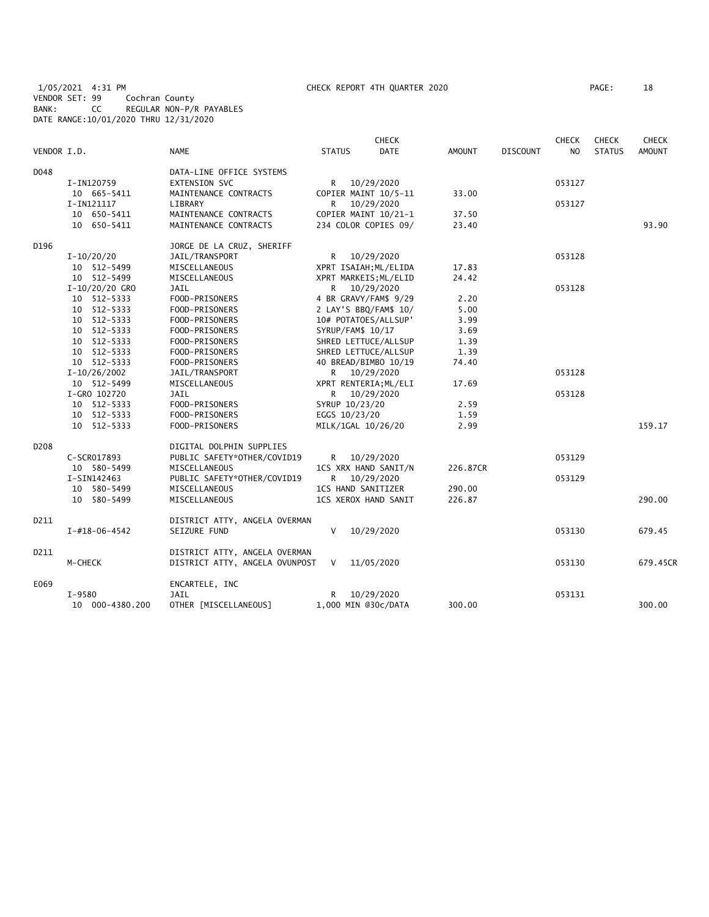1/05/2021 4:31 PM CHECK REPORT 4TH QUARTER 2020 PAGE: 18
VENDOR SET: 99 Cochran County
BANK: CC REGULAR NON-P/R PAYABLES
DATE RANGE:10/01/2020 THRU 12/31/2020

| VENDOR I.D. | NAME | STATUS | CHECK DATE | AMOUNT | DISCOUNT | CHECK NO | CHECK STATUS | CHECK AMOUNT |
|---|---|---|---|---|---|---|---|---|
| D048 | DATA-LINE OFFICE SYSTEMS | | | | | | | |
| I-IN120759 | EXTENSION SVC | R | 10/29/2020 | | | 053127 | | |
| 10 665-5411 | MAINTENANCE CONTRACTS | COPIER MAINT 10/5-11 | | 33.00 | | | | |
| I-IN121117 | LIBRARY | R | 10/29/2020 | | | 053127 | | |
| 10 650-5411 | MAINTENANCE CONTRACTS | COPIER MAINT 10/21-1 | | 37.50 | | | | |
| 10 650-5411 | MAINTENANCE CONTRACTS | 234 COLOR COPIES 09/ | | 23.40 | | | | 93.90 |
| D196 | JORGE DE LA CRUZ, SHERIFF | | | | | | | |
| I-10/20/20 | JAIL/TRANSPORT | R | 10/29/2020 | | | 053128 | | |
| 10 512-5499 | MISCELLANEOUS | XPRT ISAIAH;ML/ELIDA | | 17.83 | | | | |
| 10 512-5499 | MISCELLANEOUS | XPRT MARKEIS;ML/ELID | | 24.42 | | | | |
| I-10/20/20 GRO | JAIL | R | 10/29/2020 | | | 053128 | | |
| 10 512-5333 | FOOD-PRISONERS | 4 BR GRAVY/FAM$ 9/29 | | 2.20 | | | | |
| 10 512-5333 | FOOD-PRISONERS | 2 LAY'S BBQ/FAM$ 10/ | | 5.00 | | | | |
| 10 512-5333 | FOOD-PRISONERS | 10# POTATOES/ALLSUP' | | 3.99 | | | | |
| 10 512-5333 | FOOD-PRISONERS | SYRUP/FAM$ 10/17 | | 3.69 | | | | |
| 10 512-5333 | FOOD-PRISONERS | SHRED LETTUCE/ALLSUP | | 1.39 | | | | |
| 10 512-5333 | FOOD-PRISONERS | SHRED LETTUCE/ALLSUP | | 1.39 | | | | |
| 10 512-5333 | FOOD-PRISONERS | 40 BREAD/BIMBO 10/19 | | 74.40 | | | | |
| I-10/26/2002 | JAIL/TRANSPORT | R | 10/29/2020 | | | 053128 | | |
| 10 512-5499 | MISCELLANEOUS | XPRT RENTERIA;ML/ELI | | 17.69 | | | | |
| I-GRO 102720 | JAIL | R | 10/29/2020 | | | 053128 | | |
| 10 512-5333 | FOOD-PRISONERS | SYRUP 10/23/20 | | 2.59 | | | | |
| 10 512-5333 | FOOD-PRISONERS | EGGS 10/23/20 | | 1.59 | | | | |
| 10 512-5333 | FOOD-PRISONERS | MILK/1GAL 10/26/20 | | 2.99 | | | | 159.17 |
| D208 | DIGITAL DOLPHIN SUPPLIES | | | | | | | |
| C-SCR017893 | PUBLIC SAFETY*OTHER/COVID19 | R | 10/29/2020 | | | 053129 | | |
| 10 580-5499 | MISCELLANEOUS | 1CS XRX HAND SANIT/N | | 226.87CR | | | | |
| I-SIN142463 | PUBLIC SAFETY*OTHER/COVID19 | R | 10/29/2020 | | | 053129 | | |
| 10 580-5499 | MISCELLANEOUS | 1CS HAND SANITIZER | | 290.00 | | | | |
| 10 580-5499 | MISCELLANEOUS | 1CS XEROX HAND SANIT | | 226.87 | | | | 290.00 |
| D211 | DISTRICT ATTY, ANGELA OVERMAN | | | | | | | |
| I-#18-06-4542 | SEIZURE FUND | V | 10/29/2020 | | | 053130 | | 679.45 |
| D211 | DISTRICT ATTY, ANGELA OVERMAN | | | | | | | |
| M-CHECK | DISTRICT ATTY, ANGELA OVUNPOST | V | 11/05/2020 | | | 053130 | | 679.45CR |
| E069 | ENCARTELE, INC | | | | | | | |
| I-9580 | JAIL | R | 10/29/2020 | | | 053131 | | |
| 10 000-4380.200 | OTHER [MISCELLANEOUS] | 1,000 MIN @30c/DATA | | 300.00 | | | | 300.00 |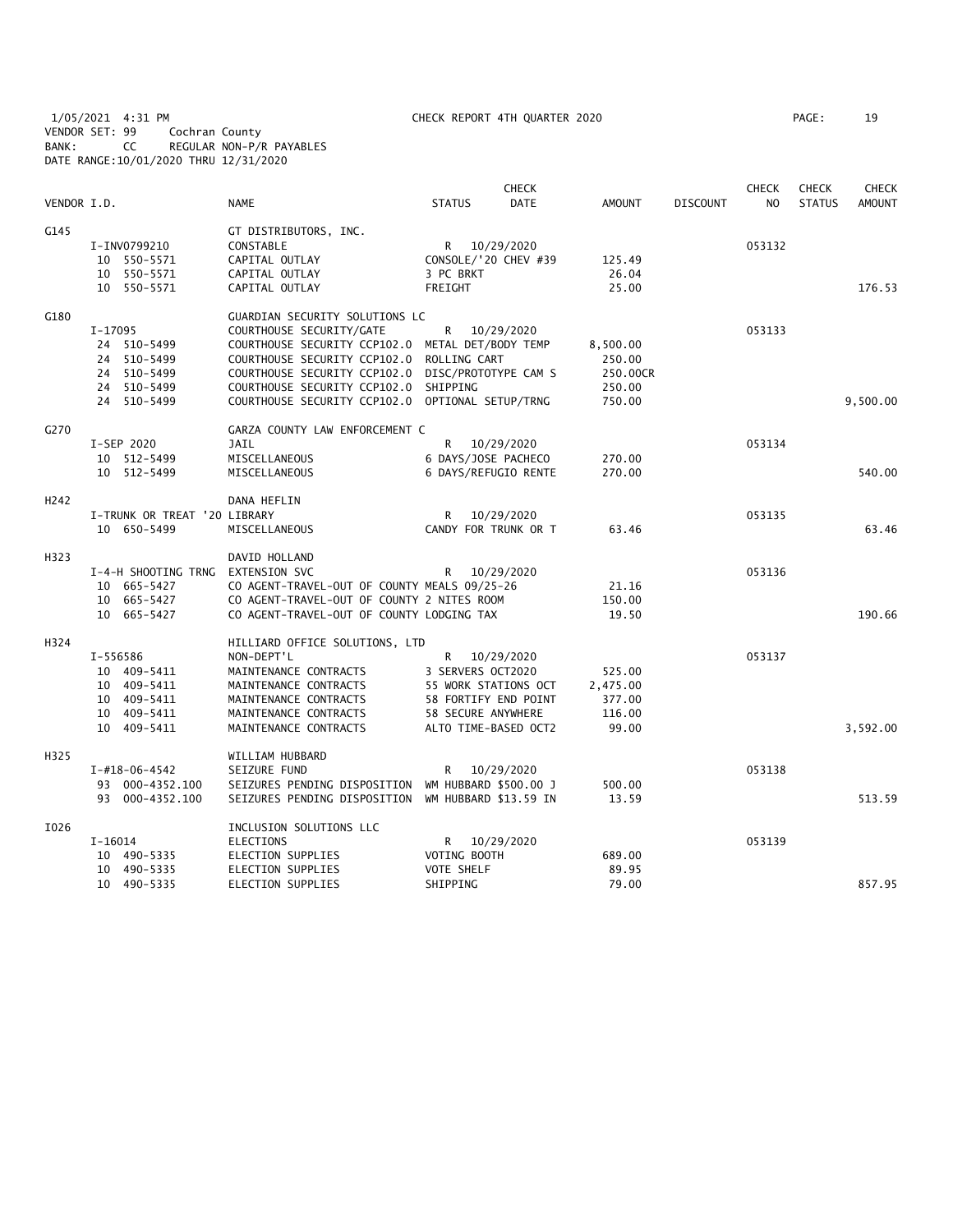1/05/2021 4:31 PM CHECK REPORT 4TH QUARTER 2020
VENDOR SET: 99 Cochran County
BANK: CC REGULAR NON-P/R PAYABLES
DATE RANGE:10/01/2020 THRU 12/31/2020

| VENDOR I.D. | NAME | STATUS | CHECK DATE | AMOUNT | DISCOUNT | CHECK NO | CHECK STATUS | CHECK AMOUNT |
|---|---|---|---|---|---|---|---|---|
| G145 | GT DISTRIBUTORS, INC. | | | | | | | |
| I-INV0799210 | CONSTABLE | R | 10/29/2020 | | | 053132 | | |
| 10 550-5571 | CAPITAL OUTLAY | CONSOLE/'20 CHEV #39 | | 125.49 | | | | |
| 10 550-5571 | CAPITAL OUTLAY | 3 PC BRKT | | 26.04 | | | | |
| 10 550-5571 | CAPITAL OUTLAY | FREIGHT | | 25.00 | | | | 176.53 |
| G180 | GUARDIAN SECURITY SOLUTIONS LC | | | | | | | |
| I-17095 | COURTHOUSE SECURITY/GATE | R | 10/29/2020 | | | 053133 | | |
| 24 510-5499 | COURTHOUSE SECURITY CCP102.0 | METAL DET/BODY TEMP | | 8,500.00 | | | | |
| 24 510-5499 | COURTHOUSE SECURITY CCP102.0 | ROLLING CART | | 250.00 | | | | |
| 24 510-5499 | COURTHOUSE SECURITY CCP102.0 | DISC/PROTOTYPE CAM S | | 250.00CR | | | | |
| 24 510-5499 | COURTHOUSE SECURITY CCP102.0 | SHIPPING | | 250.00 | | | | |
| 24 510-5499 | COURTHOUSE SECURITY CCP102.0 | OPTIONAL SETUP/TRNG | | 750.00 | | | | 9,500.00 |
| G270 | GARZA COUNTY LAW ENFORCEMENT C | | | | | | | |
| I-SEP 2020 | JAIL | R | 10/29/2020 | | | 053134 | | |
| 10 512-5499 | MISCELLANEOUS | 6 DAYS/JOSE PACHECO | | 270.00 | | | | |
| 10 512-5499 | MISCELLANEOUS | 6 DAYS/REFUGIO RENTE | | 270.00 | | | | 540.00 |
| H242 | DANA HEFLIN | | | | | | | |
| I-TRUNK OR TREAT '20 | LIBRARY | R | 10/29/2020 | | | 053135 | | |
| 10 650-5499 | MISCELLANEOUS | CANDY FOR TRUNK OR T | | 63.46 | | | | 63.46 |
| H323 | DAVID HOLLAND | | | | | | | |
| I-4-H SHOOTING TRNG | EXTENSION SVC | R | 10/29/2020 | | | 053136 | | |
| 10 665-5427 | CO AGENT-TRAVEL-OUT OF COUNTY | MEALS 09/25-26 | | 21.16 | | | | |
| 10 665-5427 | CO AGENT-TRAVEL-OUT OF COUNTY | 2 NITES ROOM | | 150.00 | | | | |
| 10 665-5427 | CO AGENT-TRAVEL-OUT OF COUNTY | LODGING TAX | | 19.50 | | | | 190.66 |
| H324 | HILLIARD OFFICE SOLUTIONS, LTD | | | | | | | |
| I-556586 | NON-DEPT'L | R | 10/29/2020 | | | 053137 | | |
| 10 409-5411 | MAINTENANCE CONTRACTS | 3 SERVERS OCT2020 | | 525.00 | | | | |
| 10 409-5411 | MAINTENANCE CONTRACTS | 55 WORK STATIONS OCT | | 2,475.00 | | | | |
| 10 409-5411 | MAINTENANCE CONTRACTS | 58 FORTIFY END POINT | | 377.00 | | | | |
| 10 409-5411 | MAINTENANCE CONTRACTS | 58 SECURE ANYWHERE | | 116.00 | | | | |
| 10 409-5411 | MAINTENANCE CONTRACTS | ALTO TIME-BASED OCT2 | | 99.00 | | | | 3,592.00 |
| H325 | WILLIAM HUBBARD | | | | | | | |
| I-#18-06-4542 | SEIZURE FUND | R | 10/29/2020 | | | 053138 | | |
| 93 000-4352.100 | SEIZURES PENDING DISPOSITION | WM HUBBARD $500.00 J | | 500.00 | | | | |
| 93 000-4352.100 | SEIZURES PENDING DISPOSITION | WM HUBBARD $13.59 IN | | 13.59 | | | | 513.59 |
| I026 | INCLUSION SOLUTIONS LLC | | | | | | | |
| I-16014 | ELECTIONS | R | 10/29/2020 | | | 053139 | | |
| 10 490-5335 | ELECTION SUPPLIES | VOTING BOOTH | | 689.00 | | | | |
| 10 490-5335 | ELECTION SUPPLIES | VOTE SHELF | | 89.95 | | | | |
| 10 490-5335 | ELECTION SUPPLIES | SHIPPING | | 79.00 | | | | 857.95 |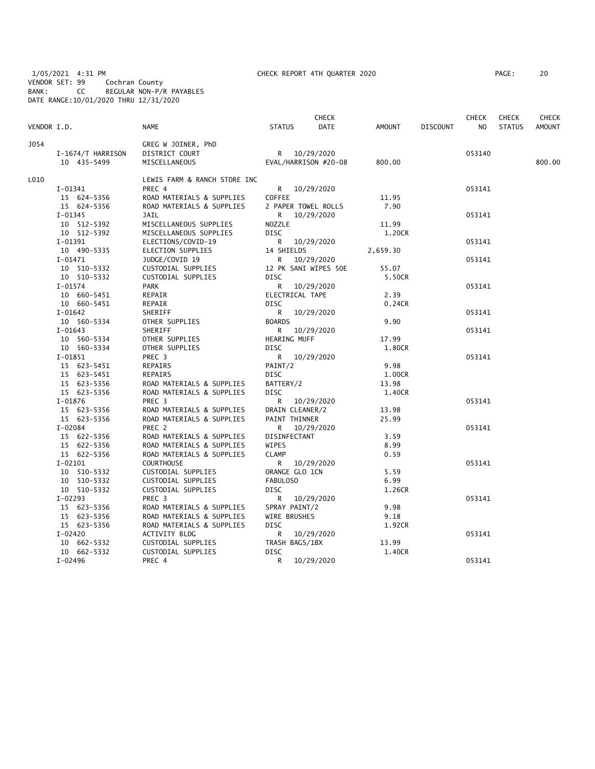1/05/2021 4:31 PM CHECK REPORT 4TH QUARTER 2020
VENDOR SET: 99 Cochran County
BANK: CC REGULAR NON-P/R PAYABLES
DATE RANGE:10/01/2020 THRU 12/31/2020

| VENDOR I.D. | NAME | STATUS | CHECK DATE | AMOUNT | DISCOUNT | CHECK NO | CHECK STATUS | CHECK AMOUNT |
|---|---|---|---|---|---|---|---|---|
| J054 | GREG W JOINER, PhD | | | | | | | |
| I-1674/T HARRISON | DISTRICT COURT | R | 10/29/2020 | | | 053140 | | |
| 10 435-5499 | MISCELLANEOUS | EVAL/HARRISON #20-08 | | 800.00 | | | | 800.00 |
| L010 | LEWIS FARM & RANCH STORE INC | | | | | | | |
| I-01341 | PREC 4 | R | 10/29/2020 | | | 053141 | | |
| 15 624-5356 | ROAD MATERIALS & SUPPLIES | COFFEE | | 11.95 | | | | |
| 15 624-5356 | ROAD MATERIALS & SUPPLIES | 2 PAPER TOWEL ROLLS | | 7.90 | | | | |
| I-01345 | JAIL | R | 10/29/2020 | | | 053141 | | |
| 10 512-5392 | MISCELLANEOUS SUPPLIES | NOZZLE | | 11.99 | | | | |
| 10 512-5392 | MISCELLANEOUS SUPPLIES | DISC | | 1.20CR | | | | |
| I-01391 | ELECTIONS/COVID-19 | R | 10/29/2020 | | | 053141 | | |
| 10 490-5335 | ELECTION SUPPLIES | 14 SHIELDS | | 2,659.30 | | | | |
| I-01471 | JUDGE/COVID 19 | R | 10/29/2020 | | | 053141 | | |
| 10 510-5332 | CUSTODIAL SUPPLIES | 12 PK SANI WIPES 50E | | 55.07 | | | | |
| 10 510-5332 | CUSTODIAL SUPPLIES | DISC | | 5.50CR | | | | |
| I-01574 | PARK | R | 10/29/2020 | | | 053141 | | |
| 10 660-5451 | REPAIR | ELECTRICAL TAPE | | 2.39 | | | | |
| 10 660-5451 | REPAIR | DISC | | 0.24CR | | | | |
| I-01642 | SHERIFF | R | 10/29/2020 | | | 053141 | | |
| 10 560-5334 | OTHER SUPPLIES | BOARDS | | 9.90 | | | | |
| I-01643 | SHERIFF | R | 10/29/2020 | | | 053141 | | |
| 10 560-5334 | OTHER SUPPLIES | HEARING MUFF | | 17.99 | | | | |
| 10 560-5334 | OTHER SUPPLIES | DISC | | 1.80CR | | | | |
| I-01851 | PREC 3 | R | 10/29/2020 | | | 053141 | | |
| 15 623-5451 | REPAIRS | PAINT/2 | | 9.98 | | | | |
| 15 623-5451 | REPAIRS | DISC | | 1.00CR | | | | |
| 15 623-5356 | ROAD MATERIALS & SUPPLIES | BATTERY/2 | | 13.98 | | | | |
| 15 623-5356 | ROAD MATERIALS & SUPPLIES | DISC | | 1.40CR | | | | |
| I-01876 | PREC 3 | R | 10/29/2020 | | | 053141 | | |
| 15 623-5356 | ROAD MATERIALS & SUPPLIES | DRAIN CLEANER/2 | | 13.98 | | | | |
| 15 623-5356 | ROAD MATERIALS & SUPPLIES | PAINT THINNER | | 25.99 | | | | |
| I-02084 | PREC 2 | R | 10/29/2020 | | | 053141 | | |
| 15 622-5356 | ROAD MATERIALS & SUPPLIES | DISINFECTANT | | 3.59 | | | | |
| 15 622-5356 | ROAD MATERIALS & SUPPLIES | WIPES | | 8.99 | | | | |
| 15 622-5356 | ROAD MATERIALS & SUPPLIES | CLAMP | | 0.59 | | | | |
| I-02101 | COURTHOUSE | R | 10/29/2020 | | | 053141 | | |
| 10 510-5332 | CUSTODIAL SUPPLIES | ORANGE GLO 1CN | | 5.59 | | | | |
| 10 510-5332 | CUSTODIAL SUPPLIES | FABULOSO | | 6.99 | | | | |
| 10 510-5332 | CUSTODIAL SUPPLIES | DISC | | 1.26CR | | | | |
| I-02293 | PREC 3 | R | 10/29/2020 | | | 053141 | | |
| 15 623-5356 | ROAD MATERIALS & SUPPLIES | SPRAY PAINT/2 | | 9.98 | | | | |
| 15 623-5356 | ROAD MATERIALS & SUPPLIES | WIRE BRUSHES | | 9.18 | | | | |
| 15 623-5356 | ROAD MATERIALS & SUPPLIES | DISC | | 1.92CR | | | | |
| I-02420 | ACTIVITY BLDG | R | 10/29/2020 | | | 053141 | | |
| 10 662-5332 | CUSTODIAL SUPPLIES | TRASH BAGS/1BX | | 13.99 | | | | |
| 10 662-5332 | CUSTODIAL SUPPLIES | DISC | | 1.40CR | | | | |
| I-02496 | PREC 4 | R | 10/29/2020 | | | 053141 | | |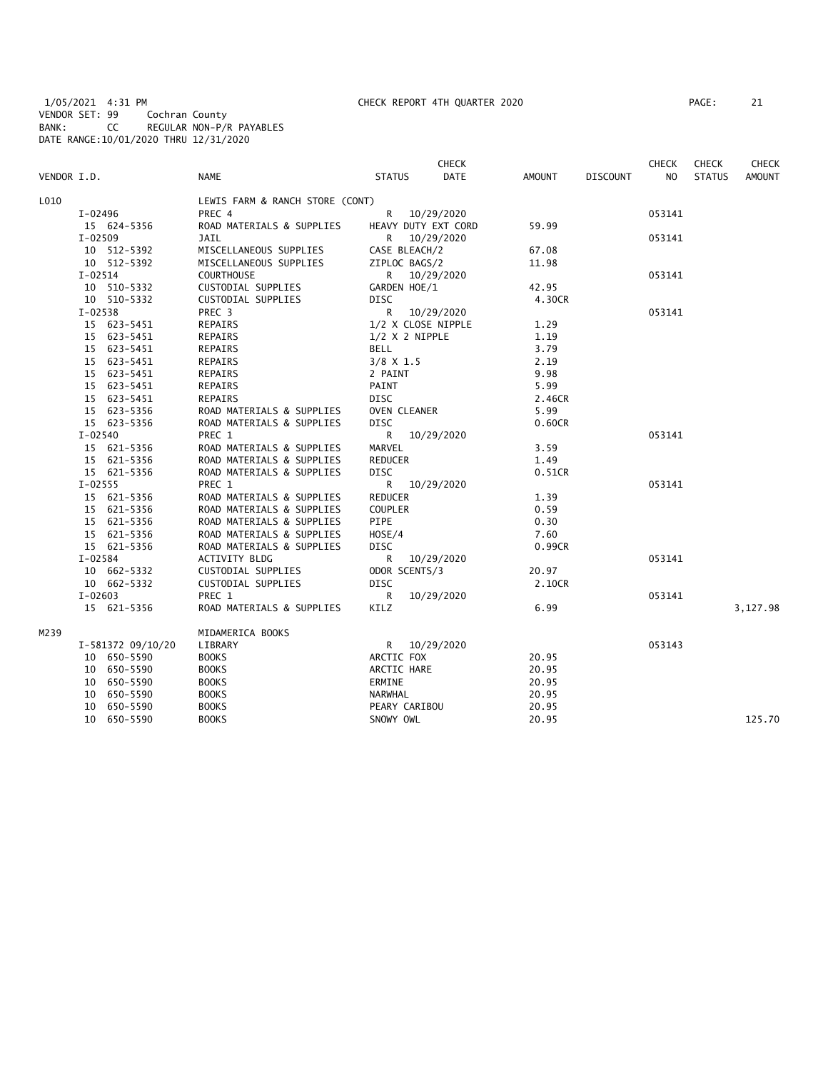1/05/2021 4:31 PM CHECK REPORT 4TH QUARTER 2020
VENDOR SET: 99 Cochran County
BANK: CC REGULAR NON-P/R PAYABLES
DATE RANGE:10/01/2020 THRU 12/31/2020

| VENDOR I.D. | NAME | STATUS | CHECK DATE | AMOUNT | DISCOUNT | CHECK NO | CHECK STATUS | CHECK AMOUNT |
|---|---|---|---|---|---|---|---|---|
| L010 | LEWIS FARM & RANCH STORE (CONT) | | | | | | | |
| I-02496 | PREC 4 | R | 10/29/2020 | | | 053141 | | |
| 15 624-5356 | ROAD MATERIALS & SUPPLIES | HEAVY DUTY EXT CORD | | 59.99 | | | | |
| I-02509 | JAIL | R | 10/29/2020 | | | 053141 | | |
| 10 512-5392 | MISCELLANEOUS SUPPLIES | CASE BLEACH/2 | | 67.08 | | | | |
| 10 512-5392 | MISCELLANEOUS SUPPLIES | ZIPLOC BAGS/2 | | 11.98 | | | | |
| I-02514 | COURTHOUSE | R | 10/29/2020 | | | 053141 | | |
| 10 510-5332 | CUSTODIAL SUPPLIES | GARDEN HOE/1 | | 42.95 | | | | |
| 10 510-5332 | CUSTODIAL SUPPLIES | DISC | | 4.30CR | | | | |
| I-02538 | PREC 3 | R | 10/29/2020 | | | 053141 | | |
| 15 623-5451 | REPAIRS | 1/2 X CLOSE NIPPLE | | 1.29 | | | | |
| 15 623-5451 | REPAIRS | 1/2 X 2 NIPPLE | | 1.19 | | | | |
| 15 623-5451 | REPAIRS | BELL | | 3.79 | | | | |
| 15 623-5451 | REPAIRS | 3/8 X 1.5 | | 2.19 | | | | |
| 15 623-5451 | REPAIRS | 2 PAINT | | 9.98 | | | | |
| 15 623-5451 | REPAIRS | PAINT | | 5.99 | | | | |
| 15 623-5451 | REPAIRS | DISC | | 2.46CR | | | | |
| 15 623-5356 | ROAD MATERIALS & SUPPLIES | OVEN CLEANER | | 5.99 | | | | |
| 15 623-5356 | ROAD MATERIALS & SUPPLIES | DISC | | 0.60CR | | | | |
| I-02540 | PREC 1 | R | 10/29/2020 | | | 053141 | | |
| 15 621-5356 | ROAD MATERIALS & SUPPLIES | MARVEL | | 3.59 | | | | |
| 15 621-5356 | ROAD MATERIALS & SUPPLIES | REDUCER | | 1.49 | | | | |
| 15 621-5356 | ROAD MATERIALS & SUPPLIES | DISC | | 0.51CR | | | | |
| I-02555 | PREC 1 | R | 10/29/2020 | | | 053141 | | |
| 15 621-5356 | ROAD MATERIALS & SUPPLIES | REDUCER | | 1.39 | | | | |
| 15 621-5356 | ROAD MATERIALS & SUPPLIES | COUPLER | | 0.59 | | | | |
| 15 621-5356 | ROAD MATERIALS & SUPPLIES | PIPE | | 0.30 | | | | |
| 15 621-5356 | ROAD MATERIALS & SUPPLIES | HOSE/4 | | 7.60 | | | | |
| 15 621-5356 | ROAD MATERIALS & SUPPLIES | DISC | | 0.99CR | | | | |
| I-02584 | ACTIVITY BLDG | R | 10/29/2020 | | | 053141 | | |
| 10 662-5332 | CUSTODIAL SUPPLIES | ODOR SCENTS/3 | | 20.97 | | | | |
| 10 662-5332 | CUSTODIAL SUPPLIES | DISC | | 2.10CR | | | | |
| I-02603 | PREC 1 | R | 10/29/2020 | | | 053141 | | |
| 15 621-5356 | ROAD MATERIALS & SUPPLIES | KILZ | | 6.99 | | | | 3,127.98 |
| M239 | MIDAMERICA BOOKS | | | | | | | |
| I-581372 09/10/20 | LIBRARY | R | 10/29/2020 | | | 053143 | | |
| 10 650-5590 | BOOKS | ARCTIC FOX | | 20.95 | | | | |
| 10 650-5590 | BOOKS | ARCTIC HARE | | 20.95 | | | | |
| 10 650-5590 | BOOKS | ERMINE | | 20.95 | | | | |
| 10 650-5590 | BOOKS | NARWHAL | | 20.95 | | | | |
| 10 650-5590 | BOOKS | PEARY CARIBOU | | 20.95 | | | | |
| 10 650-5590 | BOOKS | SNOWY OWL | | 20.95 | | | | 125.70 |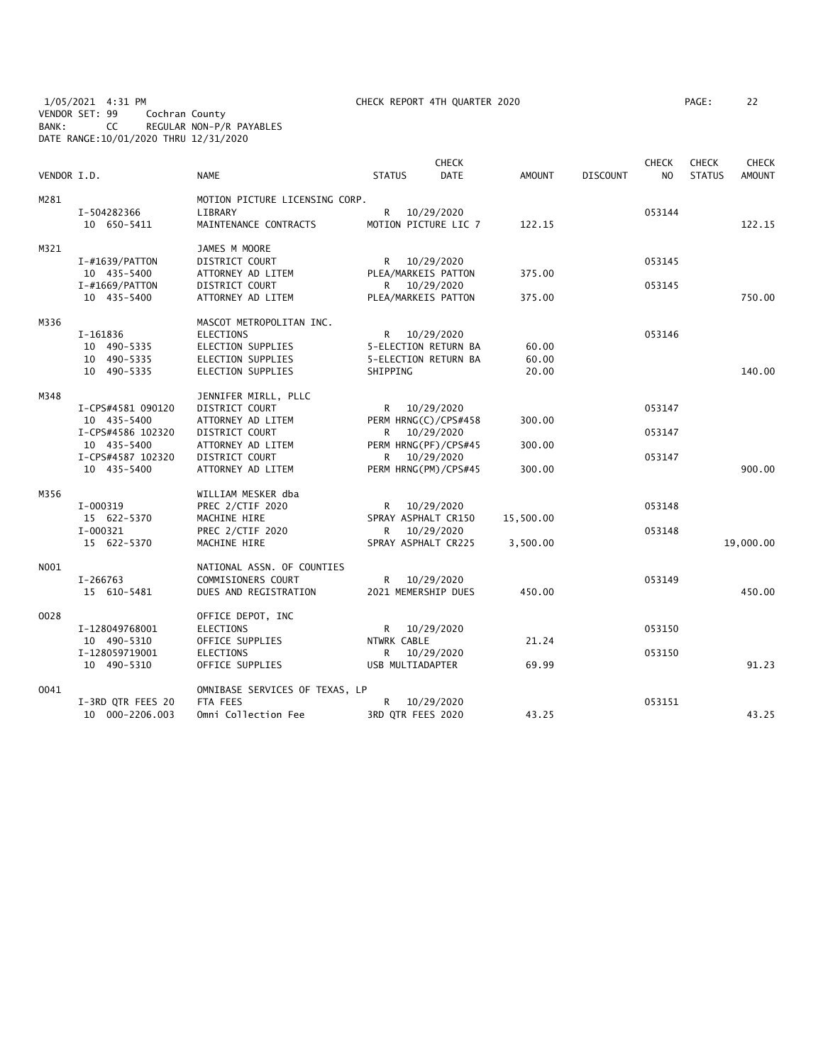1/05/2021 4:31 PM CHECK REPORT 4TH QUARTER 2020

VENDOR SET: 99 Cochran County
BANK: CC REGULAR NON-P/R PAYABLES
DATE RANGE:10/01/2020 THRU 12/31/2020

| VENDOR I.D. | NAME | STATUS | CHECK DATE | AMOUNT | DISCOUNT | CHECK NO | CHECK STATUS | CHECK AMOUNT |
|---|---|---|---|---|---|---|---|---|
| M281 | MOTION PICTURE LICENSING CORP. | | | | | | | |
| I-504282366 | LIBRARY | R | 10/29/2020 | | | 053144 | | |
| 10 650-5411 | MAINTENANCE CONTRACTS | MOTION PICTURE LIC 7 | | 122.15 | | | | 122.15 |
| M321 | JAMES M MOORE | | | | | | | |
| I-#1639/PATTON | DISTRICT COURT | R | 10/29/2020 | | | 053145 | | |
| 10 435-5400 | ATTORNEY AD LITEM | PLEA/MARKEIS PATTON | | 375.00 | | | | |
| I-#1669/PATTON | DISTRICT COURT | R | 10/29/2020 | | | 053145 | | |
| 10 435-5400 | ATTORNEY AD LITEM | PLEA/MARKEIS PATTON | | 375.00 | | | | 750.00 |
| M336 | MASCOT METROPOLITAN INC. | | | | | | | |
| I-161836 | ELECTIONS | R | 10/29/2020 | | | 053146 | | |
| 10 490-5335 | ELECTION SUPPLIES | 5-ELECTION RETURN BA | | 60.00 | | | | |
| 10 490-5335 | ELECTION SUPPLIES | 5-ELECTION RETURN BA | | 60.00 | | | | |
| 10 490-5335 | ELECTION SUPPLIES | SHIPPING | | 20.00 | | | | 140.00 |
| M348 | JENNIFER MIRLL, PLLC | | | | | | | |
| I-CPS#4581 090120 | DISTRICT COURT | R | 10/29/2020 | | | 053147 | | |
| 10 435-5400 | ATTORNEY AD LITEM | PERM HRNG(C)/CPS#458 | | 300.00 | | | | |
| I-CPS#4586 102320 | DISTRICT COURT | R | 10/29/2020 | | | 053147 | | |
| 10 435-5400 | ATTORNEY AD LITEM | PERM HRNG(PF)/CPS#45 | | 300.00 | | | | |
| I-CPS#4587 102320 | DISTRICT COURT | R | 10/29/2020 | | | 053147 | | |
| 10 435-5400 | ATTORNEY AD LITEM | PERM HRNG(PM)/CPS#45 | | 300.00 | | | | 900.00 |
| M356 | WILLIAM MESKER dba | | | | | | | |
| I-000319 | PREC 2/CTIF 2020 | R | 10/29/2020 | | | 053148 | | |
| 15 622-5370 | MACHINE HIRE | SPRAY ASPHALT CR150 | | 15,500.00 | | | | |
| I-000321 | PREC 2/CTIF 2020 | R | 10/29/2020 | | | 053148 | | |
| 15 622-5370 | MACHINE HIRE | SPRAY ASPHALT CR225 | | 3,500.00 | | | | 19,000.00 |
| N001 | NATIONAL ASSN. OF COUNTIES | | | | | | | |
| I-266763 | COMMISIONERS COURT | R | 10/29/2020 | | | 053149 | | |
| 15 610-5481 | DUES AND REGISTRATION | 2021 MEMERSHIP DUES | | 450.00 | | | | 450.00 |
| O028 | OFFICE DEPOT, INC | | | | | | | |
| I-128049768001 | ELECTIONS | R | 10/29/2020 | | | 053150 | | |
| 10 490-5310 | OFFICE SUPPLIES | NTWRK CABLE | | 21.24 | | | | |
| I-128059719001 | ELECTIONS | R | 10/29/2020 | | | 053150 | | |
| 10 490-5310 | OFFICE SUPPLIES | USB MULTIADAPTER | | 69.99 | | | | 91.23 |
| O041 | OMNIBASE SERVICES OF TEXAS, LP | | | | | | | |
| I-3RD QTR FEES 20 | FTA FEES | R | 10/29/2020 | | | 053151 | | |
| 10 000-2206.003 | Omni Collection Fee | 3RD QTR FEES 2020 | | 43.25 | | | | 43.25 |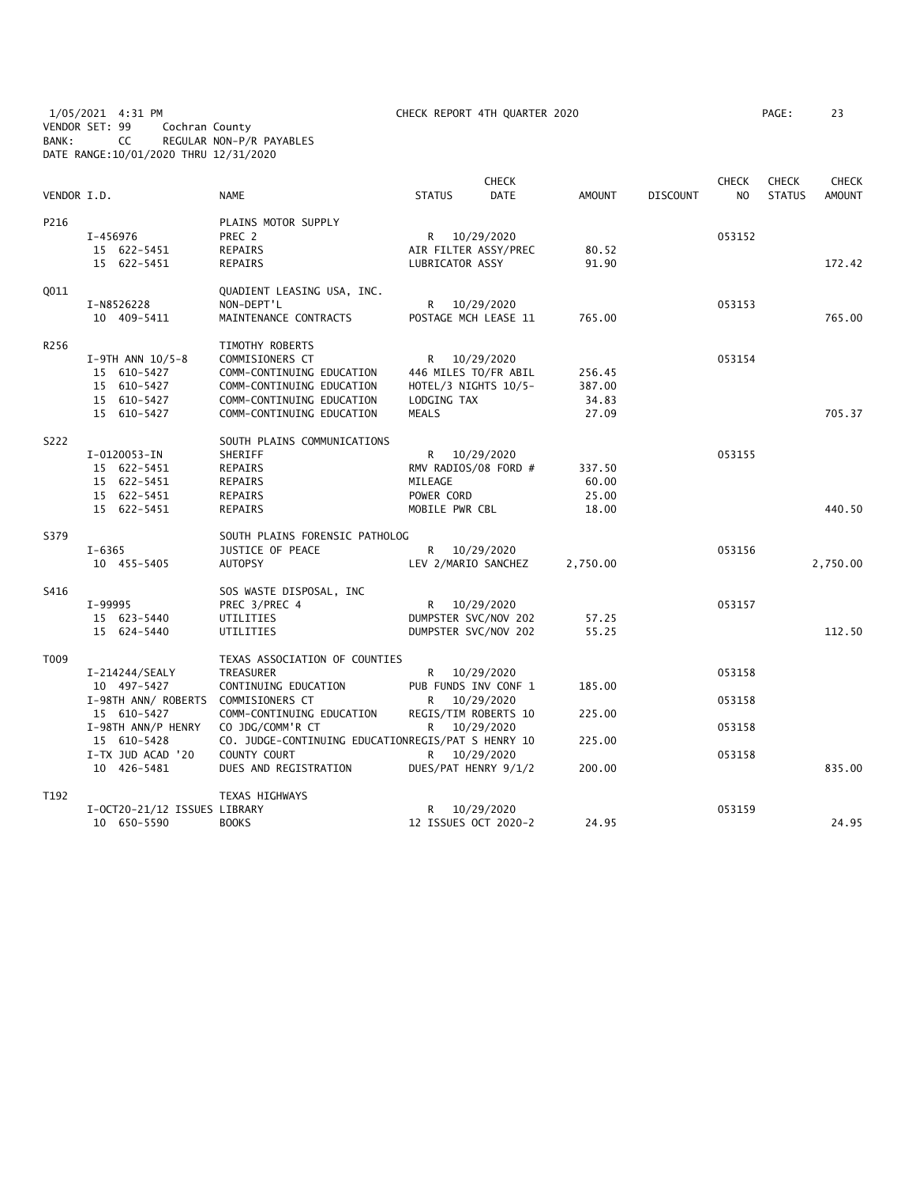1/05/2021 4:31 PM CHECK REPORT 4TH QUARTER 2020

VENDOR SET: 99 Cochran County
BANK: CC REGULAR NON-P/R PAYABLES
DATE RANGE:10/01/2020 THRU 12/31/2020

| VENDOR I.D. | NAME | STATUS | CHECK DATE | AMOUNT | DISCOUNT | CHECK NO | CHECK STATUS | CHECK AMOUNT |
|---|---|---|---|---|---|---|---|---|
| P216 | PLAINS MOTOR SUPPLY | | | | | | | |
| I-456976 | PREC 2 | R | 10/29/2020 | | | 053152 | | |
| 15 622-5451 | REPAIRS | AIR FILTER ASSY/PREC | | 80.52 | | | | |
| 15 622-5451 | REPAIRS | LUBRICATOR ASSY | | 91.90 | | | | 172.42 |
| Q011 | QUADIENT LEASING USA, INC. | | | | | | | |
| I-N8526228 | NON-DEPT'L | R | 10/29/2020 | | | 053153 | | |
| 10 409-5411 | MAINTENANCE CONTRACTS | POSTAGE MCH LEASE 11 | | 765.00 | | | | 765.00 |
| R256 | TIMOTHY ROBERTS | | | | | | | |
| I-9TH ANN 10/5-8 | COMMISIONERS CT | R | 10/29/2020 | | | 053154 | | |
| 15 610-5427 | COMM-CONTINUING EDUCATION | 446 MILES TO/FR ABIL | | 256.45 | | | | |
| 15 610-5427 | COMM-CONTINUING EDUCATION | HOTEL/3 NIGHTS 10/5- | | 387.00 | | | | |
| 15 610-5427 | COMM-CONTINUING EDUCATION | LODGING TAX | | 34.83 | | | | |
| 15 610-5427 | COMM-CONTINUING EDUCATION | MEALS | | 27.09 | | | | 705.37 |
| S222 | SOUTH PLAINS COMMUNICATIONS | | | | | | | |
| I-0120053-IN | SHERIFF | R | 10/29/2020 | | | 053155 | | |
| 15 622-5451 | REPAIRS | RMV RADIOS/08 FORD # | | 337.50 | | | | |
| 15 622-5451 | REPAIRS | MILEAGE | | 60.00 | | | | |
| 15 622-5451 | REPAIRS | POWER CORD | | 25.00 | | | | |
| 15 622-5451 | REPAIRS | MOBILE PWR CBL | | 18.00 | | | | 440.50 |
| S379 | SOUTH PLAINS FORENSIC PATHOLOG | | | | | | | |
| I-6365 | JUSTICE OF PEACE | R | 10/29/2020 | | | 053156 | | |
| 10 455-5405 | AUTOPSY | LEV 2/MARIO SANCHEZ | | 2,750.00 | | | | 2,750.00 |
| S416 | SOS WASTE DISPOSAL, INC | | | | | | | |
| I-99995 | PREC 3/PREC 4 | R | 10/29/2020 | | | 053157 | | |
| 15 623-5440 | UTILITIES | DUMPSTER SVC/NOV 202 | | 57.25 | | | | |
| 15 624-5440 | UTILITIES | DUMPSTER SVC/NOV 202 | | 55.25 | | | | 112.50 |
| T009 | TEXAS ASSOCIATION OF COUNTIES | | | | | | | |
| I-214244/SEALY | TREASURER | R | 10/29/2020 | | | 053158 | | |
| 10 497-5427 | CONTINUING EDUCATION | PUB FUNDS INV CONF 1 | | 185.00 | | | | |
| I-98TH ANN/ ROBERTS | COMMISIONERS CT | R | 10/29/2020 | | | 053158 | | |
| 15 610-5427 | COMM-CONTINUING EDUCATION | REGIS/TIM ROBERTS 10 | | 225.00 | | | | |
| I-98TH ANN/P HENRY | CO JDG/COMM'R CT | R | 10/29/2020 | | | 053158 | | |
| 15 610-5428 | CO. JUDGE-CONTINUING EDUCATION | REGIS/PAT S HENRY 10 | | 225.00 | | | | |
| I-TX JUD ACAD '20 | COUNTY COURT | R | 10/29/2020 | | | 053158 | | |
| 10 426-5481 | DUES AND REGISTRATION | DUES/PAT HENRY 9/1/2 | | 200.00 | | | | 835.00 |
| T192 | TEXAS HIGHWAYS | | | | | | | |
| I-OCT20-21/12 ISSUES | LIBRARY | R | 10/29/2020 | | | 053159 | | |
| 10 650-5590 | BOOKS | 12 ISSUES OCT 2020-2 | | 24.95 | | | | 24.95 |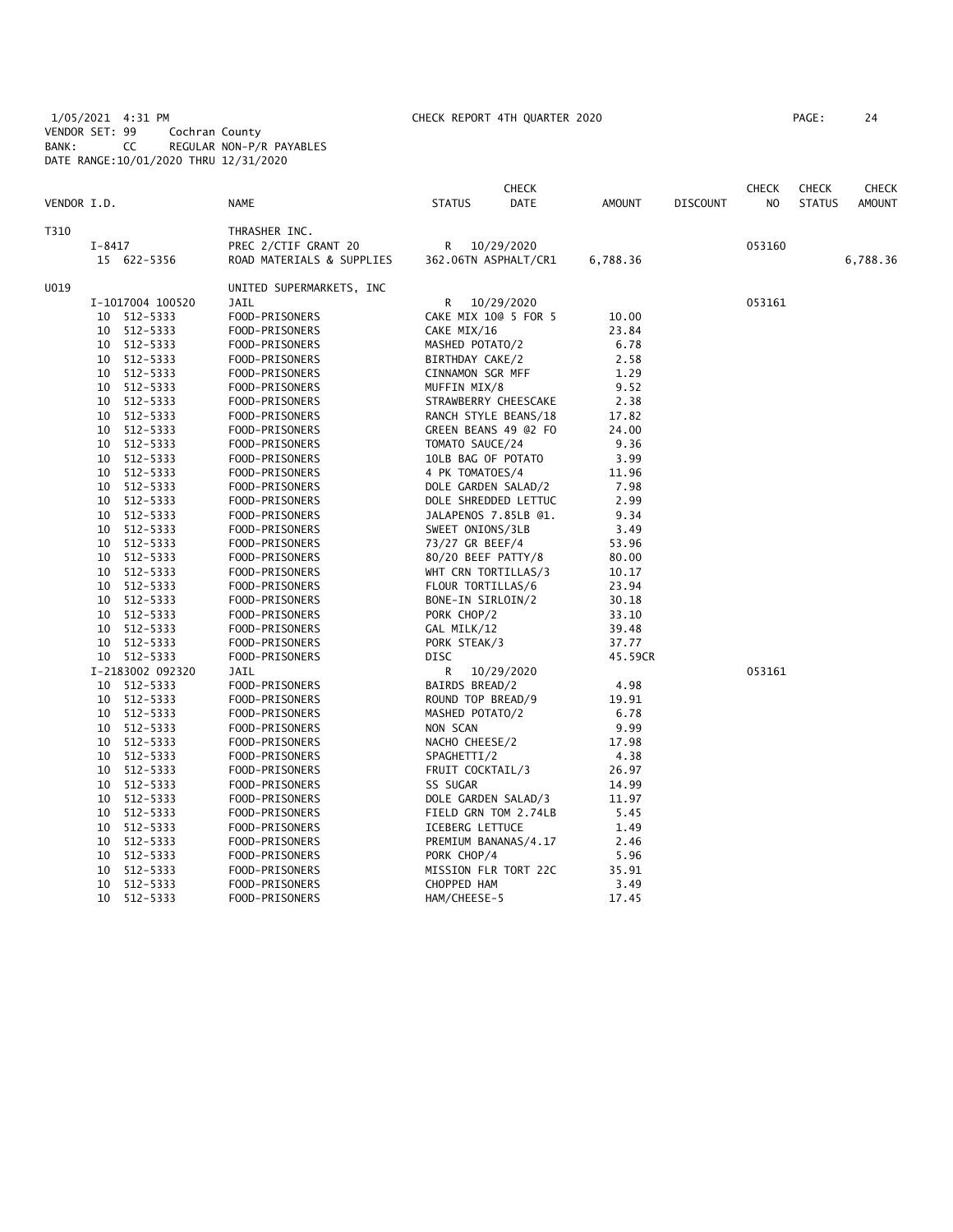1/05/2021 4:31 PM CHECK REPORT 4TH QUARTER 2020
VENDOR SET: 99 Cochran County
BANK: CC REGULAR NON-P/R PAYABLES
DATE RANGE:10/01/2020 THRU 12/31/2020

| VENDOR I.D. | NAME | STATUS | CHECK DATE | AMOUNT | DISCOUNT | CHECK NO | CHECK STATUS | CHECK AMOUNT |
|---|---|---|---|---|---|---|---|---|
| T310 | THRASHER INC. | | | | | | | |
| I-8417 | PREC 2/CTIF GRANT 20 | R | 10/29/2020 | | | 053160 | | |
| 15 622-5356 | ROAD MATERIALS & SUPPLIES | 362.06TN ASPHALT/CR1 | | 6,788.36 | | | | 6,788.36 |
| U019 | UNITED SUPERMARKETS, INC | | | | | | | |
| I-1017004 100520 | JAIL | R | 10/29/2020 | | | 053161 | | |
| 10 512-5333 | FOOD-PRISONERS | CAKE MIX 10@ 5 FOR 5 | | 10.00 | | | | |
| 10 512-5333 | FOOD-PRISONERS | CAKE MIX/16 | | 23.84 | | | | |
| 10 512-5333 | FOOD-PRISONERS | MASHED POTATO/2 | | 6.78 | | | | |
| 10 512-5333 | FOOD-PRISONERS | BIRTHDAY CAKE/2 | | 2.58 | | | | |
| 10 512-5333 | FOOD-PRISONERS | CINNAMON SGR MFF | | 1.29 | | | | |
| 10 512-5333 | FOOD-PRISONERS | MUFFIN MIX/8 | | 9.52 | | | | |
| 10 512-5333 | FOOD-PRISONERS | STRAWBERRY CHEESCAKE | | 2.38 | | | | |
| 10 512-5333 | FOOD-PRISONERS | RANCH STYLE BEANS/18 | | 17.82 | | | | |
| 10 512-5333 | FOOD-PRISONERS | GREEN BEANS 49 @2 FO | | 24.00 | | | | |
| 10 512-5333 | FOOD-PRISONERS | TOMATO SAUCE/24 | | 9.36 | | | | |
| 10 512-5333 | FOOD-PRISONERS | 10LB BAG OF POTATO | | 3.99 | | | | |
| 10 512-5333 | FOOD-PRISONERS | 4 PK TOMATOES/4 | | 11.96 | | | | |
| 10 512-5333 | FOOD-PRISONERS | DOLE GARDEN SALAD/2 | | 7.98 | | | | |
| 10 512-5333 | FOOD-PRISONERS | DOLE SHREDDED LETTUC | | 2.99 | | | | |
| 10 512-5333 | FOOD-PRISONERS | JALAPENOS 7.85LB @1. | | 9.34 | | | | |
| 10 512-5333 | FOOD-PRISONERS | SWEET ONIONS/3LB | | 3.49 | | | | |
| 10 512-5333 | FOOD-PRISONERS | 73/27 GR BEEF/4 | | 53.96 | | | | |
| 10 512-5333 | FOOD-PRISONERS | 80/20 BEEF PATTY/8 | | 80.00 | | | | |
| 10 512-5333 | FOOD-PRISONERS | WHT CRN TORTILLAS/3 | | 10.17 | | | | |
| 10 512-5333 | FOOD-PRISONERS | FLOUR TORTILLAS/6 | | 23.94 | | | | |
| 10 512-5333 | FOOD-PRISONERS | BONE-IN SIRLOIN/2 | | 30.18 | | | | |
| 10 512-5333 | FOOD-PRISONERS | PORK CHOP/2 | | 33.10 | | | | |
| 10 512-5333 | FOOD-PRISONERS | GAL MILK/12 | | 39.48 | | | | |
| 10 512-5333 | FOOD-PRISONERS | PORK STEAK/3 | | 37.77 | | | | |
| 10 512-5333 | FOOD-PRISONERS | DISC | | 45.59CR | | | | |
| I-2183002 092320 | JAIL | R | 10/29/2020 | | | 053161 | | |
| 10 512-5333 | FOOD-PRISONERS | BAIRDS BREAD/2 | | 4.98 | | | | |
| 10 512-5333 | FOOD-PRISONERS | ROUND TOP BREAD/9 | | 19.91 | | | | |
| 10 512-5333 | FOOD-PRISONERS | MASHED POTATO/2 | | 6.78 | | | | |
| 10 512-5333 | FOOD-PRISONERS | NON SCAN | | 9.99 | | | | |
| 10 512-5333 | FOOD-PRISONERS | NACHO CHEESE/2 | | 17.98 | | | | |
| 10 512-5333 | FOOD-PRISONERS | SPAGHETTI/2 | | 4.38 | | | | |
| 10 512-5333 | FOOD-PRISONERS | FRUIT COCKTAIL/3 | | 26.97 | | | | |
| 10 512-5333 | FOOD-PRISONERS | SS SUGAR | | 14.99 | | | | |
| 10 512-5333 | FOOD-PRISONERS | DOLE GARDEN SALAD/3 | | 11.97 | | | | |
| 10 512-5333 | FOOD-PRISONERS | FIELD GRN TOM 2.74LB | | 5.45 | | | | |
| 10 512-5333 | FOOD-PRISONERS | ICEBERG LETTUCE | | 1.49 | | | | |
| 10 512-5333 | FOOD-PRISONERS | PREMIUM BANANAS/4.17 | | 2.46 | | | | |
| 10 512-5333 | FOOD-PRISONERS | PORK CHOP/4 | | 5.96 | | | | |
| 10 512-5333 | FOOD-PRISONERS | MISSION FLR TORT 22C | | 35.91 | | | | |
| 10 512-5333 | FOOD-PRISONERS | CHOPPED HAM | | 3.49 | | | | |
| 10 512-5333 | FOOD-PRISONERS | HAM/CHEESE-5 | | 17.45 | | | | |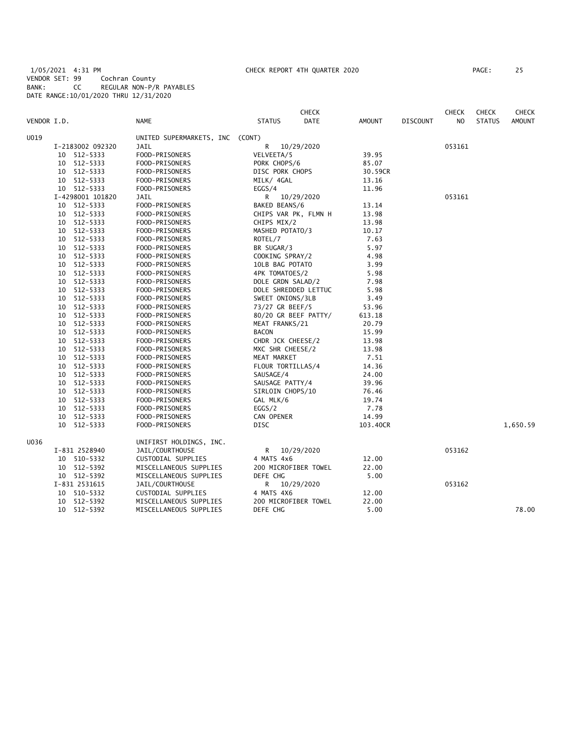1/05/2021 4:31 PM CHECK REPORT 4TH QUARTER 2020
VENDOR SET: 99 Cochran County
BANK: CC REGULAR NON-P/R PAYABLES
DATE RANGE:10/01/2020 THRU 12/31/2020

| VENDOR I.D. | NAME | STATUS | CHECK DATE | AMOUNT | DISCOUNT | CHECK NO | CHECK STATUS | CHECK AMOUNT |
|---|---|---|---|---|---|---|---|---|
| U019 | UNITED SUPERMARKETS, INC (CONT) | | | | | | | |
| I-2183002 092320 | JAIL | R | 10/29/2020 | | | 053161 | | |
| 10 512-5333 | FOOD-PRISONERS | VELVEETA/5 | | 39.95 | | | | |
| 10 512-5333 | FOOD-PRISONERS | PORK CHOPS/6 | | 85.07 | | | | |
| 10 512-5333 | FOOD-PRISONERS | DISC PORK CHOPS | | 30.59CR | | | | |
| 10 512-5333 | FOOD-PRISONERS | MILK/ 4GAL | | 13.16 | | | | |
| 10 512-5333 | FOOD-PRISONERS | EGGS/4 | | 11.96 | | | | |
| I-4298001 101820 | JAIL | R | 10/29/2020 | | | 053161 | | |
| 10 512-5333 | FOOD-PRISONERS | BAKED BEANS/6 | | 13.14 | | | | |
| 10 512-5333 | FOOD-PRISONERS | CHIPS VAR PK, FLMN H | | 13.98 | | | | |
| 10 512-5333 | FOOD-PRISONERS | CHIPS MIX/2 | | 13.98 | | | | |
| 10 512-5333 | FOOD-PRISONERS | MASHED POTATO/3 | | 10.17 | | | | |
| 10 512-5333 | FOOD-PRISONERS | ROTEL/7 | | 7.63 | | | | |
| 10 512-5333 | FOOD-PRISONERS | BR SUGAR/3 | | 5.97 | | | | |
| 10 512-5333 | FOOD-PRISONERS | COOKING SPRAY/2 | | 4.98 | | | | |
| 10 512-5333 | FOOD-PRISONERS | 10LB BAG POTATO | | 3.99 | | | | |
| 10 512-5333 | FOOD-PRISONERS | 4PK TOMATOES/2 | | 5.98 | | | | |
| 10 512-5333 | FOOD-PRISONERS | DOLE GRDN SALAD/2 | | 7.98 | | | | |
| 10 512-5333 | FOOD-PRISONERS | DOLE SHREDDED LETTUC | | 5.98 | | | | |
| 10 512-5333 | FOOD-PRISONERS | SWEET ONIONS/3LB | | 3.49 | | | | |
| 10 512-5333 | FOOD-PRISONERS | 73/27 GR BEEF/5 | | 53.96 | | | | |
| 10 512-5333 | FOOD-PRISONERS | 80/20 GR BEEF PATTY/ | | 613.18 | | | | |
| 10 512-5333 | FOOD-PRISONERS | MEAT FRANKS/21 | | 20.79 | | | | |
| 10 512-5333 | FOOD-PRISONERS | BACON | | 15.99 | | | | |
| 10 512-5333 | FOOD-PRISONERS | CHDR JCK CHEESE/2 | | 13.98 | | | | |
| 10 512-5333 | FOOD-PRISONERS | MXC SHR CHEESE/2 | | 13.98 | | | | |
| 10 512-5333 | FOOD-PRISONERS | MEAT MARKET | | 7.51 | | | | |
| 10 512-5333 | FOOD-PRISONERS | FLOUR TORTILLAS/4 | | 14.36 | | | | |
| 10 512-5333 | FOOD-PRISONERS | SAUSAGE/4 | | 24.00 | | | | |
| 10 512-5333 | FOOD-PRISONERS | SAUSAGE PATTY/4 | | 39.96 | | | | |
| 10 512-5333 | FOOD-PRISONERS | SIRLOIN CHOPS/10 | | 76.46 | | | | |
| 10 512-5333 | FOOD-PRISONERS | GAL MLK/6 | | 19.74 | | | | |
| 10 512-5333 | FOOD-PRISONERS | EGGS/2 | | 7.78 | | | | |
| 10 512-5333 | FOOD-PRISONERS | CAN OPENER | | 14.99 | | | | |
| 10 512-5333 | FOOD-PRISONERS | DISC | | 103.40CR | | | | 1,650.59 |
| U036 | UNIFIRST HOLDINGS, INC. | | | | | | | |
| I-831 2528940 | JAIL/COURTHOUSE | R | 10/29/2020 | | | 053162 | | |
| 10 510-5332 | CUSTODIAL SUPPLIES | 4 MATS 4x6 | | 12.00 | | | | |
| 10 512-5392 | MISCELLANEOUS SUPPLIES | 200 MICROFIBER TOWEL | | 22.00 | | | | |
| 10 512-5392 | MISCELLANEOUS SUPPLIES | DEFE CHG | | 5.00 | | | | |
| I-831 2531615 | JAIL/COURTHOUSE | R | 10/29/2020 | | | 053162 | | |
| 10 510-5332 | CUSTODIAL SUPPLIES | 4 MATS 4X6 | | 12.00 | | | | |
| 10 512-5392 | MISCELLANEOUS SUPPLIES | 200 MICROFIBER TOWEL | | 22.00 | | | | |
| 10 512-5392 | MISCELLANEOUS SUPPLIES | DEFE CHG | | 5.00 | | | | 78.00 |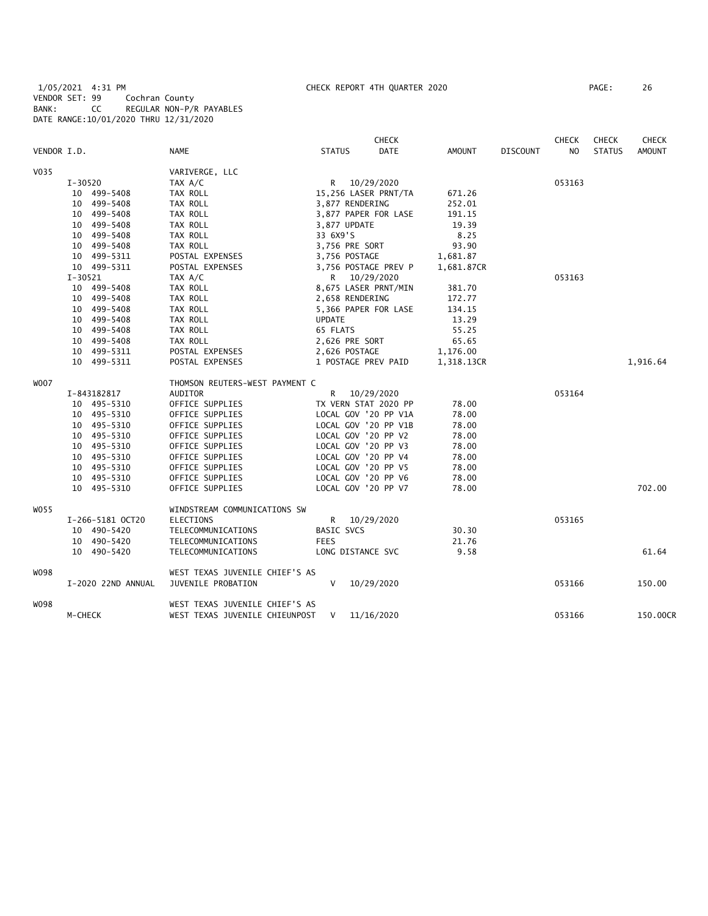1/05/2021 4:31 PM CHECK REPORT 4TH QUARTER 2020 PAGE: 26
VENDOR SET: 99 Cochran County
BANK: CC REGULAR NON-P/R PAYABLES
DATE RANGE:10/01/2020 THRU 12/31/2020

| VENDOR I.D. | NAME | STATUS | CHECK DATE | AMOUNT | DISCOUNT | CHECK NO | CHECK STATUS | CHECK AMOUNT |
|---|---|---|---|---|---|---|---|---|
| V035 | VARIVERGE, LLC | | | | | | | |
| I-30520 | TAX A/C | R | 10/29/2020 | | | 053163 | | |
| 10 499-5408 | TAX ROLL | 15,256 LASER PRNT/TA | | 671.26 | | | | |
| 10 499-5408 | TAX ROLL | 3,877 RENDERING | | 252.01 | | | | |
| 10 499-5408 | TAX ROLL | 3,877 PAPER FOR LASE | | 191.15 | | | | |
| 10 499-5408 | TAX ROLL | 3,877 UPDATE | | 19.39 | | | | |
| 10 499-5408 | TAX ROLL | 33 6X9'S | | 8.25 | | | | |
| 10 499-5408 | TAX ROLL | 3,756 PRE SORT | | 93.90 | | | | |
| 10 499-5311 | POSTAL EXPENSES | 3,756 POSTAGE | | 1,681.87 | | | | |
| 10 499-5311 | POSTAL EXPENSES | 3,756 POSTAGE PREV P | | 1,681.87CR | | | | |
| I-30521 | TAX A/C | R | 10/29/2020 | | | 053163 | | |
| 10 499-5408 | TAX ROLL | 8,675 LASER PRNT/MIN | | 381.70 | | | | |
| 10 499-5408 | TAX ROLL | 2,658 RENDERING | | 172.77 | | | | |
| 10 499-5408 | TAX ROLL | 5,366 PAPER FOR LASE | | 134.15 | | | | |
| 10 499-5408 | TAX ROLL | UPDATE | | 13.29 | | | | |
| 10 499-5408 | TAX ROLL | 65 FLATS | | 55.25 | | | | |
| 10 499-5408 | TAX ROLL | 2,626 PRE SORT | | 65.65 | | | | |
| 10 499-5311 | POSTAL EXPENSES | 2,626 POSTAGE | | 1,176.00 | | | | |
| 10 499-5311 | POSTAL EXPENSES | 1 POSTAGE PREV PAID | | 1,318.13CR | | | | 1,916.64 |
| W007 | THOMSON REUTERS-WEST PAYMENT C | | | | | | | |
| I-843182817 | AUDITOR | R | 10/29/2020 | | | 053164 | | |
| 10 495-5310 | OFFICE SUPPLIES | TX VERN STAT 2020 PP | | 78.00 | | | | |
| 10 495-5310 | OFFICE SUPPLIES | LOCAL GOV '20 PP V1A | | 78.00 | | | | |
| 10 495-5310 | OFFICE SUPPLIES | LOCAL GOV '20 PP V1B | | 78.00 | | | | |
| 10 495-5310 | OFFICE SUPPLIES | LOCAL GOV '20 PP V2 | | 78.00 | | | | |
| 10 495-5310 | OFFICE SUPPLIES | LOCAL GOV '20 PP V3 | | 78.00 | | | | |
| 10 495-5310 | OFFICE SUPPLIES | LOCAL GOV '20 PP V4 | | 78.00 | | | | |
| 10 495-5310 | OFFICE SUPPLIES | LOCAL GOV '20 PP V5 | | 78.00 | | | | |
| 10 495-5310 | OFFICE SUPPLIES | LOCAL GOV '20 PP V6 | | 78.00 | | | | |
| 10 495-5310 | OFFICE SUPPLIES | LOCAL GOV '20 PP V7 | | 78.00 | | | | 702.00 |
| W055 | WINDSTREAM COMMUNICATIONS SW | | | | | | | |
| I-266-5181 OCT20 | ELECTIONS | R | 10/29/2020 | | | 053165 | | |
| 10 490-5420 | TELECOMMUNICATIONS | BASIC SVCS | | 30.30 | | | | |
| 10 490-5420 | TELECOMMUNICATIONS | FEES | | 21.76 | | | | |
| 10 490-5420 | TELECOMMUNICATIONS | LONG DISTANCE SVC | | 9.58 | | | | 61.64 |
| W098 | WEST TEXAS JUVENILE CHIEF'S AS | | | | | | | |
| I-2020 22ND ANNUAL | JUVENILE PROBATION | V | 10/29/2020 | | | 053166 | | 150.00 |
| W098 | WEST TEXAS JUVENILE CHIEF'S AS | | | | | | | |
| M-CHECK | WEST TEXAS JUVENILE CHIEUNPOST | V | 11/16/2020 | | | 053166 | | 150.00CR |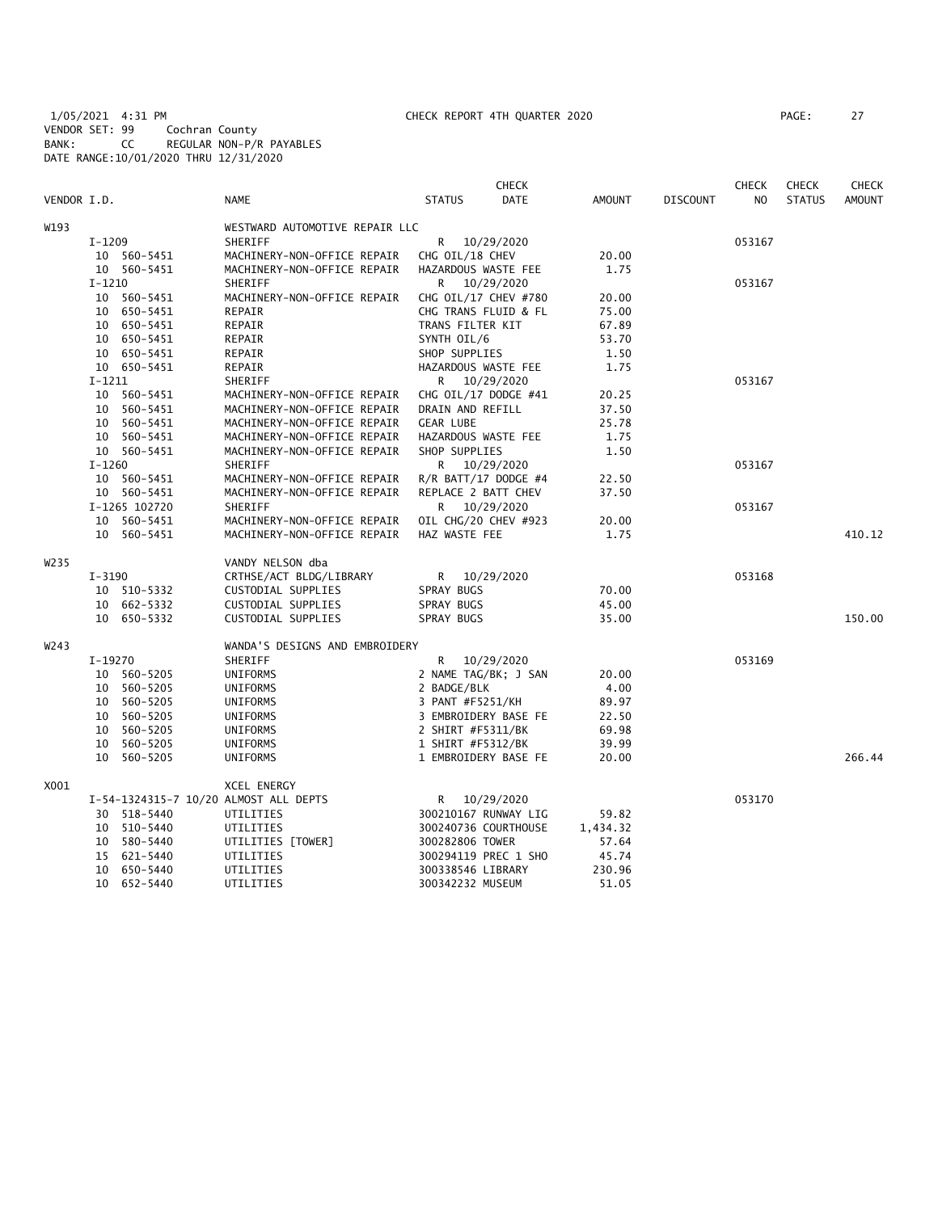1/05/2021 4:31 PM CHECK REPORT 4TH QUARTER 2020

VENDOR SET: 99 Cochran County
BANK: CC REGULAR NON-P/R PAYABLES
DATE RANGE:10/01/2020 THRU 12/31/2020

| VENDOR I.D. | NAME | STATUS | CHECK DATE | AMOUNT | DISCOUNT | CHECK NO | CHECK STATUS | CHECK AMOUNT |
|---|---|---|---|---|---|---|---|---|
| W193 | WESTWARD AUTOMOTIVE REPAIR LLC | | | | | | | |
| I-1209 | SHERIFF | R | 10/29/2020 | | | 053167 | | |
| 10 560-5451 | MACHINERY-NON-OFFICE REPAIR | CHG OIL/18 CHEV | | 20.00 | | | | |
| 10 560-5451 | MACHINERY-NON-OFFICE REPAIR | HAZARDOUS WASTE FEE | | 1.75 | | | | |
| I-1210 | SHERIFF | R | 10/29/2020 | | | 053167 | | |
| 10 560-5451 | MACHINERY-NON-OFFICE REPAIR | CHG OIL/17 CHEV #780 | | 20.00 | | | | |
| 10 650-5451 | REPAIR | CHG TRANS FLUID & FL | | 75.00 | | | | |
| 10 650-5451 | REPAIR | TRANS FILTER KIT | | 67.89 | | | | |
| 10 650-5451 | REPAIR | SYNTH OIL/6 | | 53.70 | | | | |
| 10 650-5451 | REPAIR | SHOP SUPPLIES | | 1.50 | | | | |
| 10 650-5451 | REPAIR | HAZARDOUS WASTE FEE | | 1.75 | | | | |
| I-1211 | SHERIFF | R | 10/29/2020 | | | 053167 | | |
| 10 560-5451 | MACHINERY-NON-OFFICE REPAIR | CHG OIL/17 DODGE #41 | | 20.25 | | | | |
| 10 560-5451 | MACHINERY-NON-OFFICE REPAIR | DRAIN AND REFILL | | 37.50 | | | | |
| 10 560-5451 | MACHINERY-NON-OFFICE REPAIR | GEAR LUBE | | 25.78 | | | | |
| 10 560-5451 | MACHINERY-NON-OFFICE REPAIR | HAZARDOUS WASTE FEE | | 1.75 | | | | |
| 10 560-5451 | MACHINERY-NON-OFFICE REPAIR | SHOP SUPPLIES | | 1.50 | | | | |
| I-1260 | SHERIFF | R | 10/29/2020 | | | 053167 | | |
| 10 560-5451 | MACHINERY-NON-OFFICE REPAIR | R/R BATT/17 DODGE #4 | | 22.50 | | | | |
| 10 560-5451 | MACHINERY-NON-OFFICE REPAIR | REPLACE 2 BATT CHEV | | 37.50 | | | | |
| I-1265 102720 | SHERIFF | R | 10/29/2020 | | | 053167 | | |
| 10 560-5451 | MACHINERY-NON-OFFICE REPAIR | OIL CHG/20 CHEV #923 | | 20.00 | | | | |
| 10 560-5451 | MACHINERY-NON-OFFICE REPAIR | HAZ WASTE FEE | | 1.75 | | | | 410.12 |
| W235 | VANDY NELSON dba | | | | | | | |
| I-3190 | CRTHSE/ACT BLDG/LIBRARY | R | 10/29/2020 | | | 053168 | | |
| 10 510-5332 | CUSTODIAL SUPPLIES | SPRAY BUGS | | 70.00 | | | | |
| 10 662-5332 | CUSTODIAL SUPPLIES | SPRAY BUGS | | 45.00 | | | | |
| 10 650-5332 | CUSTODIAL SUPPLIES | SPRAY BUGS | | 35.00 | | | | 150.00 |
| W243 | WANDA'S DESIGNS AND EMBROIDERY | | | | | | | |
| I-19270 | SHERIFF | R | 10/29/2020 | | | 053169 | | |
| 10 560-5205 | UNIFORMS | 2 NAME TAG/BK; J SAN | | 20.00 | | | | |
| 10 560-5205 | UNIFORMS | 2 BADGE/BLK | | 4.00 | | | | |
| 10 560-5205 | UNIFORMS | 3 PANT #F5251/KH | | 89.97 | | | | |
| 10 560-5205 | UNIFORMS | 3 EMBROIDERY BASE FE | | 22.50 | | | | |
| 10 560-5205 | UNIFORMS | 2 SHIRT #F5311/BK | | 69.98 | | | | |
| 10 560-5205 | UNIFORMS | 1 SHIRT #F5312/BK | | 39.99 | | | | |
| 10 560-5205 | UNIFORMS | 1 EMBROIDERY BASE FE | | 20.00 | | | | 266.44 |
| X001 | XCEL ENERGY | | | | | | | |
| I-54-1324315-7 10/20 | ALMOST ALL DEPTS | R | 10/29/2020 | | | 053170 | | |
| 30 518-5440 | UTILITIES | 300210167 RUNWAY LIG | | 59.82 | | | | |
| 10 510-5440 | UTILITIES | 300240736 COURTHOUSE | | 1,434.32 | | | | |
| 10 580-5440 | UTILITIES [TOWER] | 300282806 TOWER | | 57.64 | | | | |
| 15 621-5440 | UTILITIES | 300294119 PREC 1 SHO | | 45.74 | | | | |
| 10 650-5440 | UTILITIES | 300338546 LIBRARY | | 230.96 | | | | |
| 10 652-5440 | UTILITIES | 300342232 MUSEUM | | 51.05 | | | | |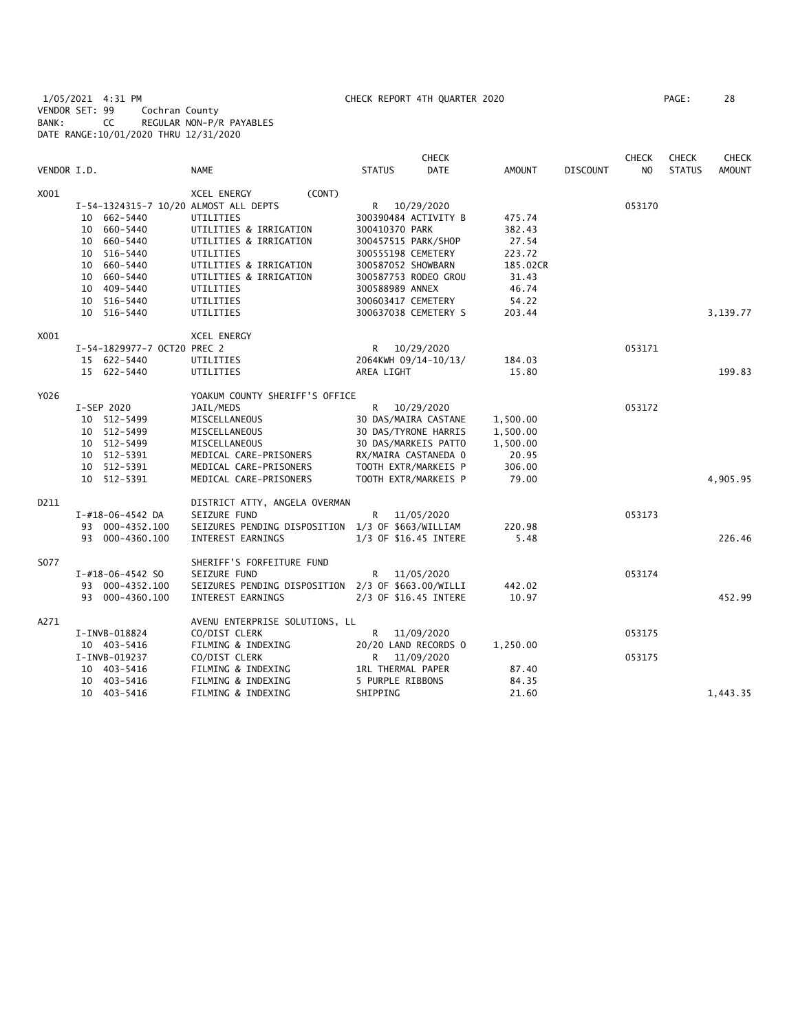1/05/2021 4:31 PM CHECK REPORT 4TH QUARTER 2020
VENDOR SET: 99 Cochran County
BANK: CC REGULAR NON-P/R PAYABLES
DATE RANGE:10/01/2020 THRU 12/31/2020

| VENDOR I.D. | NAME | STATUS | CHECK DATE | AMOUNT | DISCOUNT | CHECK NO | CHECK STATUS | CHECK AMOUNT |
|---|---|---|---|---|---|---|---|---|
| X001 | XCEL ENERGY (CONT) | | | | | | | |
| I-54-1324315-7 10/20 ALMOST ALL DEPTS | | R | 10/29/2020 | | | 053170 | | |
| 10 662-5440 | UTILITIES | 300390484 ACTIVITY B | | 475.74 | | | | |
| 10 660-5440 | UTILITIES & IRRIGATION | 300410370 PARK | | 382.43 | | | | |
| 10 660-5440 | UTILITIES & IRRIGATION | 300457515 PARK/SHOP | | 27.54 | | | | |
| 10 516-5440 | UTILITIES | 300555198 CEMETERY | | 223.72 | | | | |
| 10 660-5440 | UTILITIES & IRRIGATION | 300587052 SHOWBARN | | 185.02CR | | | | |
| 10 660-5440 | UTILITIES & IRRIGATION | 300587753 RODEO GROU | | 31.43 | | | | |
| 10 409-5440 | UTILITIES | 300588989 ANNEX | | 46.74 | | | | |
| 10 516-5440 | UTILITIES | 300603417 CEMETERY | | 54.22 | | | | |
| 10 516-5440 | UTILITIES | 300637038 CEMETERY S | | 203.44 | | | | 3,139.77 |
| X001 | XCEL ENERGY | | | | | | | |
| I-54-1829977-7 OCT20 PREC 2 | | R | 10/29/2020 | | | 053171 | | |
| 15 622-5440 | UTILITIES | 2064KWH 09/14-10/13/ | | 184.03 | | | | |
| 15 622-5440 | UTILITIES | AREA LIGHT | | 15.80 | | | | 199.83 |
| Y026 | YOAKUM COUNTY SHERIFF'S OFFICE | | | | | | | |
| I-SEP 2020 | JAIL/MEDS | R | 10/29/2020 | | | 053172 | | |
| 10 512-5499 | MISCELLANEOUS | 30 DAS/MAIRA CASTANE | | 1,500.00 | | | | |
| 10 512-5499 | MISCELLANEOUS | 30 DAS/TYRONE HARRIS | | 1,500.00 | | | | |
| 10 512-5499 | MISCELLANEOUS | 30 DAS/MARKEIS PATTO | | 1,500.00 | | | | |
| 10 512-5391 | MEDICAL CARE-PRISONERS | RX/MAIRA CASTANEDA O | | 20.95 | | | | |
| 10 512-5391 | MEDICAL CARE-PRISONERS | TOOTH EXTR/MARKEIS P | | 306.00 | | | | |
| 10 512-5391 | MEDICAL CARE-PRISONERS | TOOTH EXTR/MARKEIS P | | 79.00 | | | | 4,905.95 |
| D211 | DISTRICT ATTY, ANGELA OVERMAN | | | | | | | |
| I-#18-06-4542 DA | SEIZURE FUND | R | 11/05/2020 | | | 053173 | | |
| 93 000-4352.100 | SEIZURES PENDING DISPOSITION | 1/3 OF $663/WILLIAM | | 220.98 | | | | |
| 93 000-4360.100 | INTEREST EARNINGS | 1/3 OF $16.45 INTERE | | 5.48 | | | | 226.46 |
| S077 | SHERIFF'S FORFEITURE FUND | | | | | | | |
| I-#18-06-4542 SO | SEIZURE FUND | R | 11/05/2020 | | | 053174 | | |
| 93 000-4352.100 | SEIZURES PENDING DISPOSITION | 2/3 OF $663.00/WILLI | | 442.02 | | | | |
| 93 000-4360.100 | INTEREST EARNINGS | 2/3 OF $16.45 INTERE | | 10.97 | | | | 452.99 |
| A271 | AVENU ENTERPRISE SOLUTIONS, LL | | | | | | | |
| I-INVB-018824 | CO/DIST CLERK | R | 11/09/2020 | | | 053175 | | |
| 10 403-5416 | FILMING & INDEXING | 20/20 LAND RECORDS O | | 1,250.00 | | | | |
| I-INVB-019237 | CO/DIST CLERK | R | 11/09/2020 | | | 053175 | | |
| 10 403-5416 | FILMING & INDEXING | 1RL THERMAL PAPER | | 87.40 | | | | |
| 10 403-5416 | FILMING & INDEXING | 5 PURPLE RIBBONS | | 84.35 | | | | |
| 10 403-5416 | FILMING & INDEXING | SHIPPING | | 21.60 | | | | 1,443.35 |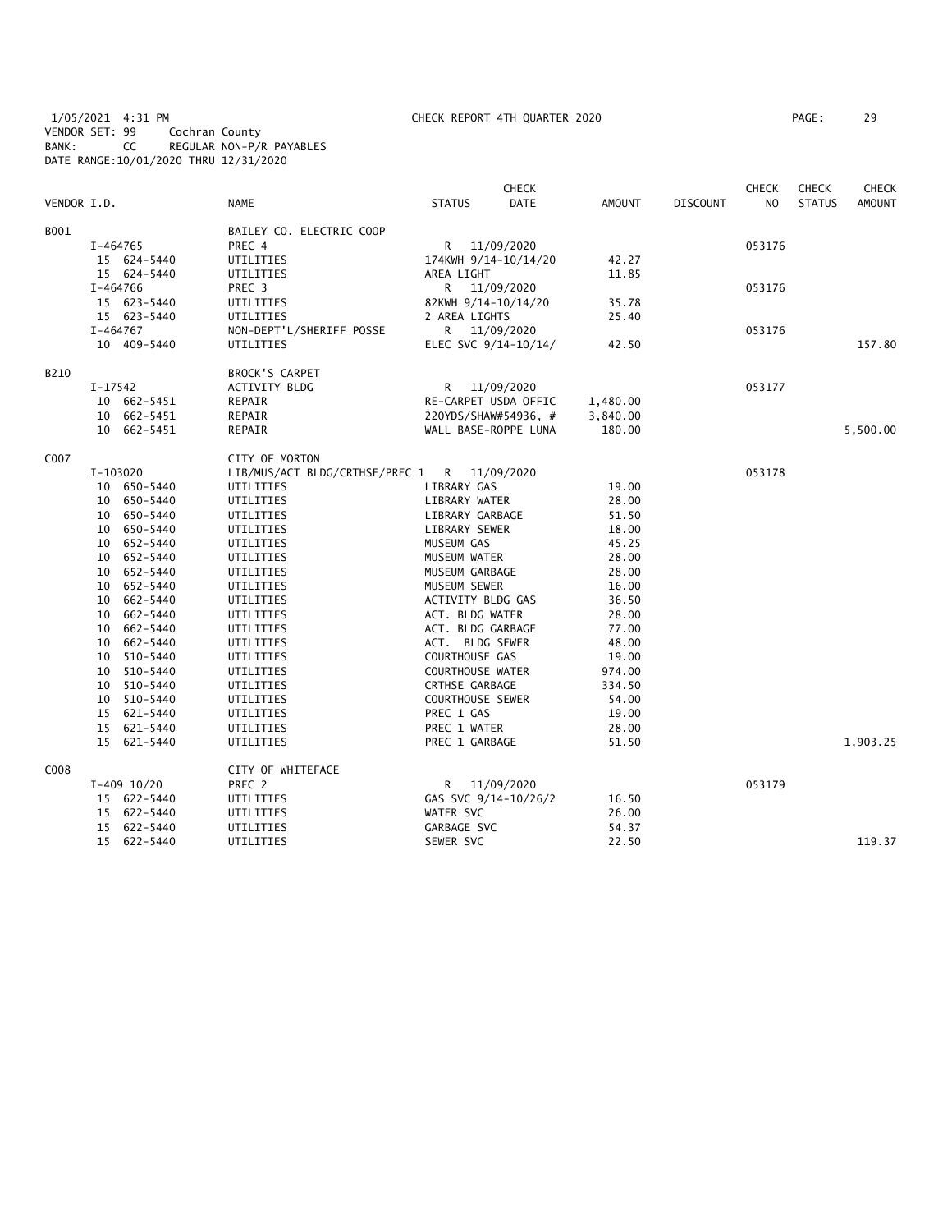1/05/2021 4:31 PM CHECK REPORT 4TH QUARTER 2020
VENDOR SET: 99 Cochran County
BANK: CC REGULAR NON-P/R PAYABLES
DATE RANGE:10/01/2020 THRU 12/31/2020

| VENDOR I.D. | NAME | STATUS | CHECK DATE | AMOUNT | DISCOUNT | CHECK NO | CHECK STATUS | CHECK AMOUNT |
|---|---|---|---|---|---|---|---|---|
| B001 | BAILEY CO. ELECTRIC COOP | | | | | | | |
| I-464765 | PREC 4 | R | 11/09/2020 | | | 053176 | | |
| 15 624-5440 | UTILITIES | 174KWH 9/14-10/14/20 | | 42.27 | | | | |
| 15 624-5440 | UTILITIES | AREA LIGHT | | 11.85 | | | | |
| I-464766 | PREC 3 | R | 11/09/2020 | | | 053176 | | |
| 15 623-5440 | UTILITIES | 82KWH 9/14-10/14/20 | | 35.78 | | | | |
| 15 623-5440 | UTILITIES | 2 AREA LIGHTS | | 25.40 | | | | |
| I-464767 | NON-DEPT'L/SHERIFF POSSE | R | 11/09/2020 | | | 053176 | | |
| 10 409-5440 | UTILITIES | ELEC SVC 9/14-10/14/ | | 42.50 | | | | 157.80 |
| B210 | BROCK'S CARPET | | | | | | | |
| I-17542 | ACTIVITY BLDG | R | 11/09/2020 | | | 053177 | | |
| 10 662-5451 | REPAIR | RE-CARPET USDA OFFIC | | 1,480.00 | | | | |
| 10 662-5451 | REPAIR | 220YDS/SHAW#54936, # | | 3,840.00 | | | | |
| 10 662-5451 | REPAIR | WALL BASE-ROPPE LUNA | | 180.00 | | | | 5,500.00 |
| C007 | CITY OF MORTON | | | | | | | |
| I-103020 | LIB/MUS/ACT BLDG/CRTHSE/PREC 1 | R | 11/09/2020 | | | 053178 | | |
| 10 650-5440 | UTILITIES | LIBRARY GAS | | 19.00 | | | | |
| 10 650-5440 | UTILITIES | LIBRARY WATER | | 28.00 | | | | |
| 10 650-5440 | UTILITIES | LIBRARY GARBAGE | | 51.50 | | | | |
| 10 650-5440 | UTILITIES | LIBRARY SEWER | | 18.00 | | | | |
| 10 652-5440 | UTILITIES | MUSEUM GAS | | 45.25 | | | | |
| 10 652-5440 | UTILITIES | MUSEUM WATER | | 28.00 | | | | |
| 10 652-5440 | UTILITIES | MUSEUM GARBAGE | | 28.00 | | | | |
| 10 652-5440 | UTILITIES | MUSEUM SEWER | | 16.00 | | | | |
| 10 662-5440 | UTILITIES | ACTIVITY BLDG GAS | | 36.50 | | | | |
| 10 662-5440 | UTILITIES | ACT. BLDG WATER | | 28.00 | | | | |
| 10 662-5440 | UTILITIES | ACT. BLDG GARBAGE | | 77.00 | | | | |
| 10 662-5440 | UTILITIES | ACT. BLDG SEWER | | 48.00 | | | | |
| 10 510-5440 | UTILITIES | COURTHOUSE GAS | | 19.00 | | | | |
| 10 510-5440 | UTILITIES | COURTHOUSE WATER | | 974.00 | | | | |
| 10 510-5440 | UTILITIES | CRTHSE GARBAGE | | 334.50 | | | | |
| 10 510-5440 | UTILITIES | COURTHOUSE SEWER | | 54.00 | | | | |
| 15 621-5440 | UTILITIES | PREC 1 GAS | | 19.00 | | | | |
| 15 621-5440 | UTILITIES | PREC 1 WATER | | 28.00 | | | | |
| 15 621-5440 | UTILITIES | PREC 1 GARBAGE | | 51.50 | | | | 1,903.25 |
| C008 | CITY OF WHITEFACE | | | | | | | |
| I-409 10/20 | PREC 2 | R | 11/09/2020 | | | 053179 | | |
| 15 622-5440 | UTILITIES | GAS SVC 9/14-10/26/2 | | 16.50 | | | | |
| 15 622-5440 | UTILITIES | WATER SVC | | 26.00 | | | | |
| 15 622-5440 | UTILITIES | GARBAGE SVC | | 54.37 | | | | |
| 15 622-5440 | UTILITIES | SEWER SVC | | 22.50 | | | | 119.37 |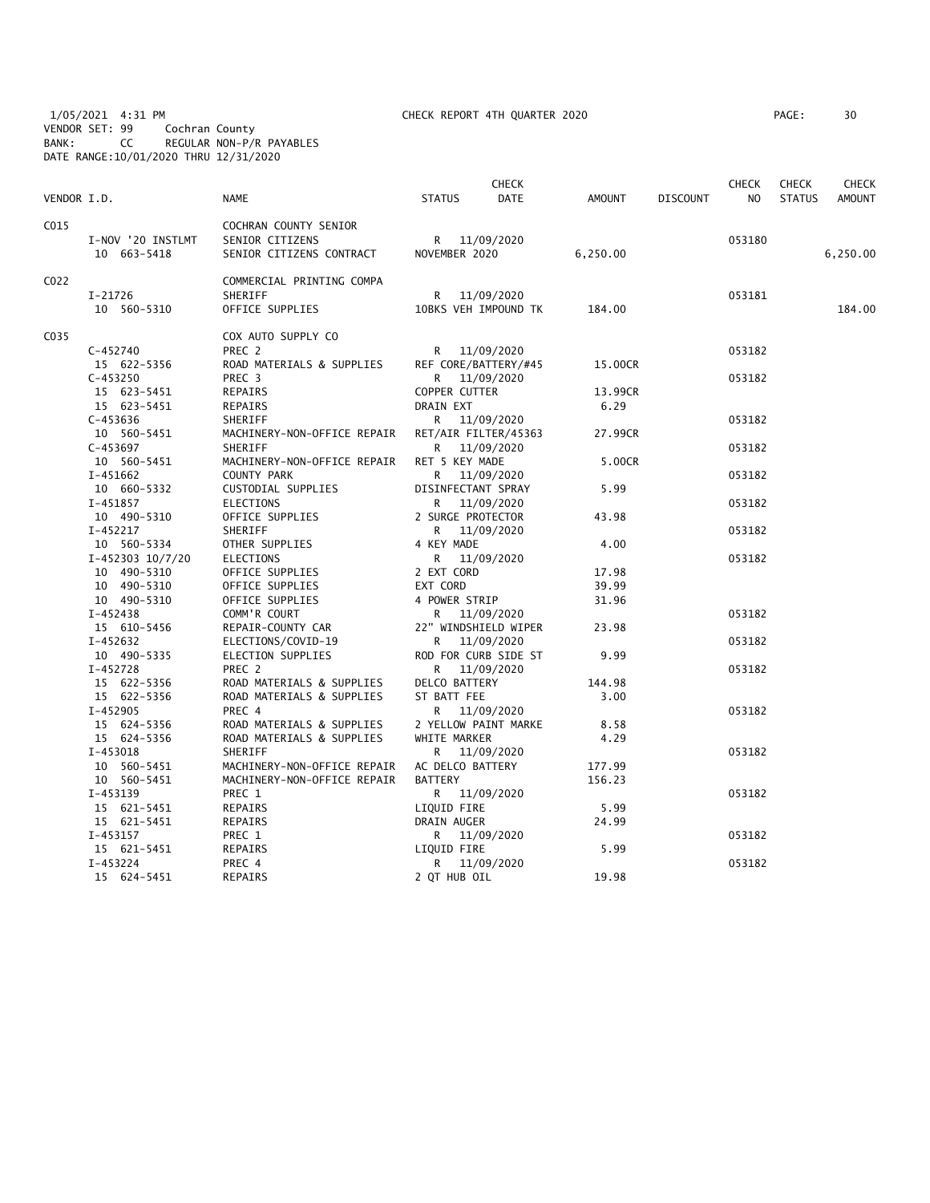1/05/2021 4:31 PM CHECK REPORT 4TH QUARTER 2020
VENDOR SET: 99 Cochran County
BANK: CC REGULAR NON-P/R PAYABLES
DATE RANGE:10/01/2020 THRU 12/31/2020

| VENDOR I.D. | NAME | STATUS | CHECK DATE | AMOUNT | DISCOUNT | CHECK NO | CHECK STATUS | CHECK AMOUNT |
|---|---|---|---|---|---|---|---|---|
| C015 | COCHRAN COUNTY SENIOR | | | | | | | |
| I-NOV '20 INSTLMT | SENIOR CITIZENS | R | 11/09/2020 | | | 053180 | | |
| 10 663-5418 | SENIOR CITIZENS CONTRACT | NOVEMBER 2020 | | 6,250.00 | | | | 6,250.00 |
| C022 | COMMERCIAL PRINTING COMPA | | | | | | | |
| I-21726 | SHERIFF | R | 11/09/2020 | | | 053181 | | |
| 10 560-5310 | OFFICE SUPPLIES | 10BKS VEH IMPOUND TK | | 184.00 | | | | 184.00 |
| C035 | COX AUTO SUPPLY CO | | | | | | | |
| C-452740 | PREC 2 | R | 11/09/2020 | | | 053182 | | |
| 15 622-5356 | ROAD MATERIALS & SUPPLIES | REF CORE/BATTERY/#45 | | 15.00CR | | | | |
| C-453250 | PREC 3 | R | 11/09/2020 | | | 053182 | | |
| 15 623-5451 | REPAIRS | COPPER CUTTER | | 13.99CR | | | | |
| 15 623-5451 | REPAIRS | DRAIN EXT | | 6.29 | | | | |
| C-453636 | SHERIFF | R | 11/09/2020 | | | 053182 | | |
| 10 560-5451 | MACHINERY-NON-OFFICE REPAIR | RET/AIR FILTER/45363 | | 27.99CR | | | | |
| C-453697 | SHERIFF | R | 11/09/2020 | | | 053182 | | |
| 10 560-5451 | MACHINERY-NON-OFFICE REPAIR | RET 5 KEY MADE | | 5.00CR | | | | |
| I-451662 | COUNTY PARK | R | 11/09/2020 | | | 053182 | | |
| 10 660-5332 | CUSTODIAL SUPPLIES | DISINFECTANT SPRAY | | 5.99 | | | | |
| I-451857 | ELECTIONS | R | 11/09/2020 | | | 053182 | | |
| 10 490-5310 | OFFICE SUPPLIES | 2 SURGE PROTECTOR | | 43.98 | | | | |
| I-452217 | SHERIFF | R | 11/09/2020 | | | 053182 | | |
| 10 560-5334 | OTHER SUPPLIES | 4 KEY MADE | | 4.00 | | | | |
| I-452303 10/7/20 | ELECTIONS | R | 11/09/2020 | | | 053182 | | |
| 10 490-5310 | OFFICE SUPPLIES | 2 EXT CORD | | 17.98 | | | | |
| 10 490-5310 | OFFICE SUPPLIES | EXT CORD | | 39.99 | | | | |
| 10 490-5310 | OFFICE SUPPLIES | 4 POWER STRIP | | 31.96 | | | | |
| I-452438 | COMM'R COURT | R | 11/09/2020 | | | 053182 | | |
| 15 610-5456 | REPAIR-COUNTY CAR | 22" WINDSHIELD WIPER | | 23.98 | | | | |
| I-452632 | ELECTIONS/COVID-19 | R | 11/09/2020 | | | 053182 | | |
| 10 490-5335 | ELECTION SUPPLIES | ROD FOR CURB SIDE ST | | 9.99 | | | | |
| I-452728 | PREC 2 | R | 11/09/2020 | | | 053182 | | |
| 15 622-5356 | ROAD MATERIALS & SUPPLIES | DELCO BATTERY | | 144.98 | | | | |
| 15 622-5356 | ROAD MATERIALS & SUPPLIES | ST BATT FEE | | 3.00 | | | | |
| I-452905 | PREC 4 | R | 11/09/2020 | | | 053182 | | |
| 15 624-5356 | ROAD MATERIALS & SUPPLIES | 2 YELLOW PAINT MARKE | | 8.58 | | | | |
| 15 624-5356 | ROAD MATERIALS & SUPPLIES | WHITE MARKER | | 4.29 | | | | |
| I-453018 | SHERIFF | R | 11/09/2020 | | | 053182 | | |
| 10 560-5451 | MACHINERY-NON-OFFICE REPAIR | AC DELCO BATTERY | | 177.99 | | | | |
| 10 560-5451 | MACHINERY-NON-OFFICE REPAIR | BATTERY | | 156.23 | | | | |
| I-453139 | PREC 1 | R | 11/09/2020 | | | 053182 | | |
| 15 621-5451 | REPAIRS | LIQUID FIRE | | 5.99 | | | | |
| 15 621-5451 | REPAIRS | DRAIN AUGER | | 24.99 | | | | |
| I-453157 | PREC 1 | R | 11/09/2020 | | | 053182 | | |
| 15 621-5451 | REPAIRS | LIQUID FIRE | | 5.99 | | | | |
| I-453224 | PREC 4 | R | 11/09/2020 | | | 053182 | | |
| 15 624-5451 | REPAIRS | 2 QT HUB OIL | | 19.98 | | | | |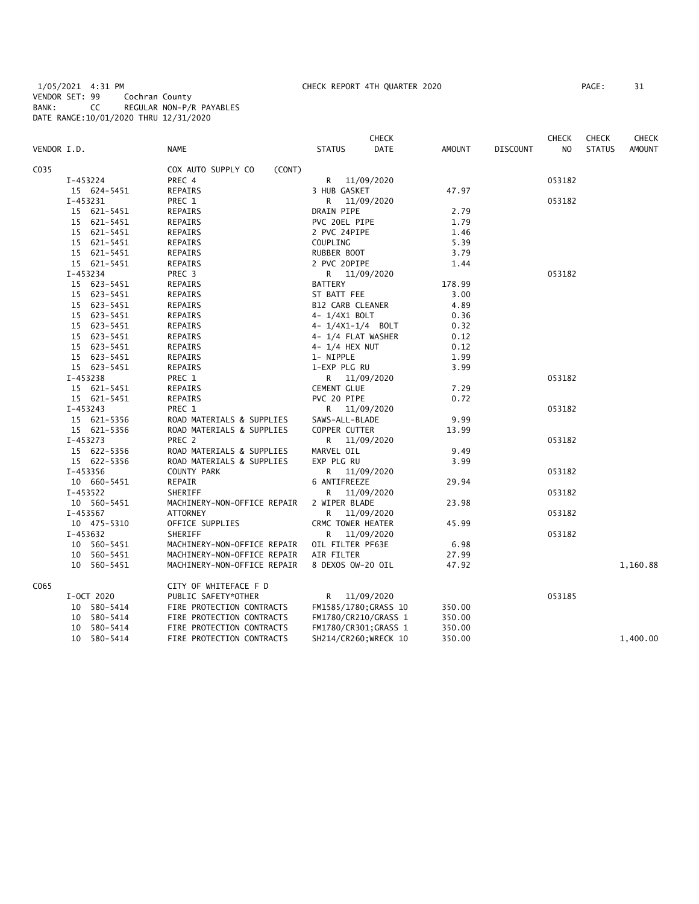1/05/2021 4:31 PM CHECK REPORT 4TH QUARTER 2020

VENDOR SET: 99 Cochran County
BANK: CC REGULAR NON-P/R PAYABLES
DATE RANGE:10/01/2020 THRU 12/31/2020

| VENDOR I.D. | NAME | STATUS | CHECK DATE | AMOUNT | DISCOUNT | CHECK NO | CHECK STATUS | CHECK AMOUNT |
|---|---|---|---|---|---|---|---|---|
| C035 | COX AUTO SUPPLY CO (CONT) | | | | | | | |
| I-453224 | PREC 4 | R | 11/09/2020 | | | 053182 | | |
| 15 624-5451 | REPAIRS | 3 HUB GASKET | | 47.97 | | | | |
| I-453231 | PREC 1 | R | 11/09/2020 | | | 053182 | | |
| 15 621-5451 | REPAIRS | DRAIN PIPE | | 2.79 | | | | |
| 15 621-5451 | REPAIRS | PVC 20EL PIPE | | 1.79 | | | | |
| 15 621-5451 | REPAIRS | 2 PVC 24PIPE | | 1.46 | | | | |
| 15 621-5451 | REPAIRS | COUPLING | | 5.39 | | | | |
| 15 621-5451 | REPAIRS | RUBBER BOOT | | 3.79 | | | | |
| 15 621-5451 | REPAIRS | 2 PVC 20PIPE | | 1.44 | | | | |
| I-453234 | PREC 3 | R | 11/09/2020 | | | 053182 | | |
| 15 623-5451 | REPAIRS | BATTERY | | 178.99 | | | | |
| 15 623-5451 | REPAIRS | ST BATT FEE | | 3.00 | | | | |
| 15 623-5451 | REPAIRS | B12 CARB CLEANER | | 4.89 | | | | |
| 15 623-5451 | REPAIRS | 4- 1/4X1 BOLT | | 0.36 | | | | |
| 15 623-5451 | REPAIRS | 4- 1/4X1-1/4 BOLT | | 0.32 | | | | |
| 15 623-5451 | REPAIRS | 4- 1/4 FLAT WASHER | | 0.12 | | | | |
| 15 623-5451 | REPAIRS | 4- 1/4 HEX NUT | | 0.12 | | | | |
| 15 623-5451 | REPAIRS | 1- NIPPLE | | 1.99 | | | | |
| 15 623-5451 | REPAIRS | 1-EXP PLG RU | | 3.99 | | | | |
| I-453238 | PREC 1 | R | 11/09/2020 | | | 053182 | | |
| 15 621-5451 | REPAIRS | CEMENT GLUE | | 7.29 | | | | |
| 15 621-5451 | REPAIRS | PVC 20 PIPE | | 0.72 | | | | |
| I-453243 | PREC 1 | R | 11/09/2020 | | | 053182 | | |
| 15 621-5356 | ROAD MATERIALS & SUPPLIES | SAWS-ALL-BLADE | | 9.99 | | | | |
| 15 621-5356 | ROAD MATERIALS & SUPPLIES | COPPER CUTTER | | 13.99 | | | | |
| I-453273 | PREC 2 | R | 11/09/2020 | | | 053182 | | |
| 15 622-5356 | ROAD MATERIALS & SUPPLIES | MARVEL OIL | | 9.49 | | | | |
| 15 622-5356 | ROAD MATERIALS & SUPPLIES | EXP PLG RU | | 3.99 | | | | |
| I-453356 | COUNTY PARK | R | 11/09/2020 | | | 053182 | | |
| 10 660-5451 | REPAIR | 6 ANTIFREEZE | | 29.94 | | | | |
| I-453522 | SHERIFF | R | 11/09/2020 | | | 053182 | | |
| 10 560-5451 | MACHINERY-NON-OFFICE REPAIR | 2 WIPER BLADE | | 23.98 | | | | |
| I-453567 | ATTORNEY | R | 11/09/2020 | | | 053182 | | |
| 10 475-5310 | OFFICE SUPPLIES | CRMC TOWER HEATER | | 45.99 | | | | |
| I-453632 | SHERIFF | R | 11/09/2020 | | | 053182 | | |
| 10 560-5451 | MACHINERY-NON-OFFICE REPAIR | OIL FILTER PF63E | | 6.98 | | | | |
| 10 560-5451 | MACHINERY-NON-OFFICE REPAIR | AIR FILTER | | 27.99 | | | | |
| 10 560-5451 | MACHINERY-NON-OFFICE REPAIR | 8 DEXOS OW-20 OIL | | 47.92 | | | | 1,160.88 |
| C065 | CITY OF WHITEFACE F D | | | | | | | |
| I-OCT 2020 | PUBLIC SAFETY*OTHER | R | 11/09/2020 | | | 053185 | | |
| 10 580-5414 | FIRE PROTECTION CONTRACTS | FM1585/1780;GRASS 10 | | 350.00 | | | | |
| 10 580-5414 | FIRE PROTECTION CONTRACTS | FM1780/CR210/GRASS 1 | | 350.00 | | | | |
| 10 580-5414 | FIRE PROTECTION CONTRACTS | FM1780/CR301;GRASS 1 | | 350.00 | | | | |
| 10 580-5414 | FIRE PROTECTION CONTRACTS | SH214/CR260;WRECK 10 | | 350.00 | | | | 1,400.00 |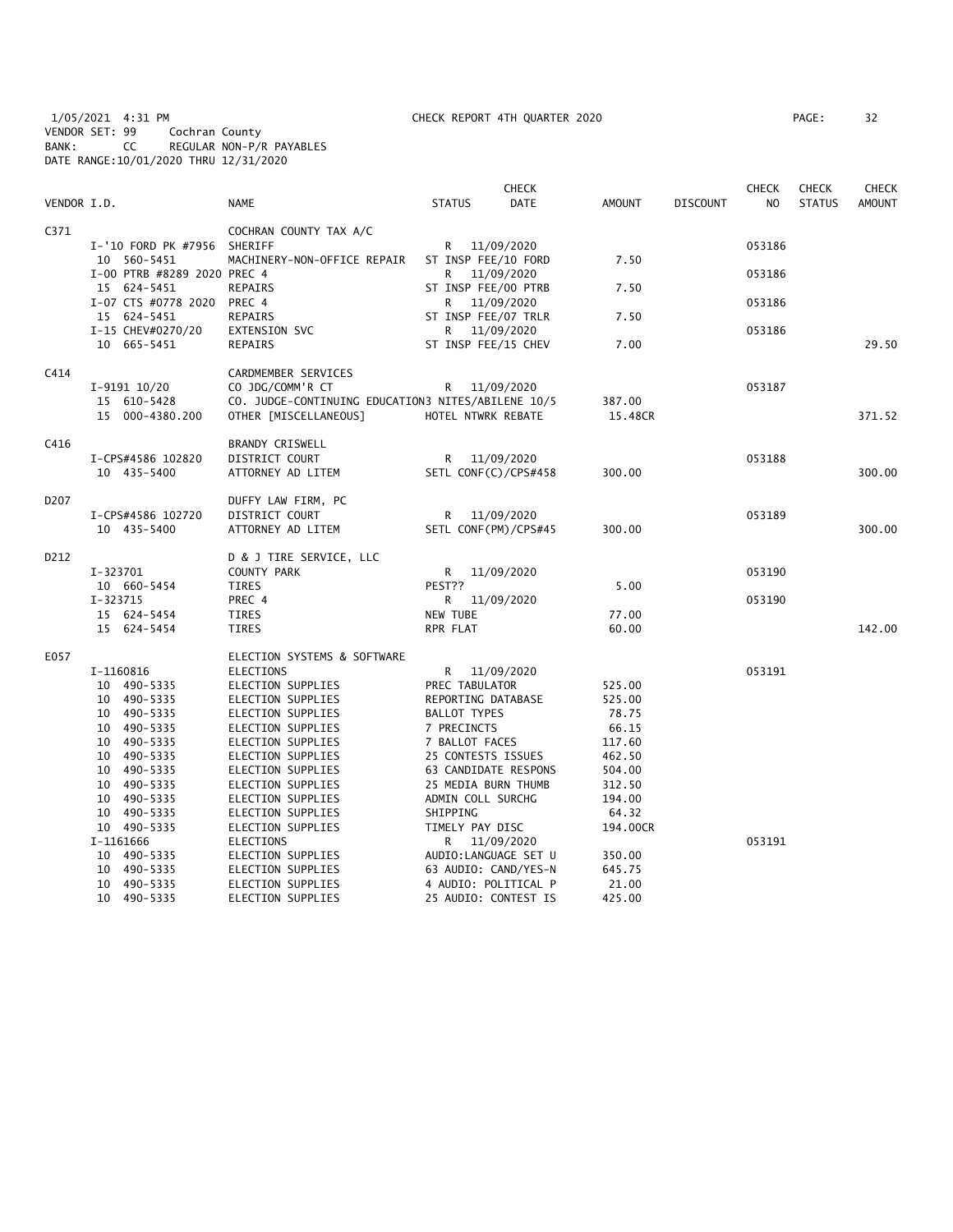1/05/2021 4:31 PM CHECK REPORT 4TH QUARTER 2020
VENDOR SET: 99 Cochran County
BANK: CC REGULAR NON-P/R PAYABLES
DATE RANGE:10/01/2020 THRU 12/31/2020

| VENDOR I.D. | | NAME | STATUS | CHECK DATE | AMOUNT | DISCOUNT | CHECK NO | CHECK STATUS | CHECK AMOUNT |
|---|---|---|---|---|---|---|---|---|---|
| C371 | | COCHRAN COUNTY TAX A/C | | | | | | | |
| | I-'10 FORD PK #7956 | SHERIFF | R | 11/09/2020 | | | 053186 | | |
| | 10 560-5451 | MACHINERY-NON-OFFICE REPAIR | ST INSP FEE/10 FORD | | 7.50 | | | | |
| | I-00 PTRB #8289 2020 | PREC 4 | R | 11/09/2020 | | | 053186 | | |
| | 15 624-5451 | REPAIRS | ST INSP FEE/00 PTRB | | 7.50 | | | | |
| | I-07 CTS #0778 2020 | PREC 4 | R | 11/09/2020 | | | 053186 | | |
| | 15 624-5451 | REPAIRS | ST INSP FEE/07 TRLR | | 7.50 | | | | |
| | I-15 CHEV#0270/20 | EXTENSION SVC | R | 11/09/2020 | | | 053186 | | |
| | 10 665-5451 | REPAIRS | ST INSP FEE/15 CHEV | | 7.00 | | | | 29.50 |
| C414 | | CARDMEMBER SERVICES | | | | | | | |
| | I-9191 10/20 | CO JDG/COMM'R CT | R | 11/09/2020 | | | 053187 | | |
| | 15 610-5428 | CO. JUDGE-CONTINUING EDUCATION | 3 NITES/ABILENE 10/5 | | 387.00 | | | | |
| | 15 000-4380.200 | OTHER [MISCELLANEOUS] | HOTEL NTWRK REBATE | | 15.48CR | | | | 371.52 |
| C416 | | BRANDY CRISWELL | | | | | | | |
| | I-CPS#4586 102820 | DISTRICT COURT | R | 11/09/2020 | | | 053188 | | |
| | 10 435-5400 | ATTORNEY AD LITEM | SETL CONF(C)/CPS#458 | | 300.00 | | | | 300.00 |
| D207 | | DUFFY LAW FIRM, PC | | | | | | | |
| | I-CPS#4586 102720 | DISTRICT COURT | R | 11/09/2020 | | | 053189 | | |
| | 10 435-5400 | ATTORNEY AD LITEM | SETL CONF(PM)/CPS#45 | | 300.00 | | | | 300.00 |
| D212 | | D & J TIRE SERVICE, LLC | | | | | | | |
| | I-323701 | COUNTY PARK | R | 11/09/2020 | | | 053190 | | |
| | 10 660-5454 | TIRES | PEST?? | | 5.00 | | | | |
| | I-323715 | PREC 4 | R | 11/09/2020 | | | 053190 | | |
| | 15 624-5454 | TIRES | NEW TUBE | | 77.00 | | | | |
| | 15 624-5454 | TIRES | RPR FLAT | | 60.00 | | | | 142.00 |
| E057 | | ELECTION SYSTEMS & SOFTWARE | | | | | | | |
| | I-1160816 | ELECTIONS | R | 11/09/2020 | | | 053191 | | |
| | 10 490-5335 | ELECTION SUPPLIES | PREC TABULATOR | | 525.00 | | | | |
| | 10 490-5335 | ELECTION SUPPLIES | REPORTING DATABASE | | 525.00 | | | | |
| | 10 490-5335 | ELECTION SUPPLIES | BALLOT TYPES | | 78.75 | | | | |
| | 10 490-5335 | ELECTION SUPPLIES | 7 PRECINCTS | | 66.15 | | | | |
| | 10 490-5335 | ELECTION SUPPLIES | 7 BALLOT FACES | | 117.60 | | | | |
| | 10 490-5335 | ELECTION SUPPLIES | 25 CONTESTS ISSUES | | 462.50 | | | | |
| | 10 490-5335 | ELECTION SUPPLIES | 63 CANDIDATE RESPONS | | 504.00 | | | | |
| | 10 490-5335 | ELECTION SUPPLIES | 25 MEDIA BURN THUMB | | 312.50 | | | | |
| | 10 490-5335 | ELECTION SUPPLIES | ADMIN COLL SURCHG | | 194.00 | | | | |
| | 10 490-5335 | ELECTION SUPPLIES | SHIPPING | | 64.32 | | | | |
| | 10 490-5335 | ELECTION SUPPLIES | TIMELY PAY DISC | | 194.00CR | | | | |
| | I-1161666 | ELECTIONS | R | 11/09/2020 | | | 053191 | | |
| | 10 490-5335 | ELECTION SUPPLIES | AUDIO:LANGUAGE SET U | | 350.00 | | | | |
| | 10 490-5335 | ELECTION SUPPLIES | 63 AUDIO: CAND/YES-N | | 645.75 | | | | |
| | 10 490-5335 | ELECTION SUPPLIES | 4 AUDIO: POLITICAL P | | 21.00 | | | | |
| | 10 490-5335 | ELECTION SUPPLIES | 25 AUDIO: CONTEST IS | | 425.00 | | | | |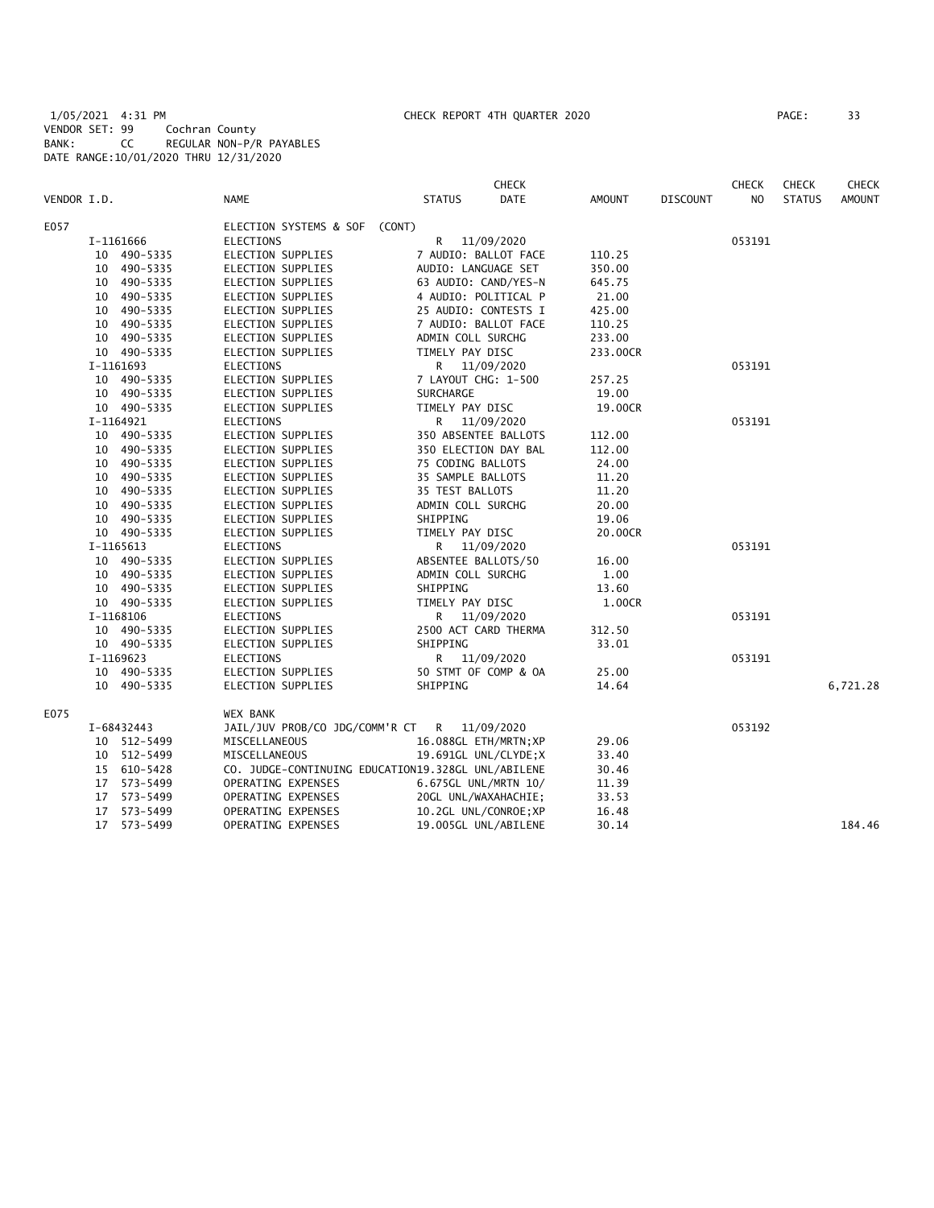1/05/2021 4:31 PM CHECK REPORT 4TH QUARTER 2020

VENDOR SET: 99 Cochran County
BANK: CC REGULAR NON-P/R PAYABLES
DATE RANGE:10/01/2020 THRU 12/31/2020

| VENDOR I.D. | NAME | STATUS | CHECK DATE | AMOUNT | DISCOUNT | CHECK NO | CHECK STATUS | CHECK AMOUNT |
|---|---|---|---|---|---|---|---|---|
| E057 | ELECTION SYSTEMS & SOF (CONT) | | | | | | | |
| I-1161666 | ELECTIONS | R | 11/09/2020 | | | 053191 | | |
| 10 490-5335 | ELECTION SUPPLIES | 7 AUDIO: BALLOT FACE | | 110.25 | | | | |
| 10 490-5335 | ELECTION SUPPLIES | AUDIO: LANGUAGE SET | | 350.00 | | | | |
| 10 490-5335 | ELECTION SUPPLIES | 63 AUDIO: CAND/YES-N | | 645.75 | | | | |
| 10 490-5335 | ELECTION SUPPLIES | 4 AUDIO: POLITICAL P | | 21.00 | | | | |
| 10 490-5335 | ELECTION SUPPLIES | 25 AUDIO: CONTESTS I | | 425.00 | | | | |
| 10 490-5335 | ELECTION SUPPLIES | 7 AUDIO: BALLOT FACE | | 110.25 | | | | |
| 10 490-5335 | ELECTION SUPPLIES | ADMIN COLL SURCHG | | 233.00 | | | | |
| 10 490-5335 | ELECTION SUPPLIES | TIMELY PAY DISC | | 233.00CR | | | | |
| I-1161693 | ELECTIONS | R | 11/09/2020 | | | 053191 | | |
| 10 490-5335 | ELECTION SUPPLIES | 7 LAYOUT CHG: 1-500 | | 257.25 | | | | |
| 10 490-5335 | ELECTION SUPPLIES | SURCHARGE | | 19.00 | | | | |
| 10 490-5335 | ELECTION SUPPLIES | TIMELY PAY DISC | | 19.00CR | | | | |
| I-1164921 | ELECTIONS | R | 11/09/2020 | | | 053191 | | |
| 10 490-5335 | ELECTION SUPPLIES | 350 ABSENTEE BALLOTS | | 112.00 | | | | |
| 10 490-5335 | ELECTION SUPPLIES | 350 ELECTION DAY BAL | | 112.00 | | | | |
| 10 490-5335 | ELECTION SUPPLIES | 75 CODING BALLOTS | | 24.00 | | | | |
| 10 490-5335 | ELECTION SUPPLIES | 35 SAMPLE BALLOTS | | 11.20 | | | | |
| 10 490-5335 | ELECTION SUPPLIES | 35 TEST BALLOTS | | 11.20 | | | | |
| 10 490-5335 | ELECTION SUPPLIES | ADMIN COLL SURCHG | | 20.00 | | | | |
| 10 490-5335 | ELECTION SUPPLIES | SHIPPING | | 19.06 | | | | |
| 10 490-5335 | ELECTION SUPPLIES | TIMELY PAY DISC | | 20.00CR | | | | |
| I-1165613 | ELECTIONS | R | 11/09/2020 | | | 053191 | | |
| 10 490-5335 | ELECTION SUPPLIES | ABSENTEE BALLOTS/50 | | 16.00 | | | | |
| 10 490-5335 | ELECTION SUPPLIES | ADMIN COLL SURCHG | | 1.00 | | | | |
| 10 490-5335 | ELECTION SUPPLIES | SHIPPING | | 13.60 | | | | |
| 10 490-5335 | ELECTION SUPPLIES | TIMELY PAY DISC | | 1.00CR | | | | |
| I-1168106 | ELECTIONS | R | 11/09/2020 | | | 053191 | | |
| 10 490-5335 | ELECTION SUPPLIES | 2500 ACT CARD THERMA | | 312.50 | | | | |
| 10 490-5335 | ELECTION SUPPLIES | SHIPPING | | 33.01 | | | | |
| I-1169623 | ELECTIONS | R | 11/09/2020 | | | 053191 | | |
| 10 490-5335 | ELECTION SUPPLIES | 50 STMT OF COMP & OA | | 25.00 | | | | |
| 10 490-5335 | ELECTION SUPPLIES | SHIPPING | | 14.64 | | | | 6,721.28 |
| E075 | WEX BANK | | | | | | | |
| I-68432443 | JAIL/JUV PROB/CO JDG/COMM'R CT | R | 11/09/2020 | | | 053192 | | |
| 10 512-5499 | MISCELLANEOUS | 16.088GL ETH/MRTN;XP | | 29.06 | | | | |
| 10 512-5499 | MISCELLANEOUS | 19.691GL UNL/CLYDE;X | | 33.40 | | | | |
| 15 610-5428 | CO. JUDGE-CONTINUING EDUCATION | 19.328GL UNL/ABILENE | | 30.46 | | | | |
| 17 573-5499 | OPERATING EXPENSES | 6.675GL UNL/MRTN 10/ | | 11.39 | | | | |
| 17 573-5499 | OPERATING EXPENSES | 20GL UNL/WAXAHACHIE; | | 33.53 | | | | |
| 17 573-5499 | OPERATING EXPENSES | 10.2GL UNL/CONROE;XP | | 16.48 | | | | |
| 17 573-5499 | OPERATING EXPENSES | 19.005GL UNL/ABILENE | | 30.14 | | | | 184.46 |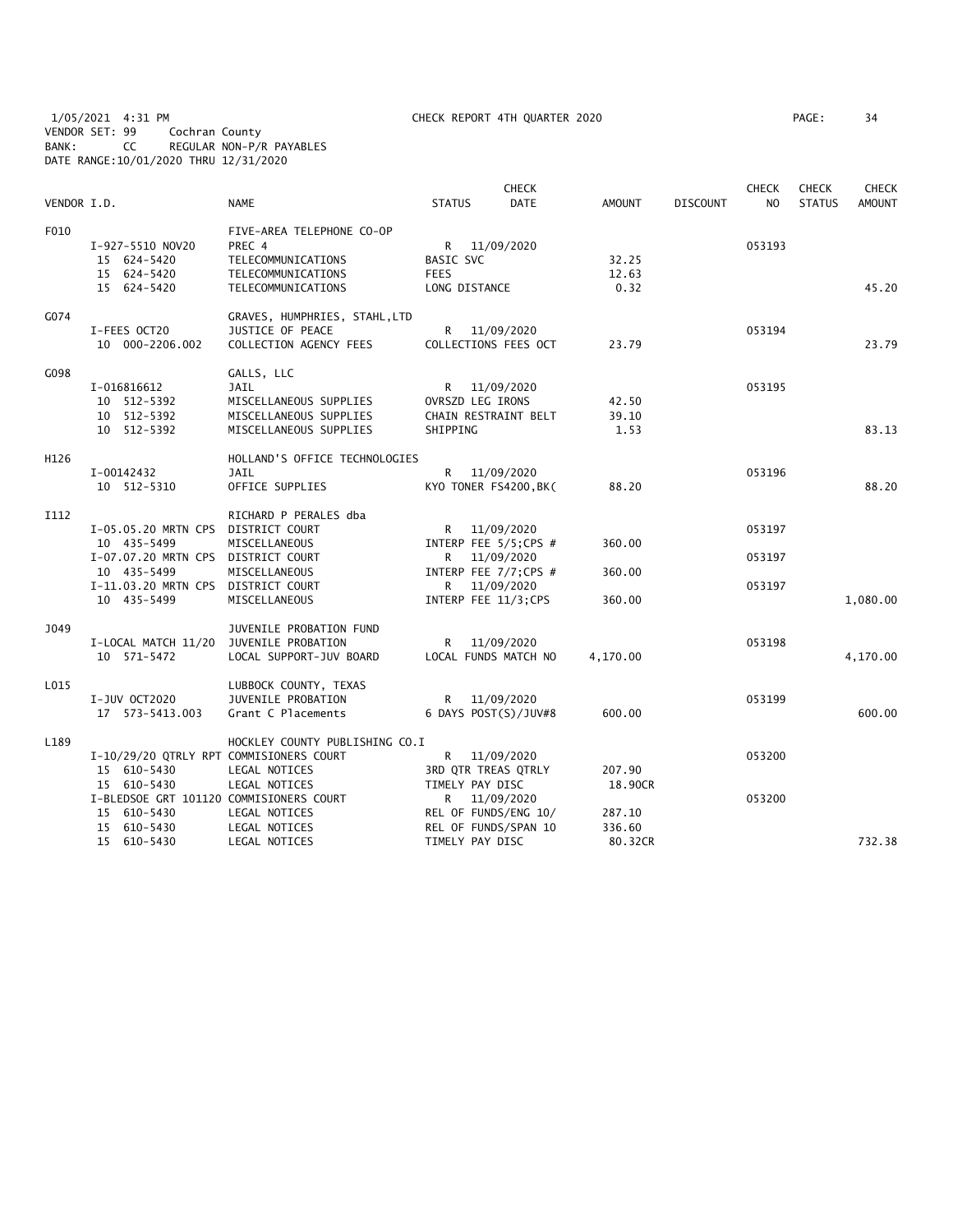1/05/2021 4:31 PM CHECK REPORT 4TH QUARTER 2020 PAGE: 34
VENDOR SET: 99 Cochran County
BANK: CC REGULAR NON-P/R PAYABLES
DATE RANGE:10/01/2020 THRU 12/31/2020

| VENDOR I.D. | | NAME | STATUS | CHECK DATE | AMOUNT | DISCOUNT | CHECK NO | CHECK STATUS | CHECK AMOUNT |
|---|---|---|---|---|---|---|---|---|---|
| F010 | | FIVE-AREA TELEPHONE CO-OP | | | | | | | |
| | I-927-5510 NOV20 | PREC 4 | R | 11/09/2020 | | | 053193 | | |
| | 15 624-5420 | TELECOMMUNICATIONS | BASIC SVC | | 32.25 | | | | |
| | 15 624-5420 | TELECOMMUNICATIONS | FEES | | 12.63 | | | | |
| | 15 624-5420 | TELECOMMUNICATIONS | LONG DISTANCE | | 0.32 | | | | 45.20 |
| G074 | | GRAVES, HUMPHRIES, STAHL,LTD | | | | | | | |
| | I-FEES OCT20 | JUSTICE OF PEACE | R | 11/09/2020 | | | 053194 | | |
| | 10 000-2206.002 | COLLECTION AGENCY FEES | COLLECTIONS FEES OCT | | 23.79 | | | | 23.79 |
| G098 | | GALLS, LLC | | | | | | | |
| | I-016816612 | JAIL | R | 11/09/2020 | | | 053195 | | |
| | 10 512-5392 | MISCELLANEOUS SUPPLIES | OVRSZD LEG IRONS | | 42.50 | | | | |
| | 10 512-5392 | MISCELLANEOUS SUPPLIES | CHAIN RESTRAINT BELT | | 39.10 | | | | |
| | 10 512-5392 | MISCELLANEOUS SUPPLIES | SHIPPING | | 1.53 | | | | 83.13 |
| H126 | | HOLLAND'S OFFICE TECHNOLOGIES | | | | | | | |
| | I-00142432 | JAIL | R | 11/09/2020 | | | 053196 | | |
| | 10 512-5310 | OFFICE SUPPLIES | KYO TONER FS4200,BK( | | 88.20 | | | | 88.20 |
| I112 | | RICHARD P PERALES dba | | | | | | | |
| | I-05.05.20 MRTN CPS | DISTRICT COURT | R | 11/09/2020 | | | 053197 | | |
| | 10 435-5499 | MISCELLANEOUS | INTERP FEE 5/5;CPS # | | 360.00 | | | | |
| | I-07.07.20 MRTN CPS | DISTRICT COURT | R | 11/09/2020 | | | 053197 | | |
| | 10 435-5499 | MISCELLANEOUS | INTERP FEE 7/7;CPS # | | 360.00 | | | | |
| | I-11.03.20 MRTN CPS | DISTRICT COURT | R | 11/09/2020 | | | 053197 | | |
| | 10 435-5499 | MISCELLANEOUS | INTERP FEE 11/3;CPS | | 360.00 | | | | 1,080.00 |
| J049 | | JUVENILE PROBATION FUND | | | | | | | |
| | I-LOCAL MATCH 11/20 | JUVENILE PROBATION | R | 11/09/2020 | | | 053198 | | |
| | 10 571-5472 | LOCAL SUPPORT-JUV BOARD | LOCAL FUNDS MATCH NO | | 4,170.00 | | | | 4,170.00 |
| L015 | | LUBBOCK COUNTY, TEXAS | | | | | | | |
| | I-JUV OCT2020 | JUVENILE PROBATION | R | 11/09/2020 | | | 053199 | | |
| | 17 573-5413.003 | Grant C Placements | 6 DAYS POST(S)/JUV#8 | | 600.00 | | | | 600.00 |
| L189 | | HOCKLEY COUNTY PUBLISHING CO.I | | | | | | | |
| | I-10/29/20 QTRLY RPT | COMMISIONERS COURT | R | 11/09/2020 | | | 053200 | | |
| | 15 610-5430 | LEGAL NOTICES | 3RD QTR TREAS QTRLY | | 207.90 | | | | |
| | 15 610-5430 | LEGAL NOTICES | TIMELY PAY DISC | | 18.90CR | | | | |
| | I-BLEDSOE GRT 101120 | COMMISIONERS COURT | R | 11/09/2020 | | | 053200 | | |
| | 15 610-5430 | LEGAL NOTICES | REL OF FUNDS/ENG 10/ | | 287.10 | | | | |
| | 15 610-5430 | LEGAL NOTICES | REL OF FUNDS/SPAN 10 | | 336.60 | | | | |
| | 15 610-5430 | LEGAL NOTICES | TIMELY PAY DISC | | 80.32CR | | | | 732.38 |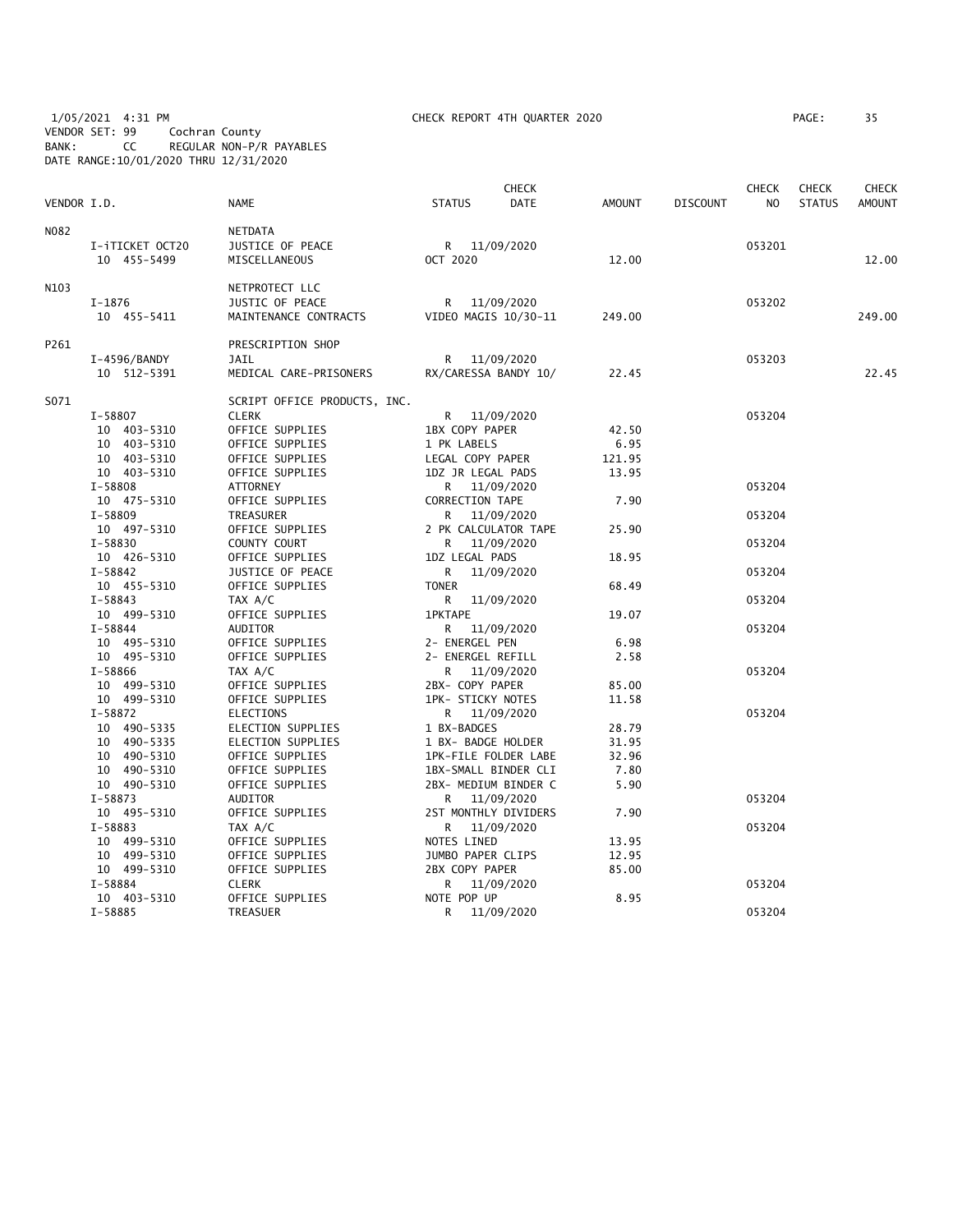1/05/2021 4:31 PM CHECK REPORT 4TH QUARTER 2020

VENDOR SET: 99 Cochran County

BANK: CC REGULAR NON-P/R PAYABLES

DATE RANGE:10/01/2020 THRU 12/31/2020

| VENDOR I.D. | NAME | STATUS | CHECK DATE | AMOUNT | DISCOUNT | CHECK NO | CHECK STATUS | CHECK AMOUNT |
|---|---|---|---|---|---|---|---|---|
| N082 | NETDATA | | | | | | | |
| I-iTICKET OCT20 | JUSTICE OF PEACE | R | 11/09/2020 | | | 053201 | | |
| 10 455-5499 | MISCELLANEOUS | OCT 2020 | | 12.00 | | | | 12.00 |
| N103 | NETPROTECT LLC | | | | | | | |
| I-1876 | JUSTIC OF PEACE | R | 11/09/2020 | | | 053202 | | |
| 10 455-5411 | MAINTENANCE CONTRACTS | VIDEO MAGIS 10/30-11 | | 249.00 | | | | 249.00 |
| P261 | PRESCRIPTION SHOP | | | | | | | |
| I-4596/BANDY | JAIL | R | 11/09/2020 | | | 053203 | | |
| 10 512-5391 | MEDICAL CARE-PRISONERS | RX/CARESSA BANDY 10/ | | 22.45 | | | | 22.45 |
| S071 | SCRIPT OFFICE PRODUCTS, INC. | | | | | | | |
| I-58807 | CLERK | R | 11/09/2020 | | | 053204 | | |
| 10 403-5310 | OFFICE SUPPLIES | 1BX COPY PAPER | | 42.50 | | | | |
| 10 403-5310 | OFFICE SUPPLIES | 1 PK LABELS | | 6.95 | | | | |
| 10 403-5310 | OFFICE SUPPLIES | LEGAL COPY PAPER | | 121.95 | | | | |
| 10 403-5310 | OFFICE SUPPLIES | 1DZ JR LEGAL PADS | | 13.95 | | | | |
| I-58808 | ATTORNEY | R | 11/09/2020 | | | 053204 | | |
| 10 475-5310 | OFFICE SUPPLIES | CORRECTION TAPE | | 7.90 | | | | |
| I-58809 | TREASURER | R | 11/09/2020 | | | 053204 | | |
| 10 497-5310 | OFFICE SUPPLIES | 2 PK CALCULATOR TAPE | | 25.90 | | | | |
| I-58830 | COUNTY COURT | R | 11/09/2020 | | | 053204 | | |
| 10 426-5310 | OFFICE SUPPLIES | 1DZ LEGAL PADS | | 18.95 | | | | |
| I-58842 | JUSTICE OF PEACE | R | 11/09/2020 | | | 053204 | | |
| 10 455-5310 | OFFICE SUPPLIES | TONER | | 68.49 | | | | |
| I-58843 | TAX A/C | R | 11/09/2020 | | | 053204 | | |
| 10 499-5310 | OFFICE SUPPLIES | 1PKTAPE | | 19.07 | | | | |
| I-58844 | AUDITOR | R | 11/09/2020 | | | 053204 | | |
| 10 495-5310 | OFFICE SUPPLIES | 2- ENERGEL PEN | | 6.98 | | | | |
| 10 495-5310 | OFFICE SUPPLIES | 2- ENERGEL REFILL | | 2.58 | | | | |
| I-58866 | TAX A/C | R | 11/09/2020 | | | 053204 | | |
| 10 499-5310 | OFFICE SUPPLIES | 2BX- COPY PAPER | | 85.00 | | | | |
| 10 499-5310 | OFFICE SUPPLIES | 1PK- STICKY NOTES | | 11.58 | | | | |
| I-58872 | ELECTIONS | R | 11/09/2020 | | | 053204 | | |
| 10 490-5335 | ELECTION SUPPLIES | 1 BX-BADGES | | 28.79 | | | | |
| 10 490-5335 | ELECTION SUPPLIES | 1 BX- BADGE HOLDER | | 31.95 | | | | |
| 10 490-5310 | OFFICE SUPPLIES | 1PK-FILE FOLDER LABE | | 32.96 | | | | |
| 10 490-5310 | OFFICE SUPPLIES | 1BX-SMALL BINDER CLI | | 7.80 | | | | |
| 10 490-5310 | OFFICE SUPPLIES | 2BX- MEDIUM BINDER C | | 5.90 | | | | |
| I-58873 | AUDITOR | R | 11/09/2020 | | | 053204 | | |
| 10 495-5310 | OFFICE SUPPLIES | 2ST MONTHLY DIVIDERS | | 7.90 | | | | |
| I-58883 | TAX A/C | R | 11/09/2020 | | | 053204 | | |
| 10 499-5310 | OFFICE SUPPLIES | NOTES LINED | | 13.95 | | | | |
| 10 499-5310 | OFFICE SUPPLIES | JUMBO PAPER CLIPS | | 12.95 | | | | |
| 10 499-5310 | OFFICE SUPPLIES | 2BX COPY PAPER | | 85.00 | | | | |
| I-58884 | CLERK | R | 11/09/2020 | | | 053204 | | |
| 10 403-5310 | OFFICE SUPPLIES | NOTE POP UP | | 8.95 | | | | |
| I-58885 | TREASUER | R | 11/09/2020 | | | 053204 | | |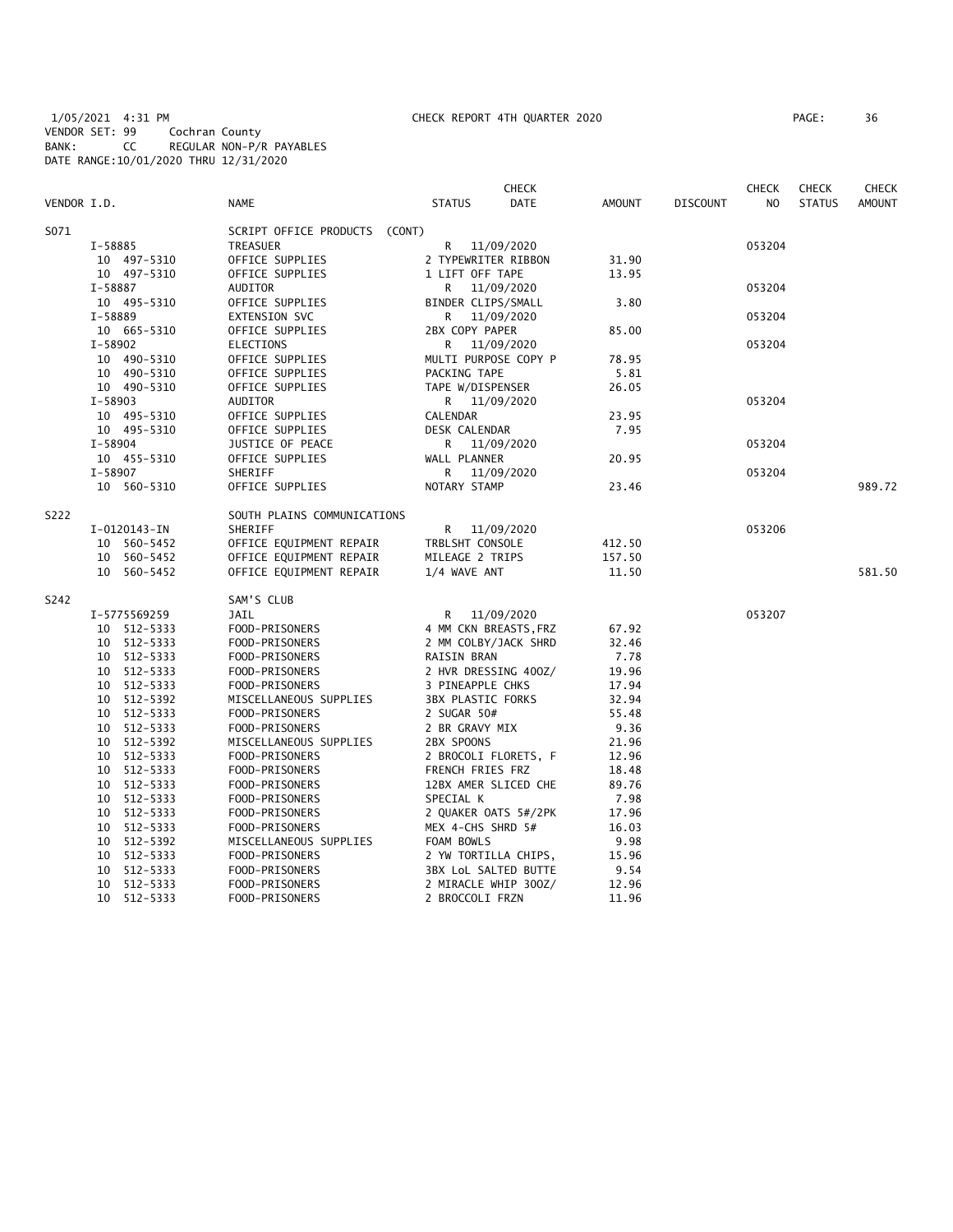1/05/2021 4:31 PM CHECK REPORT 4TH QUARTER 2020
VENDOR SET: 99 Cochran County
BANK: CC REGULAR NON-P/R PAYABLES
DATE RANGE:10/01/2020 THRU 12/31/2020

| VENDOR I.D. | NAME | STATUS | CHECK DATE | AMOUNT | DISCOUNT | CHECK NO | CHECK STATUS | CHECK AMOUNT |
|---|---|---|---|---|---|---|---|---|
| S071 | SCRIPT OFFICE PRODUCTS (CONT) | | | | | | | |
| I-58885 | TREASUER | R | 11/09/2020 | | | 053204 | | |
| 10 497-5310 | OFFICE SUPPLIES | 2 TYPEWRITER RIBBON | | 31.90 | | | | |
| 10 497-5310 | OFFICE SUPPLIES | 1 LIFT OFF TAPE | | 13.95 | | | | |
| I-58887 | AUDITOR | R | 11/09/2020 | | | 053204 | | |
| 10 495-5310 | OFFICE SUPPLIES | BINDER CLIPS/SMALL | | 3.80 | | | | |
| I-58889 | EXTENSION SVC | R | 11/09/2020 | | | 053204 | | |
| 10 665-5310 | OFFICE SUPPLIES | 2BX COPY PAPER | | 85.00 | | | | |
| I-58902 | ELECTIONS | R | 11/09/2020 | | | 053204 | | |
| 10 490-5310 | OFFICE SUPPLIES | MULTI PURPOSE COPY P | | 78.95 | | | | |
| 10 490-5310 | OFFICE SUPPLIES | PACKING TAPE | | 5.81 | | | | |
| 10 490-5310 | OFFICE SUPPLIES | TAPE W/DISPENSER | | 26.05 | | | | |
| I-58903 | AUDITOR | R | 11/09/2020 | | | 053204 | | |
| 10 495-5310 | OFFICE SUPPLIES | CALENDAR | | 23.95 | | | | |
| 10 495-5310 | OFFICE SUPPLIES | DESK CALENDAR | | 7.95 | | | | |
| I-58904 | JUSTICE OF PEACE | R | 11/09/2020 | | | 053204 | | |
| 10 455-5310 | OFFICE SUPPLIES | WALL PLANNER | | 20.95 | | | | |
| I-58907 | SHERIFF | R | 11/09/2020 | | | 053204 | | |
| 10 560-5310 | OFFICE SUPPLIES | NOTARY STAMP | | 23.46 | | | | 989.72 |
| S222 | SOUTH PLAINS COMMUNICATIONS | | | | | | | |
| I-0120143-IN | SHERIFF | R | 11/09/2020 | | | 053206 | | |
| 10 560-5452 | OFFICE EQUIPMENT REPAIR | TRBLSHT CONSOLE | | 412.50 | | | | |
| 10 560-5452 | OFFICE EQUIPMENT REPAIR | MILEAGE 2 TRIPS | | 157.50 | | | | |
| 10 560-5452 | OFFICE EQUIPMENT REPAIR | 1/4 WAVE ANT | | 11.50 | | | | 581.50 |
| S242 | SAM'S CLUB | | | | | | | |
| I-5775569259 | JAIL | R | 11/09/2020 | | | 053207 | | |
| 10 512-5333 | FOOD-PRISONERS | 4 MM CKN BREASTS,FRZ | | 67.92 | | | | |
| 10 512-5333 | FOOD-PRISONERS | 2 MM COLBY/JACK SHRD | | 32.46 | | | | |
| 10 512-5333 | FOOD-PRISONERS | RAISIN BRAN | | 7.78 | | | | |
| 10 512-5333 | FOOD-PRISONERS | 2 HVR DRESSING 40OZ/ | | 19.96 | | | | |
| 10 512-5333 | FOOD-PRISONERS | 3 PINEAPPLE CHKS | | 17.94 | | | | |
| 10 512-5392 | MISCELLANEOUS SUPPLIES | 3BX PLASTIC FORKS | | 32.94 | | | | |
| 10 512-5333 | FOOD-PRISONERS | 2 SUGAR 50# | | 55.48 | | | | |
| 10 512-5333 | FOOD-PRISONERS | 2 BR GRAVY MIX | | 9.36 | | | | |
| 10 512-5392 | MISCELLANEOUS SUPPLIES | 2BX SPOONS | | 21.96 | | | | |
| 10 512-5333 | FOOD-PRISONERS | 2 BROCOLI FLORETS, F | | 12.96 | | | | |
| 10 512-5333 | FOOD-PRISONERS | FRENCH FRIES FRZ | | 18.48 | | | | |
| 10 512-5333 | FOOD-PRISONERS | 12BX AMER SLICED CHE | | 89.76 | | | | |
| 10 512-5333 | FOOD-PRISONERS | SPECIAL K | | 7.98 | | | | |
| 10 512-5333 | FOOD-PRISONERS | 2 QUAKER OATS 5#/2PK | | 17.96 | | | | |
| 10 512-5333 | FOOD-PRISONERS | MEX 4-CHS SHRD 5# | | 16.03 | | | | |
| 10 512-5392 | MISCELLANEOUS SUPPLIES | FOAM BOWLS | | 9.98 | | | | |
| 10 512-5333 | FOOD-PRISONERS | 2 YW TORTILLA CHIPS, | | 15.96 | | | | |
| 10 512-5333 | FOOD-PRISONERS | 3BX LoL SALTED BUTTE | | 9.54 | | | | |
| 10 512-5333 | FOOD-PRISONERS | 2 MIRACLE WHIP 30OZ/ | | 12.96 | | | | |
| 10 512-5333 | FOOD-PRISONERS | 2 BROCCOLI FRZN | | 11.96 | | | | |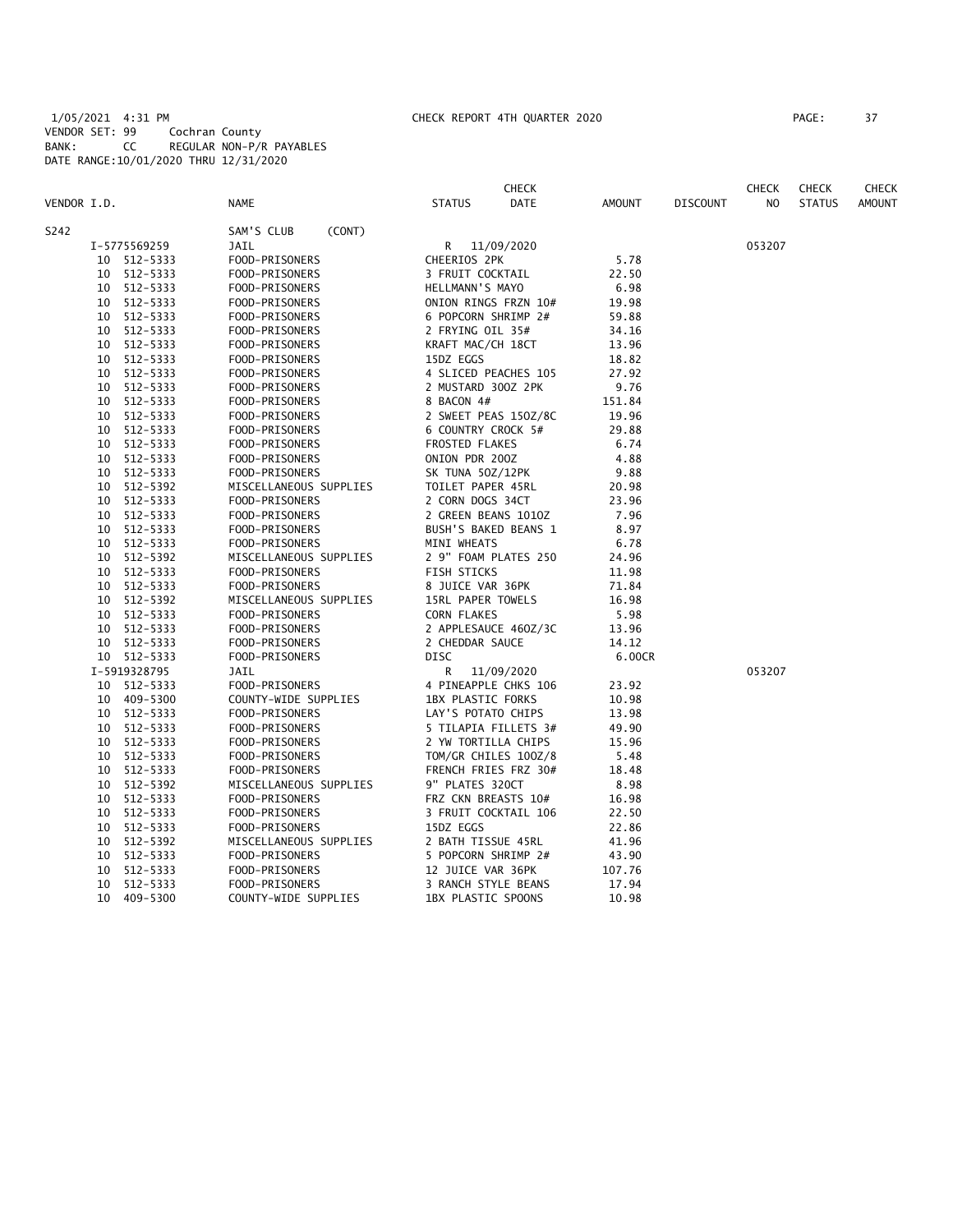1/05/2021 4:31 PM CHECK REPORT 4TH QUARTER 2020
VENDOR SET: 99 Cochran County
BANK: CC REGULAR NON-P/R PAYABLES
DATE RANGE:10/01/2020 THRU 12/31/2020

| VENDOR I.D. | | NAME | STATUS | CHECK DATE | AMOUNT | DISCOUNT | CHECK NO | CHECK STATUS | CHECK AMOUNT |
|---|---|---|---|---|---|---|---|---|---|
| S242 | | SAM'S CLUB (CONT) | | | | | | | |
| I-5775569259 | | JAIL | R | 11/09/2020 | | | 053207 | | |
| 10 | 512-5333 | FOOD-PRISONERS | CHEERIOS 2PK | | 5.78 | | | | |
| 10 | 512-5333 | FOOD-PRISONERS | 3 FRUIT COCKTAIL | | 22.50 | | | | |
| 10 | 512-5333 | FOOD-PRISONERS | HELLMANN'S MAYO | | 6.98 | | | | |
| 10 | 512-5333 | FOOD-PRISONERS | ONION RINGS FRZN 10# | | 19.98 | | | | |
| 10 | 512-5333 | FOOD-PRISONERS | 6 POPCORN SHRIMP 2# | | 59.88 | | | | |
| 10 | 512-5333 | FOOD-PRISONERS | 2 FRYING OIL 35# | | 34.16 | | | | |
| 10 | 512-5333 | FOOD-PRISONERS | KRAFT MAC/CH 18CT | | 13.96 | | | | |
| 10 | 512-5333 | FOOD-PRISONERS | 15DZ EGGS | | 18.82 | | | | |
| 10 | 512-5333 | FOOD-PRISONERS | 4 SLICED PEACHES 105 | | 27.92 | | | | |
| 10 | 512-5333 | FOOD-PRISONERS | 2 MUSTARD 30OZ 2PK | | 9.76 | | | | |
| 10 | 512-5333 | FOOD-PRISONERS | 8 BACON 4# | | 151.84 | | | | |
| 10 | 512-5333 | FOOD-PRISONERS | 2 SWEET PEAS 15OZ/8C | | 19.96 | | | | |
| 10 | 512-5333 | FOOD-PRISONERS | 6 COUNTRY CROCK 5# | | 29.88 | | | | |
| 10 | 512-5333 | FOOD-PRISONERS | FROSTED FLAKES | | 6.74 | | | | |
| 10 | 512-5333 | FOOD-PRISONERS | ONION PDR 20OZ | | 4.88 | | | | |
| 10 | 512-5333 | FOOD-PRISONERS | SK TUNA 5OZ/12PK | | 9.88 | | | | |
| 10 | 512-5392 | MISCELLANEOUS SUPPLIES | TOILET PAPER 45RL | | 20.98 | | | | |
| 10 | 512-5333 | FOOD-PRISONERS | 2 CORN DOGS 34CT | | 23.96 | | | | |
| 10 | 512-5333 | FOOD-PRISONERS | 2 GREEN BEANS 101OZ | | 7.96 | | | | |
| 10 | 512-5333 | FOOD-PRISONERS | BUSH'S BAKED BEANS 1 | | 8.97 | | | | |
| 10 | 512-5333 | FOOD-PRISONERS | MINI WHEATS | | 6.78 | | | | |
| 10 | 512-5392 | MISCELLANEOUS SUPPLIES | 2 9" FOAM PLATES 250 | | 24.96 | | | | |
| 10 | 512-5333 | FOOD-PRISONERS | FISH STICKS | | 11.98 | | | | |
| 10 | 512-5333 | FOOD-PRISONERS | 8 JUICE VAR 36PK | | 71.84 | | | | |
| 10 | 512-5392 | MISCELLANEOUS SUPPLIES | 15RL PAPER TOWELS | | 16.98 | | | | |
| 10 | 512-5333 | FOOD-PRISONERS | CORN FLAKES | | 5.98 | | | | |
| 10 | 512-5333 | FOOD-PRISONERS | 2 APPLESAUCE 46OZ/3C | | 13.96 | | | | |
| 10 | 512-5333 | FOOD-PRISONERS | 2 CHEDDAR SAUCE | | 14.12 | | | | |
| 10 | 512-5333 | FOOD-PRISONERS | DISC | | 6.00CR | | | | |
| I-5919328795 | | JAIL | R | 11/09/2020 | | | 053207 | | |
| 10 | 512-5333 | FOOD-PRISONERS | 4 PINEAPPLE CHKS 106 | | 23.92 | | | | |
| 10 | 409-5300 | COUNTY-WIDE SUPPLIES | 1BX PLASTIC FORKS | | 10.98 | | | | |
| 10 | 512-5333 | FOOD-PRISONERS | LAY'S POTATO CHIPS | | 13.98 | | | | |
| 10 | 512-5333 | FOOD-PRISONERS | 5 TILAPIA FILLETS 3# | | 49.90 | | | | |
| 10 | 512-5333 | FOOD-PRISONERS | 2 YW TORTILLA CHIPS | | 15.96 | | | | |
| 10 | 512-5333 | FOOD-PRISONERS | TOM/GR CHILES 10OZ/8 | | 5.48 | | | | |
| 10 | 512-5333 | FOOD-PRISONERS | FRENCH FRIES FRZ 30# | | 18.48 | | | | |
| 10 | 512-5392 | MISCELLANEOUS SUPPLIES | 9" PLATES 320CT | | 8.98 | | | | |
| 10 | 512-5333 | FOOD-PRISONERS | FRZ CKN BREASTS 10# | | 16.98 | | | | |
| 10 | 512-5333 | FOOD-PRISONERS | 3 FRUIT COCKTAIL 106 | | 22.50 | | | | |
| 10 | 512-5333 | FOOD-PRISONERS | 15DZ EGGS | | 22.86 | | | | |
| 10 | 512-5392 | MISCELLANEOUS SUPPLIES | 2 BATH TISSUE 45RL | | 41.96 | | | | |
| 10 | 512-5333 | FOOD-PRISONERS | 5 POPCORN SHRIMP 2# | | 43.90 | | | | |
| 10 | 512-5333 | FOOD-PRISONERS | 12 JUICE VAR 36PK | | 107.76 | | | | |
| 10 | 512-5333 | FOOD-PRISONERS | 3 RANCH STYLE BEANS | | 17.94 | | | | |
| 10 | 409-5300 | COUNTY-WIDE SUPPLIES | 1BX PLASTIC SPOONS | | 10.98 | | | | |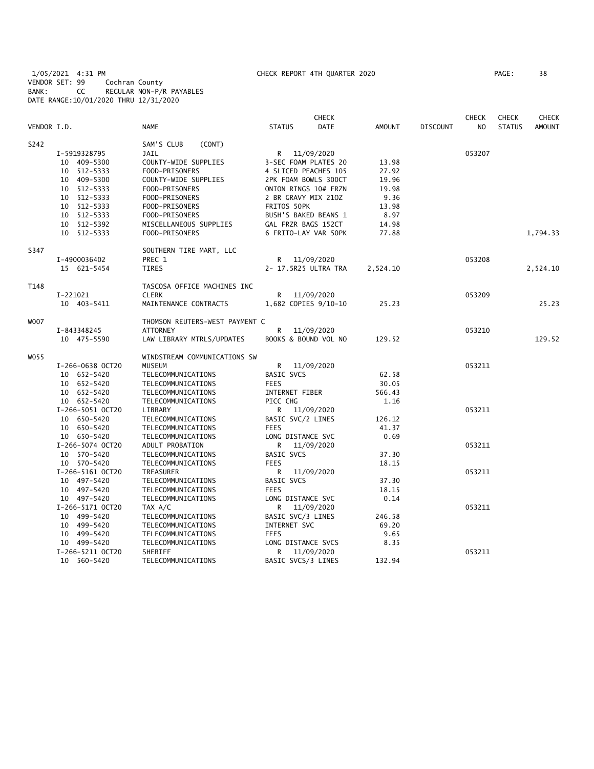1/05/2021 4:31 PM CHECK REPORT 4TH QUARTER 2020 PAGE: 38
VENDOR SET: 99 Cochran County
BANK: CC REGULAR NON-P/R PAYABLES
DATE RANGE:10/01/2020 THRU 12/31/2020

| VENDOR I.D. | NAME | STATUS | CHECK DATE | AMOUNT | DISCOUNT | CHECK NO | CHECK STATUS | CHECK AMOUNT |
|---|---|---|---|---|---|---|---|---|
| S242 | SAM'S CLUB (CONT) | | | | | | | |
| I-5919328795 | JAIL | R | 11/09/2020 | | | 053207 | | |
| 10 409-5300 | COUNTY-WIDE SUPPLIES | 3-SEC FOAM PLATES 20 | | 13.98 | | | | |
| 10 512-5333 | FOOD-PRISONERS | 4 SLICED PEACHES 105 | | 27.92 | | | | |
| 10 409-5300 | COUNTY-WIDE SUPPLIES | 2PK FOAM BOWLS 300CT | | 19.96 | | | | |
| 10 512-5333 | FOOD-PRISONERS | ONION RINGS 10# FRZN | | 19.98 | | | | |
| 10 512-5333 | FOOD-PRISONERS | 2 BR GRAVY MIX 21OZ | | 9.36 | | | | |
| 10 512-5333 | FOOD-PRISONERS | FRITOS 50PK | | 13.98 | | | | |
| 10 512-5333 | FOOD-PRISONERS | BUSH'S BAKED BEANS 1 | | 8.97 | | | | |
| 10 512-5392 | MISCELLANEOUS SUPPLIES | GAL FRZR BAGS 152CT | | 14.98 | | | | |
| 10 512-5333 | FOOD-PRISONERS | 6 FRITO-LAY VAR 50PK | | 77.88 | | | | 1,794.33 |
| S347 | SOUTHERN TIRE MART, LLC | | | | | | | |
| I-4900036402 | PREC 1 | R | 11/09/2020 | | | 053208 | | |
| 15 621-5454 | TIRES | 2- 17.5R25 ULTRA TRA | | 2,524.10 | | | | 2,524.10 |
| T148 | TASCOSA OFFICE MACHINES INC | | | | | | | |
| I-221021 | CLERK | R | 11/09/2020 | | | 053209 | | |
| 10 403-5411 | MAINTENANCE CONTRACTS | 1,682 COPIES 9/10-10 | | 25.23 | | | | 25.23 |
| W007 | THOMSON REUTERS-WEST PAYMENT C | | | | | | | |
| I-843348245 | ATTORNEY | R | 11/09/2020 | | | 053210 | | |
| 10 475-5590 | LAW LIBRARY MTRLS/UPDATES | BOOKS & BOUND VOL NO | | 129.52 | | | | 129.52 |
| W055 | WINDSTREAM COMMUNICATIONS SW | | | | | | | |
| I-266-0638 OCT20 | MUSEUM | R | 11/09/2020 | | | 053211 | | |
| 10 652-5420 | TELECOMMUNICATIONS | BASIC SVCS | | 62.58 | | | | |
| 10 652-5420 | TELECOMMUNICATIONS | FEES | | 30.05 | | | | |
| 10 652-5420 | TELECOMMUNICATIONS | INTERNET FIBER | | 566.43 | | | | |
| 10 652-5420 | TELECOMMUNICATIONS | PICC CHG | | 1.16 | | | | |
| I-266-5051 OCT20 | LIBRARY | R | 11/09/2020 | | | 053211 | | |
| 10 650-5420 | TELECOMMUNICATIONS | BASIC SVC/2 LINES | | 126.12 | | | | |
| 10 650-5420 | TELECOMMUNICATIONS | FEES | | 41.37 | | | | |
| 10 650-5420 | TELECOMMUNICATIONS | LONG DISTANCE SVC | | 0.69 | | | | |
| I-266-5074 OCT20 | ADULT PROBATION | R | 11/09/2020 | | | 053211 | | |
| 10 570-5420 | TELECOMMUNICATIONS | BASIC SVCS | | 37.30 | | | | |
| 10 570-5420 | TELECOMMUNICATIONS | FEES | | 18.15 | | | | |
| I-266-5161 OCT20 | TREASURER | R | 11/09/2020 | | | 053211 | | |
| 10 497-5420 | TELECOMMUNICATIONS | BASIC SVCS | | 37.30 | | | | |
| 10 497-5420 | TELECOMMUNICATIONS | FEES | | 18.15 | | | | |
| 10 497-5420 | TELECOMMUNICATIONS | LONG DISTANCE SVC | | 0.14 | | | | |
| I-266-5171 OCT20 | TAX A/C | R | 11/09/2020 | | | 053211 | | |
| 10 499-5420 | TELECOMMUNICATIONS | BASIC SVC/3 LINES | | 246.58 | | | | |
| 10 499-5420 | TELECOMMUNICATIONS | INTERNET SVC | | 69.20 | | | | |
| 10 499-5420 | TELECOMMUNICATIONS | FEES | | 9.65 | | | | |
| 10 499-5420 | TELECOMMUNICATIONS | LONG DISTANCE SVCS | | 8.35 | | | | |
| I-266-5211 OCT20 | SHERIFF | R | 11/09/2020 | | | 053211 | | |
| 10 560-5420 | TELECOMMUNICATIONS | BASIC SVCS/3 LINES | | 132.94 | | | | |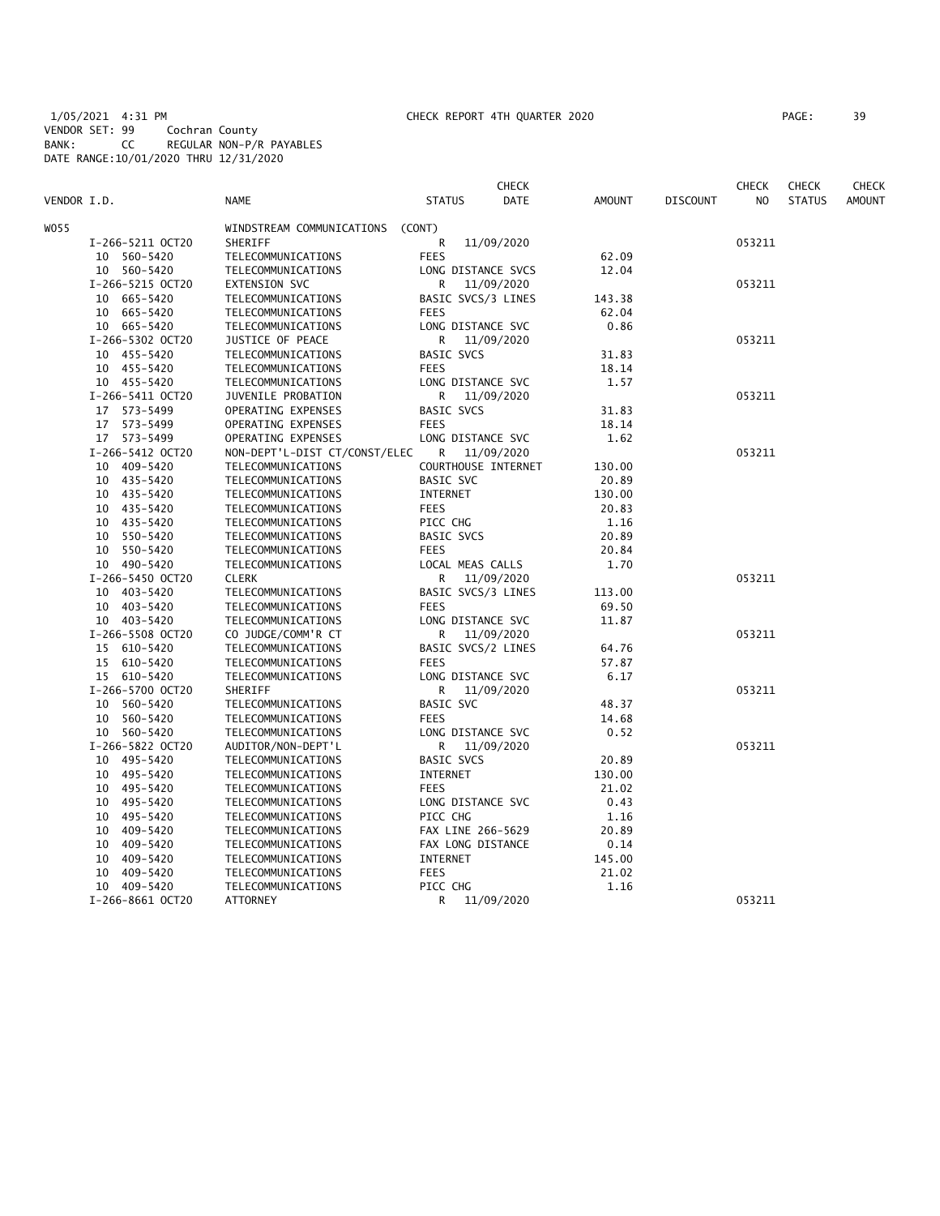1/05/2021 4:31 PM CHECK REPORT 4TH QUARTER 2020

VENDOR SET: 99 Cochran County
BANK: CC REGULAR NON-P/R PAYABLES
DATE RANGE:10/01/2020 THRU 12/31/2020

| VENDOR I.D. | NAME | STATUS | CHECK DATE | AMOUNT | DISCOUNT | CHECK NO | CHECK STATUS | CHECK AMOUNT |
|---|---|---|---|---|---|---|---|---|
| W055 | WINDSTREAM COMMUNICATIONS (CONT) | | | | | | | |
| I-266-5211 OCT20 | SHERIFF | R | 11/09/2020 | | | 053211 | | |
| 10 560-5420 | TELECOMMUNICATIONS | FEES | | 62.09 | | | | |
| 10 560-5420 | TELECOMMUNICATIONS | LONG DISTANCE SVCS | | 12.04 | | | | |
| I-266-5215 OCT20 | EXTENSION SVC | R | 11/09/2020 | | | 053211 | | |
| 10 665-5420 | TELECOMMUNICATIONS | BASIC SVCS/3 LINES | | 143.38 | | | | |
| 10 665-5420 | TELECOMMUNICATIONS | FEES | | 62.04 | | | | |
| 10 665-5420 | TELECOMMUNICATIONS | LONG DISTANCE SVC | | 0.86 | | | | |
| I-266-5302 OCT20 | JUSTICE OF PEACE | R | 11/09/2020 | | | 053211 | | |
| 10 455-5420 | TELECOMMUNICATIONS | BASIC SVCS | | 31.83 | | | | |
| 10 455-5420 | TELECOMMUNICATIONS | FEES | | 18.14 | | | | |
| 10 455-5420 | TELECOMMUNICATIONS | LONG DISTANCE SVC | | 1.57 | | | | |
| I-266-5411 OCT20 | JUVENILE PROBATION | R | 11/09/2020 | | | 053211 | | |
| 17 573-5499 | OPERATING EXPENSES | BASIC SVCS | | 31.83 | | | | |
| 17 573-5499 | OPERATING EXPENSES | FEES | | 18.14 | | | | |
| 17 573-5499 | OPERATING EXPENSES | LONG DISTANCE SVC | | 1.62 | | | | |
| I-266-5412 OCT20 | NON-DEPT'L-DIST CT/CONST/ELEC | R | 11/09/2020 | | | 053211 | | |
| 10 409-5420 | TELECOMMUNICATIONS | COURTHOUSE INTERNET | | 130.00 | | | | |
| 10 435-5420 | TELECOMMUNICATIONS | BASIC SVC | | 20.89 | | | | |
| 10 435-5420 | TELECOMMUNICATIONS | INTERNET | | 130.00 | | | | |
| 10 435-5420 | TELECOMMUNICATIONS | FEES | | 20.83 | | | | |
| 10 435-5420 | TELECOMMUNICATIONS | PICC CHG | | 1.16 | | | | |
| 10 550-5420 | TELECOMMUNICATIONS | BASIC SVCS | | 20.89 | | | | |
| 10 550-5420 | TELECOMMUNICATIONS | FEES | | 20.84 | | | | |
| 10 490-5420 | TELECOMMUNICATIONS | LOCAL MEAS CALLS | | 1.70 | | | | |
| I-266-5450 OCT20 | CLERK | R | 11/09/2020 | | | 053211 | | |
| 10 403-5420 | TELECOMMUNICATIONS | BASIC SVCS/3 LINES | | 113.00 | | | | |
| 10 403-5420 | TELECOMMUNICATIONS | FEES | | 69.50 | | | | |
| 10 403-5420 | TELECOMMUNICATIONS | LONG DISTANCE SVC | | 11.87 | | | | |
| I-266-5508 OCT20 | CO JUDGE/COMM'R CT | R | 11/09/2020 | | | 053211 | | |
| 15 610-5420 | TELECOMMUNICATIONS | BASIC SVCS/2 LINES | | 64.76 | | | | |
| 15 610-5420 | TELECOMMUNICATIONS | FEES | | 57.87 | | | | |
| 15 610-5420 | TELECOMMUNICATIONS | LONG DISTANCE SVC | | 6.17 | | | | |
| I-266-5700 OCT20 | SHERIFF | R | 11/09/2020 | | | 053211 | | |
| 10 560-5420 | TELECOMMUNICATIONS | BASIC SVC | | 48.37 | | | | |
| 10 560-5420 | TELECOMMUNICATIONS | FEES | | 14.68 | | | | |
| 10 560-5420 | TELECOMMUNICATIONS | LONG DISTANCE SVC | | 0.52 | | | | |
| I-266-5822 OCT20 | AUDITOR/NON-DEPT'L | R | 11/09/2020 | | | 053211 | | |
| 10 495-5420 | TELECOMMUNICATIONS | BASIC SVCS | | 20.89 | | | | |
| 10 495-5420 | TELECOMMUNICATIONS | INTERNET | | 130.00 | | | | |
| 10 495-5420 | TELECOMMUNICATIONS | FEES | | 21.02 | | | | |
| 10 495-5420 | TELECOMMUNICATIONS | LONG DISTANCE SVC | | 0.43 | | | | |
| 10 495-5420 | TELECOMMUNICATIONS | PICC CHG | | 1.16 | | | | |
| 10 409-5420 | TELECOMMUNICATIONS | FAX LINE 266-5629 | | 20.89 | | | | |
| 10 409-5420 | TELECOMMUNICATIONS | FAX LONG DISTANCE | | 0.14 | | | | |
| 10 409-5420 | TELECOMMUNICATIONS | INTERNET | | 145.00 | | | | |
| 10 409-5420 | TELECOMMUNICATIONS | FEES | | 21.02 | | | | |
| 10 409-5420 | TELECOMMUNICATIONS | PICC CHG | | 1.16 | | | | |
| I-266-8661 OCT20 | ATTORNEY | R | 11/09/2020 | | | 053211 | | |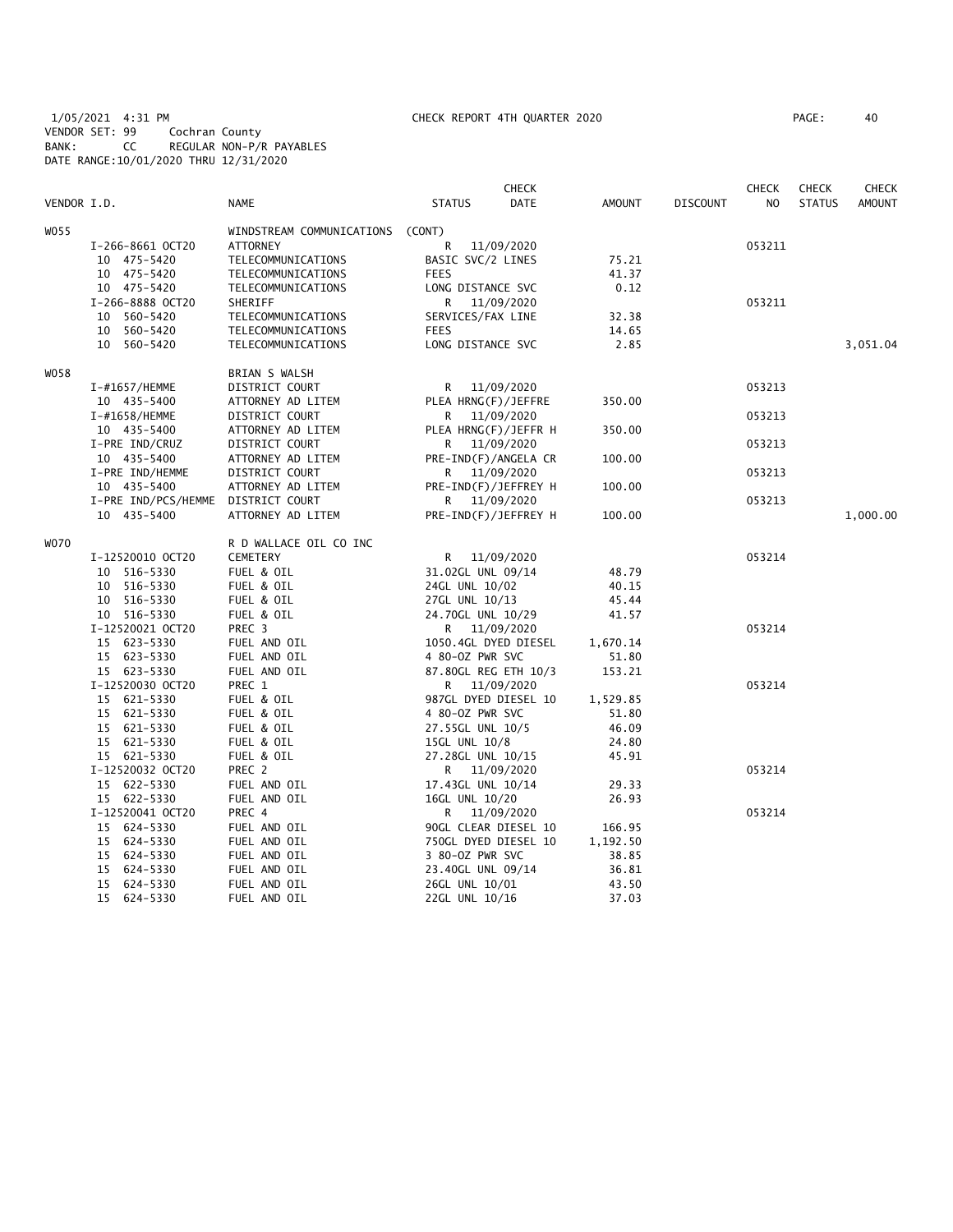1/05/2021 4:31 PM CHECK REPORT 4TH QUARTER 2020 PAGE: 40
VENDOR SET: 99 Cochran County
BANK: CC REGULAR NON-P/R PAYABLES
DATE RANGE:10/01/2020 THRU 12/31/2020

| VENDOR I.D. | | NAME | STATUS | CHECK DATE | AMOUNT | DISCOUNT | CHECK NO | CHECK STATUS | CHECK AMOUNT |
|---|---|---|---|---|---|---|---|---|---|
| W055 | | WINDSTREAM COMMUNICATIONS (CONT) | | | | | | | |
| | I-266-8661 OCT20 | ATTORNEY | R | 11/09/2020 | | | 053211 | | |
| | 10 475-5420 | TELECOMMUNICATIONS | BASIC SVC/2 LINES | | 75.21 | | | | |
| | 10 475-5420 | TELECOMMUNICATIONS | FEES | | 41.37 | | | | |
| | 10 475-5420 | TELECOMMUNICATIONS | LONG DISTANCE SVC | | 0.12 | | | | |
| | I-266-8888 OCT20 | SHERIFF | R | 11/09/2020 | | | 053211 | | |
| | 10 560-5420 | TELECOMMUNICATIONS | SERVICES/FAX LINE | | 32.38 | | | | |
| | 10 560-5420 | TELECOMMUNICATIONS | FEES | | 14.65 | | | | |
| | 10 560-5420 | TELECOMMUNICATIONS | LONG DISTANCE SVC | | 2.85 | | | | 3,051.04 |
| W058 | | BRIAN S WALSH | | | | | | | |
| | I-#1657/HEMME | DISTRICT COURT | R | 11/09/2020 | | | 053213 | | |
| | 10 435-5400 | ATTORNEY AD LITEM | PLEA HRNG(F)/JEFFRE | | 350.00 | | | | |
| | I-#1658/HEMME | DISTRICT COURT | R | 11/09/2020 | | | 053213 | | |
| | 10 435-5400 | ATTORNEY AD LITEM | PLEA HRNG(F)/JEFFR H | | 350.00 | | | | |
| | I-PRE IND/CRUZ | DISTRICT COURT | R | 11/09/2020 | | | 053213 | | |
| | 10 435-5400 | ATTORNEY AD LITEM | PRE-IND(F)/ANGELA CR | | 100.00 | | | | |
| | I-PRE IND/HEMME | DISTRICT COURT | R | 11/09/2020 | | | 053213 | | |
| | 10 435-5400 | ATTORNEY AD LITEM | PRE-IND(F)/JEFFREY H | | 100.00 | | | | |
| | I-PRE IND/PCS/HEMME | DISTRICT COURT | R | 11/09/2020 | | | 053213 | | |
| | 10 435-5400 | ATTORNEY AD LITEM | PRE-IND(F)/JEFFREY H | | 100.00 | | | | 1,000.00 |
| W070 | | R D WALLACE OIL CO INC | | | | | | | |
| | I-12520010 OCT20 | CEMETERY | R | 11/09/2020 | | | 053214 | | |
| | 10 516-5330 | FUEL & OIL | 31.02GL UNL 09/14 | | 48.79 | | | | |
| | 10 516-5330 | FUEL & OIL | 24GL UNL 10/02 | | 40.15 | | | | |
| | 10 516-5330 | FUEL & OIL | 27GL UNL 10/13 | | 45.44 | | | | |
| | 10 516-5330 | FUEL & OIL | 24.70GL UNL 10/29 | | 41.57 | | | | |
| | I-12520021 OCT20 | PREC 3 | R | 11/09/2020 | | | 053214 | | |
| | 15 623-5330 | FUEL AND OIL | 1050.4GL DYED DIESEL | | 1,670.14 | | | | |
| | 15 623-5330 | FUEL AND OIL | 4 80-OZ PWR SVC | | 51.80 | | | | |
| | 15 623-5330 | FUEL AND OIL | 87.80GL REG ETH 10/3 | | 153.21 | | | | |
| | I-12520030 OCT20 | PREC 1 | R | 11/09/2020 | | | 053214 | | |
| | 15 621-5330 | FUEL & OIL | 987GL DYED DIESEL 10 | | 1,529.85 | | | | |
| | 15 621-5330 | FUEL & OIL | 4 80-OZ PWR SVC | | 51.80 | | | | |
| | 15 621-5330 | FUEL & OIL | 27.55GL UNL 10/5 | | 46.09 | | | | |
| | 15 621-5330 | FUEL & OIL | 15GL UNL 10/8 | | 24.80 | | | | |
| | 15 621-5330 | FUEL & OIL | 27.28GL UNL 10/15 | | 45.91 | | | | |
| | I-12520032 OCT20 | PREC 2 | R | 11/09/2020 | | | 053214 | | |
| | 15 622-5330 | FUEL AND OIL | 17.43GL UNL 10/14 | | 29.33 | | | | |
| | 15 622-5330 | FUEL AND OIL | 16GL UNL 10/20 | | 26.93 | | | | |
| | I-12520041 OCT20 | PREC 4 | R | 11/09/2020 | | | 053214 | | |
| | 15 624-5330 | FUEL AND OIL | 90GL CLEAR DIESEL 10 | | 166.95 | | | | |
| | 15 624-5330 | FUEL AND OIL | 750GL DYED DIESEL 10 | | 1,192.50 | | | | |
| | 15 624-5330 | FUEL AND OIL | 3 80-OZ PWR SVC | | 38.85 | | | | |
| | 15 624-5330 | FUEL AND OIL | 23.40GL UNL 09/14 | | 36.81 | | | | |
| | 15 624-5330 | FUEL AND OIL | 26GL UNL 10/01 | | 43.50 | | | | |
| | 15 624-5330 | FUEL AND OIL | 22GL UNL 10/16 | | 37.03 | | | | |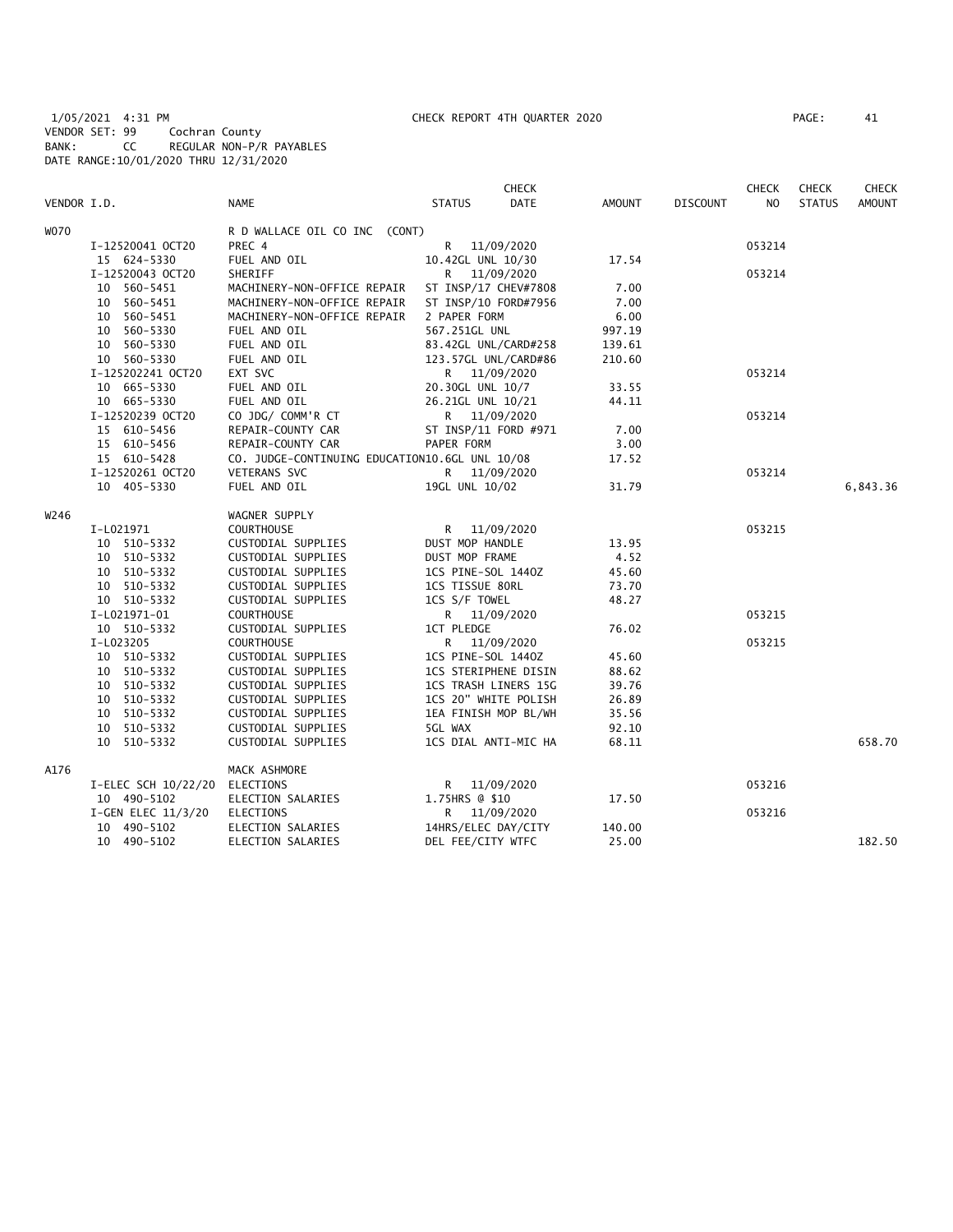1/05/2021 4:31 PM CHECK REPORT 4TH QUARTER 2020
VENDOR SET: 99 Cochran County
BANK: CC REGULAR NON-P/R PAYABLES
DATE RANGE:10/01/2020 THRU 12/31/2020

| VENDOR I.D. | NAME | STATUS | CHECK DATE | AMOUNT | DISCOUNT | CHECK NO | CHECK STATUS | CHECK AMOUNT |
|---|---|---|---|---|---|---|---|---|
| W070 | R D WALLACE OIL CO INC (CONT) | | | | | | | |
| I-12520041 OCT20 | PREC 4 | R | 11/09/2020 | | | 053214 | | |
| 15 624-5330 | FUEL AND OIL | 10.42GL UNL 10/30 | | 17.54 | | | | |
| I-12520043 OCT20 | SHERIFF | R | 11/09/2020 | | | 053214 | | |
| 10 560-5451 | MACHINERY-NON-OFFICE REPAIR | ST INSP/17 CHEV#7808 | | 7.00 | | | | |
| 10 560-5451 | MACHINERY-NON-OFFICE REPAIR | ST INSP/10 FORD#7956 | | 7.00 | | | | |
| 10 560-5451 | MACHINERY-NON-OFFICE REPAIR | 2 PAPER FORM | | 6.00 | | | | |
| 10 560-5330 | FUEL AND OIL | 567.251GL UNL | | 997.19 | | | | |
| 10 560-5330 | FUEL AND OIL | 83.42GL UNL/CARD#258 | | 139.61 | | | | |
| 10 560-5330 | FUEL AND OIL | 123.57GL UNL/CARD#86 | | 210.60 | | | | |
| I-125202241 OCT20 | EXT SVC | R | 11/09/2020 | | | 053214 | | |
| 10 665-5330 | FUEL AND OIL | 20.30GL UNL 10/7 | | 33.55 | | | | |
| 10 665-5330 | FUEL AND OIL | 26.21GL UNL 10/21 | | 44.11 | | | | |
| I-12520239 OCT20 | CO JDG/ COMM'R CT | R | 11/09/2020 | | | 053214 | | |
| 15 610-5456 | REPAIR-COUNTY CAR | ST INSP/11 FORD #971 | | 7.00 | | | | |
| 15 610-5456 | REPAIR-COUNTY CAR | PAPER FORM | | 3.00 | | | | |
| 15 610-5428 | CO. JUDGE-CONTINUING EDUCATION | 10.6GL UNL 10/08 | | 17.52 | | | | |
| I-12520261 OCT20 | VETERANS SVC | R | 11/09/2020 | | | 053214 | | |
| 10 405-5330 | FUEL AND OIL | 19GL UNL 10/02 | | 31.79 | | | | 6,843.36 |
| W246 | WAGNER SUPPLY | | | | | | | |
| I-L021971 | COURTHOUSE | R | 11/09/2020 | | | 053215 | | |
| 10 510-5332 | CUSTODIAL SUPPLIES | DUST MOP HANDLE | | 13.95 | | | | |
| 10 510-5332 | CUSTODIAL SUPPLIES | DUST MOP FRAME | | 4.52 | | | | |
| 10 510-5332 | CUSTODIAL SUPPLIES | 1CS PINE-SOL 144OZ | | 45.60 | | | | |
| 10 510-5332 | CUSTODIAL SUPPLIES | 1CS TISSUE 80RL | | 73.70 | | | | |
| 10 510-5332 | CUSTODIAL SUPPLIES | 1CS S/F TOWEL | | 48.27 | | | | |
| I-L021971-01 | COURTHOUSE | R | 11/09/2020 | | | 053215 | | |
| 10 510-5332 | CUSTODIAL SUPPLIES | 1CT PLEDGE | | 76.02 | | | | |
| I-L023205 | COURTHOUSE | R | 11/09/2020 | | | 053215 | | |
| 10 510-5332 | CUSTODIAL SUPPLIES | 1CS PINE-SOL 144OZ | | 45.60 | | | | |
| 10 510-5332 | CUSTODIAL SUPPLIES | 1CS STERIPHENE DISIN | | 88.62 | | | | |
| 10 510-5332 | CUSTODIAL SUPPLIES | 1CS TRASH LINERS 15G | | 39.76 | | | | |
| 10 510-5332 | CUSTODIAL SUPPLIES | 1CS 20" WHITE POLISH | | 26.89 | | | | |
| 10 510-5332 | CUSTODIAL SUPPLIES | 1EA FINISH MOP BL/WH | | 35.56 | | | | |
| 10 510-5332 | CUSTODIAL SUPPLIES | 5GL WAX | | 92.10 | | | | |
| 10 510-5332 | CUSTODIAL SUPPLIES | 1CS DIAL ANTI-MIC HA | | 68.11 | | | | 658.70 |
| A176 | MACK ASHMORE | | | | | | | |
| I-ELEC SCH 10/22/20 | ELECTIONS | R | 11/09/2020 | | | 053216 | | |
| 10 490-5102 | ELECTION SALARIES | 1.75HRS @ $10 | | 17.50 | | | | |
| I-GEN ELEC 11/3/20 | ELECTIONS | R | 11/09/2020 | | | 053216 | | |
| 10 490-5102 | ELECTION SALARIES | 14HRS/ELEC DAY/CITY | | 140.00 | | | | |
| 10 490-5102 | ELECTION SALARIES | DEL FEE/CITY WTFC | | 25.00 | | | | 182.50 |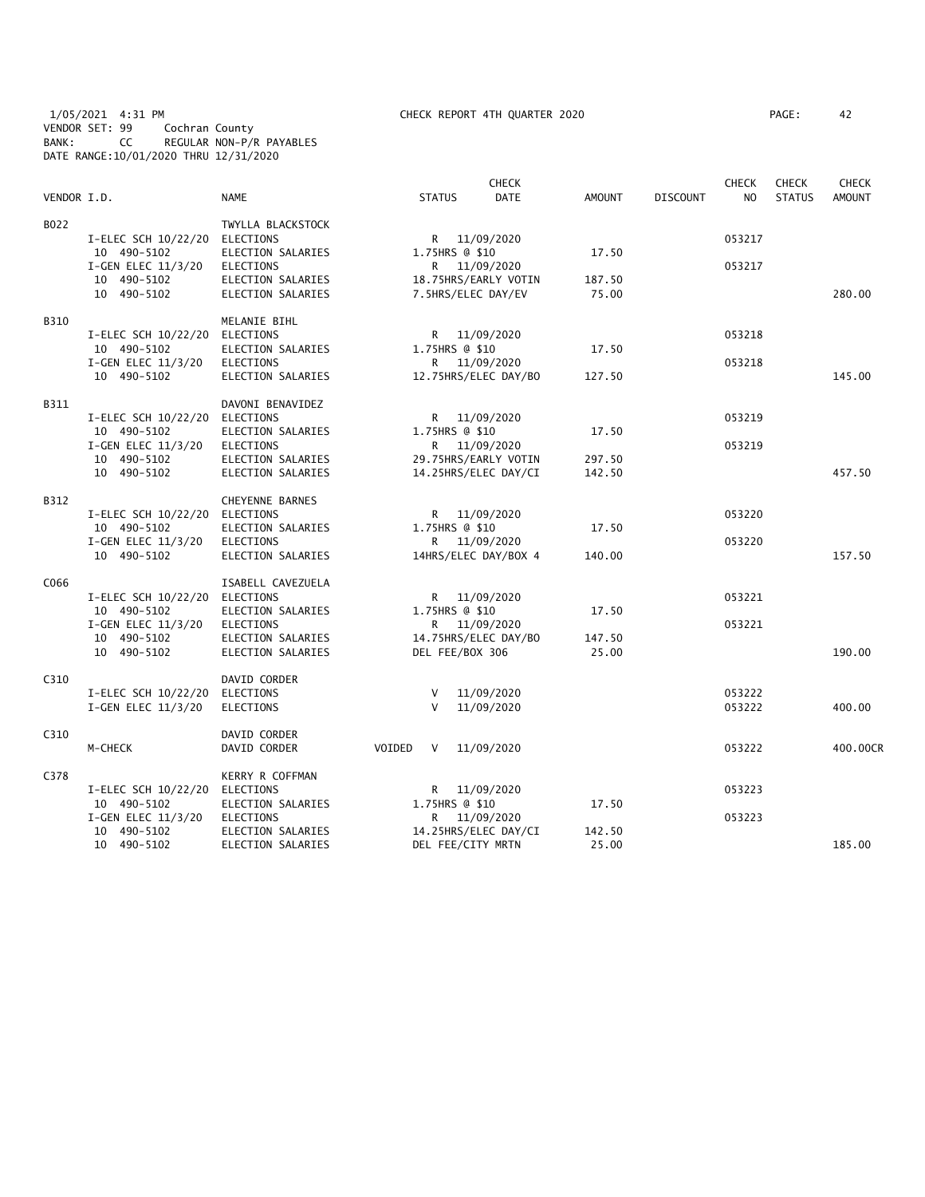1/05/2021 4:31 PM CHECK REPORT 4TH QUARTER 2020 PAGE: 42
VENDOR SET: 99 Cochran County
BANK: CC REGULAR NON-P/R PAYABLES
DATE RANGE:10/01/2020 THRU 12/31/2020

| VENDOR I.D. | | NAME | STATUS | CHECK DATE | AMOUNT | DISCOUNT | CHECK NO | CHECK STATUS | CHECK AMOUNT |
|---|---|---|---|---|---|---|---|---|---|
| B022 | | TWYLLA BLACKSTOCK | | | | | | | |
| | I-ELEC SCH 10/22/20 | ELECTIONS | R | 11/09/2020 | | | 053217 | | |
| | 10 490-5102 | ELECTION SALARIES | 1.75HRS @ $10 | | 17.50 | | | | |
| | I-GEN ELEC 11/3/20 | ELECTIONS | R | 11/09/2020 | | | 053217 | | |
| | 10 490-5102 | ELECTION SALARIES | 18.75HRS/EARLY VOTIN | | 187.50 | | | | |
| | 10 490-5102 | ELECTION SALARIES | 7.5HRS/ELEC DAY/EV | | 75.00 | | | | 280.00 |
| B310 | | MELANIE BIHL | | | | | | | |
| | I-ELEC SCH 10/22/20 | ELECTIONS | R | 11/09/2020 | | | 053218 | | |
| | 10 490-5102 | ELECTION SALARIES | 1.75HRS @ $10 | | 17.50 | | | | |
| | I-GEN ELEC 11/3/20 | ELECTIONS | R | 11/09/2020 | | | 053218 | | |
| | 10 490-5102 | ELECTION SALARIES | 12.75HRS/ELEC DAY/BO | | 127.50 | | | | 145.00 |
| B311 | | DAVONI BENAVIDEZ | | | | | | | |
| | I-ELEC SCH 10/22/20 | ELECTIONS | R | 11/09/2020 | | | 053219 | | |
| | 10 490-5102 | ELECTION SALARIES | 1.75HRS @ $10 | | 17.50 | | | | |
| | I-GEN ELEC 11/3/20 | ELECTIONS | R | 11/09/2020 | | | 053219 | | |
| | 10 490-5102 | ELECTION SALARIES | 29.75HRS/EARLY VOTIN | | 297.50 | | | | |
| | 10 490-5102 | ELECTION SALARIES | 14.25HRS/ELEC DAY/CI | | 142.50 | | | | 457.50 |
| B312 | | CHEYENNE BARNES | | | | | | | |
| | I-ELEC SCH 10/22/20 | ELECTIONS | R | 11/09/2020 | | | 053220 | | |
| | 10 490-5102 | ELECTION SALARIES | 1.75HRS @ $10 | | 17.50 | | | | |
| | I-GEN ELEC 11/3/20 | ELECTIONS | R | 11/09/2020 | | | 053220 | | |
| | 10 490-5102 | ELECTION SALARIES | 14HRS/ELEC DAY/BOX 4 | | 140.00 | | | | 157.50 |
| C066 | | ISABELL CAVEZUELA | | | | | | | |
| | I-ELEC SCH 10/22/20 | ELECTIONS | R | 11/09/2020 | | | 053221 | | |
| | 10 490-5102 | ELECTION SALARIES | 1.75HRS @ $10 | | 17.50 | | | | |
| | I-GEN ELEC 11/3/20 | ELECTIONS | R | 11/09/2020 | | | 053221 | | |
| | 10 490-5102 | ELECTION SALARIES | 14.75HRS/ELEC DAY/BO | | 147.50 | | | | |
| | 10 490-5102 | ELECTION SALARIES | DEL FEE/BOX 306 | | 25.00 | | | | 190.00 |
| C310 | | DAVID CORDER | | | | | | | |
| | I-ELEC SCH 10/22/20 | ELECTIONS | V | 11/09/2020 | | | 053222 | | |
| | I-GEN ELEC 11/3/20 | ELECTIONS | V | 11/09/2020 | | | 053222 | | 400.00 |
| C310 | | DAVID CORDER | | | | | | | |
| | M-CHECK | DAVID CORDER | VOIDED V | 11/09/2020 | | | 053222 | | 400.00CR |
| C378 | | KERRY R COFFMAN | | | | | | | |
| | I-ELEC SCH 10/22/20 | ELECTIONS | R | 11/09/2020 | | | 053223 | | |
| | 10 490-5102 | ELECTION SALARIES | 1.75HRS @ $10 | | 17.50 | | | | |
| | I-GEN ELEC 11/3/20 | ELECTIONS | R | 11/09/2020 | | | 053223 | | |
| | 10 490-5102 | ELECTION SALARIES | 14.25HRS/ELEC DAY/CI | | 142.50 | | | | |
| | 10 490-5102 | ELECTION SALARIES | DEL FEE/CITY MRTN | | 25.00 | | | | 185.00 |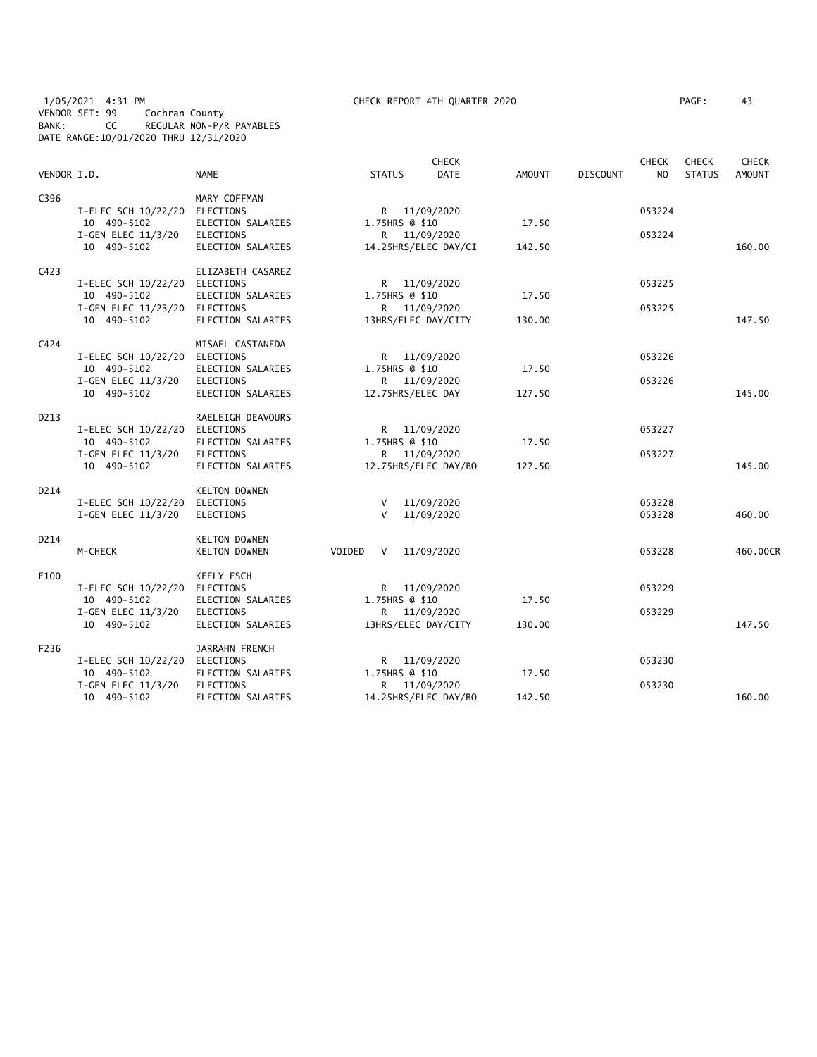1/05/2021 4:31 PM CHECK REPORT 4TH QUARTER 2020
VENDOR SET: 99 Cochran County
BANK: CC REGULAR NON-P/R PAYABLES
DATE RANGE:10/01/2020 THRU 12/31/2020

| VENDOR I.D. | | NAME | STATUS | CHECK DATE | AMOUNT | DISCOUNT | CHECK NO | CHECK STATUS | CHECK AMOUNT |
|---|---|---|---|---|---|---|---|---|---|
| C396 | | MARY COFFMAN | | | | | | | |
| | I-ELEC SCH 10/22/20 | ELECTIONS | R | 11/09/2020 | | | 053224 | | |
| | 10 490-5102 | ELECTION SALARIES | 1.75HRS @ $10 | | 17.50 | | | | |
| | I-GEN ELEC 11/3/20 | ELECTIONS | R | 11/09/2020 | | | 053224 | | |
| | 10 490-5102 | ELECTION SALARIES | 14.25HRS/ELEC DAY/CI | | 142.50 | | | | 160.00 |
| C423 | | ELIZABETH CASAREZ | | | | | | | |
| | I-ELEC SCH 10/22/20 | ELECTIONS | R | 11/09/2020 | | | 053225 | | |
| | 10 490-5102 | ELECTION SALARIES | 1.75HRS @ $10 | | 17.50 | | | | |
| | I-GEN ELEC 11/23/20 | ELECTIONS | R | 11/09/2020 | | | 053225 | | |
| | 10 490-5102 | ELECTION SALARIES | 13HRS/ELEC DAY/CITY | | 130.00 | | | | 147.50 |
| C424 | | MISAEL CASTANEDA | | | | | | | |
| | I-ELEC SCH 10/22/20 | ELECTIONS | R | 11/09/2020 | | | 053226 | | |
| | 10 490-5102 | ELECTION SALARIES | 1.75HRS @ $10 | | 17.50 | | | | |
| | I-GEN ELEC 11/3/20 | ELECTIONS | R | 11/09/2020 | | | 053226 | | |
| | 10 490-5102 | ELECTION SALARIES | 12.75HRS/ELEC DAY | | 127.50 | | | | 145.00 |
| D213 | | RAELEIGH DEAVOURS | | | | | | | |
| | I-ELEC SCH 10/22/20 | ELECTIONS | R | 11/09/2020 | | | 053227 | | |
| | 10 490-5102 | ELECTION SALARIES | 1.75HRS @ $10 | | 17.50 | | | | |
| | I-GEN ELEC 11/3/20 | ELECTIONS | R | 11/09/2020 | | | 053227 | | |
| | 10 490-5102 | ELECTION SALARIES | 12.75HRS/ELEC DAY/BO | | 127.50 | | | | 145.00 |
| D214 | | KELTON DOWNEN | | | | | | | |
| | I-ELEC SCH 10/22/20 | ELECTIONS | V | 11/09/2020 | | | 053228 | | |
| | I-GEN ELEC 11/3/20 | ELECTIONS | V | 11/09/2020 | | | 053228 | | 460.00 |
| D214 | | KELTON DOWNEN | | | | | | | |
| | M-CHECK | KELTON DOWNEN | VOIDED V | 11/09/2020 | | | 053228 | | 460.00CR |
| E100 | | KEELY ESCH | | | | | | | |
| | I-ELEC SCH 10/22/20 | ELECTIONS | R | 11/09/2020 | | | 053229 | | |
| | 10 490-5102 | ELECTION SALARIES | 1.75HRS @ $10 | | 17.50 | | | | |
| | I-GEN ELEC 11/3/20 | ELECTIONS | R | 11/09/2020 | | | 053229 | | |
| | 10 490-5102 | ELECTION SALARIES | 13HRS/ELEC DAY/CITY | | 130.00 | | | | 147.50 |
| F236 | | JARRAHN FRENCH | | | | | | | |
| | I-ELEC SCH 10/22/20 | ELECTIONS | R | 11/09/2020 | | | 053230 | | |
| | 10 490-5102 | ELECTION SALARIES | 1.75HRS @ $10 | | 17.50 | | | | |
| | I-GEN ELEC 11/3/20 | ELECTIONS | R | 11/09/2020 | | | 053230 | | |
| | 10 490-5102 | ELECTION SALARIES | 14.25HRS/ELEC DAY/BO | | 142.50 | | | | 160.00 |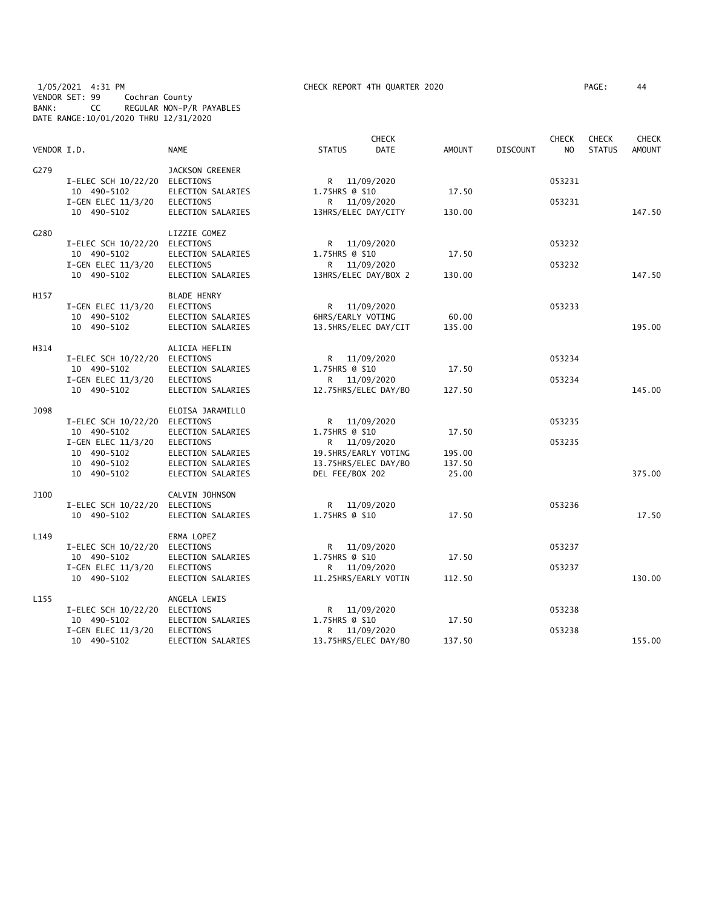1/05/2021 4:31 PM CHECK REPORT 4TH QUARTER 2020

VENDOR SET: 99 Cochran County

BANK: CC REGULAR NON-P/R PAYABLES

DATE RANGE:10/01/2020 THRU 12/31/2020

| VENDOR I.D. | | NAME | STATUS | CHECK DATE | AMOUNT | DISCOUNT | CHECK NO | CHECK STATUS | CHECK AMOUNT |
|---|---|---|---|---|---|---|---|---|---|
| G279 | | JACKSON GREENER | | | | | | | |
| | I-ELEC SCH 10/22/20 | ELECTIONS | R | 11/09/2020 | | | 053231 | | |
| | 10 490-5102 | ELECTION SALARIES | 1.75HRS @ $10 | | 17.50 | | | | |
| | I-GEN ELEC 11/3/20 | ELECTIONS | R | 11/09/2020 | | | 053231 | | |
| | 10 490-5102 | ELECTION SALARIES | 13HRS/ELEC DAY/CITY | | 130.00 | | | | 147.50 |
| G280 | | LIZZIE GOMEZ | | | | | | | |
| | I-ELEC SCH 10/22/20 | ELECTIONS | R | 11/09/2020 | | | 053232 | | |
| | 10 490-5102 | ELECTION SALARIES | 1.75HRS @ $10 | | 17.50 | | | | |
| | I-GEN ELEC 11/3/20 | ELECTIONS | R | 11/09/2020 | | | 053232 | | |
| | 10 490-5102 | ELECTION SALARIES | 13HRS/ELEC DAY/BOX 2 | | 130.00 | | | | 147.50 |
| H157 | | BLADE HENRY | | | | | | | |
| | I-GEN ELEC 11/3/20 | ELECTIONS | R | 11/09/2020 | | | 053233 | | |
| | 10 490-5102 | ELECTION SALARIES | 6HRS/EARLY VOTING | | 60.00 | | | | |
| | 10 490-5102 | ELECTION SALARIES | 13.5HRS/ELEC DAY/CIT | | 135.00 | | | | 195.00 |
| H314 | | ALICIA HEFLIN | | | | | | | |
| | I-ELEC SCH 10/22/20 | ELECTIONS | R | 11/09/2020 | | | 053234 | | |
| | 10 490-5102 | ELECTION SALARIES | 1.75HRS @ $10 | | 17.50 | | | | |
| | I-GEN ELEC 11/3/20 | ELECTIONS | R | 11/09/2020 | | | 053234 | | |
| | 10 490-5102 | ELECTION SALARIES | 12.75HRS/ELEC DAY/BO | | 127.50 | | | | 145.00 |
| J098 | | ELOISA JARAMILLO | | | | | | | |
| | I-ELEC SCH 10/22/20 | ELECTIONS | R | 11/09/2020 | | | 053235 | | |
| | 10 490-5102 | ELECTION SALARIES | 1.75HRS @ $10 | | 17.50 | | | | |
| | I-GEN ELEC 11/3/20 | ELECTIONS | R | 11/09/2020 | | | 053235 | | |
| | 10 490-5102 | ELECTION SALARIES | 19.5HRS/EARLY VOTING | | 195.00 | | | | |
| | 10 490-5102 | ELECTION SALARIES | 13.75HRS/ELEC DAY/BO | | 137.50 | | | | |
| | 10 490-5102 | ELECTION SALARIES | DEL FEE/BOX 202 | | 25.00 | | | | 375.00 |
| J100 | | CALVIN JOHNSON | | | | | | | |
| | I-ELEC SCH 10/22/20 | ELECTIONS | R | 11/09/2020 | | | 053236 | | |
| | 10 490-5102 | ELECTION SALARIES | 1.75HRS @ $10 | | 17.50 | | | | 17.50 |
| L149 | | ERMA LOPEZ | | | | | | | |
| | I-ELEC SCH 10/22/20 | ELECTIONS | R | 11/09/2020 | | | 053237 | | |
| | 10 490-5102 | ELECTION SALARIES | 1.75HRS @ $10 | | 17.50 | | | | |
| | I-GEN ELEC 11/3/20 | ELECTIONS | R | 11/09/2020 | | | 053237 | | |
| | 10 490-5102 | ELECTION SALARIES | 11.25HRS/EARLY VOTIN | | 112.50 | | | | 130.00 |
| L155 | | ANGELA LEWIS | | | | | | | |
| | I-ELEC SCH 10/22/20 | ELECTIONS | R | 11/09/2020 | | | 053238 | | |
| | 10 490-5102 | ELECTION SALARIES | 1.75HRS @ $10 | | 17.50 | | | | |
| | I-GEN ELEC 11/3/20 | ELECTIONS | R | 11/09/2020 | | | 053238 | | |
| | 10 490-5102 | ELECTION SALARIES | 13.75HRS/ELEC DAY/BO | | 137.50 | | | | 155.00 |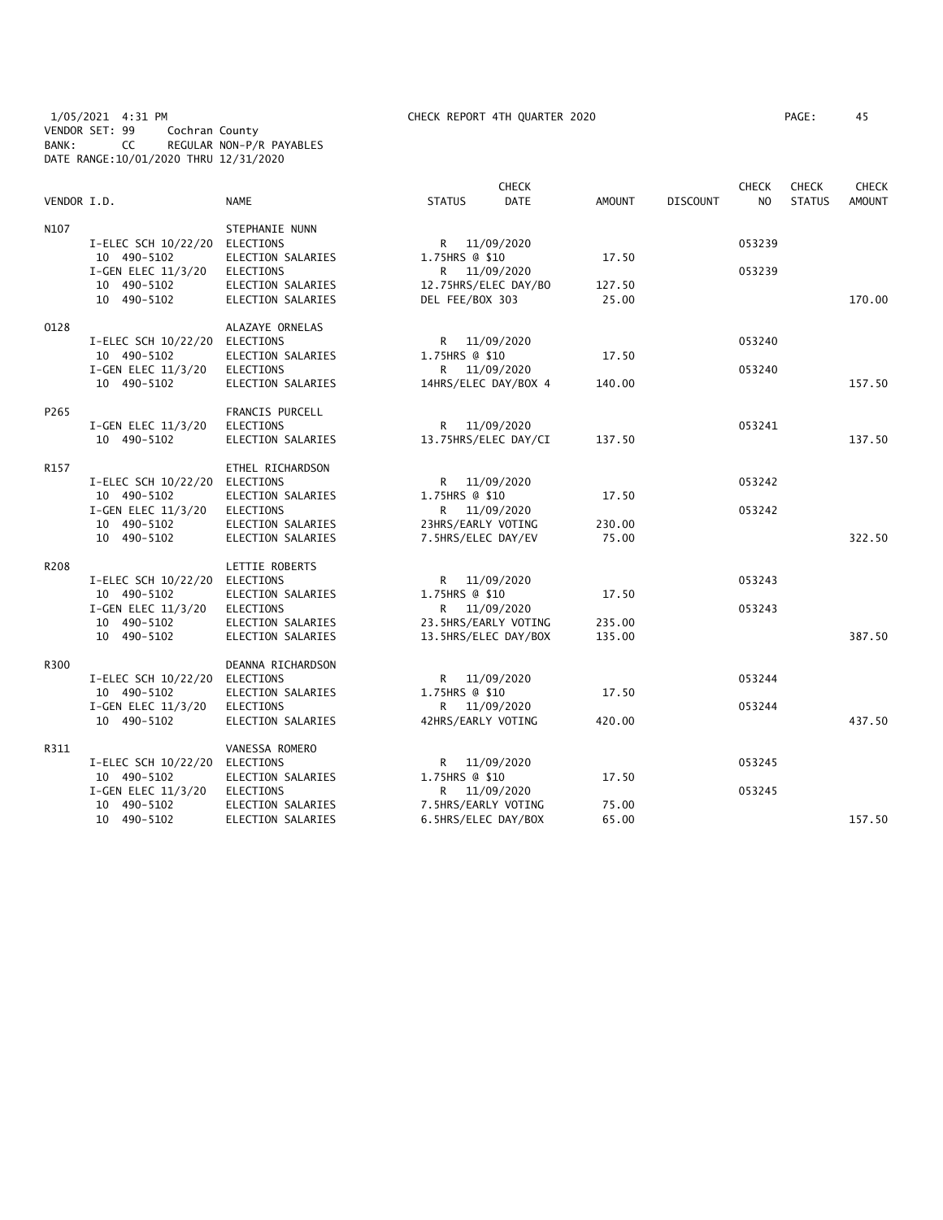1/05/2021 4:31 PM CHECK REPORT 4TH QUARTER 2020 PAGE: 45
VENDOR SET: 99 Cochran County
BANK: CC REGULAR NON-P/R PAYABLES
DATE RANGE:10/01/2020 THRU 12/31/2020

| VENDOR I.D. | NAME | STATUS | CHECK DATE | AMOUNT | DISCOUNT | CHECK NO | CHECK STATUS | CHECK AMOUNT |
|---|---|---|---|---|---|---|---|---|
| N107 | STEPHANIE NUNN | | | | | | | |
| I-ELEC SCH 10/22/20 | ELECTIONS | R | 11/09/2020 | | | 053239 | | |
| 10 490-5102 | ELECTION SALARIES | 1.75HRS @ $10 | | 17.50 | | | | |
| I-GEN ELEC 11/3/20 | ELECTIONS | R | 11/09/2020 | | | 053239 | | |
| 10 490-5102 | ELECTION SALARIES | 12.75HRS/ELEC DAY/BO | | 127.50 | | | | |
| 10 490-5102 | ELECTION SALARIES | DEL FEE/BOX 303 | | 25.00 | | | | 170.00 |
| O128 | ALAZAYE ORNELAS | | | | | | | |
| I-ELEC SCH 10/22/20 | ELECTIONS | R | 11/09/2020 | | | 053240 | | |
| 10 490-5102 | ELECTION SALARIES | 1.75HRS @ $10 | | 17.50 | | | | |
| I-GEN ELEC 11/3/20 | ELECTIONS | R | 11/09/2020 | | | 053240 | | |
| 10 490-5102 | ELECTION SALARIES | 14HRS/ELEC DAY/BOX 4 | | 140.00 | | | | 157.50 |
| P265 | FRANCIS PURCELL | | | | | | | |
| I-GEN ELEC 11/3/20 | ELECTIONS | R | 11/09/2020 | | | 053241 | | |
| 10 490-5102 | ELECTION SALARIES | 13.75HRS/ELEC DAY/CI | | 137.50 | | | | 137.50 |
| R157 | ETHEL RICHARDSON | | | | | | | |
| I-ELEC SCH 10/22/20 | ELECTIONS | R | 11/09/2020 | | | 053242 | | |
| 10 490-5102 | ELECTION SALARIES | 1.75HRS @ $10 | | 17.50 | | | | |
| I-GEN ELEC 11/3/20 | ELECTIONS | R | 11/09/2020 | | | 053242 | | |
| 10 490-5102 | ELECTION SALARIES | 23HRS/EARLY VOTING | | 230.00 | | | | |
| 10 490-5102 | ELECTION SALARIES | 7.5HRS/ELEC DAY/EV | | 75.00 | | | | 322.50 |
| R208 | LETTIE ROBERTS | | | | | | | |
| I-ELEC SCH 10/22/20 | ELECTIONS | R | 11/09/2020 | | | 053243 | | |
| 10 490-5102 | ELECTION SALARIES | 1.75HRS @ $10 | | 17.50 | | | | |
| I-GEN ELEC 11/3/20 | ELECTIONS | R | 11/09/2020 | | | 053243 | | |
| 10 490-5102 | ELECTION SALARIES | 23.5HRS/EARLY VOTING | | 235.00 | | | | |
| 10 490-5102 | ELECTION SALARIES | 13.5HRS/ELEC DAY/BOX | | 135.00 | | | | 387.50 |
| R300 | DEANNA RICHARDSON | | | | | | | |
| I-ELEC SCH 10/22/20 | ELECTIONS | R | 11/09/2020 | | | 053244 | | |
| 10 490-5102 | ELECTION SALARIES | 1.75HRS @ $10 | | 17.50 | | | | |
| I-GEN ELEC 11/3/20 | ELECTIONS | R | 11/09/2020 | | | 053244 | | |
| 10 490-5102 | ELECTION SALARIES | 42HRS/EARLY VOTING | | 420.00 | | | | 437.50 |
| R311 | VANESSA ROMERO | | | | | | | |
| I-ELEC SCH 10/22/20 | ELECTIONS | R | 11/09/2020 | | | 053245 | | |
| 10 490-5102 | ELECTION SALARIES | 1.75HRS @ $10 | | 17.50 | | | | |
| I-GEN ELEC 11/3/20 | ELECTIONS | R | 11/09/2020 | | | 053245 | | |
| 10 490-5102 | ELECTION SALARIES | 7.5HRS/EARLY VOTING | | 75.00 | | | | |
| 10 490-5102 | ELECTION SALARIES | 6.5HRS/ELEC DAY/BOX | | 65.00 | | | | 157.50 |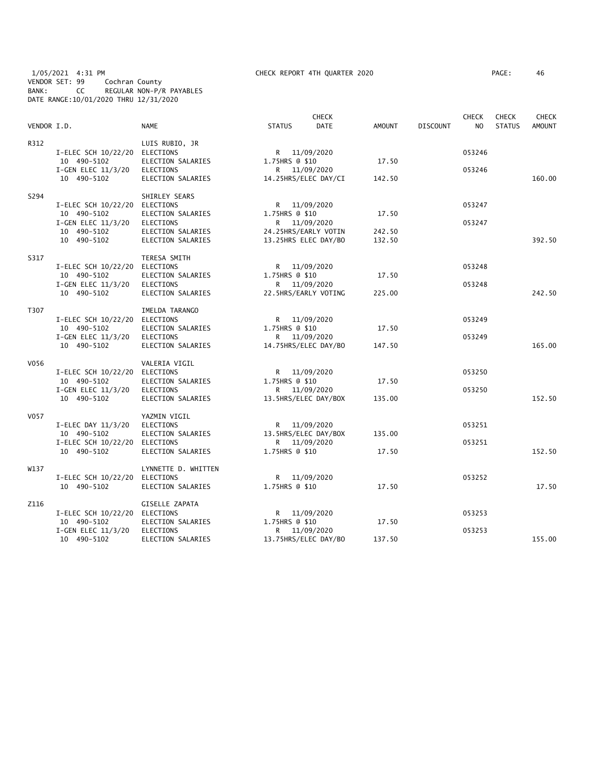1/05/2021 4:31 PM CHECK REPORT 4TH QUARTER 2020

VENDOR SET: 99 Cochran County
BANK: CC REGULAR NON-P/R PAYABLES
DATE RANGE:10/01/2020 THRU 12/31/2020

| VENDOR I.D. | | NAME | STATUS | CHECK DATE | AMOUNT | DISCOUNT | CHECK NO | CHECK STATUS | CHECK AMOUNT |
|---|---|---|---|---|---|---|---|---|---|
| R312 | | LUIS RUBIO, JR | | | | | | | |
| | I-ELEC SCH 10/22/20 | ELECTIONS | R | 11/09/2020 | | | 053246 | | |
| | 10 490-5102 | ELECTION SALARIES | 1.75HRS @ $10 | | 17.50 | | | | |
| | I-GEN ELEC 11/3/20 | ELECTIONS | R | 11/09/2020 | | | 053246 | | |
| | 10 490-5102 | ELECTION SALARIES | 14.25HRS/ELEC DAY/CI | | 142.50 | | | | 160.00 |
| S294 | | SHIRLEY SEARS | | | | | | | |
| | I-ELEC SCH 10/22/20 | ELECTIONS | R | 11/09/2020 | | | 053247 | | |
| | 10 490-5102 | ELECTION SALARIES | 1.75HRS @ $10 | | 17.50 | | | | |
| | I-GEN ELEC 11/3/20 | ELECTIONS | R | 11/09/2020 | | | 053247 | | |
| | 10 490-5102 | ELECTION SALARIES | 24.25HRS/EARLY VOTIN | | 242.50 | | | | |
| | 10 490-5102 | ELECTION SALARIES | 13.25HRS ELEC DAY/BO | | 132.50 | | | | 392.50 |
| S317 | | TERESA SMITH | | | | | | | |
| | I-ELEC SCH 10/22/20 | ELECTIONS | R | 11/09/2020 | | | 053248 | | |
| | 10 490-5102 | ELECTION SALARIES | 1.75HRS @ $10 | | 17.50 | | | | |
| | I-GEN ELEC 11/3/20 | ELECTIONS | R | 11/09/2020 | | | 053248 | | |
| | 10 490-5102 | ELECTION SALARIES | 22.5HRS/EARLY VOTING | | 225.00 | | | | 242.50 |
| T307 | | IMELDA TARANGO | | | | | | | |
| | I-ELEC SCH 10/22/20 | ELECTIONS | R | 11/09/2020 | | | 053249 | | |
| | 10 490-5102 | ELECTION SALARIES | 1.75HRS @ $10 | | 17.50 | | | | |
| | I-GEN ELEC 11/3/20 | ELECTIONS | R | 11/09/2020 | | | 053249 | | |
| | 10 490-5102 | ELECTION SALARIES | 14.75HRS/ELEC DAY/BO | | 147.50 | | | | 165.00 |
| V056 | | VALERIA VIGIL | | | | | | | |
| | I-ELEC SCH 10/22/20 | ELECTIONS | R | 11/09/2020 | | | 053250 | | |
| | 10 490-5102 | ELECTION SALARIES | 1.75HRS @ $10 | | 17.50 | | | | |
| | I-GEN ELEC 11/3/20 | ELECTIONS | R | 11/09/2020 | | | 053250 | | |
| | 10 490-5102 | ELECTION SALARIES | 13.5HRS/ELEC DAY/BOX | | 135.00 | | | | 152.50 |
| V057 | | YAZMIN VIGIL | | | | | | | |
| | I-ELEC DAY 11/3/20 | ELECTIONS | R | 11/09/2020 | | | 053251 | | |
| | 10 490-5102 | ELECTION SALARIES | 13.5HRS/ELEC DAY/BOX | | 135.00 | | | | |
| | I-ELEC SCH 10/22/20 | ELECTIONS | R | 11/09/2020 | | | 053251 | | |
| | 10 490-5102 | ELECTION SALARIES | 1.75HRS @ $10 | | 17.50 | | | | 152.50 |
| W137 | | LYNNETTE D. WHITTEN | | | | | | | |
| | I-ELEC SCH 10/22/20 | ELECTIONS | R | 11/09/2020 | | | 053252 | | |
| | 10 490-5102 | ELECTION SALARIES | 1.75HRS @ $10 | | 17.50 | | | | 17.50 |
| Z116 | | GISELLE ZAPATA | | | | | | | |
| | I-ELEC SCH 10/22/20 | ELECTIONS | R | 11/09/2020 | | | 053253 | | |
| | 10 490-5102 | ELECTION SALARIES | 1.75HRS @ $10 | | 17.50 | | | | |
| | I-GEN ELEC 11/3/20 | ELECTIONS | R | 11/09/2020 | | | 053253 | | |
| | 10 490-5102 | ELECTION SALARIES | 13.75HRS/ELEC DAY/BO | | 137.50 | | | | 155.00 |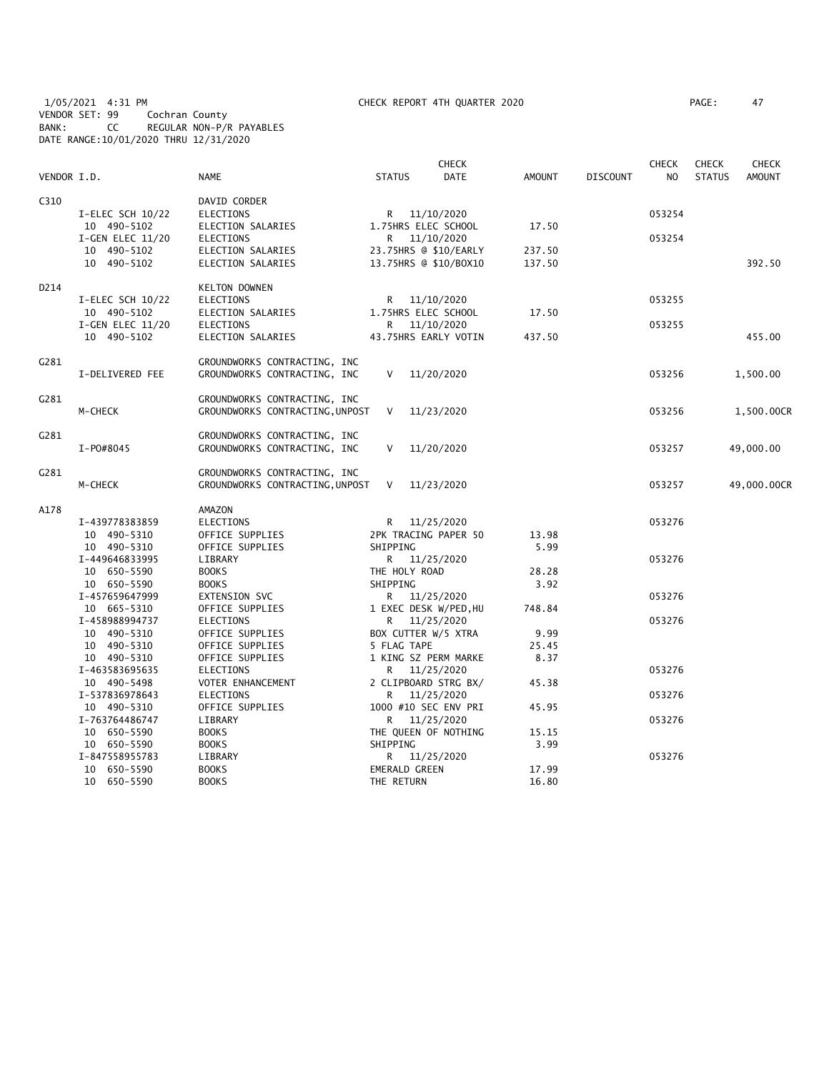1/05/2021 4:31 PM CHECK REPORT 4TH QUARTER 2020
VENDOR SET: 99 Cochran County
BANK: CC REGULAR NON-P/R PAYABLES
DATE RANGE:10/01/2020 THRU 12/31/2020

| VENDOR I.D. | | NAME | STATUS | CHECK DATE | AMOUNT | DISCOUNT | CHECK NO | CHECK STATUS | CHECK AMOUNT |
|---|---|---|---|---|---|---|---|---|---|
| C310 | | DAVID CORDER | | | | | | | |
| | I-ELEC SCH 10/22 | ELECTIONS | R | 11/10/2020 | | | 053254 | | |
| | 10 490-5102 | ELECTION SALARIES | 1.75HRS ELEC SCHOOL | | 17.50 | | | | |
| | I-GEN ELEC 11/20 | ELECTIONS | R | 11/10/2020 | | | 053254 | | |
| | 10 490-5102 | ELECTION SALARIES | 23.75HRS @ $10/EARLY | | 237.50 | | | | |
| | 10 490-5102 | ELECTION SALARIES | 13.75HRS @ $10/BOX10 | | 137.50 | | | | 392.50 |
| D214 | | KELTON DOWNEN | | | | | | | |
| | I-ELEC SCH 10/22 | ELECTIONS | R | 11/10/2020 | | | 053255 | | |
| | 10 490-5102 | ELECTION SALARIES | 1.75HRS ELEC SCHOOL | | 17.50 | | | | |
| | I-GEN ELEC 11/20 | ELECTIONS | R | 11/10/2020 | | | 053255 | | |
| | 10 490-5102 | ELECTION SALARIES | 43.75HRS EARLY VOTIN | | 437.50 | | | | 455.00 |
| G281 | | GROUNDWORKS CONTRACTING, INC | | | | | | | |
| | I-DELIVERED FEE | GROUNDWORKS CONTRACTING, INC | V | 11/20/2020 | | | 053256 | | 1,500.00 |
| G281 | | GROUNDWORKS CONTRACTING, INC | | | | | | | |
| | M-CHECK | GROUNDWORKS CONTRACTING,UNPOST | V | 11/23/2020 | | | 053256 | | 1,500.00CR |
| G281 | | GROUNDWORKS CONTRACTING, INC | | | | | | | |
| | I-PO#8045 | GROUNDWORKS CONTRACTING, INC | V | 11/20/2020 | | | 053257 | | 49,000.00 |
| G281 | | GROUNDWORKS CONTRACTING, INC | | | | | | | |
| | M-CHECK | GROUNDWORKS CONTRACTING,UNPOST | V | 11/23/2020 | | | 053257 | | 49,000.00CR |
| A178 | | AMAZON | | | | | | | |
| | I-439778383859 | ELECTIONS | R | 11/25/2020 | | | 053276 | | |
| | 10 490-5310 | OFFICE SUPPLIES | 2PK TRACING PAPER 50 | | 13.98 | | | | |
| | 10 490-5310 | OFFICE SUPPLIES | SHIPPING | | 5.99 | | | | |
| | I-449646833995 | LIBRARY | R | 11/25/2020 | | | 053276 | | |
| | 10 650-5590 | BOOKS | THE HOLY ROAD | | 28.28 | | | | |
| | 10 650-5590 | BOOKS | SHIPPING | | 3.92 | | | | |
| | I-457659647999 | EXTENSION SVC | R | 11/25/2020 | | | 053276 | | |
| | 10 665-5310 | OFFICE SUPPLIES | 1 EXEC DESK W/PED,HU | | 748.84 | | | | |
| | I-458988994737 | ELECTIONS | R | 11/25/2020 | | | 053276 | | |
| | 10 490-5310 | OFFICE SUPPLIES | BOX CUTTER W/5 XTRA | | 9.99 | | | | |
| | 10 490-5310 | OFFICE SUPPLIES | 5 FLAG TAPE | | 25.45 | | | | |
| | 10 490-5310 | OFFICE SUPPLIES | 1 KING SZ PERM MARKE | | 8.37 | | | | |
| | I-463583695635 | ELECTIONS | R | 11/25/2020 | | | 053276 | | |
| | 10 490-5498 | VOTER ENHANCEMENT | 2 CLIPBOARD STRG BX/ | | 45.38 | | | | |
| | I-537836978643 | ELECTIONS | R | 11/25/2020 | | | 053276 | | |
| | 10 490-5310 | OFFICE SUPPLIES | 1000 #10 SEC ENV PRI | | 45.95 | | | | |
| | I-763764486747 | LIBRARY | R | 11/25/2020 | | | 053276 | | |
| | 10 650-5590 | BOOKS | THE QUEEN OF NOTHING | | 15.15 | | | | |
| | 10 650-5590 | BOOKS | SHIPPING | | 3.99 | | | | |
| | I-847558955783 | LIBRARY | R | 11/25/2020 | | | 053276 | | |
| | 10 650-5590 | BOOKS | EMERALD GREEN | | 17.99 | | | | |
| | 10 650-5590 | BOOKS | THE RETURN | | 16.80 | | | | |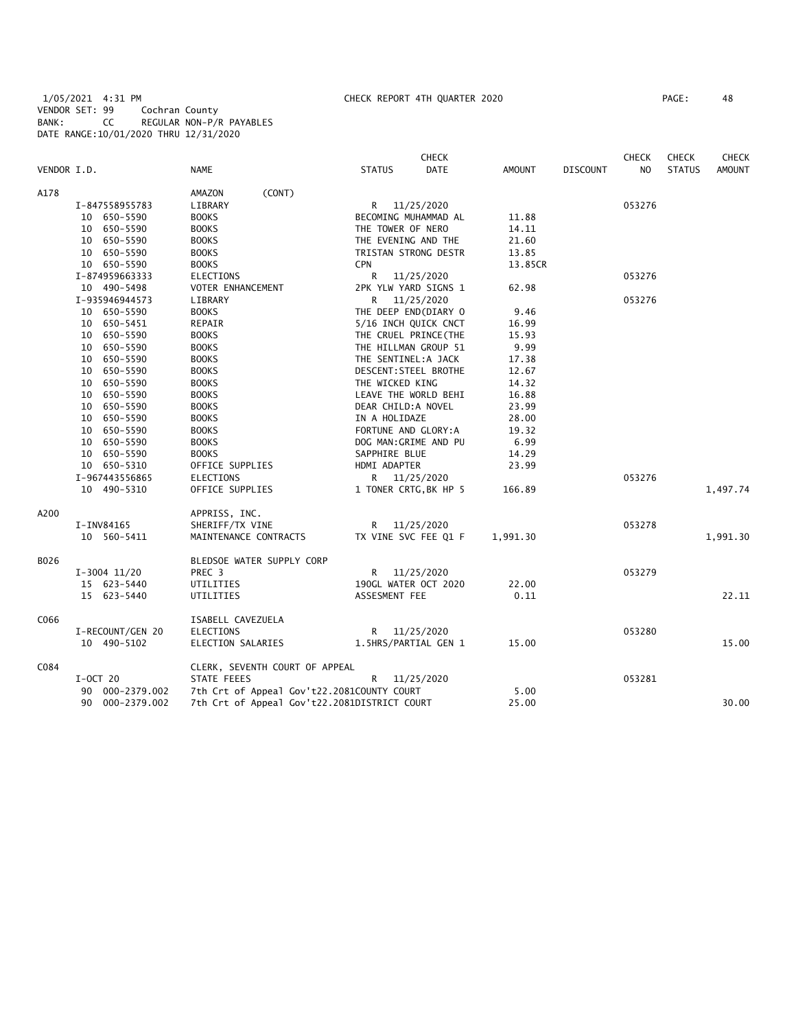1/05/2021 4:31 PM CHECK REPORT 4TH QUARTER 2020 PAGE: 48
VENDOR SET: 99 Cochran County
BANK: CC REGULAR NON-P/R PAYABLES
DATE RANGE:10/01/2020 THRU 12/31/2020

| VENDOR I.D. | NAME | STATUS | CHECK DATE | AMOUNT | DISCOUNT | CHECK NO | CHECK STATUS | CHECK AMOUNT |
|---|---|---|---|---|---|---|---|---|
| A178 | AMAZON (CONT) | | | | | | | |
| I-847558955783 | LIBRARY | R | 11/25/2020 | | | 053276 | | |
| 10 650-5590 | BOOKS | BECOMING MUHAMMAD AL | | 11.88 | | | | |
| 10 650-5590 | BOOKS | THE TOWER OF NERO | | 14.11 | | | | |
| 10 650-5590 | BOOKS | THE EVENING AND THE | | 21.60 | | | | |
| 10 650-5590 | BOOKS | TRISTAN STRONG DESTR | | 13.85 | | | | |
| 10 650-5590 | BOOKS | CPN | | 13.85CR | | | | |
| I-874959663333 | ELECTIONS | R | 11/25/2020 | | | 053276 | | |
| 10 490-5498 | VOTER ENHANCEMENT | 2PK YLW YARD SIGNS 1 | | 62.98 | | | | |
| I-935946944573 | LIBRARY | R | 11/25/2020 | | | 053276 | | |
| 10 650-5590 | BOOKS | THE DEEP END(DIARY O | | 9.46 | | | | |
| 10 650-5451 | REPAIR | 5/16 INCH QUICK CNCT | | 16.99 | | | | |
| 10 650-5590 | BOOKS | THE CRUEL PRINCE(THE | | 15.93 | | | | |
| 10 650-5590 | BOOKS | THE HILLMAN GROUP 51 | | 9.99 | | | | |
| 10 650-5590 | BOOKS | THE SENTINEL:A JACK | | 17.38 | | | | |
| 10 650-5590 | BOOKS | DESCENT:STEEL BROTHE | | 12.67 | | | | |
| 10 650-5590 | BOOKS | THE WICKED KING | | 14.32 | | | | |
| 10 650-5590 | BOOKS | LEAVE THE WORLD BEHI | | 16.88 | | | | |
| 10 650-5590 | BOOKS | DEAR CHILD:A NOVEL | | 23.99 | | | | |
| 10 650-5590 | BOOKS | IN A HOLIDAZE | | 28.00 | | | | |
| 10 650-5590 | BOOKS | FORTUNE AND GLORY:A | | 19.32 | | | | |
| 10 650-5590 | BOOKS | DOG MAN:GRIME AND PU | | 6.99 | | | | |
| 10 650-5590 | BOOKS | SAPPHIRE BLUE | | 14.29 | | | | |
| 10 650-5310 | OFFICE SUPPLIES | HDMI ADAPTER | | 23.99 | | | | |
| I-967443556865 | ELECTIONS | R | 11/25/2020 | | | 053276 | | |
| 10 490-5310 | OFFICE SUPPLIES | 1 TONER CRTG,BK HP 5 | | 166.89 | | | | 1,497.74 |
| A200 | APPRISS, INC. | | | | | | | |
| I-INV84165 | SHERIFF/TX VINE | R | 11/25/2020 | | | 053278 | | |
| 10 560-5411 | MAINTENANCE CONTRACTS | TX VINE SVC FEE Q1 F | | 1,991.30 | | | | 1,991.30 |
| B026 | BLEDSOE WATER SUPPLY CORP | | | | | | | |
| I-3004 11/20 | PREC 3 | R | 11/25/2020 | | | 053279 | | |
| 15 623-5440 | UTILITIES | 190GL WATER OCT 2020 | | 22.00 | | | | |
| 15 623-5440 | UTILITIES | ASSESMENT FEE | | 0.11 | | | | 22.11 |
| C066 | ISABELL CAVEZUELA | | | | | | | |
| I-RECOUNT/GEN 20 | ELECTIONS | R | 11/25/2020 | | | 053280 | | |
| 10 490-5102 | ELECTION SALARIES | 1.5HRS/PARTIAL GEN 1 | | 15.00 | | | | 15.00 |
| C084 | CLERK, SEVENTH COURT OF APPEAL | | | | | | | |
| I-OCT 20 | STATE FEEES | R | 11/25/2020 | | | 053281 | | |
| 90 000-2379.002 | 7th Crt of Appeal Gov't22.2081 | COUNTY COURT | | 5.00 | | | | |
| 90 000-2379.002 | 7th Crt of Appeal Gov't22.2081 | DISTRICT COURT | | 25.00 | | | | 30.00 |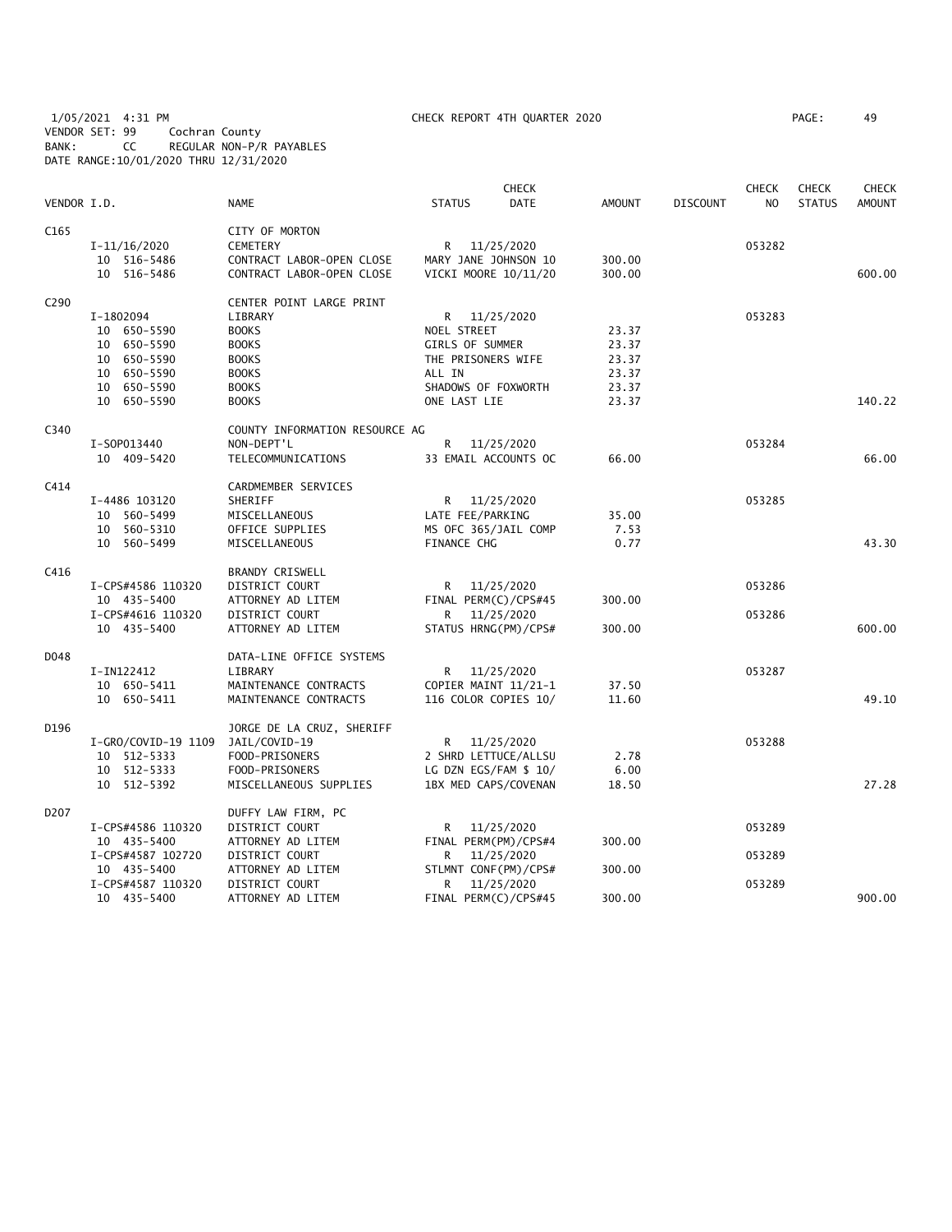1/05/2021 4:31 PM CHECK REPORT 4TH QUARTER 2020

VENDOR SET: 99 Cochran County
BANK: CC REGULAR NON-P/R PAYABLES
DATE RANGE:10/01/2020 THRU 12/31/2020

| VENDOR I.D. | NAME | STATUS | CHECK DATE | AMOUNT | DISCOUNT | CHECK NO | CHECK STATUS | CHECK AMOUNT |
|---|---|---|---|---|---|---|---|---|
| C165 | CITY OF MORTON | | | | | | | |
| I-11/16/2020 | CEMETERY | R | 11/25/2020 | | | 053282 | | |
| 10 516-5486 | CONTRACT LABOR-OPEN CLOSE | MARY JANE JOHNSON 10 | | 300.00 | | | | |
| 10 516-5486 | CONTRACT LABOR-OPEN CLOSE | VICKI MOORE 10/11/20 | | 300.00 | | | | 600.00 |
| C290 | CENTER POINT LARGE PRINT | | | | | | | |
| I-1802094 | LIBRARY | R | 11/25/2020 | | | 053283 | | |
| 10 650-5590 | BOOKS | NOEL STREET | | 23.37 | | | | |
| 10 650-5590 | BOOKS | GIRLS OF SUMMER | | 23.37 | | | | |
| 10 650-5590 | BOOKS | THE PRISONERS WIFE | | 23.37 | | | | |
| 10 650-5590 | BOOKS | ALL IN | | 23.37 | | | | |
| 10 650-5590 | BOOKS | SHADOWS OF FOXWORTH | | 23.37 | | | | |
| 10 650-5590 | BOOKS | ONE LAST LIE | | 23.37 | | | | 140.22 |
| C340 | COUNTY INFORMATION RESOURCE AG | | | | | | | |
| I-SOP013440 | NON-DEPT'L | R | 11/25/2020 | | | 053284 | | |
| 10 409-5420 | TELECOMMUNICATIONS | 33 EMAIL ACCOUNTS OC | | 66.00 | | | | 66.00 |
| C414 | CARDMEMBER SERVICES | | | | | | | |
| I-4486 103120 | SHERIFF | R | 11/25/2020 | | | 053285 | | |
| 10 560-5499 | MISCELLANEOUS | LATE FEE/PARKING | | 35.00 | | | | |
| 10 560-5310 | OFFICE SUPPLIES | MS OFC 365/JAIL COMP | | 7.53 | | | | |
| 10 560-5499 | MISCELLANEOUS | FINANCE CHG | | 0.77 | | | | 43.30 |
| C416 | BRANDY CRISWELL | | | | | | | |
| I-CPS#4586 110320 | DISTRICT COURT | R | 11/25/2020 | | | 053286 | | |
| 10 435-5400 | ATTORNEY AD LITEM | FINAL PERM(C)/CPS#45 | | 300.00 | | | | |
| I-CPS#4616 110320 | DISTRICT COURT | R | 11/25/2020 | | | 053286 | | |
| 10 435-5400 | ATTORNEY AD LITEM | STATUS HRNG(PM)/CPS# | | 300.00 | | | | 600.00 |
| D048 | DATA-LINE OFFICE SYSTEMS | | | | | | | |
| I-IN122412 | LIBRARY | R | 11/25/2020 | | | 053287 | | |
| 10 650-5411 | MAINTENANCE CONTRACTS | COPIER MAINT 11/21-1 | | 37.50 | | | | |
| 10 650-5411 | MAINTENANCE CONTRACTS | 116 COLOR COPIES 10/ | | 11.60 | | | | 49.10 |
| D196 | JORGE DE LA CRUZ, SHERIFF | | | | | | | |
| I-GRO/COVID-19 1109 | JAIL/COVID-19 | R | 11/25/2020 | | | 053288 | | |
| 10 512-5333 | FOOD-PRISONERS | 2 SHRD LETTUCE/ALLSU | | 2.78 | | | | |
| 10 512-5333 | FOOD-PRISONERS | LG DZN EGS/FAM $ 10/ | | 6.00 | | | | |
| 10 512-5392 | MISCELLANEOUS SUPPLIES | 1BX MED CAPS/COVENAN | | 18.50 | | | | 27.28 |
| D207 | DUFFY LAW FIRM, PC | | | | | | | |
| I-CPS#4586 110320 | DISTRICT COURT | R | 11/25/2020 | | | 053289 | | |
| 10 435-5400 | ATTORNEY AD LITEM | FINAL PERM(PM)/CPS#4 | | 300.00 | | | | |
| I-CPS#4587 102720 | DISTRICT COURT | R | 11/25/2020 | | | 053289 | | |
| 10 435-5400 | ATTORNEY AD LITEM | STLMNT CONF(PM)/CPS# | | 300.00 | | | | |
| I-CPS#4587 110320 | DISTRICT COURT | R | 11/25/2020 | | | 053289 | | |
| 10 435-5400 | ATTORNEY AD LITEM | FINAL PERM(C)/CPS#45 | | 300.00 | | | | 900.00 |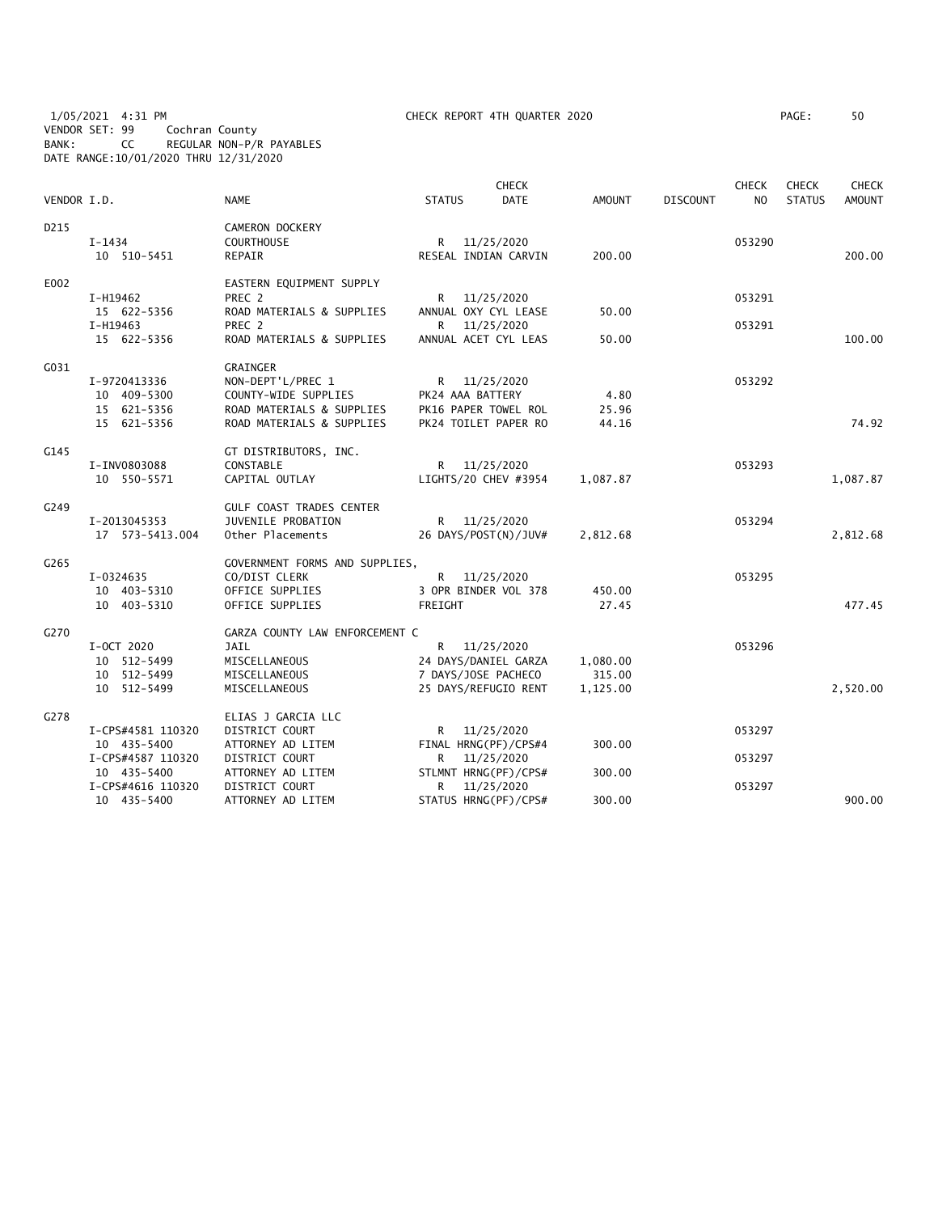1/05/2021 4:31 PM CHECK REPORT 4TH QUARTER 2020 PAGE: 50
VENDOR SET: 99 Cochran County
BANK: CC REGULAR NON-P/R PAYABLES
DATE RANGE:10/01/2020 THRU 12/31/2020

| VENDOR I.D. | NAME | STATUS | CHECK DATE | AMOUNT | DISCOUNT | CHECK NO | CHECK STATUS | CHECK AMOUNT |
|---|---|---|---|---|---|---|---|---|
| D215 | CAMERON DOCKERY | | | | | | | |
| I-1434 | COURTHOUSE | R | 11/25/2020 | | | 053290 | | |
| 10 510-5451 | REPAIR | RESEAL INDIAN CARVIN | | 200.00 | | | | 200.00 |
| E002 | EASTERN EQUIPMENT SUPPLY | | | | | | | |
| I-H19462 | PREC 2 | R | 11/25/2020 | | | 053291 | | |
| 15 622-5356 | ROAD MATERIALS & SUPPLIES | ANNUAL OXY CYL LEASE | | 50.00 | | | | |
| I-H19463 | PREC 2 | R | 11/25/2020 | | | 053291 | | |
| 15 622-5356 | ROAD MATERIALS & SUPPLIES | ANNUAL ACET CYL LEAS | | 50.00 | | | | 100.00 |
| G031 | GRAINGER | | | | | | | |
| I-9720413336 | NON-DEPT'L/PREC 1 | R | 11/25/2020 | | | 053292 | | |
| 10 409-5300 | COUNTY-WIDE SUPPLIES | PK24 AAA BATTERY | | 4.80 | | | | |
| 15 621-5356 | ROAD MATERIALS & SUPPLIES | PK16 PAPER TOWEL ROL | | 25.96 | | | | |
| 15 621-5356 | ROAD MATERIALS & SUPPLIES | PK24 TOILET PAPER RO | | 44.16 | | | | 74.92 |
| G145 | GT DISTRIBUTORS, INC. | | | | | | | |
| I-INV0803088 | CONSTABLE | R | 11/25/2020 | | | 053293 | | |
| 10 550-5571 | CAPITAL OUTLAY | LIGHTS/20 CHEV #3954 | | 1,087.87 | | | | 1,087.87 |
| G249 | GULF COAST TRADES CENTER | | | | | | | |
| I-2013045353 | JUVENILE PROBATION | R | 11/25/2020 | | | 053294 | | |
| 17 573-5413.004 | Other Placements | 26 DAYS/POST(N)/JUV# | | 2,812.68 | | | | 2,812.68 |
| G265 | GOVERNMENT FORMS AND SUPPLIES, | | | | | | | |
| I-0324635 | CO/DIST CLERK | R | 11/25/2020 | | | 053295 | | |
| 10 403-5310 | OFFICE SUPPLIES | 3 OPR BINDER VOL 378 | | 450.00 | | | | |
| 10 403-5310 | OFFICE SUPPLIES | FREIGHT | | 27.45 | | | | 477.45 |
| G270 | GARZA COUNTY LAW ENFORCEMENT C | | | | | | | |
| I-OCT 2020 | JAIL | R | 11/25/2020 | | | 053296 | | |
| 10 512-5499 | MISCELLANEOUS | 24 DAYS/DANIEL GARZA | | 1,080.00 | | | | |
| 10 512-5499 | MISCELLANEOUS | 7 DAYS/JOSE PACHECO | | 315.00 | | | | |
| 10 512-5499 | MISCELLANEOUS | 25 DAYS/REFUGIO RENT | | 1,125.00 | | | | 2,520.00 |
| G278 | ELIAS J GARCIA LLC | | | | | | | |
| I-CPS#4581 110320 | DISTRICT COURT | R | 11/25/2020 | | | 053297 | | |
| 10 435-5400 | ATTORNEY AD LITEM | FINAL HRNG(PF)/CPS#4 | | 300.00 | | | | |
| I-CPS#4587 110320 | DISTRICT COURT | R | 11/25/2020 | | | 053297 | | |
| 10 435-5400 | ATTORNEY AD LITEM | STLMNT HRNG(PF)/CPS# | | 300.00 | | | | |
| I-CPS#4616 110320 | DISTRICT COURT | R | 11/25/2020 | | | 053297 | | |
| 10 435-5400 | ATTORNEY AD LITEM | STATUS HRNG(PF)/CPS# | | 300.00 | | | | 900.00 |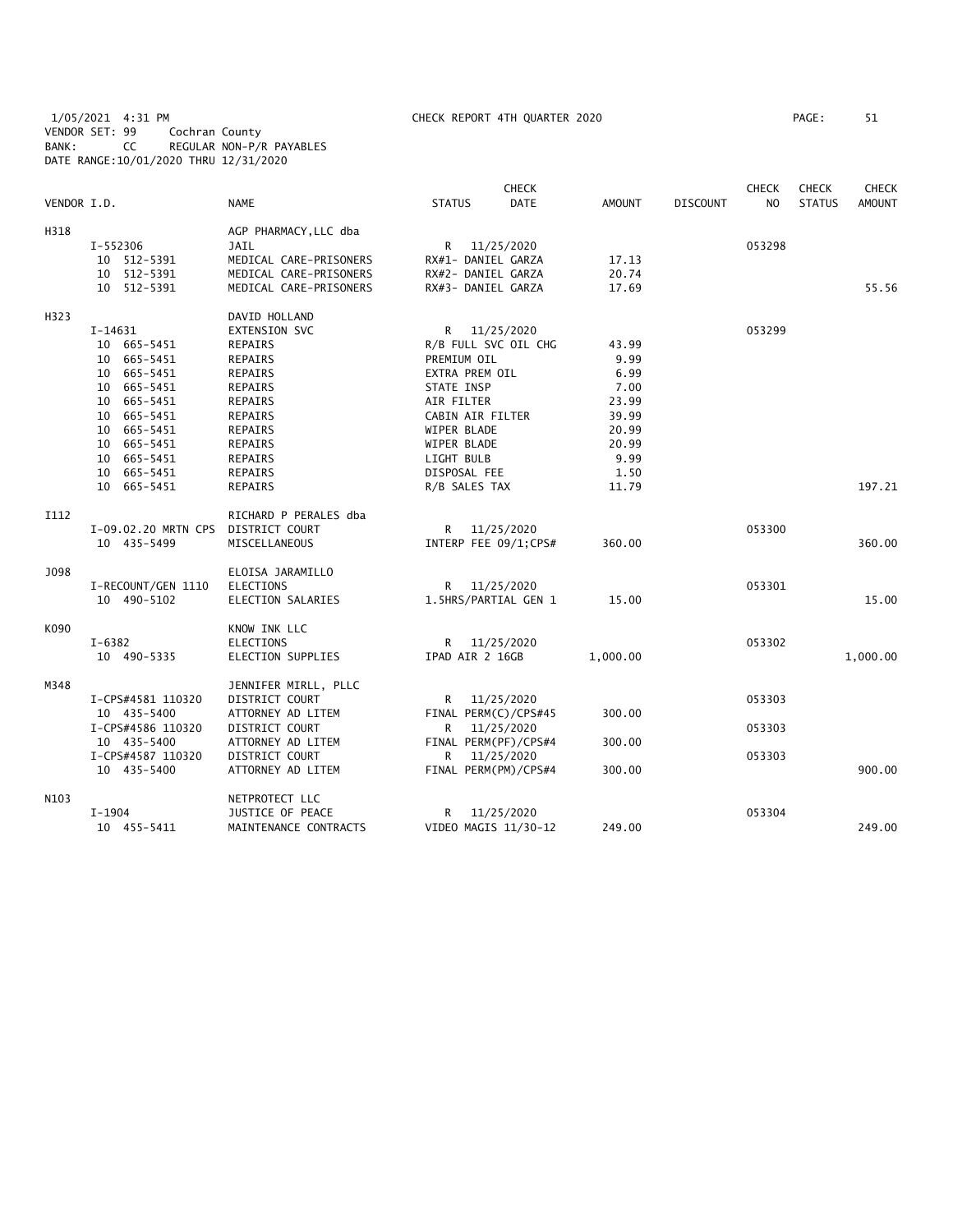1/05/2021 4:31 PM CHECK REPORT 4TH QUARTER 2020 PAGE: 51
VENDOR SET: 99 Cochran County
BANK: CC REGULAR NON-P/R PAYABLES
DATE RANGE:10/01/2020 THRU 12/31/2020

| VENDOR I.D. | NAME | STATUS | CHECK DATE | AMOUNT | DISCOUNT | CHECK NO | CHECK STATUS | CHECK AMOUNT |
|---|---|---|---|---|---|---|---|---|
| H318 | AGP PHARMACY,LLC dba | | | | | | | |
| I-552306 | JAIL | R | 11/25/2020 | | | 053298 | | |
| 10 512-5391 | MEDICAL CARE-PRISONERS | RX#1- DANIEL GARZA | | 17.13 | | | | |
| 10 512-5391 | MEDICAL CARE-PRISONERS | RX#2- DANIEL GARZA | | 20.74 | | | | |
| 10 512-5391 | MEDICAL CARE-PRISONERS | RX#3- DANIEL GARZA | | 17.69 | | | | 55.56 |
| H323 | DAVID HOLLAND | | | | | | | |
| I-14631 | EXTENSION SVC | R | 11/25/2020 | | | 053299 | | |
| 10 665-5451 | REPAIRS | R/B FULL SVC OIL CHG | | 43.99 | | | | |
| 10 665-5451 | REPAIRS | PREMIUM OIL | | 9.99 | | | | |
| 10 665-5451 | REPAIRS | EXTRA PREM OIL | | 6.99 | | | | |
| 10 665-5451 | REPAIRS | STATE INSP | | 7.00 | | | | |
| 10 665-5451 | REPAIRS | AIR FILTER | | 23.99 | | | | |
| 10 665-5451 | REPAIRS | CABIN AIR FILTER | | 39.99 | | | | |
| 10 665-5451 | REPAIRS | WIPER BLADE | | 20.99 | | | | |
| 10 665-5451 | REPAIRS | WIPER BLADE | | 20.99 | | | | |
| 10 665-5451 | REPAIRS | LIGHT BULB | | 9.99 | | | | |
| 10 665-5451 | REPAIRS | DISPOSAL FEE | | 1.50 | | | | |
| 10 665-5451 | REPAIRS | R/B SALES TAX | | 11.79 | | | | 197.21 |
| I112 | RICHARD P PERALES dba | | | | | | | |
| I-09.02.20 MRTN CPS | DISTRICT COURT | R | 11/25/2020 | | | 053300 | | |
| 10 435-5499 | MISCELLANEOUS | INTERP FEE 09/1;CPS# | | 360.00 | | | | 360.00 |
| J098 | ELOISA JARAMILLO | | | | | | | |
| I-RECOUNT/GEN 1110 | ELECTIONS | R | 11/25/2020 | | | 053301 | | |
| 10 490-5102 | ELECTION SALARIES | 1.5HRS/PARTIAL GEN 1 | | 15.00 | | | | 15.00 |
| K090 | KNOW INK LLC | | | | | | | |
| I-6382 | ELECTIONS | R | 11/25/2020 | | | 053302 | | |
| 10 490-5335 | ELECTION SUPPLIES | IPAD AIR 2 16GB | | 1,000.00 | | | | 1,000.00 |
| M348 | JENNIFER MIRLL, PLLC | | | | | | | |
| I-CPS#4581 110320 | DISTRICT COURT | R | 11/25/2020 | | | 053303 | | |
| 10 435-5400 | ATTORNEY AD LITEM | FINAL PERM(C)/CPS#45 | | 300.00 | | | | |
| I-CPS#4586 110320 | DISTRICT COURT | R | 11/25/2020 | | | 053303 | | |
| 10 435-5400 | ATTORNEY AD LITEM | FINAL PERM(PF)/CPS#4 | | 300.00 | | | | |
| I-CPS#4587 110320 | DISTRICT COURT | R | 11/25/2020 | | | 053303 | | |
| 10 435-5400 | ATTORNEY AD LITEM | FINAL PERM(PM)/CPS#4 | | 300.00 | | | | 900.00 |
| N103 | NETPROTECT LLC | | | | | | | |
| I-1904 | JUSTICE OF PEACE | R | 11/25/2020 | | | 053304 | | |
| 10 455-5411 | MAINTENANCE CONTRACTS | VIDEO MAGIS 11/30-12 | | 249.00 | | | | 249.00 |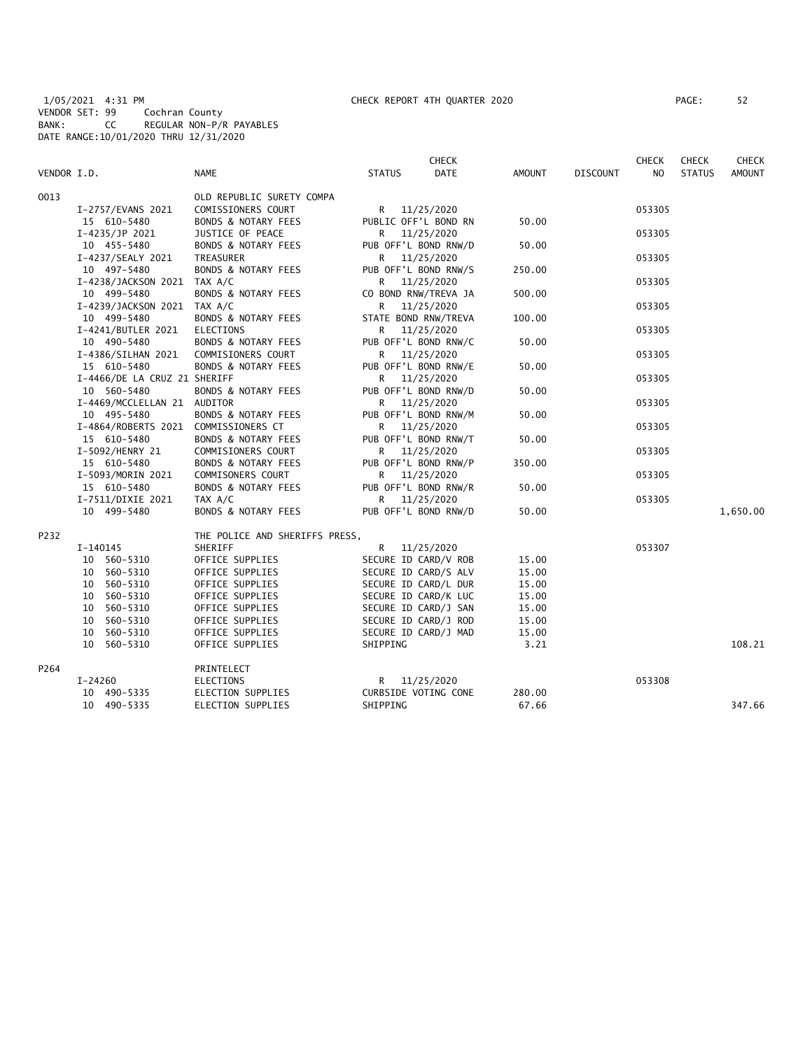1/05/2021 4:31 PM CHECK REPORT 4TH QUARTER 2020 PAGE: 52
VENDOR SET: 99 Cochran County
BANK: CC REGULAR NON-P/R PAYABLES
DATE RANGE:10/01/2020 THRU 12/31/2020

| VENDOR I.D. | | NAME | STATUS | CHECK DATE | AMOUNT | DISCOUNT | CHECK NO | CHECK STATUS | CHECK AMOUNT |
|---|---|---|---|---|---|---|---|---|---|
| 0013 | | OLD REPUBLIC SURETY COMPA | | | | | | | |
| | I-2757/EVANS 2021 | COMISSIONERS COURT | R | 11/25/2020 | | | 053305 | | |
| | 15 610-5480 | BONDS & NOTARY FEES | PUBLIC OFF'L BOND RN | | 50.00 | | | | |
| | I-4235/JP 2021 | JUSTICE OF PEACE | R | 11/25/2020 | | | 053305 | | |
| | 10 455-5480 | BONDS & NOTARY FEES | PUB OFF'L BOND RNW/D | | 50.00 | | | | |
| | I-4237/SEALY 2021 | TREASURER | R | 11/25/2020 | | | 053305 | | |
| | 10 497-5480 | BONDS & NOTARY FEES | PUB OFF'L BOND RNW/S | | 250.00 | | | | |
| | I-4238/JACKSON 2021 | TAX A/C | R | 11/25/2020 | | | 053305 | | |
| | 10 499-5480 | BONDS & NOTARY FEES | CO BOND RNW/TREVA JA | | 500.00 | | | | |
| | I-4239/JACKSON 2021 | TAX A/C | R | 11/25/2020 | | | 053305 | | |
| | 10 499-5480 | BONDS & NOTARY FEES | STATE BOND RNW/TREVA | | 100.00 | | | | |
| | I-4241/BUTLER 2021 | ELECTIONS | R | 11/25/2020 | | | 053305 | | |
| | 10 490-5480 | BONDS & NOTARY FEES | PUB OFF'L BOND RNW/C | | 50.00 | | | | |
| | I-4386/SILHAN 2021 | COMMISIONERS COURT | R | 11/25/2020 | | | 053305 | | |
| | 15 610-5480 | BONDS & NOTARY FEES | PUB OFF'L BOND RNW/E | | 50.00 | | | | |
| | I-4466/DE LA CRUZ 21 | SHERIFF | R | 11/25/2020 | | | 053305 | | |
| | 10 560-5480 | BONDS & NOTARY FEES | PUB OFF'L BOND RNW/D | | 50.00 | | | | |
| | I-4469/MCCLELLAN 21 | AUDITOR | R | 11/25/2020 | | | 053305 | | |
| | 10 495-5480 | BONDS & NOTARY FEES | PUB OFF'L BOND RNW/M | | 50.00 | | | | |
| | I-4864/ROBERTS 2021 | COMMISSIONERS CT | R | 11/25/2020 | | | 053305 | | |
| | 15 610-5480 | BONDS & NOTARY FEES | PUB OFF'L BOND RNW/T | | 50.00 | | | | |
| | I-5092/HENRY 21 | COMMISIONERS COURT | R | 11/25/2020 | | | 053305 | | |
| | 15 610-5480 | BONDS & NOTARY FEES | PUB OFF'L BOND RNW/P | | 350.00 | | | | |
| | I-5093/MORIN 2021 | COMMISONERS COURT | R | 11/25/2020 | | | 053305 | | |
| | 15 610-5480 | BONDS & NOTARY FEES | PUB OFF'L BOND RNW/R | | 50.00 | | | | |
| | I-7511/DIXIE 2021 | TAX A/C | R | 11/25/2020 | | | 053305 | | |
| | 10 499-5480 | BONDS & NOTARY FEES | PUB OFF'L BOND RNW/D | | 50.00 | | | | 1,650.00 |
| P232 | | THE POLICE AND SHERIFFS PRESS, | | | | | | | |
| | I-140145 | SHERIFF | R | 11/25/2020 | | | 053307 | | |
| | 10 560-5310 | OFFICE SUPPLIES | SECURE ID CARD/V ROB | | 15.00 | | | | |
| | 10 560-5310 | OFFICE SUPPLIES | SECURE ID CARD/S ALV | | 15.00 | | | | |
| | 10 560-5310 | OFFICE SUPPLIES | SECURE ID CARD/L DUR | | 15.00 | | | | |
| | 10 560-5310 | OFFICE SUPPLIES | SECURE ID CARD/K LUC | | 15.00 | | | | |
| | 10 560-5310 | OFFICE SUPPLIES | SECURE ID CARD/J SAN | | 15.00 | | | | |
| | 10 560-5310 | OFFICE SUPPLIES | SECURE ID CARD/J ROD | | 15.00 | | | | |
| | 10 560-5310 | OFFICE SUPPLIES | SECURE ID CARD/J MAD | | 15.00 | | | | |
| | 10 560-5310 | OFFICE SUPPLIES | SHIPPING | | 3.21 | | | | 108.21 |
| P264 | | PRINTELECT | | | | | | | |
| | I-24260 | ELECTIONS | R | 11/25/2020 | | | 053308 | | |
| | 10 490-5335 | ELECTION SUPPLIES | CURBSIDE VOTING CONE | | 280.00 | | | | |
| | 10 490-5335 | ELECTION SUPPLIES | SHIPPING | | 67.66 | | | | 347.66 |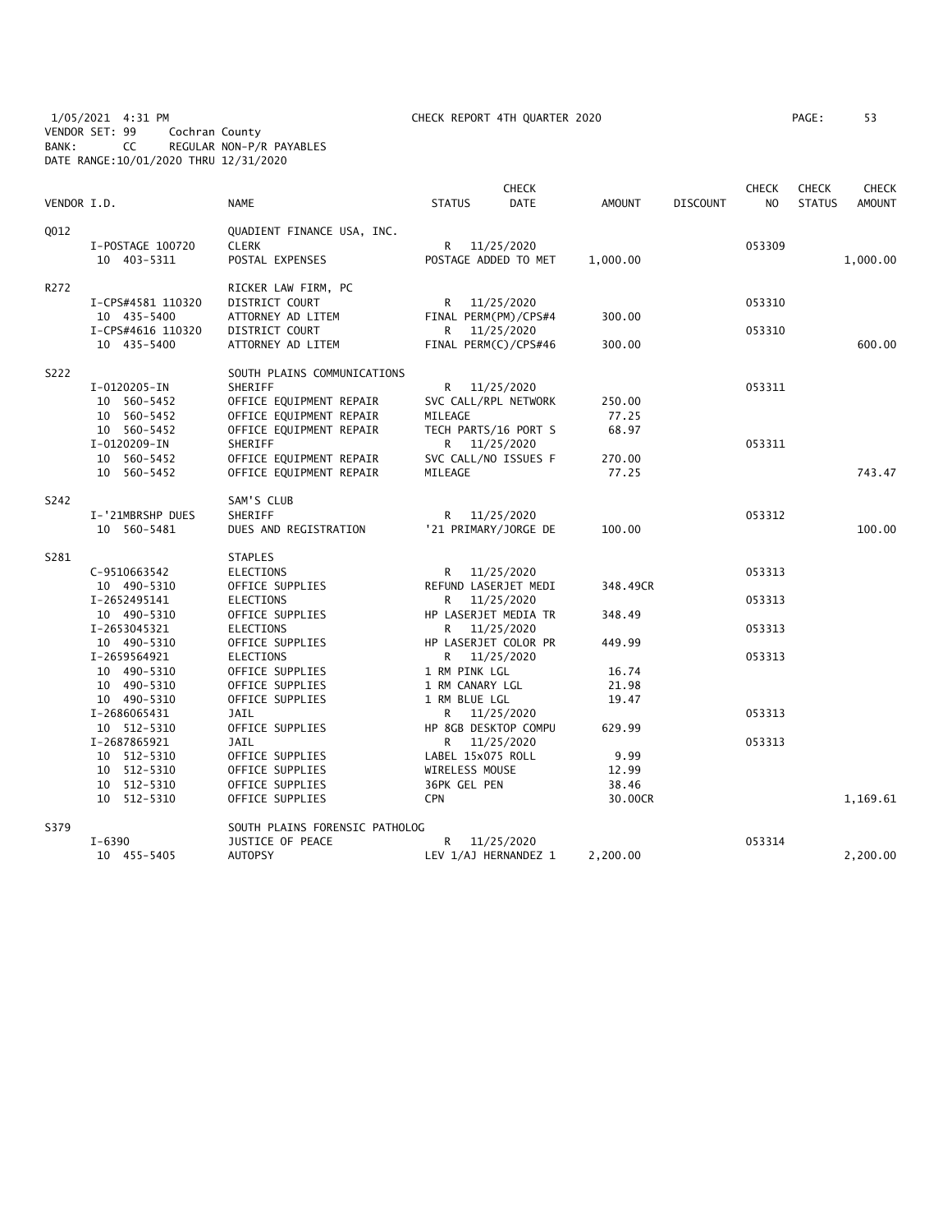1/05/2021 4:31 PM CHECK REPORT 4TH QUARTER 2020
VENDOR SET: 99 Cochran County
BANK: CC REGULAR NON-P/R PAYABLES
DATE RANGE:10/01/2020 THRU 12/31/2020

| VENDOR I.D. | | NAME | STATUS | CHECK DATE | AMOUNT | DISCOUNT | CHECK NO | CHECK STATUS | CHECK AMOUNT |
|---|---|---|---|---|---|---|---|---|---|
| Q012 | | QUADIENT FINANCE USA, INC. | | | | | | | |
| | I-POSTAGE 100720 | CLERK | R | 11/25/2020 | | | 053309 | | |
| | 10 403-5311 | POSTAL EXPENSES | POSTAGE ADDED TO MET | | 1,000.00 | | | | 1,000.00 |
| R272 | | RICKER LAW FIRM, PC | | | | | | | |
| | I-CPS#4581 110320 | DISTRICT COURT | R | 11/25/2020 | | | 053310 | | |
| | 10 435-5400 | ATTORNEY AD LITEM | FINAL PERM(PM)/CPS#4 | | 300.00 | | | | |
| | I-CPS#4616 110320 | DISTRICT COURT | R | 11/25/2020 | | | 053310 | | |
| | 10 435-5400 | ATTORNEY AD LITEM | FINAL PERM(C)/CPS#46 | | 300.00 | | | | 600.00 |
| S222 | | SOUTH PLAINS COMMUNICATIONS | | | | | | | |
| | I-0120205-IN | SHERIFF | R | 11/25/2020 | | | 053311 | | |
| | 10 560-5452 | OFFICE EQUIPMENT REPAIR | SVC CALL/RPL NETWORK | | 250.00 | | | | |
| | 10 560-5452 | OFFICE EQUIPMENT REPAIR | MILEAGE | | 77.25 | | | | |
| | 10 560-5452 | OFFICE EQUIPMENT REPAIR | TECH PARTS/16 PORT S | | 68.97 | | | | |
| | I-0120209-IN | SHERIFF | R | 11/25/2020 | | | 053311 | | |
| | 10 560-5452 | OFFICE EQUIPMENT REPAIR | SVC CALL/NO ISSUES F | | 270.00 | | | | |
| | 10 560-5452 | OFFICE EQUIPMENT REPAIR | MILEAGE | | 77.25 | | | | 743.47 |
| S242 | | SAM'S CLUB | | | | | | | |
| | I-'21MBRSHP DUES | SHERIFF | R | 11/25/2020 | | | 053312 | | |
| | 10 560-5481 | DUES AND REGISTRATION | '21 PRIMARY/JORGE DE | | 100.00 | | | | 100.00 |
| S281 | | STAPLES | | | | | | | |
| | C-9510663542 | ELECTIONS | R | 11/25/2020 | | | 053313 | | |
| | 10 490-5310 | OFFICE SUPPLIES | REFUND LASERJET MEDI | | 348.49CR | | | | |
| | I-2652495141 | ELECTIONS | R | 11/25/2020 | | | 053313 | | |
| | 10 490-5310 | OFFICE SUPPLIES | HP LASERJET MEDIA TR | | 348.49 | | | | |
| | I-2653045321 | ELECTIONS | R | 11/25/2020 | | | 053313 | | |
| | 10 490-5310 | OFFICE SUPPLIES | HP LASERJET COLOR PR | | 449.99 | | | | |
| | I-2659564921 | ELECTIONS | R | 11/25/2020 | | | 053313 | | |
| | 10 490-5310 | OFFICE SUPPLIES | 1 RM PINK LGL | | 16.74 | | | | |
| | 10 490-5310 | OFFICE SUPPLIES | 1 RM CANARY LGL | | 21.98 | | | | |
| | 10 490-5310 | OFFICE SUPPLIES | 1 RM BLUE LGL | | 19.47 | | | | |
| | I-2686065431 | JAIL | R | 11/25/2020 | | | 053313 | | |
| | 10 512-5310 | OFFICE SUPPLIES | HP 8GB DESKTOP COMPU | | 629.99 | | | | |
| | I-2687865921 | JAIL | R | 11/25/2020 | | | 053313 | | |
| | 10 512-5310 | OFFICE SUPPLIES | LABEL 15x075 ROLL | | 9.99 | | | | |
| | 10 512-5310 | OFFICE SUPPLIES | WIRELESS MOUSE | | 12.99 | | | | |
| | 10 512-5310 | OFFICE SUPPLIES | 36PK GEL PEN | | 38.46 | | | | |
| | 10 512-5310 | OFFICE SUPPLIES | CPN | | 30.00CR | | | | 1,169.61 |
| S379 | | SOUTH PLAINS FORENSIC PATHOLOG | | | | | | | |
| | I-6390 | JUSTICE OF PEACE | R | 11/25/2020 | | | 053314 | | |
| | 10 455-5405 | AUTOPSY | LEV 1/AJ HERNANDEZ 1 | | 2,200.00 | | | | 2,200.00 |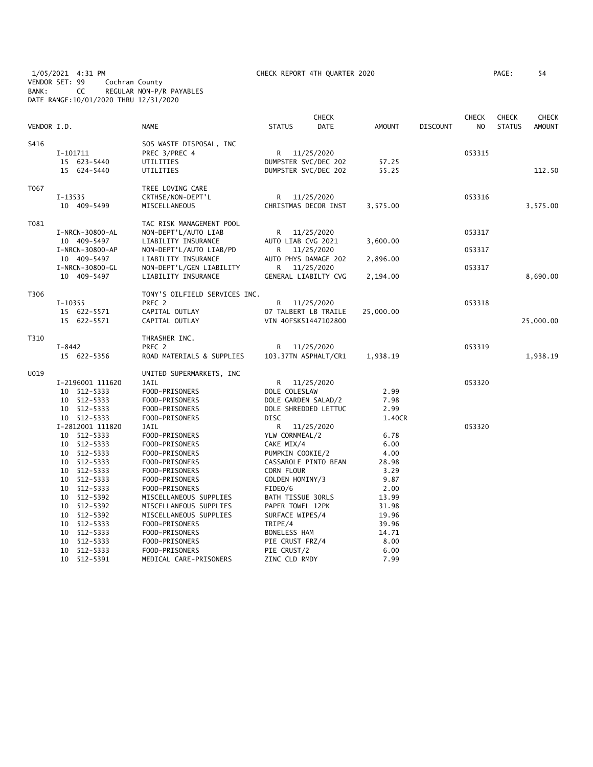1/05/2021 4:31 PM CHECK REPORT 4TH QUARTER 2020

VENDOR SET: 99 Cochran County
BANK: CC REGULAR NON-P/R PAYABLES
DATE RANGE:10/01/2020 THRU 12/31/2020

| VENDOR I.D. | NAME | STATUS | CHECK DATE | AMOUNT | DISCOUNT | CHECK NO | CHECK STATUS | CHECK AMOUNT |
|---|---|---|---|---|---|---|---|---|
| S416 | SOS WASTE DISPOSAL, INC | | | | | | | |
| I-101711 | PREC 3/PREC 4 | R | 11/25/2020 | | | 053315 | | |
| 15 623-5440 | UTILITIES | DUMPSTER SVC/DEC 202 | | 57.25 | | | | |
| 15 624-5440 | UTILITIES | DUMPSTER SVC/DEC 202 | | 55.25 | | | | 112.50 |
| T067 | TREE LOVING CARE | | | | | | | |
| I-13535 | CRTHSE/NON-DEPT'L | R | 11/25/2020 | | | 053316 | | |
| 10 409-5499 | MISCELLANEOUS | CHRISTMAS DECOR INST | | 3,575.00 | | | | 3,575.00 |
| T081 | TAC RISK MANAGEMENT POOL | | | | | | | |
| I-NRCN-30800-AL | NON-DEPT'L/AUTO LIAB | R | 11/25/2020 | | | 053317 | | |
| 10 409-5497 | LIABILITY INSURANCE | AUTO LIAB CVG 2021 | | 3,600.00 | | | | |
| I-NRCN-30800-AP | NON-DEPT'L/AUTO LIAB/PD | R | 11/25/2020 | | | 053317 | | |
| 10 409-5497 | LIABILITY INSURANCE | AUTO PHYS DAMAGE 202 | | 2,896.00 | | | | |
| I-NRCN-30800-GL | NON-DEPT'L/GEN LIABILITY | R | 11/25/2020 | | | 053317 | | |
| 10 409-5497 | LIABILITY INSURANCE | GENERAL LIABILTY CVG | | 2,194.00 | | | | 8,690.00 |
| T306 | TONY'S OILFIELD SERVICES INC. | | | | | | | |
| I-10355 | PREC 2 | R | 11/25/2020 | | | 053318 | | |
| 15 622-5571 | CAPITAL OUTLAY | 07 TALBERT LB TRAILE | | 25,000.00 | | | | |
| 15 622-5571 | CAPITAL OUTLAY | VIN 40FSK51447102800 | | | | | | 25,000.00 |
| T310 | THRASHER INC. | | | | | | | |
| I-8442 | PREC 2 | R | 11/25/2020 | | | 053319 | | |
| 15 622-5356 | ROAD MATERIALS & SUPPLIES | 103.37TN ASPHALT/CR1 | | 1,938.19 | | | | 1,938.19 |
| U019 | UNITED SUPERMARKETS, INC | | | | | | | |
| I-2196001 111620 | JAIL | R | 11/25/2020 | | | 053320 | | |
| 10 512-5333 | FOOD-PRISONERS | DOLE COLESLAW | | 2.99 | | | | |
| 10 512-5333 | FOOD-PRISONERS | DOLE GARDEN SALAD/2 | | 7.98 | | | | |
| 10 512-5333 | FOOD-PRISONERS | DOLE SHREDDED LETTUC | | 2.99 | | | | |
| 10 512-5333 | FOOD-PRISONERS | DISC | | 1.40CR | | | | |
| I-2812001 111820 | JAIL | R | 11/25/2020 | | | 053320 | | |
| 10 512-5333 | FOOD-PRISONERS | YLW CORNMEAL/2 | | 6.78 | | | | |
| 10 512-5333 | FOOD-PRISONERS | CAKE MIX/4 | | 6.00 | | | | |
| 10 512-5333 | FOOD-PRISONERS | PUMPKIN COOKIE/2 | | 4.00 | | | | |
| 10 512-5333 | FOOD-PRISONERS | CASSAROLE PINTO BEAN | | 28.98 | | | | |
| 10 512-5333 | FOOD-PRISONERS | CORN FLOUR | | 3.29 | | | | |
| 10 512-5333 | FOOD-PRISONERS | GOLDEN HOMINY/3 | | 9.87 | | | | |
| 10 512-5333 | FOOD-PRISONERS | FIDEO/6 | | 2.00 | | | | |
| 10 512-5392 | MISCELLANEOUS SUPPLIES | BATH TISSUE 30RLS | | 13.99 | | | | |
| 10 512-5392 | MISCELLANEOUS SUPPLIES | PAPER TOWEL 12PK | | 31.98 | | | | |
| 10 512-5392 | MISCELLANEOUS SUPPLIES | SURFACE WIPES/4 | | 19.96 | | | | |
| 10 512-5333 | FOOD-PRISONERS | TRIPE/4 | | 39.96 | | | | |
| 10 512-5333 | FOOD-PRISONERS | BONELESS HAM | | 14.71 | | | | |
| 10 512-5333 | FOOD-PRISONERS | PIE CRUST FRZ/4 | | 8.00 | | | | |
| 10 512-5333 | FOOD-PRISONERS | PIE CRUST/2 | | 6.00 | | | | |
| 10 512-5391 | MEDICAL CARE-PRISONERS | ZINC CLD RMDY | | 7.99 | | | | |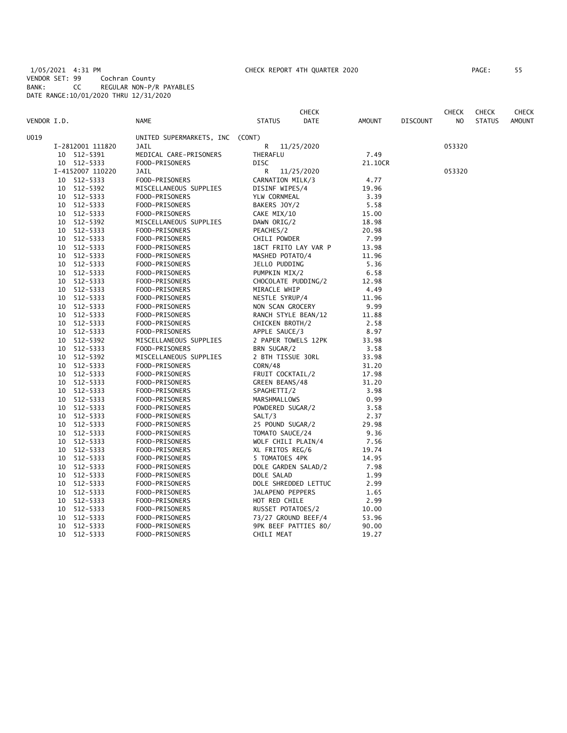1/05/2021 4:31 PM CHECK REPORT 4TH QUARTER 2020
VENDOR SET: 99 Cochran County
BANK: CC REGULAR NON-P/R PAYABLES
DATE RANGE:10/01/2020 THRU 12/31/2020

| VENDOR I.D. | NAME | STATUS | CHECK DATE | AMOUNT | DISCOUNT | CHECK NO | CHECK STATUS | CHECK AMOUNT |
|---|---|---|---|---|---|---|---|---|
| U019 | UNITED SUPERMARKETS, INC (CONT) | | | | | | | |
| I-2812001 111820 | JAIL | R | 11/25/2020 | | | 053320 | | |
| 10 512-5391 | MEDICAL CARE-PRISONERS | THERAFLU | | 7.49 | | | | |
| 10 512-5333 | FOOD-PRISONERS | DISC | | 21.10CR | | | | |
| I-4152007 110220 | JAIL | R | 11/25/2020 | | | 053320 | | |
| 10 512-5333 | FOOD-PRISONERS | CARNATION MILK/3 | | 4.77 | | | | |
| 10 512-5392 | MISCELLANEOUS SUPPLIES | DISINF WIPES/4 | | 19.96 | | | | |
| 10 512-5333 | FOOD-PRISONERS | YLW CORNMEAL | | 3.39 | | | | |
| 10 512-5333 | FOOD-PRISONERS | BAKERS JOY/2 | | 5.58 | | | | |
| 10 512-5333 | FOOD-PRISONERS | CAKE MIX/10 | | 15.00 | | | | |
| 10 512-5392 | MISCELLANEOUS SUPPLIES | DAWN ORIG/2 | | 18.98 | | | | |
| 10 512-5333 | FOOD-PRISONERS | PEACHES/2 | | 20.98 | | | | |
| 10 512-5333 | FOOD-PRISONERS | CHILI POWDER | | 7.99 | | | | |
| 10 512-5333 | FOOD-PRISONERS | 18CT FRITO LAY VAR P | | 13.98 | | | | |
| 10 512-5333 | FOOD-PRISONERS | MASHED POTATO/4 | | 11.96 | | | | |
| 10 512-5333 | FOOD-PRISONERS | JELLO PUDDING | | 5.36 | | | | |
| 10 512-5333 | FOOD-PRISONERS | PUMPKIN MIX/2 | | 6.58 | | | | |
| 10 512-5333 | FOOD-PRISONERS | CHOCOLATE PUDDING/2 | | 12.98 | | | | |
| 10 512-5333 | FOOD-PRISONERS | MIRACLE WHIP | | 4.49 | | | | |
| 10 512-5333 | FOOD-PRISONERS | NESTLE SYRUP/4 | | 11.96 | | | | |
| 10 512-5333 | FOOD-PRISONERS | NON SCAN GROCERY | | 9.99 | | | | |
| 10 512-5333 | FOOD-PRISONERS | RANCH STYLE BEAN/12 | | 11.88 | | | | |
| 10 512-5333 | FOOD-PRISONERS | CHICKEN BROTH/2 | | 2.58 | | | | |
| 10 512-5333 | FOOD-PRISONERS | APPLE SAUCE/3 | | 8.97 | | | | |
| 10 512-5392 | MISCELLANEOUS SUPPLIES | 2 PAPER TOWELS 12PK | | 33.98 | | | | |
| 10 512-5333 | FOOD-PRISONERS | BRN SUGAR/2 | | 3.58 | | | | |
| 10 512-5392 | MISCELLANEOUS SUPPLIES | 2 BTH TISSUE 30RL | | 33.98 | | | | |
| 10 512-5333 | FOOD-PRISONERS | CORN/48 | | 31.20 | | | | |
| 10 512-5333 | FOOD-PRISONERS | FRUIT COCKTAIL/2 | | 17.98 | | | | |
| 10 512-5333 | FOOD-PRISONERS | GREEN BEANS/48 | | 31.20 | | | | |
| 10 512-5333 | FOOD-PRISONERS | SPAGHETTI/2 | | 3.98 | | | | |
| 10 512-5333 | FOOD-PRISONERS | MARSHMALLOWS | | 0.99 | | | | |
| 10 512-5333 | FOOD-PRISONERS | POWDERED SUGAR/2 | | 3.58 | | | | |
| 10 512-5333 | FOOD-PRISONERS | SALT/3 | | 2.37 | | | | |
| 10 512-5333 | FOOD-PRISONERS | 25 POUND SUGAR/2 | | 29.98 | | | | |
| 10 512-5333 | FOOD-PRISONERS | TOMATO SAUCE/24 | | 9.36 | | | | |
| 10 512-5333 | FOOD-PRISONERS | WOLF CHILI PLAIN/4 | | 7.56 | | | | |
| 10 512-5333 | FOOD-PRISONERS | XL FRITOS REG/6 | | 19.74 | | | | |
| 10 512-5333 | FOOD-PRISONERS | 5 TOMATOES 4PK | | 14.95 | | | | |
| 10 512-5333 | FOOD-PRISONERS | DOLE GARDEN SALAD/2 | | 7.98 | | | | |
| 10 512-5333 | FOOD-PRISONERS | DOLE SALAD | | 1.99 | | | | |
| 10 512-5333 | FOOD-PRISONERS | DOLE SHREDDED LETTUC | | 2.99 | | | | |
| 10 512-5333 | FOOD-PRISONERS | JALAPENO PEPPERS | | 1.65 | | | | |
| 10 512-5333 | FOOD-PRISONERS | HOT RED CHILE | | 2.99 | | | | |
| 10 512-5333 | FOOD-PRISONERS | RUSSET POTATOES/2 | | 10.00 | | | | |
| 10 512-5333 | FOOD-PRISONERS | 73/27 GROUND BEEF/4 | | 53.96 | | | | |
| 10 512-5333 | FOOD-PRISONERS | 9PK BEEF PATTIES 80/ | | 90.00 | | | | |
| 10 512-5333 | FOOD-PRISONERS | CHILI MEAT | | 19.27 | | | | |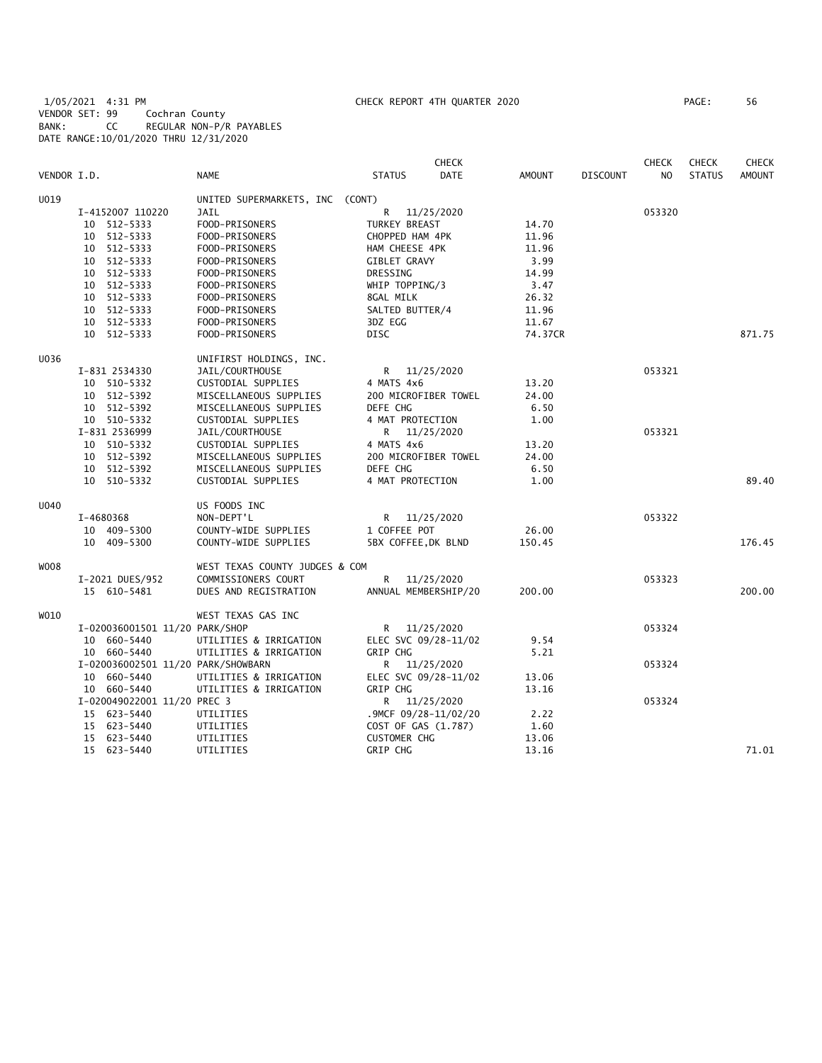1/05/2021 4:31 PM CHECK REPORT 4TH QUARTER 2020
VENDOR SET: 99 Cochran County
BANK: CC REGULAR NON-P/R PAYABLES
DATE RANGE:10/01/2020 THRU 12/31/2020

| VENDOR I.D. | NAME | STATUS | CHECK DATE | AMOUNT | DISCOUNT | CHECK NO | CHECK STATUS | CHECK AMOUNT |
|---|---|---|---|---|---|---|---|---|
| U019 | UNITED SUPERMARKETS, INC (CONT) | | | | | | | |
| I-4152007 110220 | JAIL | R | 11/25/2020 | | | 053320 | | |
| 10 512-5333 | FOOD-PRISONERS | TURKEY BREAST | | 14.70 | | | | |
| 10 512-5333 | FOOD-PRISONERS | CHOPPED HAM 4PK | | 11.96 | | | | |
| 10 512-5333 | FOOD-PRISONERS | HAM CHEESE 4PK | | 11.96 | | | | |
| 10 512-5333 | FOOD-PRISONERS | GIBLET GRAVY | | 3.99 | | | | |
| 10 512-5333 | FOOD-PRISONERS | DRESSING | | 14.99 | | | | |
| 10 512-5333 | FOOD-PRISONERS | WHIP TOPPING/3 | | 3.47 | | | | |
| 10 512-5333 | FOOD-PRISONERS | 8GAL MILK | | 26.32 | | | | |
| 10 512-5333 | FOOD-PRISONERS | SALTED BUTTER/4 | | 11.96 | | | | |
| 10 512-5333 | FOOD-PRISONERS | 3DZ EGG | | 11.67 | | | | |
| 10 512-5333 | FOOD-PRISONERS | DISC | | 74.37CR | | | | 871.75 |
| U036 | UNIFIRST HOLDINGS, INC. | | | | | | | |
| I-831 2534330 | JAIL/COURTHOUSE | R | 11/25/2020 | | | 053321 | | |
| 10 510-5332 | CUSTODIAL SUPPLIES | 4 MATS 4x6 | | 13.20 | | | | |
| 10 512-5392 | MISCELLANEOUS SUPPLIES | 200 MICROFIBER TOWEL | | 24.00 | | | | |
| 10 512-5392 | MISCELLANEOUS SUPPLIES | DEFE CHG | | 6.50 | | | | |
| 10 510-5332 | CUSTODIAL SUPPLIES | 4 MAT PROTECTION | | 1.00 | | | | |
| I-831 2536999 | JAIL/COURTHOUSE | R | 11/25/2020 | | | 053321 | | |
| 10 510-5332 | CUSTODIAL SUPPLIES | 4 MATS 4x6 | | 13.20 | | | | |
| 10 512-5392 | MISCELLANEOUS SUPPLIES | 200 MICROFIBER TOWEL | | 24.00 | | | | |
| 10 512-5392 | MISCELLANEOUS SUPPLIES | DEFE CHG | | 6.50 | | | | |
| 10 510-5332 | CUSTODIAL SUPPLIES | 4 MAT PROTECTION | | 1.00 | | | | 89.40 |
| U040 | US FOODS INC | | | | | | | |
| I-4680368 | NON-DEPT'L | R | 11/25/2020 | | | 053322 | | |
| 10 409-5300 | COUNTY-WIDE SUPPLIES | 1 COFFEE POT | | 26.00 | | | | |
| 10 409-5300 | COUNTY-WIDE SUPPLIES | 5BX COFFEE,DK BLND | | 150.45 | | | | 176.45 |
| W008 | WEST TEXAS COUNTY JUDGES & COM | | | | | | | |
| I-2021 DUES/952 | COMMISSIONERS COURT | R | 11/25/2020 | | | 053323 | | |
| 15 610-5481 | DUES AND REGISTRATION | ANNUAL MEMBERSHIP/20 | | 200.00 | | | | 200.00 |
| W010 | WEST TEXAS GAS INC | | | | | | | |
| I-020036001501 11/20 PARK/SHOP | | R | 11/25/2020 | | | 053324 | | |
| 10 660-5440 | UTILITIES & IRRIGATION | ELEC SVC 09/28-11/02 | | 9.54 | | | | |
| 10 660-5440 | UTILITIES & IRRIGATION | GRIP CHG | | 5.21 | | | | |
| I-020036002501 11/20 PARK/SHOWBARN | | R | 11/25/2020 | | | 053324 | | |
| 10 660-5440 | UTILITIES & IRRIGATION | ELEC SVC 09/28-11/02 | | 13.06 | | | | |
| 10 660-5440 | UTILITIES & IRRIGATION | GRIP CHG | | 13.16 | | | | |
| I-020049022001 11/20 PREC 3 | | R | 11/25/2020 | | | 053324 | | |
| 15 623-5440 | UTILITIES | .9MCF 09/28-11/02/20 | | 2.22 | | | | |
| 15 623-5440 | UTILITIES | COST OF GAS (1.787) | | 1.60 | | | | |
| 15 623-5440 | UTILITIES | CUSTOMER CHG | | 13.06 | | | | |
| 15 623-5440 | UTILITIES | GRIP CHG | | 13.16 | | | | 71.01 |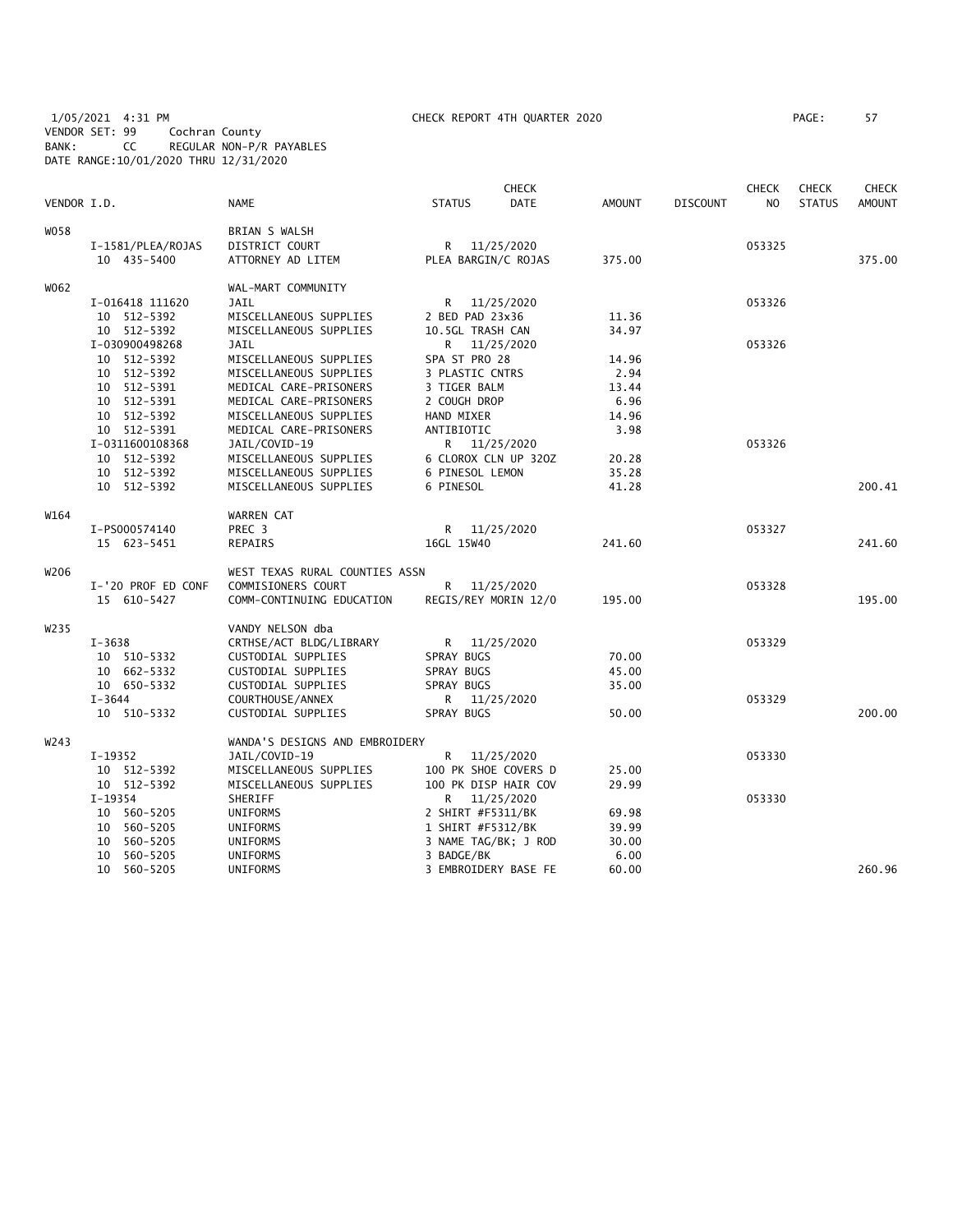1/05/2021 4:31 PM CHECK REPORT 4TH QUARTER 2020 PAGE: 57
VENDOR SET: 99 Cochran County
BANK: CC REGULAR NON-P/R PAYABLES
DATE RANGE:10/01/2020 THRU 12/31/2020

| VENDOR I.D. | NAME | STATUS | CHECK DATE | AMOUNT | DISCOUNT | CHECK NO | CHECK STATUS | CHECK AMOUNT |
|---|---|---|---|---|---|---|---|---|
| W058 | BRIAN S WALSH | | | | | | | |
| I-1581/PLEA/ROJAS | DISTRICT COURT | R | 11/25/2020 | | | 053325 | | |
| 10 435-5400 | ATTORNEY AD LITEM | PLEA BARGIN/C ROJAS | | 375.00 | | | | 375.00 |
| W062 | WAL-MART COMMUNITY | | | | | | | |
| I-016418 111620 | JAIL | R | 11/25/2020 | | | 053326 | | |
| 10 512-5392 | MISCELLANEOUS SUPPLIES | 2 BED PAD 23x36 | | 11.36 | | | | |
| 10 512-5392 | MISCELLANEOUS SUPPLIES | 10.5GL TRASH CAN | | 34.97 | | | | |
| I-030900498268 | JAIL | R | 11/25/2020 | | | 053326 | | |
| 10 512-5392 | MISCELLANEOUS SUPPLIES | SPA ST PRO 28 | | 14.96 | | | | |
| 10 512-5392 | MISCELLANEOUS SUPPLIES | 3 PLASTIC CNTRS | | 2.94 | | | | |
| 10 512-5391 | MEDICAL CARE-PRISONERS | 3 TIGER BALM | | 13.44 | | | | |
| 10 512-5391 | MEDICAL CARE-PRISONERS | 2 COUGH DROP | | 6.96 | | | | |
| 10 512-5392 | MISCELLANEOUS SUPPLIES | HAND MIXER | | 14.96 | | | | |
| 10 512-5391 | MEDICAL CARE-PRISONERS | ANTIBIOTIC | | 3.98 | | | | |
| I-0311600108368 | JAIL/COVID-19 | R | 11/25/2020 | | | 053326 | | |
| 10 512-5392 | MISCELLANEOUS SUPPLIES | 6 CLOROX CLN UP 32OZ | | 20.28 | | | | |
| 10 512-5392 | MISCELLANEOUS SUPPLIES | 6 PINESOL LEMON | | 35.28 | | | | |
| 10 512-5392 | MISCELLANEOUS SUPPLIES | 6 PINESOL | | 41.28 | | | | 200.41 |
| W164 | WARREN CAT | | | | | | | |
| I-PS000574140 | PREC 3 | R | 11/25/2020 | | | 053327 | | |
| 15 623-5451 | REPAIRS | 16GL 15W40 | | 241.60 | | | | 241.60 |
| W206 | WEST TEXAS RURAL COUNTIES ASSN | | | | | | | |
| I-'20 PROF ED CONF | COMMISIONERS COURT | R | 11/25/2020 | | | 053328 | | |
| 15 610-5427 | COMM-CONTINUING EDUCATION | REGIS/REY MORIN 12/0 | | 195.00 | | | | 195.00 |
| W235 | VANDY NELSON dba | | | | | | | |
| I-3638 | CRTHSE/ACT BLDG/LIBRARY | R | 11/25/2020 | | | 053329 | | |
| 10 510-5332 | CUSTODIAL SUPPLIES | SPRAY BUGS | | 70.00 | | | | |
| 10 662-5332 | CUSTODIAL SUPPLIES | SPRAY BUGS | | 45.00 | | | | |
| 10 650-5332 | CUSTODIAL SUPPLIES | SPRAY BUGS | | 35.00 | | | | |
| I-3644 | COURTHOUSE/ANNEX | R | 11/25/2020 | | | 053329 | | |
| 10 510-5332 | CUSTODIAL SUPPLIES | SPRAY BUGS | | 50.00 | | | | 200.00 |
| W243 | WANDA'S DESIGNS AND EMBROIDERY | | | | | | | |
| I-19352 | JAIL/COVID-19 | R | 11/25/2020 | | | 053330 | | |
| 10 512-5392 | MISCELLANEOUS SUPPLIES | 100 PK SHOE COVERS D | | 25.00 | | | | |
| 10 512-5392 | MISCELLANEOUS SUPPLIES | 100 PK DISP HAIR COV | | 29.99 | | | | |
| I-19354 | SHERIFF | R | 11/25/2020 | | | 053330 | | |
| 10 560-5205 | UNIFORMS | 2 SHIRT #F5311/BK | | 69.98 | | | | |
| 10 560-5205 | UNIFORMS | 1 SHIRT #F5312/BK | | 39.99 | | | | |
| 10 560-5205 | UNIFORMS | 3 NAME TAG/BK; J ROD | | 30.00 | | | | |
| 10 560-5205 | UNIFORMS | 3 BADGE/BK | | 6.00 | | | | |
| 10 560-5205 | UNIFORMS | 3 EMBROIDERY BASE FE | | 60.00 | | | | 260.96 |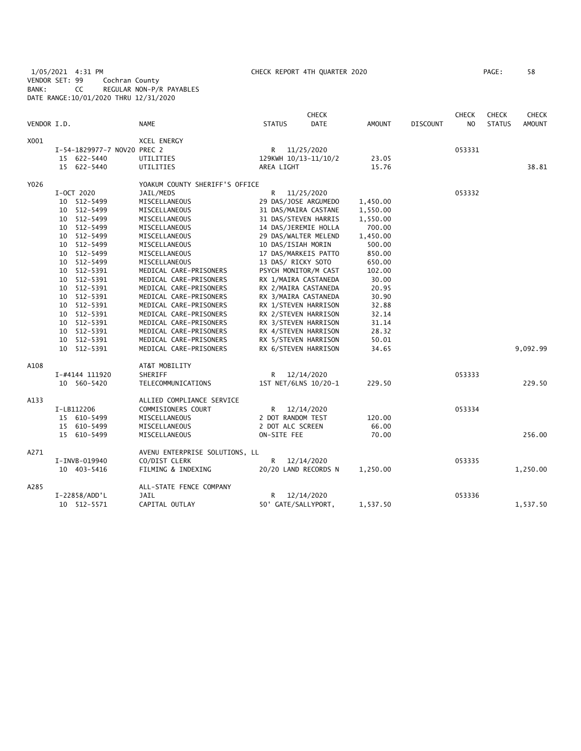1/05/2021 4:31 PM CHECK REPORT 4TH QUARTER 2020
VENDOR SET: 99 Cochran County
BANK: CC REGULAR NON-P/R PAYABLES
DATE RANGE:10/01/2020 THRU 12/31/2020

| VENDOR I.D. | | NAME | STATUS | CHECK DATE | AMOUNT | DISCOUNT | CHECK NO | CHECK STATUS | CHECK AMOUNT |
|---|---|---|---|---|---|---|---|---|---|
| X001 | | XCEL ENERGY | | | | | | | |
| | I-54-1829977-7 NOV20 PREC 2 | | R | 11/25/2020 | | | 053331 | | |
| | 15 622-5440 | UTILITIES | 129KWH 10/13-11/10/2 | | 23.05 | | | | |
| | 15 622-5440 | UTILITIES | AREA LIGHT | | 15.76 | | | | 38.81 |
| Y026 | | YOAKUM COUNTY SHERIFF'S OFFICE | | | | | | | |
| | I-OCT 2020 | JAIL/MEDS | R | 11/25/2020 | | | 053332 | | |
| | 10 512-5499 | MISCELLANEOUS | 29 DAS/JOSE ARGUMEDO | | 1,450.00 | | | | |
| | 10 512-5499 | MISCELLANEOUS | 31 DAS/MAIRA CASTANE | | 1,550.00 | | | | |
| | 10 512-5499 | MISCELLANEOUS | 31 DAS/STEVEN HARRIS | | 1,550.00 | | | | |
| | 10 512-5499 | MISCELLANEOUS | 14 DAS/JEREMIE HOLLA | | 700.00 | | | | |
| | 10 512-5499 | MISCELLANEOUS | 29 DAS/WALTER MELEND | | 1,450.00 | | | | |
| | 10 512-5499 | MISCELLANEOUS | 10 DAS/ISIAH MORIN | | 500.00 | | | | |
| | 10 512-5499 | MISCELLANEOUS | 17 DAS/MARKEIS PATTO | | 850.00 | | | | |
| | 10 512-5499 | MISCELLANEOUS | 13 DAS/ RICKY SOTO | | 650.00 | | | | |
| | 10 512-5391 | MEDICAL CARE-PRISONERS | PSYCH MONITOR/M CAST | | 102.00 | | | | |
| | 10 512-5391 | MEDICAL CARE-PRISONERS | RX 1/MAIRA CASTANEDA | | 30.00 | | | | |
| | 10 512-5391 | MEDICAL CARE-PRISONERS | RX 2/MAIRA CASTANEDA | | 20.95 | | | | |
| | 10 512-5391 | MEDICAL CARE-PRISONERS | RX 3/MAIRA CASTANEDA | | 30.90 | | | | |
| | 10 512-5391 | MEDICAL CARE-PRISONERS | RX 1/STEVEN HARRISON | | 32.88 | | | | |
| | 10 512-5391 | MEDICAL CARE-PRISONERS | RX 2/STEVEN HARRISON | | 32.14 | | | | |
| | 10 512-5391 | MEDICAL CARE-PRISONERS | RX 3/STEVEN HARRISON | | 31.14 | | | | |
| | 10 512-5391 | MEDICAL CARE-PRISONERS | RX 4/STEVEN HARRISON | | 28.32 | | | | |
| | 10 512-5391 | MEDICAL CARE-PRISONERS | RX 5/STEVEN HARRISON | | 50.01 | | | | |
| | 10 512-5391 | MEDICAL CARE-PRISONERS | RX 6/STEVEN HARRISON | | 34.65 | | | | 9,092.99 |
| A108 | | AT&T MOBILITY | | | | | | | |
| | I-#4144 111920 | SHERIFF | R | 12/14/2020 | | | 053333 | | |
| | 10 560-5420 | TELECOMMUNICATIONS | 1ST NET/6LNS 10/20-1 | | 229.50 | | | | 229.50 |
| A133 | | ALLIED COMPLIANCE SERVICE | | | | | | | |
| | I-LB112206 | COMMISIONERS COURT | R | 12/14/2020 | | | 053334 | | |
| | 15 610-5499 | MISCELLANEOUS | 2 DOT RANDOM TEST | | 120.00 | | | | |
| | 15 610-5499 | MISCELLANEOUS | 2 DOT ALC SCREEN | | 66.00 | | | | |
| | 15 610-5499 | MISCELLANEOUS | ON-SITE FEE | | 70.00 | | | | 256.00 |
| A271 | | AVENU ENTERPRISE SOLUTIONS, LL | | | | | | | |
| | I-INVB-019940 | CO/DIST CLERK | R | 12/14/2020 | | | 053335 | | |
| | 10 403-5416 | FILMING & INDEXING | 20/20 LAND RECORDS N | | 1,250.00 | | | | 1,250.00 |
| A285 | | ALL-STATE FENCE COMPANY | | | | | | | |
| | I-22858/ADD'L | JAIL | R | 12/14/2020 | | | 053336 | | |
| | 10 512-5571 | CAPITAL OUTLAY | 50' GATE/SALLYPORT, | | 1,537.50 | | | | 1,537.50 |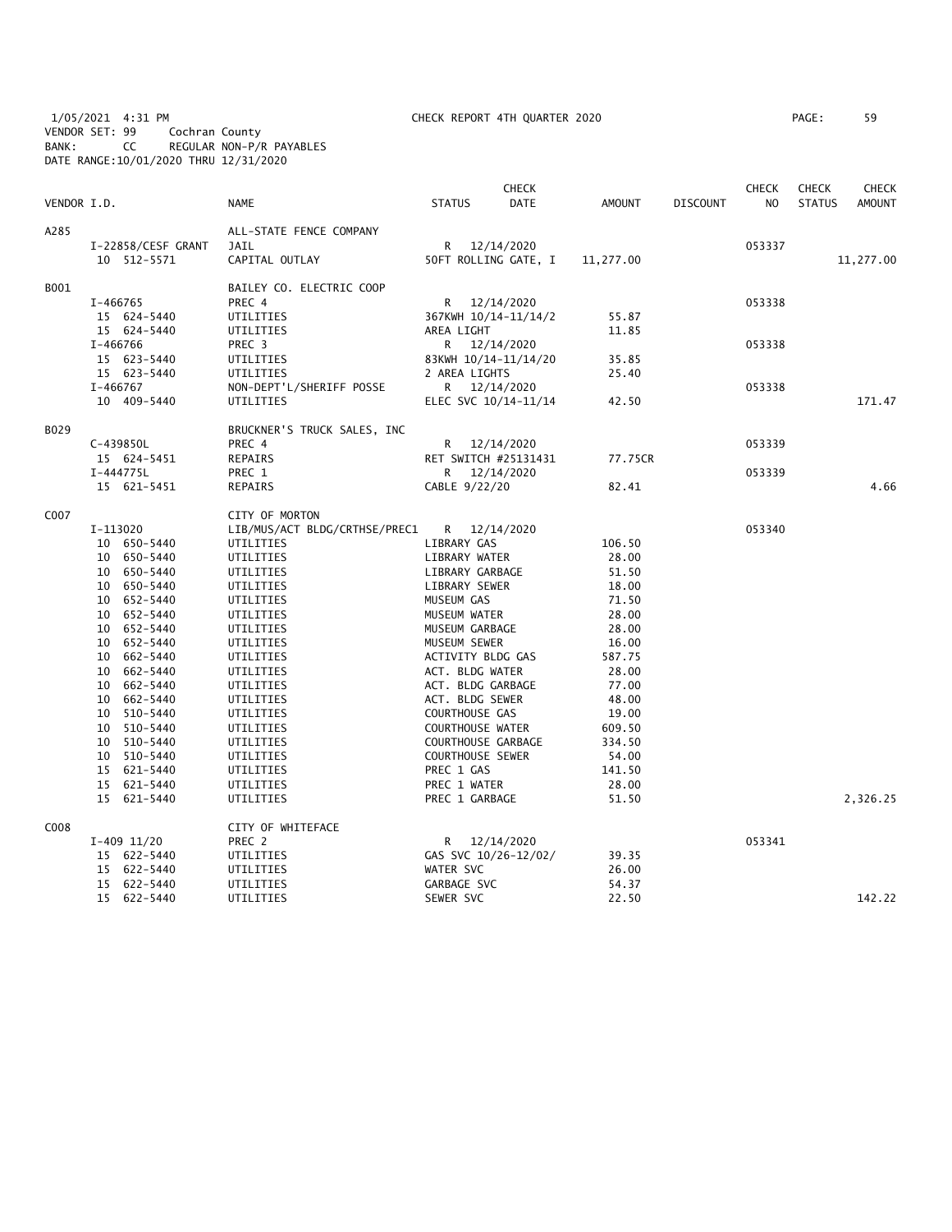1/05/2021 4:31 PM CHECK REPORT 4TH QUARTER 2020 PAGE: 59
VENDOR SET: 99 Cochran County
BANK: CC REGULAR NON-P/R PAYABLES
DATE RANGE:10/01/2020 THRU 12/31/2020

| VENDOR I.D. | | NAME | STATUS | CHECK DATE | AMOUNT | DISCOUNT | CHECK NO | CHECK STATUS | CHECK AMOUNT |
|---|---|---|---|---|---|---|---|---|---|
| A285 | | ALL-STATE FENCE COMPANY | | | | | | | |
| | I-22858/CESF GRANT | JAIL | R | 12/14/2020 | | | 053337 | | |
| | 10 512-5571 | CAPITAL OUTLAY | 50FT ROLLING GATE, I | | 11,277.00 | | | | 11,277.00 |
| B001 | | BAILEY CO. ELECTRIC COOP | | | | | | | |
| | I-466765 | PREC 4 | R | 12/14/2020 | | | 053338 | | |
| | 15 624-5440 | UTILITIES | 367KWH 10/14-11/14/2 | | 55.87 | | | | |
| | 15 624-5440 | UTILITIES | AREA LIGHT | | 11.85 | | | | |
| | I-466766 | PREC 3 | R | 12/14/2020 | | | 053338 | | |
| | 15 623-5440 | UTILITIES | 83KWH 10/14-11/14/20 | | 35.85 | | | | |
| | 15 623-5440 | UTILITIES | 2 AREA LIGHTS | | 25.40 | | | | |
| | I-466767 | NON-DEPT'L/SHERIFF POSSE | R | 12/14/2020 | | | 053338 | | |
| | 10 409-5440 | UTILITIES | ELEC SVC 10/14-11/14 | | 42.50 | | | | 171.47 |
| B029 | | BRUCKNER'S TRUCK SALES, INC | | | | | | | |
| | C-439850L | PREC 4 | R | 12/14/2020 | | | 053339 | | |
| | 15 624-5451 | REPAIRS | RET SWITCH #25131431 | | 77.75CR | | | | |
| | I-444775L | PREC 1 | R | 12/14/2020 | | | 053339 | | |
| | 15 621-5451 | REPAIRS | CABLE 9/22/20 | | 82.41 | | | | 4.66 |
| C007 | | CITY OF MORTON | | | | | | | |
| | I-113020 | LIB/MUS/ACT BLDG/CRTHSE/PREC1 | R | 12/14/2020 | | | 053340 | | |
| | 10 650-5440 | UTILITIES | LIBRARY GAS | | 106.50 | | | | |
| | 10 650-5440 | UTILITIES | LIBRARY WATER | | 28.00 | | | | |
| | 10 650-5440 | UTILITIES | LIBRARY GARBAGE | | 51.50 | | | | |
| | 10 650-5440 | UTILITIES | LIBRARY SEWER | | 18.00 | | | | |
| | 10 652-5440 | UTILITIES | MUSEUM GAS | | 71.50 | | | | |
| | 10 652-5440 | UTILITIES | MUSEUM WATER | | 28.00 | | | | |
| | 10 652-5440 | UTILITIES | MUSEUM GARBAGE | | 28.00 | | | | |
| | 10 652-5440 | UTILITIES | MUSEUM SEWER | | 16.00 | | | | |
| | 10 662-5440 | UTILITIES | ACTIVITY BLDG GAS | | 587.75 | | | | |
| | 10 662-5440 | UTILITIES | ACT. BLDG WATER | | 28.00 | | | | |
| | 10 662-5440 | UTILITIES | ACT. BLDG GARBAGE | | 77.00 | | | | |
| | 10 662-5440 | UTILITIES | ACT. BLDG SEWER | | 48.00 | | | | |
| | 10 510-5440 | UTILITIES | COURTHOUSE GAS | | 19.00 | | | | |
| | 10 510-5440 | UTILITIES | COURTHOUSE WATER | | 609.50 | | | | |
| | 10 510-5440 | UTILITIES | COURTHOUSE GARBAGE | | 334.50 | | | | |
| | 10 510-5440 | UTILITIES | COURTHOUSE SEWER | | 54.00 | | | | |
| | 15 621-5440 | UTILITIES | PREC 1 GAS | | 141.50 | | | | |
| | 15 621-5440 | UTILITIES | PREC 1 WATER | | 28.00 | | | | |
| | 15 621-5440 | UTILITIES | PREC 1 GARBAGE | | 51.50 | | | | 2,326.25 |
| C008 | | CITY OF WHITEFACE | | | | | | | |
| | I-409 11/20 | PREC 2 | R | 12/14/2020 | | | 053341 | | |
| | 15 622-5440 | UTILITIES | GAS SVC 10/26-12/02/ | | 39.35 | | | | |
| | 15 622-5440 | UTILITIES | WATER SVC | | 26.00 | | | | |
| | 15 622-5440 | UTILITIES | GARBAGE SVC | | 54.37 | | | | |
| | 15 622-5440 | UTILITIES | SEWER SVC | | 22.50 | | | | 142.22 |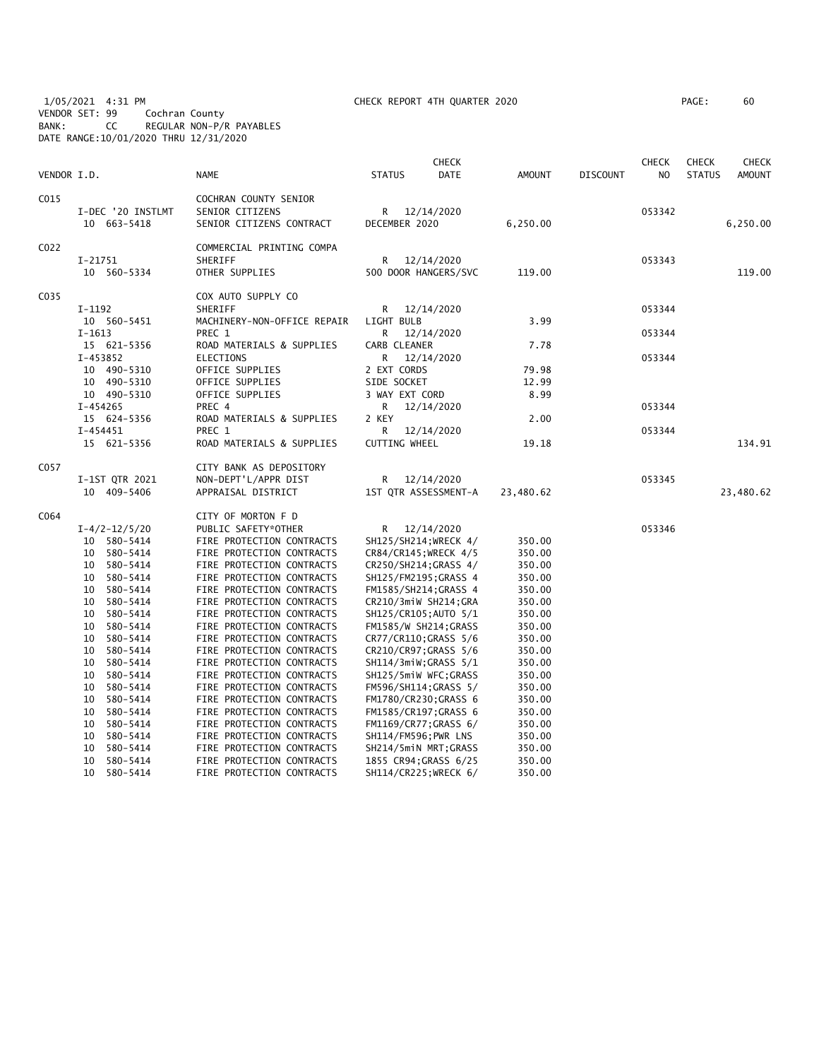1/05/2021 4:31 PM CHECK REPORT 4TH QUARTER 2020
VENDOR SET: 99 Cochran County
BANK: CC REGULAR NON-P/R PAYABLES
DATE RANGE:10/01/2020 THRU 12/31/2020

| VENDOR I.D. | NAME | STATUS | CHECK DATE | AMOUNT | DISCOUNT | CHECK NO | CHECK STATUS | CHECK AMOUNT |
|---|---|---|---|---|---|---|---|---|
| C015 | COCHRAN COUNTY SENIOR | | | | | | | |
| I-DEC '20 INSTLMT | SENIOR CITIZENS | R | 12/14/2020 | | | 053342 | | |
| 10 663-5418 | SENIOR CITIZENS CONTRACT | DECEMBER 2020 | | 6,250.00 | | | | 6,250.00 |
| C022 | COMMERCIAL PRINTING COMPA | | | | | | | |
| I-21751 | SHERIFF | R | 12/14/2020 | | | 053343 | | |
| 10 560-5334 | OTHER SUPPLIES | 500 DOOR HANGERS/SVC | | 119.00 | | | | 119.00 |
| C035 | COX AUTO SUPPLY CO | | | | | | | |
| I-1192 | SHERIFF | R | 12/14/2020 | | | 053344 | | |
| 10 560-5451 | MACHINERY-NON-OFFICE REPAIR | LIGHT BULB | | 3.99 | | | | |
| I-1613 | PREC 1 | R | 12/14/2020 | | | 053344 | | |
| 15 621-5356 | ROAD MATERIALS & SUPPLIES | CARB CLEANER | | 7.78 | | | | |
| I-453852 | ELECTIONS | R | 12/14/2020 | | | 053344 | | |
| 10 490-5310 | OFFICE SUPPLIES | 2 EXT CORDS | | 79.98 | | | | |
| 10 490-5310 | OFFICE SUPPLIES | SIDE SOCKET | | 12.99 | | | | |
| 10 490-5310 | OFFICE SUPPLIES | 3 WAY EXT CORD | | 8.99 | | | | |
| I-454265 | PREC 4 | R | 12/14/2020 | | | 053344 | | |
| 15 624-5356 | ROAD MATERIALS & SUPPLIES | 2 KEY | | 2.00 | | | | |
| I-454451 | PREC 1 | R | 12/14/2020 | | | 053344 | | |
| 15 621-5356 | ROAD MATERIALS & SUPPLIES | CUTTING WHEEL | | 19.18 | | | | 134.91 |
| C057 | CITY BANK AS DEPOSITORY | | | | | | | |
| I-1ST QTR 2021 | NON-DEPT'L/APPR DIST | R | 12/14/2020 | | | 053345 | | |
| 10 409-5406 | APPRAISAL DISTRICT | 1ST QTR ASSESSMENT-A | | 23,480.62 | | | | 23,480.62 |
| C064 | CITY OF MORTON F D | | | | | | | |
| I-4/2-12/5/20 | PUBLIC SAFETY*OTHER | R | 12/14/2020 | | | 053346 | | |
| 10 580-5414 | FIRE PROTECTION CONTRACTS | SH125/SH214;WRECK 4/ | | 350.00 | | | | |
| 10 580-5414 | FIRE PROTECTION CONTRACTS | CR84/CR145;WRECK 4/5 | | 350.00 | | | | |
| 10 580-5414 | FIRE PROTECTION CONTRACTS | CR250/SH214;GRASS 4/ | | 350.00 | | | | |
| 10 580-5414 | FIRE PROTECTION CONTRACTS | SH125/FM2195;GRASS 4 | | 350.00 | | | | |
| 10 580-5414 | FIRE PROTECTION CONTRACTS | FM1585/SH214;GRASS 4 | | 350.00 | | | | |
| 10 580-5414 | FIRE PROTECTION CONTRACTS | CR210/3miW SH214;GRA | | 350.00 | | | | |
| 10 580-5414 | FIRE PROTECTION CONTRACTS | SH125/CR105;AUTO 5/1 | | 350.00 | | | | |
| 10 580-5414 | FIRE PROTECTION CONTRACTS | FM1585/W SH214;GRASS | | 350.00 | | | | |
| 10 580-5414 | FIRE PROTECTION CONTRACTS | CR77/CR110;GRASS 5/6 | | 350.00 | | | | |
| 10 580-5414 | FIRE PROTECTION CONTRACTS | CR210/CR97;GRASS 5/6 | | 350.00 | | | | |
| 10 580-5414 | FIRE PROTECTION CONTRACTS | SH114/3miW;GRASS 5/1 | | 350.00 | | | | |
| 10 580-5414 | FIRE PROTECTION CONTRACTS | SH125/5miW WFC;GRASS | | 350.00 | | | | |
| 10 580-5414 | FIRE PROTECTION CONTRACTS | FM596/SH114;GRASS 5/ | | 350.00 | | | | |
| 10 580-5414 | FIRE PROTECTION CONTRACTS | FM1780/CR230;GRASS 6 | | 350.00 | | | | |
| 10 580-5414 | FIRE PROTECTION CONTRACTS | FM1585/CR197;GRASS 6 | | 350.00 | | | | |
| 10 580-5414 | FIRE PROTECTION CONTRACTS | FM1169/CR77;GRASS 6/ | | 350.00 | | | | |
| 10 580-5414 | FIRE PROTECTION CONTRACTS | SH114/FM596;PWR LNS | | 350.00 | | | | |
| 10 580-5414 | FIRE PROTECTION CONTRACTS | SH214/5miN MRT;GRASS | | 350.00 | | | | |
| 10 580-5414 | FIRE PROTECTION CONTRACTS | 1855 CR94;GRASS 6/25 | | 350.00 | | | | |
| 10 580-5414 | FIRE PROTECTION CONTRACTS | SH114/CR225;WRECK 6/ | | 350.00 | | | | |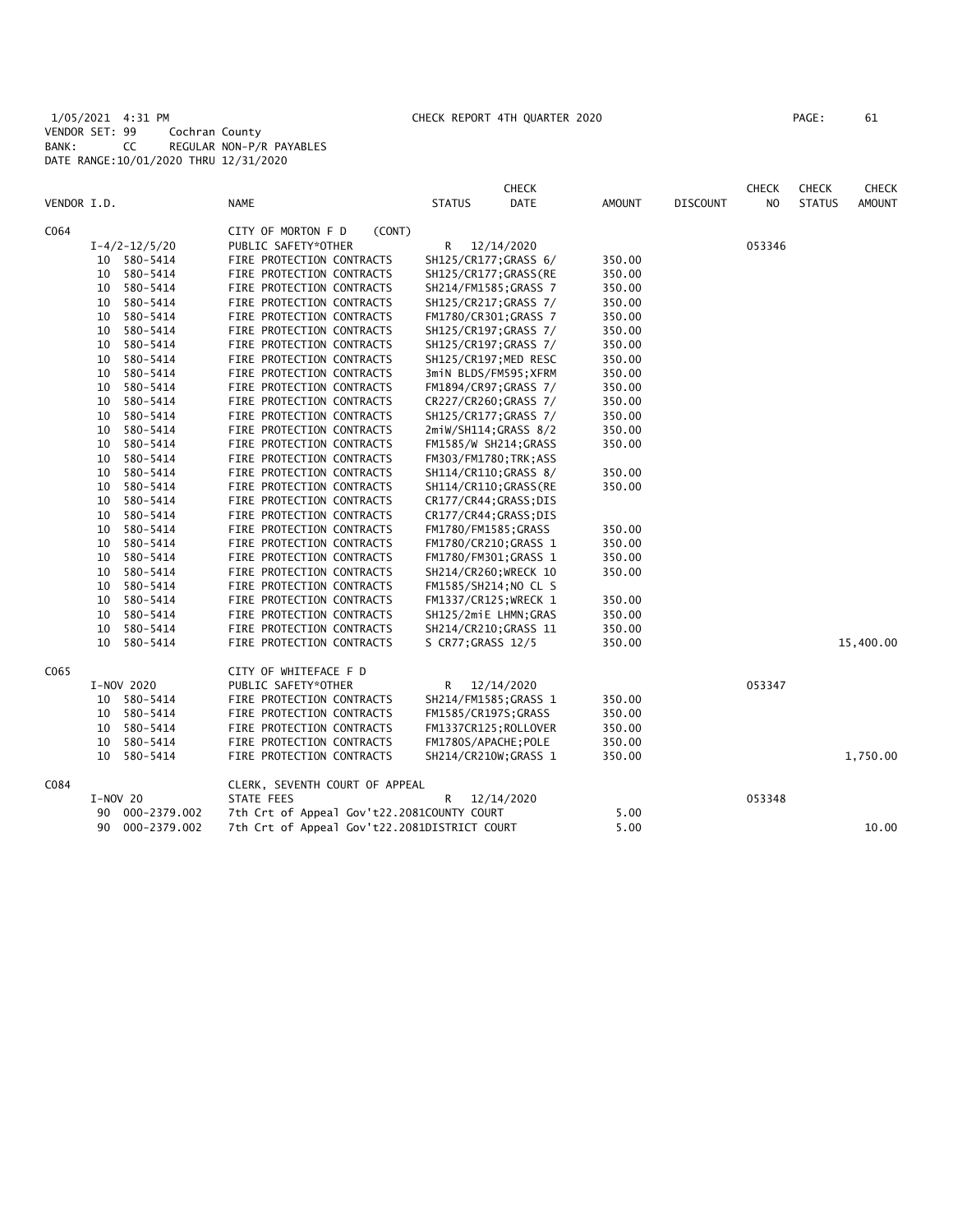1/05/2021 4:31 PM CHECK REPORT 4TH QUARTER 2020
VENDOR SET: 99 Cochran County
BANK: CC REGULAR NON-P/R PAYABLES
DATE RANGE:10/01/2020 THRU 12/31/2020

| VENDOR I.D. | NAME | STATUS | CHECK DATE | AMOUNT | DISCOUNT | CHECK NO | CHECK STATUS | CHECK AMOUNT |
|---|---|---|---|---|---|---|---|---|
| C064 | CITY OF MORTON F D (CONT) | | | | | | | |
| I-4/2-12/5/20 | PUBLIC SAFETY*OTHER | R | 12/14/2020 | | | 053346 | | |
| 10 580-5414 | FIRE PROTECTION CONTRACTS | SH125/CR177;GRASS 6/ | | 350.00 | | | | |
| 10 580-5414 | FIRE PROTECTION CONTRACTS | SH125/CR177;GRASS(RE | | 350.00 | | | | |
| 10 580-5414 | FIRE PROTECTION CONTRACTS | SH214/FM1585;GRASS 7 | | 350.00 | | | | |
| 10 580-5414 | FIRE PROTECTION CONTRACTS | SH125/CR217;GRASS 7/ | | 350.00 | | | | |
| 10 580-5414 | FIRE PROTECTION CONTRACTS | FM1780/CR301;GRASS 7 | | 350.00 | | | | |
| 10 580-5414 | FIRE PROTECTION CONTRACTS | SH125/CR197;GRASS 7/ | | 350.00 | | | | |
| 10 580-5414 | FIRE PROTECTION CONTRACTS | SH125/CR197;GRASS 7/ | | 350.00 | | | | |
| 10 580-5414 | FIRE PROTECTION CONTRACTS | SH125/CR197;MED RESC | | 350.00 | | | | |
| 10 580-5414 | FIRE PROTECTION CONTRACTS | 3miN BLDS/FM595;XFRM | | 350.00 | | | | |
| 10 580-5414 | FIRE PROTECTION CONTRACTS | FM1894/CR97;GRASS 7/ | | 350.00 | | | | |
| 10 580-5414 | FIRE PROTECTION CONTRACTS | CR227/CR260;GRASS 7/ | | 350.00 | | | | |
| 10 580-5414 | FIRE PROTECTION CONTRACTS | SH125/CR177;GRASS 7/ | | 350.00 | | | | |
| 10 580-5414 | FIRE PROTECTION CONTRACTS | 2miW/SH114;GRASS 8/2 | | 350.00 | | | | |
| 10 580-5414 | FIRE PROTECTION CONTRACTS | FM1585/W SH214;GRASS | | 350.00 | | | | |
| 10 580-5414 | FIRE PROTECTION CONTRACTS | FM303/FM1780;TRK;ASS | | | | | | |
| 10 580-5414 | FIRE PROTECTION CONTRACTS | SH114/CR110;GRASS 8/ | | 350.00 | | | | |
| 10 580-5414 | FIRE PROTECTION CONTRACTS | SH114/CR110;GRASS(RE | | 350.00 | | | | |
| 10 580-5414 | FIRE PROTECTION CONTRACTS | CR177/CR44;GRASS;DIS | | | | | | |
| 10 580-5414 | FIRE PROTECTION CONTRACTS | CR177/CR44;GRASS;DIS | | | | | | |
| 10 580-5414 | FIRE PROTECTION CONTRACTS | FM1780/FM1585;GRASS | | 350.00 | | | | |
| 10 580-5414 | FIRE PROTECTION CONTRACTS | FM1780/CR210;GRASS 1 | | 350.00 | | | | |
| 10 580-5414 | FIRE PROTECTION CONTRACTS | FM1780/FM301;GRASS 1 | | 350.00 | | | | |
| 10 580-5414 | FIRE PROTECTION CONTRACTS | SH214/CR260;WRECK 10 | | 350.00 | | | | |
| 10 580-5414 | FIRE PROTECTION CONTRACTS | FM1585/SH214;NO CL S | | | | | | |
| 10 580-5414 | FIRE PROTECTION CONTRACTS | FM1337/CR125;WRECK 1 | | 350.00 | | | | |
| 10 580-5414 | FIRE PROTECTION CONTRACTS | SH125/2miE LHMN;GRAS | | 350.00 | | | | |
| 10 580-5414 | FIRE PROTECTION CONTRACTS | SH214/CR210;GRASS 11 | | 350.00 | | | | |
| 10 580-5414 | FIRE PROTECTION CONTRACTS | S CR77;GRASS 12/5 | | 350.00 | | | | 15,400.00 |
| C065 | CITY OF WHITEFACE F D | | | | | | | |
| I-NOV 2020 | PUBLIC SAFETY*OTHER | R | 12/14/2020 | | | 053347 | | |
| 10 580-5414 | FIRE PROTECTION CONTRACTS | SH214/FM1585;GRASS 1 | | 350.00 | | | | |
| 10 580-5414 | FIRE PROTECTION CONTRACTS | FM1585/CR197S;GRASS | | 350.00 | | | | |
| 10 580-5414 | FIRE PROTECTION CONTRACTS | FM1337CR125;ROLLOVER | | 350.00 | | | | |
| 10 580-5414 | FIRE PROTECTION CONTRACTS | FM1780S/APACHE;POLE | | 350.00 | | | | |
| 10 580-5414 | FIRE PROTECTION CONTRACTS | SH214/CR210W;GRASS 1 | | 350.00 | | | | 1,750.00 |
| C084 | CLERK, SEVENTH COURT OF APPEAL | | | | | | | |
| I-NOV 20 | STATE FEES | R | 12/14/2020 | | | 053348 | | |
| 90 000-2379.002 | 7th Crt of Appeal Gov't22.2081COUNTY COURT | | | 5.00 | | | | |
| 90 000-2379.002 | 7th Crt of Appeal Gov't22.2081DISTRICT COURT | | | 5.00 | | | | 10.00 |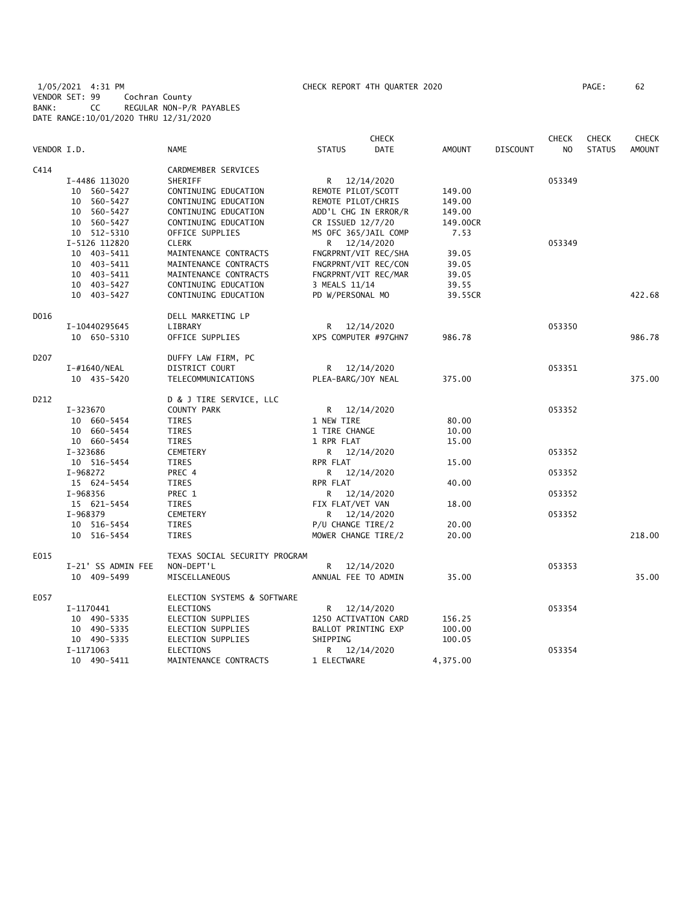1/05/2021 4:31 PM CHECK REPORT 4TH QUARTER 2020
VENDOR SET: 99 Cochran County
BANK: CC REGULAR NON-P/R PAYABLES
DATE RANGE:10/01/2020 THRU 12/31/2020

| VENDOR I.D. | NAME | STATUS | CHECK DATE | AMOUNT | DISCOUNT | CHECK NO | CHECK STATUS | CHECK AMOUNT |
|---|---|---|---|---|---|---|---|---|
| C414 | CARDMEMBER SERVICES | | | | | | | |
| I-4486 113020 | SHERIFF | R | 12/14/2020 | | | 053349 | | |
| 10 560-5427 | CONTINUING EDUCATION | REMOTE PILOT/SCOTT | | 149.00 | | | | |
| 10 560-5427 | CONTINUING EDUCATION | REMOTE PILOT/CHRIS | | 149.00 | | | | |
| 10 560-5427 | CONTINUING EDUCATION | ADD'L CHG IN ERROR/R | | 149.00 | | | | |
| 10 560-5427 | CONTINUING EDUCATION | CR ISSUED 12/7/20 | | 149.00CR | | | | |
| 10 512-5310 | OFFICE SUPPLIES | MS OFC 365/JAIL COMP | | 7.53 | | | | |
| I-5126 112820 | CLERK | R | 12/14/2020 | | | 053349 | | |
| 10 403-5411 | MAINTENANCE CONTRACTS | FNGRPRNT/VIT REC/SHA | | 39.05 | | | | |
| 10 403-5411 | MAINTENANCE CONTRACTS | FNGRPRNT/VIT REC/CON | | 39.05 | | | | |
| 10 403-5411 | MAINTENANCE CONTRACTS | FNGRPRNT/VIT REC/MAR | | 39.05 | | | | |
| 10 403-5427 | CONTINUING EDUCATION | 3 MEALS 11/14 | | 39.55 | | | | |
| 10 403-5427 | CONTINUING EDUCATION | PD W/PERSONAL MO | | 39.55CR | | | | 422.68 |
| D016 | DELL MARKETING LP | | | | | | | |
| I-10440295645 | LIBRARY | R | 12/14/2020 | | | 053350 | | |
| 10 650-5310 | OFFICE SUPPLIES | XPS COMPUTER #97GHN7 | | 986.78 | | | | 986.78 |
| D207 | DUFFY LAW FIRM, PC | | | | | | | |
| I-#1640/NEAL | DISTRICT COURT | R | 12/14/2020 | | | 053351 | | |
| 10 435-5420 | TELECOMMUNICATIONS | PLEA-BARG/JOY NEAL | | 375.00 | | | | 375.00 |
| D212 | D & J TIRE SERVICE, LLC | | | | | | | |
| I-323670 | COUNTY PARK | R | 12/14/2020 | | | 053352 | | |
| 10 660-5454 | TIRES | 1 NEW TIRE | | 80.00 | | | | |
| 10 660-5454 | TIRES | 1 TIRE CHANGE | | 10.00 | | | | |
| 10 660-5454 | TIRES | 1 RPR FLAT | | 15.00 | | | | |
| I-323686 | CEMETERY | R | 12/14/2020 | | | 053352 | | |
| 10 516-5454 | TIRES | RPR FLAT | | 15.00 | | | | |
| I-968272 | PREC 4 | R | 12/14/2020 | | | 053352 | | |
| 15 624-5454 | TIRES | RPR FLAT | | 40.00 | | | | |
| I-968356 | PREC 1 | R | 12/14/2020 | | | 053352 | | |
| 15 621-5454 | TIRES | FIX FLAT/VET VAN | | 18.00 | | | | |
| I-968379 | CEMETERY | R | 12/14/2020 | | | 053352 | | |
| 10 516-5454 | TIRES | P/U CHANGE TIRE/2 | | 20.00 | | | | |
| 10 516-5454 | TIRES | MOWER CHANGE TIRE/2 | | 20.00 | | | | 218.00 |
| E015 | TEXAS SOCIAL SECURITY PROGRAM | | | | | | | |
| I-21' SS ADMIN FEE | NON-DEPT'L | R | 12/14/2020 | | | 053353 | | |
| 10 409-5499 | MISCELLANEOUS | ANNUAL FEE TO ADMIN | | 35.00 | | | | 35.00 |
| E057 | ELECTION SYSTEMS & SOFTWARE | | | | | | | |
| I-1170441 | ELECTIONS | R | 12/14/2020 | | | 053354 | | |
| 10 490-5335 | ELECTION SUPPLIES | 1250 ACTIVATION CARD | | 156.25 | | | | |
| 10 490-5335 | ELECTION SUPPLIES | BALLOT PRINTING EXP | | 100.00 | | | | |
| 10 490-5335 | ELECTION SUPPLIES | SHIPPING | | 100.05 | | | | |
| I-1171063 | ELECTIONS | R | 12/14/2020 | | | 053354 | | |
| 10 490-5411 | MAINTENANCE CONTRACTS | 1 ELECTWARE | | 4,375.00 | | | | |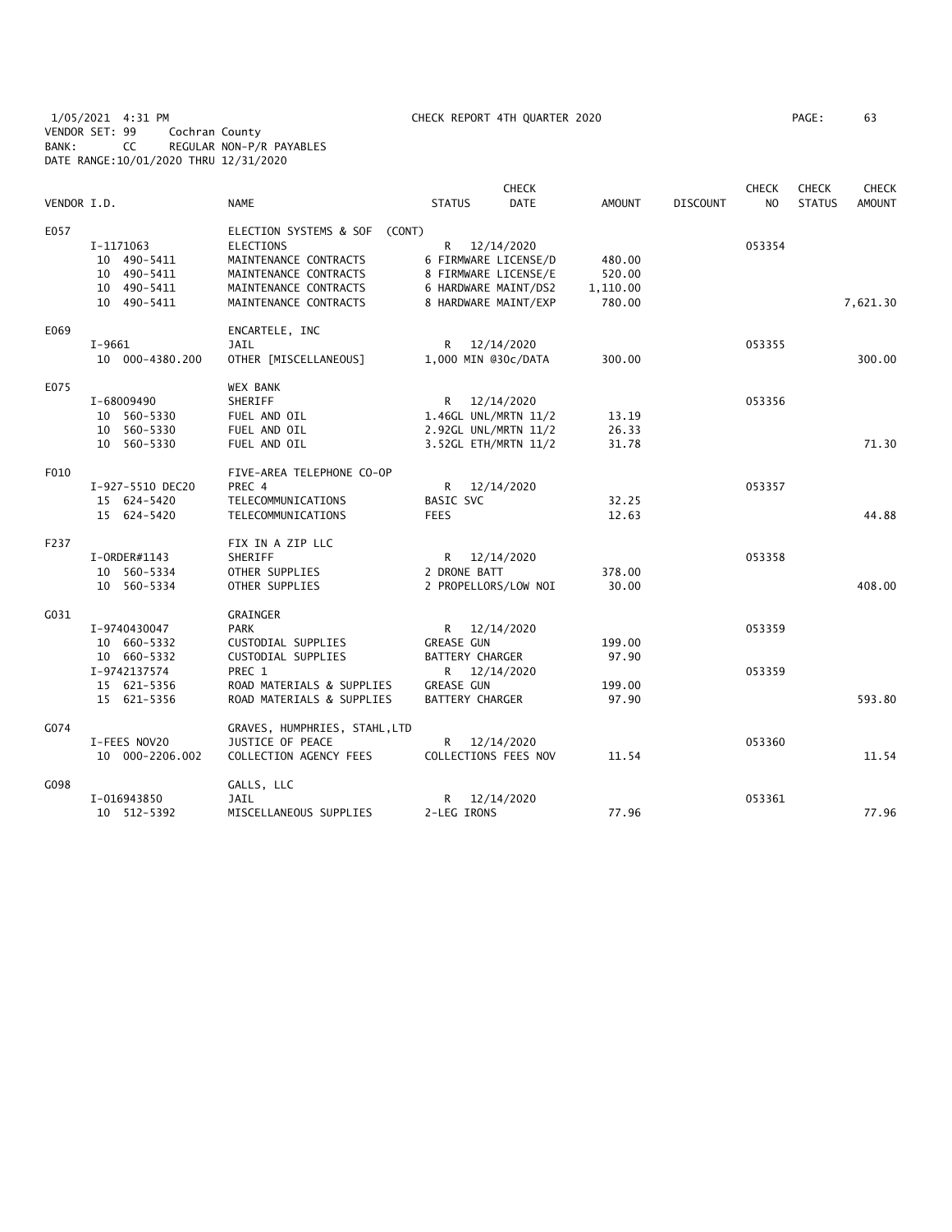1/05/2021 4:31 PM CHECK REPORT 4TH QUARTER 2020
VENDOR SET: 99 Cochran County
BANK: CC REGULAR NON-P/R PAYABLES
DATE RANGE:10/01/2020 THRU 12/31/2020

| VENDOR I.D. | NAME | STATUS | CHECK DATE | AMOUNT | DISCOUNT | CHECK NO | CHECK STATUS | CHECK AMOUNT |
|---|---|---|---|---|---|---|---|---|
| E057 | ELECTION SYSTEMS & SOF (CONT) | | | | | | | |
| I-1171063 | ELECTIONS | R | 12/14/2020 | | | 053354 | | |
| 10 490-5411 | MAINTENANCE CONTRACTS | 6 FIRMWARE LICENSE/D | | 480.00 | | | | |
| 10 490-5411 | MAINTENANCE CONTRACTS | 8 FIRMWARE LICENSE/E | | 520.00 | | | | |
| 10 490-5411 | MAINTENANCE CONTRACTS | 6 HARDWARE MAINT/DS2 | | 1,110.00 | | | | |
| 10 490-5411 | MAINTENANCE CONTRACTS | 8 HARDWARE MAINT/EXP | | 780.00 | | | | 7,621.30 |
| E069 | ENCARTELE, INC | | | | | | | |
| I-9661 | JAIL | R | 12/14/2020 | | | 053355 | | |
| 10 000-4380.200 | OTHER [MISCELLANEOUS] | 1,000 MIN @30c/DATA | | 300.00 | | | | 300.00 |
| E075 | WEX BANK | | | | | | | |
| I-68009490 | SHERIFF | R | 12/14/2020 | | | 053356 | | |
| 10 560-5330 | FUEL AND OIL | 1.46GL UNL/MRTN 11/2 | | 13.19 | | | | |
| 10 560-5330 | FUEL AND OIL | 2.92GL UNL/MRTN 11/2 | | 26.33 | | | | |
| 10 560-5330 | FUEL AND OIL | 3.52GL ETH/MRTN 11/2 | | 31.78 | | | | 71.30 |
| F010 | FIVE-AREA TELEPHONE CO-OP | | | | | | | |
| I-927-5510 DEC20 | PREC 4 | R | 12/14/2020 | | | 053357 | | |
| 15 624-5420 | TELECOMMUNICATIONS | BASIC SVC | | 32.25 | | | | |
| 15 624-5420 | TELECOMMUNICATIONS | FEES | | 12.63 | | | | 44.88 |
| F237 | FIX IN A ZIP LLC | | | | | | | |
| I-ORDER#1143 | SHERIFF | R | 12/14/2020 | | | 053358 | | |
| 10 560-5334 | OTHER SUPPLIES | 2 DRONE BATT | | 378.00 | | | | |
| 10 560-5334 | OTHER SUPPLIES | 2 PROPELLORS/LOW NOI | | 30.00 | | | | 408.00 |
| G031 | GRAINGER | | | | | | | |
| I-9740430047 | PARK | R | 12/14/2020 | | | 053359 | | |
| 10 660-5332 | CUSTODIAL SUPPLIES | GREASE GUN | | 199.00 | | | | |
| 10 660-5332 | CUSTODIAL SUPPLIES | BATTERY CHARGER | | 97.90 | | | | |
| I-9742137574 | PREC 1 | R | 12/14/2020 | | | 053359 | | |
| 15 621-5356 | ROAD MATERIALS & SUPPLIES | GREASE GUN | | 199.00 | | | | |
| 15 621-5356 | ROAD MATERIALS & SUPPLIES | BATTERY CHARGER | | 97.90 | | | | 593.80 |
| G074 | GRAVES, HUMPHRIES, STAHL,LTD | | | | | | | |
| I-FEES NOV20 | JUSTICE OF PEACE | R | 12/14/2020 | | | 053360 | | |
| 10 000-2206.002 | COLLECTION AGENCY FEES | COLLECTIONS FEES NOV | | 11.54 | | | | 11.54 |
| G098 | GALLS, LLC | | | | | | | |
| I-016943850 | JAIL | R | 12/14/2020 | | | 053361 | | |
| 10 512-5392 | MISCELLANEOUS SUPPLIES | 2-LEG IRONS | | 77.96 | | | | 77.96 |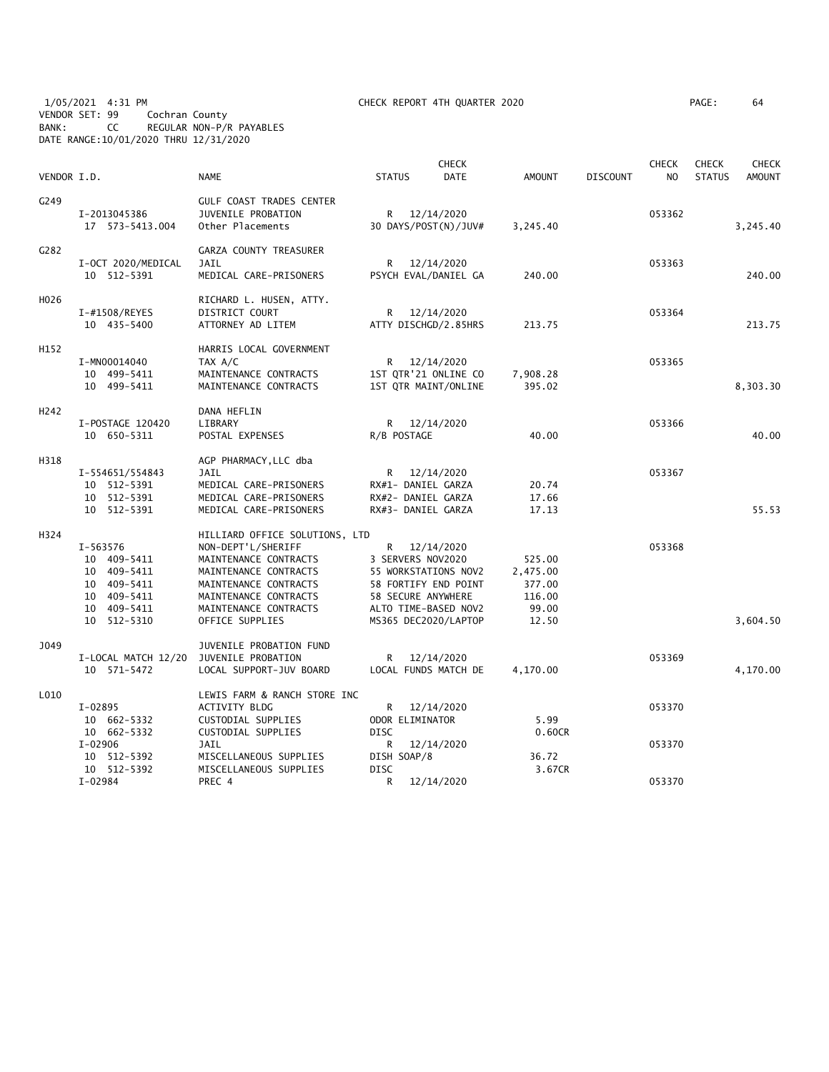1/05/2021 4:31 PM CHECK REPORT 4TH QUARTER 2020
VENDOR SET: 99 Cochran County
BANK: CC REGULAR NON-P/R PAYABLES
DATE RANGE:10/01/2020 THRU 12/31/2020

| VENDOR I.D. | NAME | STATUS | CHECK DATE | AMOUNT | DISCOUNT | CHECK NO | CHECK STATUS | CHECK AMOUNT |
|---|---|---|---|---|---|---|---|---|
| G249 | GULF COAST TRADES CENTER | | | | | | | |
| I-2013045386 | JUVENILE PROBATION | R | 12/14/2020 | | | 053362 | | |
| 17 573-5413.004 | Other Placements | 30 DAYS/POST(N)/JUV# | | 3,245.40 | | | | 3,245.40 |
| G282 | GARZA COUNTY TREASURER | | | | | | | |
| I-OCT 2020/MEDICAL | JAIL | R | 12/14/2020 | | | 053363 | | |
| 10 512-5391 | MEDICAL CARE-PRISONERS | PSYCH EVAL/DANIEL GA | | 240.00 | | | | 240.00 |
| H026 | RICHARD L. HUSEN, ATTY. | | | | | | | |
| I-#1508/REYES | DISTRICT COURT | R | 12/14/2020 | | | 053364 | | |
| 10 435-5400 | ATTORNEY AD LITEM | ATTY DISCHGD/2.85HRS | | 213.75 | | | | 213.75 |
| H152 | HARRIS LOCAL GOVERNMENT | | | | | | | |
| I-MN00014040 | TAX A/C | R | 12/14/2020 | | | 053365 | | |
| 10 499-5411 | MAINTENANCE CONTRACTS | 1ST QTR'21 ONLINE CO | | 7,908.28 | | | | |
| 10 499-5411 | MAINTENANCE CONTRACTS | 1ST QTR MAINT/ONLINE | | 395.02 | | | | 8,303.30 |
| H242 | DANA HEFLIN | | | | | | | |
| I-POSTAGE 120420 | LIBRARY | R | 12/14/2020 | | | 053366 | | |
| 10 650-5311 | POSTAL EXPENSES | R/B POSTAGE | | 40.00 | | | | 40.00 |
| H318 | AGP PHARMACY,LLC dba | | | | | | | |
| I-554651/554843 | JAIL | R | 12/14/2020 | | | 053367 | | |
| 10 512-5391 | MEDICAL CARE-PRISONERS | RX#1- DANIEL GARZA | | 20.74 | | | | |
| 10 512-5391 | MEDICAL CARE-PRISONERS | RX#2- DANIEL GARZA | | 17.66 | | | | |
| 10 512-5391 | MEDICAL CARE-PRISONERS | RX#3- DANIEL GARZA | | 17.13 | | | | 55.53 |
| H324 | HILLIARD OFFICE SOLUTIONS, LTD | | | | | | | |
| I-563576 | NON-DEPT'L/SHERIFF | R | 12/14/2020 | | | 053368 | | |
| 10 409-5411 | MAINTENANCE CONTRACTS | 3 SERVERS NOV2020 | | 525.00 | | | | |
| 10 409-5411 | MAINTENANCE CONTRACTS | 55 WORKSTATIONS NOV2 | | 2,475.00 | | | | |
| 10 409-5411 | MAINTENANCE CONTRACTS | 58 FORTIFY END POINT | | 377.00 | | | | |
| 10 409-5411 | MAINTENANCE CONTRACTS | 58 SECURE ANYWHERE | | 116.00 | | | | |
| 10 409-5411 | MAINTENANCE CONTRACTS | ALTO TIME-BASED NOV2 | | 99.00 | | | | |
| 10 512-5310 | OFFICE SUPPLIES | MS365 DEC2020/LAPTOP | | 12.50 | | | | 3,604.50 |
| J049 | JUVENILE PROBATION FUND | | | | | | | |
| I-LOCAL MATCH 12/20 | JUVENILE PROBATION | R | 12/14/2020 | | | 053369 | | |
| 10 571-5472 | LOCAL SUPPORT-JUV BOARD | LOCAL FUNDS MATCH DE | | 4,170.00 | | | | 4,170.00 |
| L010 | LEWIS FARM & RANCH STORE INC | | | | | | | |
| I-02895 | ACTIVITY BLDG | R | 12/14/2020 | | | 053370 | | |
| 10 662-5332 | CUSTODIAL SUPPLIES | ODOR ELIMINATOR | | 5.99 | | | | |
| 10 662-5332 | CUSTODIAL SUPPLIES | DISC | | 0.60CR | | | | |
| I-02906 | JAIL | R | 12/14/2020 | | | 053370 | | |
| 10 512-5392 | MISCELLANEOUS SUPPLIES | DISH SOAP/8 | | 36.72 | | | | |
| 10 512-5392 | MISCELLANEOUS SUPPLIES | DISC | | 3.67CR | | | | |
| I-02984 | PREC 4 | R | 12/14/2020 | | | 053370 | | |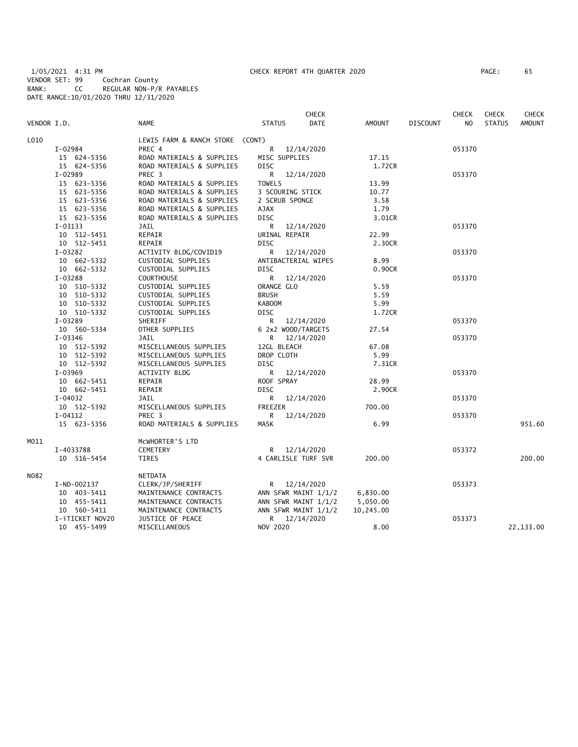1/05/2021 4:31 PM CHECK REPORT 4TH QUARTER 2020 PAGE: 65
VENDOR SET: 99 Cochran County
BANK: CC REGULAR NON-P/R PAYABLES
DATE RANGE:10/01/2020 THRU 12/31/2020

| VENDOR I.D. | | NAME | STATUS | CHECK DATE | AMOUNT | DISCOUNT | CHECK NO | CHECK STATUS | CHECK AMOUNT |
|---|---|---|---|---|---|---|---|---|---|
| L010 | | LEWIS FARM & RANCH STORE (CONT) | | | | | | | |
| | I-02984 | PREC 4 | R | 12/14/2020 | | | 053370 | | |
| | 15 624-5356 | ROAD MATERIALS & SUPPLIES | MISC SUPPLIES | | 17.15 | | | | |
| | 15 624-5356 | ROAD MATERIALS & SUPPLIES | DISC | | 1.72CR | | | | |
| | I-02989 | PREC 3 | R | 12/14/2020 | | | 053370 | | |
| | 15 623-5356 | ROAD MATERIALS & SUPPLIES | TOWELS | | 13.99 | | | | |
| | 15 623-5356 | ROAD MATERIALS & SUPPLIES | 3 SCOURING STICK | | 10.77 | | | | |
| | 15 623-5356 | ROAD MATERIALS & SUPPLIES | 2 SCRUB SPONGE | | 3.58 | | | | |
| | 15 623-5356 | ROAD MATERIALS & SUPPLIES | AJAX | | 1.79 | | | | |
| | 15 623-5356 | ROAD MATERIALS & SUPPLIES | DISC | | 3.01CR | | | | |
| | I-03133 | JAIL | R | 12/14/2020 | | | 053370 | | |
| | 10 512-5451 | REPAIR | URINAL REPAIR | | 22.99 | | | | |
| | 10 512-5451 | REPAIR | DISC | | 2.30CR | | | | |
| | I-03282 | ACTIVITY BLDG/COVID19 | R | 12/14/2020 | | | 053370 | | |
| | 10 662-5332 | CUSTODIAL SUPPLIES | ANTIBACTERIAL WIPES | | 8.99 | | | | |
| | 10 662-5332 | CUSTODIAL SUPPLIES | DISC | | 0.90CR | | | | |
| | I-03288 | COURTHOUSE | R | 12/14/2020 | | | 053370 | | |
| | 10 510-5332 | CUSTODIAL SUPPLIES | ORANGE GLO | | 5.59 | | | | |
| | 10 510-5332 | CUSTODIAL SUPPLIES | BRUSH | | 5.59 | | | | |
| | 10 510-5332 | CUSTODIAL SUPPLIES | KABOOM | | 5.99 | | | | |
| | 10 510-5332 | CUSTODIAL SUPPLIES | DISC | | 1.72CR | | | | |
| | I-03289 | SHERIFF | R | 12/14/2020 | | | 053370 | | |
| | 10 560-5334 | OTHER SUPPLIES | 6 2x2 WOOD/TARGETS | | 27.54 | | | | |
| | I-03346 | JAIL | R | 12/14/2020 | | | 053370 | | |
| | 10 512-5392 | MISCELLANEOUS SUPPLIES | 12GL BLEACH | | 67.08 | | | | |
| | 10 512-5392 | MISCELLANEOUS SUPPLIES | DROP CLOTH | | 5.99 | | | | |
| | 10 512-5392 | MISCELLANEOUS SUPPLIES | DISC | | 7.31CR | | | | |
| | I-03969 | ACTIVITY BLDG | R | 12/14/2020 | | | 053370 | | |
| | 10 662-5451 | REPAIR | ROOF SPRAY | | 28.99 | | | | |
| | 10 662-5451 | REPAIR | DISC | | 2.90CR | | | | |
| | I-04032 | JAIL | R | 12/14/2020 | | | 053370 | | |
| | 10 512-5392 | MISCELLANEOUS SUPPLIES | FREEZER | | 700.00 | | | | |
| | I-04112 | PREC 3 | R | 12/14/2020 | | | 053370 | | |
| | 15 623-5356 | ROAD MATERIALS & SUPPLIES | MASK | | 6.99 | | | | 951.60 |
| M011 | | McWHORTER'S LTD | | | | | | | |
| | I-4033788 | CEMETERY | R | 12/14/2020 | | | 053372 | | |
| | 10 516-5454 | TIRES | 4 CARLISLE TURF SVR | | 200.00 | | | | 200.00 |
| N082 | | NETDATA | | | | | | | |
| | I-ND-002137 | CLERK/JP/SHERIFF | R | 12/14/2020 | | | 053373 | | |
| | 10 403-5411 | MAINTENANCE CONTRACTS | ANN SFWR MAINT 1/1/2 | | 6,830.00 | | | | |
| | 10 455-5411 | MAINTENANCE CONTRACTS | ANN SFWR MAINT 1/1/2 | | 5,050.00 | | | | |
| | 10 560-5411 | MAINTENANCE CONTRACTS | ANN SFWR MAINT 1/1/2 | | 10,245.00 | | | | |
| | I-iTICKET NOV20 | JUSTICE OF PEACE | R | 12/14/2020 | | | 053373 | | |
| | 10 455-5499 | MISCELLANEOUS | NOV 2020 | | 8.00 | | | | 22,133.00 |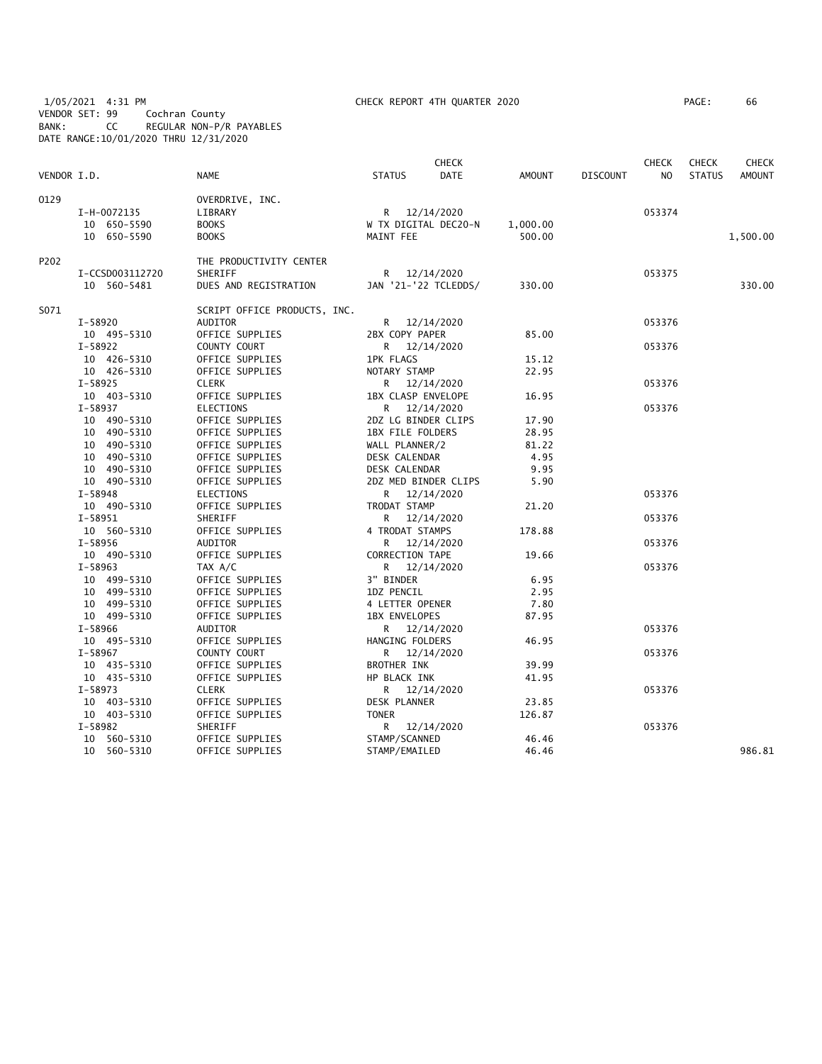1/05/2021 4:31 PM CHECK REPORT 4TH QUARTER 2020
VENDOR SET: 99 Cochran County
BANK: CC REGULAR NON-P/R PAYABLES
DATE RANGE:10/01/2020 THRU 12/31/2020

| VENDOR I.D. | NAME | STATUS | CHECK DATE | AMOUNT | DISCOUNT | CHECK NO | CHECK STATUS | CHECK AMOUNT |
|---|---|---|---|---|---|---|---|---|
| 0129 | OVERDRIVE, INC. | | | | | | | |
| I-H-0072135 | LIBRARY | R | 12/14/2020 | | | 053374 | | |
| 10 650-5590 | BOOKS | W TX DIGITAL DEC20-N | | 1,000.00 | | | | |
| 10 650-5590 | BOOKS | MAINT FEE | | 500.00 | | | | 1,500.00 |
| P202 | THE PRODUCTIVITY CENTER | | | | | | | |
| I-CCSD003112720 | SHERIFF | R | 12/14/2020 | | | 053375 | | |
| 10 560-5481 | DUES AND REGISTRATION | JAN '21-'22 TCLEDDS/ | | 330.00 | | | | 330.00 |
| S071 | SCRIPT OFFICE PRODUCTS, INC. | | | | | | | |
| I-58920 | AUDITOR | R | 12/14/2020 | | | 053376 | | |
| 10 495-5310 | OFFICE SUPPLIES | 2BX COPY PAPER | | 85.00 | | | | |
| I-58922 | COUNTY COURT | R | 12/14/2020 | | | 053376 | | |
| 10 426-5310 | OFFICE SUPPLIES | 1PK FLAGS | | 15.12 | | | | |
| 10 426-5310 | OFFICE SUPPLIES | NOTARY STAMP | | 22.95 | | | | |
| I-58925 | CLERK | R | 12/14/2020 | | | 053376 | | |
| 10 403-5310 | OFFICE SUPPLIES | 1BX CLASP ENVELOPE | | 16.95 | | | | |
| I-58937 | ELECTIONS | R | 12/14/2020 | | | 053376 | | |
| 10 490-5310 | OFFICE SUPPLIES | 2DZ LG BINDER CLIPS | | 17.90 | | | | |
| 10 490-5310 | OFFICE SUPPLIES | 1BX FILE FOLDERS | | 28.95 | | | | |
| 10 490-5310 | OFFICE SUPPLIES | WALL PLANNER/2 | | 81.22 | | | | |
| 10 490-5310 | OFFICE SUPPLIES | DESK CALENDAR | | 4.95 | | | | |
| 10 490-5310 | OFFICE SUPPLIES | DESK CALENDAR | | 9.95 | | | | |
| 10 490-5310 | OFFICE SUPPLIES | 2DZ MED BINDER CLIPS | | 5.90 | | | | |
| I-58948 | ELECTIONS | R | 12/14/2020 | | | 053376 | | |
| 10 490-5310 | OFFICE SUPPLIES | TRODAT STAMP | | 21.20 | | | | |
| I-58951 | SHERIFF | R | 12/14/2020 | | | 053376 | | |
| 10 560-5310 | OFFICE SUPPLIES | 4 TRODAT STAMPS | | 178.88 | | | | |
| I-58956 | AUDITOR | R | 12/14/2020 | | | 053376 | | |
| 10 490-5310 | OFFICE SUPPLIES | CORRECTION TAPE | | 19.66 | | | | |
| I-58963 | TAX A/C | R | 12/14/2020 | | | 053376 | | |
| 10 499-5310 | OFFICE SUPPLIES | 3" BINDER | | 6.95 | | | | |
| 10 499-5310 | OFFICE SUPPLIES | 1DZ PENCIL | | 2.95 | | | | |
| 10 499-5310 | OFFICE SUPPLIES | 4 LETTER OPENER | | 7.80 | | | | |
| 10 499-5310 | OFFICE SUPPLIES | 1BX ENVELOPES | | 87.95 | | | | |
| I-58966 | AUDITOR | R | 12/14/2020 | | | 053376 | | |
| 10 495-5310 | OFFICE SUPPLIES | HANGING FOLDERS | | 46.95 | | | | |
| I-58967 | COUNTY COURT | R | 12/14/2020 | | | 053376 | | |
| 10 435-5310 | OFFICE SUPPLIES | BROTHER INK | | 39.99 | | | | |
| 10 435-5310 | OFFICE SUPPLIES | HP BLACK INK | | 41.95 | | | | |
| I-58973 | CLERK | R | 12/14/2020 | | | 053376 | | |
| 10 403-5310 | OFFICE SUPPLIES | DESK PLANNER | | 23.85 | | | | |
| 10 403-5310 | OFFICE SUPPLIES | TONER | | 126.87 | | | | |
| I-58982 | SHERIFF | R | 12/14/2020 | | | 053376 | | |
| 10 560-5310 | OFFICE SUPPLIES | STAMP/SCANNED | | 46.46 | | | | |
| 10 560-5310 | OFFICE SUPPLIES | STAMP/EMAILED | | 46.46 | | | | 986.81 |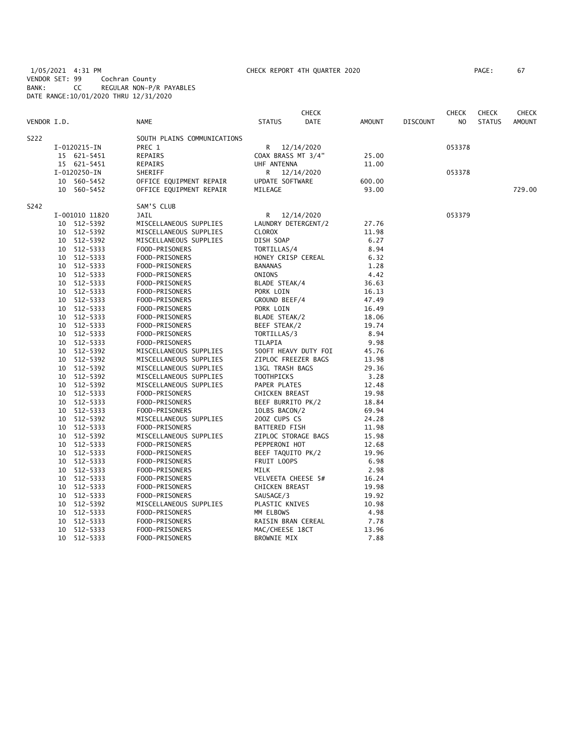1/05/2021 4:31 PM CHECK REPORT 4TH QUARTER 2020

VENDOR SET: 99 Cochran County
BANK: CC REGULAR NON-P/R PAYABLES
DATE RANGE:10/01/2020 THRU 12/31/2020

| VENDOR I.D. | | NAME | STATUS | CHECK DATE | AMOUNT | DISCOUNT | CHECK NO | CHECK STATUS | CHECK AMOUNT |
|---|---|---|---|---|---|---|---|---|---|
| S222 | | SOUTH PLAINS COMMUNICATIONS | | | | | | | |
| | I-0120215-IN | PREC 1 | R | 12/14/2020 | | | 053378 | | |
| | 15 621-5451 | REPAIRS | COAX BRASS MT 3/4" | | 25.00 | | | | |
| | 15 621-5451 | REPAIRS | UHF ANTENNA | | 11.00 | | | | |
| | I-0120250-IN | SHERIFF | R | 12/14/2020 | | | 053378 | | |
| | 10 560-5452 | OFFICE EQUIPMENT REPAIR | UPDATE SOFTWARE | | 600.00 | | | | |
| | 10 560-5452 | OFFICE EQUIPMENT REPAIR | MILEAGE | | 93.00 | | | | 729.00 |
| S242 | | SAM'S CLUB | | | | | | | |
| | I-001010 11820 | JAIL | R | 12/14/2020 | | | 053379 | | |
| | 10 512-5392 | MISCELLANEOUS SUPPLIES | LAUNDRY DETERGENT/2 | | 27.76 | | | | |
| | 10 512-5392 | MISCELLANEOUS SUPPLIES | CLOROX | | 11.98 | | | | |
| | 10 512-5392 | MISCELLANEOUS SUPPLIES | DISH SOAP | | 6.27 | | | | |
| | 10 512-5333 | FOOD-PRISONERS | TORTILLAS/4 | | 8.94 | | | | |
| | 10 512-5333 | FOOD-PRISONERS | HONEY CRISP CEREAL | | 6.32 | | | | |
| | 10 512-5333 | FOOD-PRISONERS | BANANAS | | 1.28 | | | | |
| | 10 512-5333 | FOOD-PRISONERS | ONIONS | | 4.42 | | | | |
| | 10 512-5333 | FOOD-PRISONERS | BLADE STEAK/4 | | 36.63 | | | | |
| | 10 512-5333 | FOOD-PRISONERS | PORK LOIN | | 16.13 | | | | |
| | 10 512-5333 | FOOD-PRISONERS | GROUND BEEF/4 | | 47.49 | | | | |
| | 10 512-5333 | FOOD-PRISONERS | PORK LOIN | | 16.49 | | | | |
| | 10 512-5333 | FOOD-PRISONERS | BLADE STEAK/2 | | 18.06 | | | | |
| | 10 512-5333 | FOOD-PRISONERS | BEEF STEAK/2 | | 19.74 | | | | |
| | 10 512-5333 | FOOD-PRISONERS | TORTILLAS/3 | | 8.94 | | | | |
| | 10 512-5333 | FOOD-PRISONERS | TILAPIA | | 9.98 | | | | |
| | 10 512-5392 | MISCELLANEOUS SUPPLIES | 500FT HEAVY DUTY FOI | | 45.76 | | | | |
| | 10 512-5392 | MISCELLANEOUS SUPPLIES | ZIPLOC FREEZER BAGS | | 13.98 | | | | |
| | 10 512-5392 | MISCELLANEOUS SUPPLIES | 13GL TRASH BAGS | | 29.36 | | | | |
| | 10 512-5392 | MISCELLANEOUS SUPPLIES | TOOTHPICKS | | 3.28 | | | | |
| | 10 512-5392 | MISCELLANEOUS SUPPLIES | PAPER PLATES | | 12.48 | | | | |
| | 10 512-5333 | FOOD-PRISONERS | CHICKEN BREAST | | 19.98 | | | | |
| | 10 512-5333 | FOOD-PRISONERS | BEEF BURRITO PK/2 | | 18.84 | | | | |
| | 10 512-5333 | FOOD-PRISONERS | 10LBS BACON/2 | | 69.94 | | | | |
| | 10 512-5392 | MISCELLANEOUS SUPPLIES | 20OZ CUPS CS | | 24.28 | | | | |
| | 10 512-5333 | FOOD-PRISONERS | BATTERED FISH | | 11.98 | | | | |
| | 10 512-5392 | MISCELLANEOUS SUPPLIES | ZIPLOC STORAGE BAGS | | 15.98 | | | | |
| | 10 512-5333 | FOOD-PRISONERS | PEPPERONI HOT | | 12.68 | | | | |
| | 10 512-5333 | FOOD-PRISONERS | BEEF TAQUITO PK/2 | | 19.96 | | | | |
| | 10 512-5333 | FOOD-PRISONERS | FRUIT LOOPS | | 6.98 | | | | |
| | 10 512-5333 | FOOD-PRISONERS | MILK | | 2.98 | | | | |
| | 10 512-5333 | FOOD-PRISONERS | VELVEETA CHEESE 5# | | 16.24 | | | | |
| | 10 512-5333 | FOOD-PRISONERS | CHICKEN BREAST | | 19.98 | | | | |
| | 10 512-5333 | FOOD-PRISONERS | SAUSAGE/3 | | 19.92 | | | | |
| | 10 512-5392 | MISCELLANEOUS SUPPLIES | PLASTIC KNIVES | | 10.98 | | | | |
| | 10 512-5333 | FOOD-PRISONERS | MM ELBOWS | | 4.98 | | | | |
| | 10 512-5333 | FOOD-PRISONERS | RAISIN BRAN CEREAL | | 7.78 | | | | |
| | 10 512-5333 | FOOD-PRISONERS | MAC/CHEESE 18CT | | 13.96 | | | | |
| | 10 512-5333 | FOOD-PRISONERS | BROWNIE MIX | | 7.88 | | | | |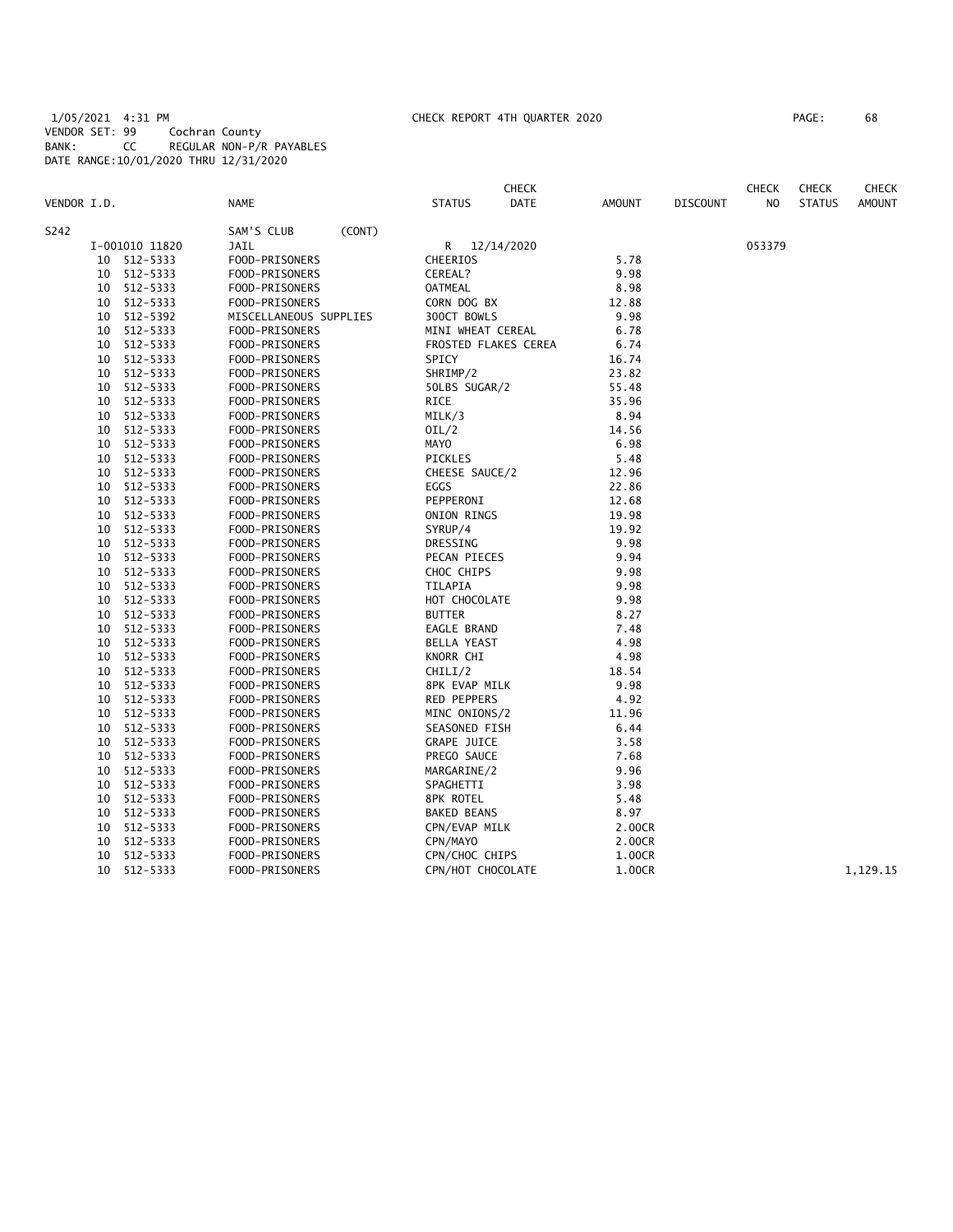1/05/2021 4:31 PM CHECK REPORT 4TH QUARTER 2020

VENDOR SET: 99 Cochran County
BANK: CC REGULAR NON-P/R PAYABLES
DATE RANGE:10/01/2020 THRU 12/31/2020

| VENDOR I.D. | | NAME | STATUS | CHECK DATE | AMOUNT | DISCOUNT | CHECK NO | CHECK STATUS | CHECK AMOUNT |
|---|---|---|---|---|---|---|---|---|---|
| S242 | | SAM'S CLUB (CONT) | | | | | | | |
| | I-001010 11820 | JAIL | R | 12/14/2020 | | | 053379 | | |
| | 10 512-5333 | FOOD-PRISONERS | CHEERIOS | | 5.78 | | | | |
| | 10 512-5333 | FOOD-PRISONERS | CEREAL? | | 9.98 | | | | |
| | 10 512-5333 | FOOD-PRISONERS | OATMEAL | | 8.98 | | | | |
| | 10 512-5333 | FOOD-PRISONERS | CORN DOG BX | | 12.88 | | | | |
| | 10 512-5392 | MISCELLANEOUS SUPPLIES | 300CT BOWLS | | 9.98 | | | | |
| | 10 512-5333 | FOOD-PRISONERS | MINI WHEAT CEREAL | | 6.78 | | | | |
| | 10 512-5333 | FOOD-PRISONERS | FROSTED FLAKES CEREA | | 6.74 | | | | |
| | 10 512-5333 | FOOD-PRISONERS | SPICY | | 16.74 | | | | |
| | 10 512-5333 | FOOD-PRISONERS | SHRIMP/2 | | 23.82 | | | | |
| | 10 512-5333 | FOOD-PRISONERS | 50LBS SUGAR/2 | | 55.48 | | | | |
| | 10 512-5333 | FOOD-PRISONERS | RICE | | 35.96 | | | | |
| | 10 512-5333 | FOOD-PRISONERS | MILK/3 | | 8.94 | | | | |
| | 10 512-5333 | FOOD-PRISONERS | OIL/2 | | 14.56 | | | | |
| | 10 512-5333 | FOOD-PRISONERS | MAYO | | 6.98 | | | | |
| | 10 512-5333 | FOOD-PRISONERS | PICKLES | | 5.48 | | | | |
| | 10 512-5333 | FOOD-PRISONERS | CHEESE SAUCE/2 | | 12.96 | | | | |
| | 10 512-5333 | FOOD-PRISONERS | EGGS | | 22.86 | | | | |
| | 10 512-5333 | FOOD-PRISONERS | PEPPERONI | | 12.68 | | | | |
| | 10 512-5333 | FOOD-PRISONERS | ONION RINGS | | 19.98 | | | | |
| | 10 512-5333 | FOOD-PRISONERS | SYRUP/4 | | 19.92 | | | | |
| | 10 512-5333 | FOOD-PRISONERS | DRESSING | | 9.98 | | | | |
| | 10 512-5333 | FOOD-PRISONERS | PECAN PIECES | | 9.94 | | | | |
| | 10 512-5333 | FOOD-PRISONERS | CHOC CHIPS | | 9.98 | | | | |
| | 10 512-5333 | FOOD-PRISONERS | TILAPIA | | 9.98 | | | | |
| | 10 512-5333 | FOOD-PRISONERS | HOT CHOCOLATE | | 9.98 | | | | |
| | 10 512-5333 | FOOD-PRISONERS | BUTTER | | 8.27 | | | | |
| | 10 512-5333 | FOOD-PRISONERS | EAGLE BRAND | | 7.48 | | | | |
| | 10 512-5333 | FOOD-PRISONERS | BELLA YEAST | | 4.98 | | | | |
| | 10 512-5333 | FOOD-PRISONERS | KNORR CHI | | 4.98 | | | | |
| | 10 512-5333 | FOOD-PRISONERS | CHILI/2 | | 18.54 | | | | |
| | 10 512-5333 | FOOD-PRISONERS | 8PK EVAP MILK | | 9.98 | | | | |
| | 10 512-5333 | FOOD-PRISONERS | RED PEPPERS | | 4.92 | | | | |
| | 10 512-5333 | FOOD-PRISONERS | MINC ONIONS/2 | | 11.96 | | | | |
| | 10 512-5333 | FOOD-PRISONERS | SEASONED FISH | | 6.44 | | | | |
| | 10 512-5333 | FOOD-PRISONERS | GRAPE JUICE | | 3.58 | | | | |
| | 10 512-5333 | FOOD-PRISONERS | PREGO SAUCE | | 7.68 | | | | |
| | 10 512-5333 | FOOD-PRISONERS | MARGARINE/2 | | 9.96 | | | | |
| | 10 512-5333 | FOOD-PRISONERS | SPAGHETTI | | 3.98 | | | | |
| | 10 512-5333 | FOOD-PRISONERS | 8PK ROTEL | | 5.48 | | | | |
| | 10 512-5333 | FOOD-PRISONERS | BAKED BEANS | | 8.97 | | | | |
| | 10 512-5333 | FOOD-PRISONERS | CPN/EVAP MILK | | 2.00CR | | | | |
| | 10 512-5333 | FOOD-PRISONERS | CPN/MAYO | | 2.00CR | | | | |
| | 10 512-5333 | FOOD-PRISONERS | CPN/CHOC CHIPS | | 1.00CR | | | | |
| | 10 512-5333 | FOOD-PRISONERS | CPN/HOT CHOCOLATE | | 1.00CR | | | | 1,129.15 |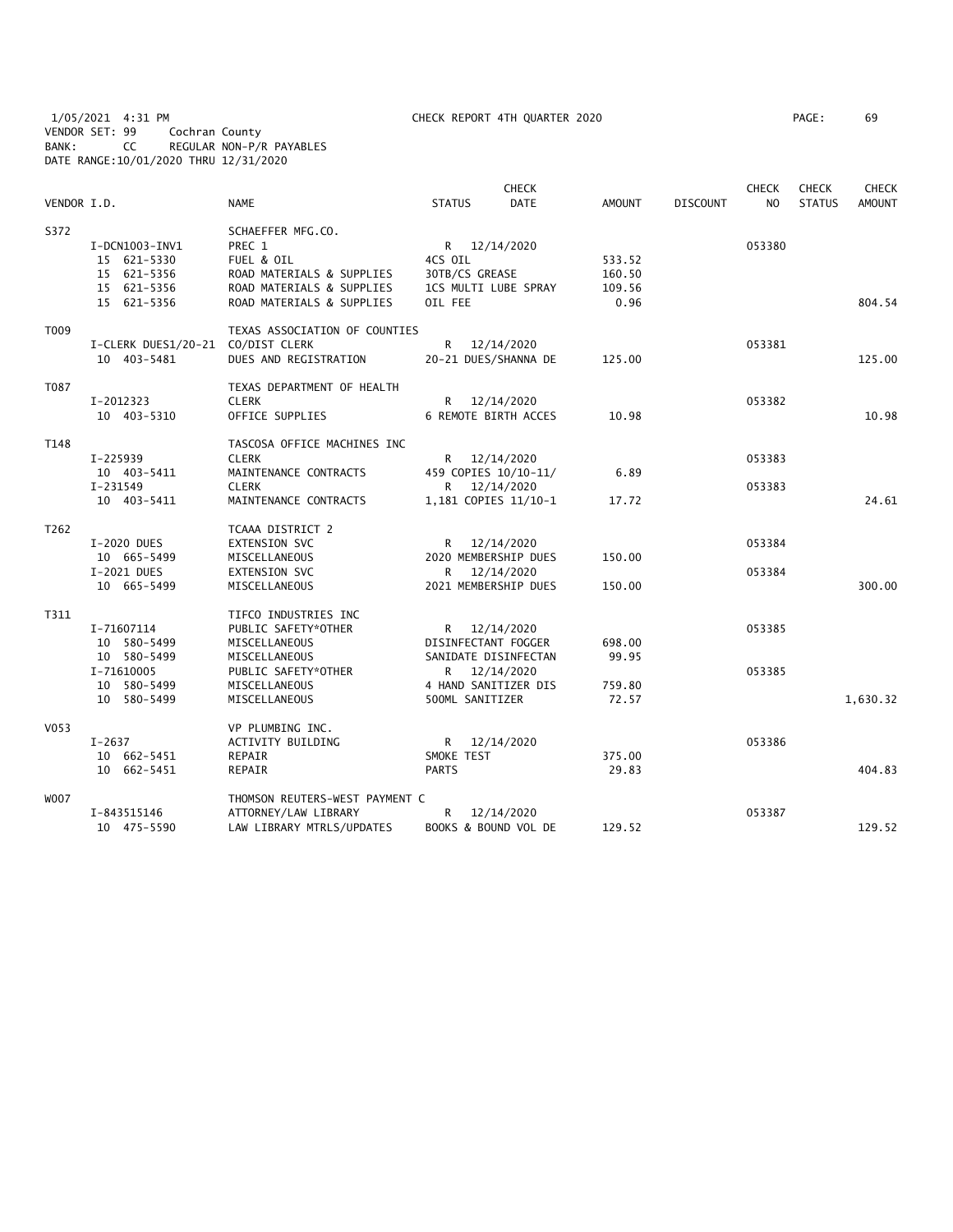1/05/2021 4:31 PM CHECK REPORT 4TH QUARTER 2020
VENDOR SET: 99 Cochran County
BANK: CC REGULAR NON-P/R PAYABLES
DATE RANGE:10/01/2020 THRU 12/31/2020

| VENDOR I.D. | NAME | STATUS | CHECK DATE | AMOUNT | DISCOUNT | CHECK NO | CHECK STATUS | CHECK AMOUNT |
|---|---|---|---|---|---|---|---|---|
| S372 | SCHAEFFER MFG.CO. | | | | | | | |
| I-DCN1003-INV1 | PREC 1 | R | 12/14/2020 | | | 053380 | | |
| 15 621-5330 | FUEL & OIL | 4CS OIL | | 533.52 | | | | |
| 15 621-5356 | ROAD MATERIALS & SUPPLIES | 30TB/CS GREASE | | 160.50 | | | | |
| 15 621-5356 | ROAD MATERIALS & SUPPLIES | 1CS MULTI LUBE SPRAY | | 109.56 | | | | |
| 15 621-5356 | ROAD MATERIALS & SUPPLIES | OIL FEE | | 0.96 | | | | 804.54 |
| T009 | TEXAS ASSOCIATION OF COUNTIES | | | | | | | |
| I-CLERK DUES1/20-21 | CO/DIST CLERK | R | 12/14/2020 | | | 053381 | | |
| 10 403-5481 | DUES AND REGISTRATION | 20-21 DUES/SHANNA DE | | 125.00 | | | | 125.00 |
| T087 | TEXAS DEPARTMENT OF HEALTH | | | | | | | |
| I-2012323 | CLERK | R | 12/14/2020 | | | 053382 | | |
| 10 403-5310 | OFFICE SUPPLIES | 6 REMOTE BIRTH ACCES | | 10.98 | | | | 10.98 |
| T148 | TASCOSA OFFICE MACHINES INC | | | | | | | |
| I-225939 | CLERK | R | 12/14/2020 | | | 053383 | | |
| 10 403-5411 | MAINTENANCE CONTRACTS | 459 COPIES 10/10-11/ | | 6.89 | | | | |
| I-231549 | CLERK | R | 12/14/2020 | | | 053383 | | |
| 10 403-5411 | MAINTENANCE CONTRACTS | 1,181 COPIES 11/10-1 | | 17.72 | | | | 24.61 |
| T262 | TCAAA DISTRICT 2 | | | | | | | |
| I-2020 DUES | EXTENSION SVC | R | 12/14/2020 | | | 053384 | | |
| 10 665-5499 | MISCELLANEOUS | 2020 MEMBERSHIP DUES | | 150.00 | | | | |
| I-2021 DUES | EXTENSION SVC | R | 12/14/2020 | | | 053384 | | |
| 10 665-5499 | MISCELLANEOUS | 2021 MEMBERSHIP DUES | | 150.00 | | | | 300.00 |
| T311 | TIFCO INDUSTRIES INC | | | | | | | |
| I-71607114 | PUBLIC SAFETY*OTHER | R | 12/14/2020 | | | 053385 | | |
| 10 580-5499 | MISCELLANEOUS | DISINFECTANT FOGGER | | 698.00 | | | | |
| 10 580-5499 | MISCELLANEOUS | SANIDATE DISINFECTAN | | 99.95 | | | | |
| I-71610005 | PUBLIC SAFETY*OTHER | R | 12/14/2020 | | | 053385 | | |
| 10 580-5499 | MISCELLANEOUS | 4 HAND SANITIZER DIS | | 759.80 | | | | |
| 10 580-5499 | MISCELLANEOUS | 500ML SANITIZER | | 72.57 | | | | 1,630.32 |
| V053 | VP PLUMBING INC. | | | | | | | |
| I-2637 | ACTIVITY BUILDING | R | 12/14/2020 | | | 053386 | | |
| 10 662-5451 | REPAIR | SMOKE TEST | | 375.00 | | | | |
| 10 662-5451 | REPAIR | PARTS | | 29.83 | | | | 404.83 |
| W007 | THOMSON REUTERS-WEST PAYMENT C | | | | | | | |
| I-843515146 | ATTORNEY/LAW LIBRARY | R | 12/14/2020 | | | 053387 | | |
| 10 475-5590 | LAW LIBRARY MTRLS/UPDATES | BOOKS & BOUND VOL DE | | 129.52 | | | | 129.52 |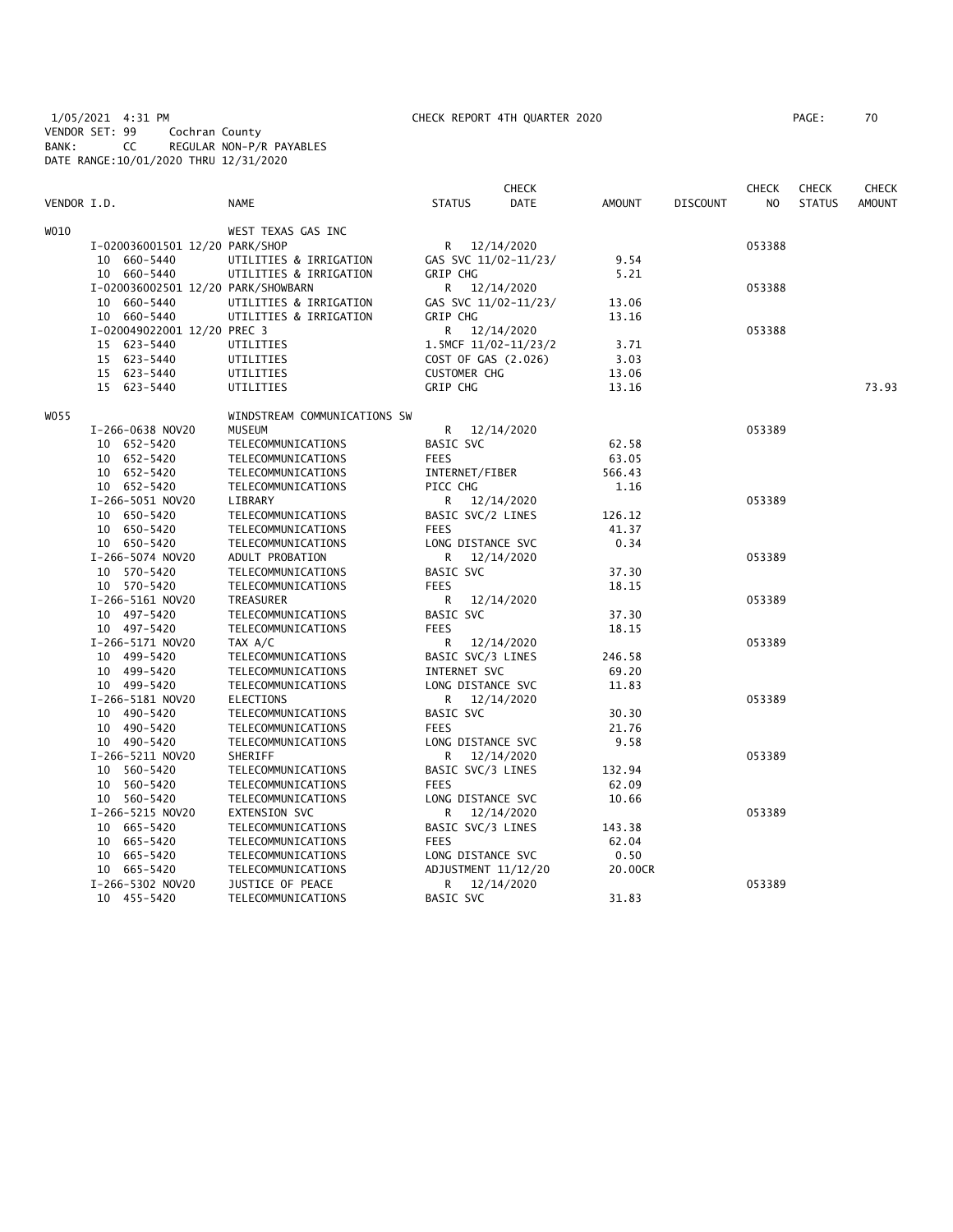1/05/2021 4:31 PM CHECK REPORT 4TH QUARTER 2020 PAGE: 70
VENDOR SET: 99 Cochran County
BANK: CC REGULAR NON-P/R PAYABLES
DATE RANGE:10/01/2020 THRU 12/31/2020

| VENDOR I.D. | NAME | STATUS | CHECK DATE | AMOUNT | DISCOUNT | CHECK NO | CHECK STATUS | CHECK AMOUNT |
|---|---|---|---|---|---|---|---|---|
| W010 | WEST TEXAS GAS INC | | | | | | | |
| I-020036001501 12/20 PARK/SHOP | | R | 12/14/2020 | | | 053388 | | |
| 10 660-5440 | UTILITIES & IRRIGATION | GAS SVC 11/02-11/23/ | | 9.54 | | | | |
| 10 660-5440 | UTILITIES & IRRIGATION | GRIP CHG | | 5.21 | | | | |
| I-020036002501 12/20 PARK/SHOWBARN | | R | 12/14/2020 | | | 053388 | | |
| 10 660-5440 | UTILITIES & IRRIGATION | GAS SVC 11/02-11/23/ | | 13.06 | | | | |
| 10 660-5440 | UTILITIES & IRRIGATION | GRIP CHG | | 13.16 | | | | |
| I-020049022001 12/20 PREC 3 | | R | 12/14/2020 | | | 053388 | | |
| 15 623-5440 | UTILITIES | 1.5MCF 11/02-11/23/2 | | 3.71 | | | | |
| 15 623-5440 | UTILITIES | COST OF GAS (2.026) | | 3.03 | | | | |
| 15 623-5440 | UTILITIES | CUSTOMER CHG | | 13.06 | | | | |
| 15 623-5440 | UTILITIES | GRIP CHG | | 13.16 | | | | 73.93 |
| W055 | WINDSTREAM COMMUNICATIONS SW | | | | | | | |
| I-266-0638 NOV20 | MUSEUM | R | 12/14/2020 | | | 053389 | | |
| 10 652-5420 | TELECOMMUNICATIONS | BASIC SVC | | 62.58 | | | | |
| 10 652-5420 | TELECOMMUNICATIONS | FEES | | 63.05 | | | | |
| 10 652-5420 | TELECOMMUNICATIONS | INTERNET/FIBER | | 566.43 | | | | |
| 10 652-5420 | TELECOMMUNICATIONS | PICC CHG | | 1.16 | | | | |
| I-266-5051 NOV20 | LIBRARY | R | 12/14/2020 | | | 053389 | | |
| 10 650-5420 | TELECOMMUNICATIONS | BASIC SVC/2 LINES | | 126.12 | | | | |
| 10 650-5420 | TELECOMMUNICATIONS | FEES | | 41.37 | | | | |
| 10 650-5420 | TELECOMMUNICATIONS | LONG DISTANCE SVC | | 0.34 | | | | |
| I-266-5074 NOV20 | ADULT PROBATION | R | 12/14/2020 | | | 053389 | | |
| 10 570-5420 | TELECOMMUNICATIONS | BASIC SVC | | 37.30 | | | | |
| 10 570-5420 | TELECOMMUNICATIONS | FEES | | 18.15 | | | | |
| I-266-5161 NOV20 | TREASURER | R | 12/14/2020 | | | 053389 | | |
| 10 497-5420 | TELECOMMUNICATIONS | BASIC SVC | | 37.30 | | | | |
| 10 497-5420 | TELECOMMUNICATIONS | FEES | | 18.15 | | | | |
| I-266-5171 NOV20 | TAX A/C | R | 12/14/2020 | | | 053389 | | |
| 10 499-5420 | TELECOMMUNICATIONS | BASIC SVC/3 LINES | | 246.58 | | | | |
| 10 499-5420 | TELECOMMUNICATIONS | INTERNET SVC | | 69.20 | | | | |
| 10 499-5420 | TELECOMMUNICATIONS | LONG DISTANCE SVC | | 11.83 | | | | |
| I-266-5181 NOV20 | ELECTIONS | R | 12/14/2020 | | | 053389 | | |
| 10 490-5420 | TELECOMMUNICATIONS | BASIC SVC | | 30.30 | | | | |
| 10 490-5420 | TELECOMMUNICATIONS | FEES | | 21.76 | | | | |
| 10 490-5420 | TELECOMMUNICATIONS | LONG DISTANCE SVC | | 9.58 | | | | |
| I-266-5211 NOV20 | SHERIFF | R | 12/14/2020 | | | 053389 | | |
| 10 560-5420 | TELECOMMUNICATIONS | BASIC SVC/3 LINES | | 132.94 | | | | |
| 10 560-5420 | TELECOMMUNICATIONS | FEES | | 62.09 | | | | |
| 10 560-5420 | TELECOMMUNICATIONS | LONG DISTANCE SVC | | 10.66 | | | | |
| I-266-5215 NOV20 | EXTENSION SVC | R | 12/14/2020 | | | 053389 | | |
| 10 665-5420 | TELECOMMUNICATIONS | BASIC SVC/3 LINES | | 143.38 | | | | |
| 10 665-5420 | TELECOMMUNICATIONS | FEES | | 62.04 | | | | |
| 10 665-5420 | TELECOMMUNICATIONS | LONG DISTANCE SVC | | 0.50 | | | | |
| 10 665-5420 | TELECOMMUNICATIONS | ADJUSTMENT 11/12/20 | | 20.00CR | | | | |
| I-266-5302 NOV20 | JUSTICE OF PEACE | R | 12/14/2020 | | | 053389 | | |
| 10 455-5420 | TELECOMMUNICATIONS | BASIC SVC | | 31.83 | | | | |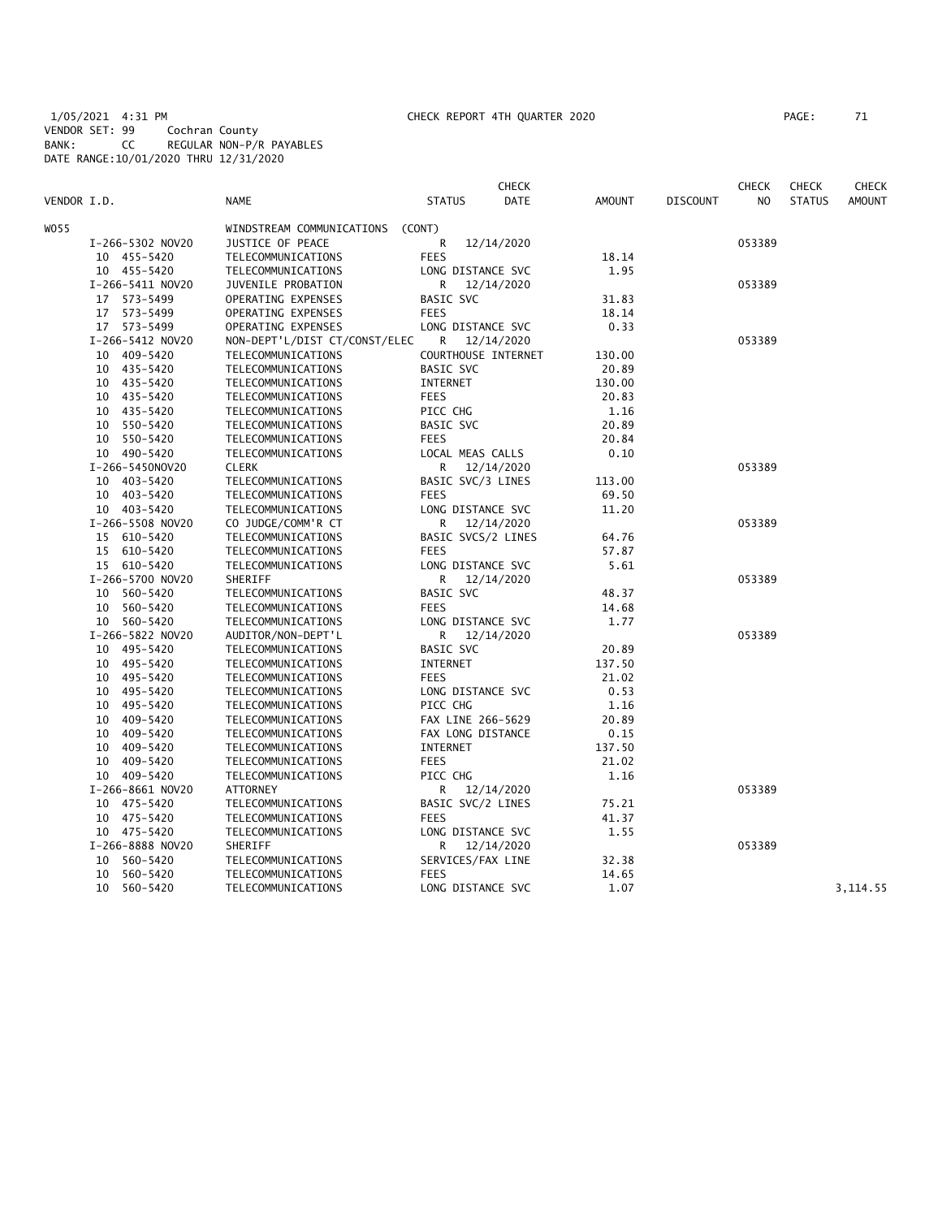1/05/2021 4:31 PM CHECK REPORT 4TH QUARTER 2020

VENDOR SET: 99 Cochran County
BANK: CC REGULAR NON-P/R PAYABLES
DATE RANGE:10/01/2020 THRU 12/31/2020

| VENDOR I.D. | NAME | STATUS | CHECK DATE | AMOUNT | DISCOUNT | CHECK NO | CHECK STATUS | CHECK AMOUNT |
|---|---|---|---|---|---|---|---|---|
| W055 | WINDSTREAM COMMUNICATIONS (CONT) | | | | | | | |
| I-266-5302 NOV20 | JUSTICE OF PEACE | R | 12/14/2020 | | | 053389 | | |
| 10 455-5420 | TELECOMMUNICATIONS | FEES | | 18.14 | | | | |
| 10 455-5420 | TELECOMMUNICATIONS | LONG DISTANCE SVC | | 1.95 | | | | |
| I-266-5411 NOV20 | JUVENILE PROBATION | R | 12/14/2020 | | | 053389 | | |
| 17 573-5499 | OPERATING EXPENSES | BASIC SVC | | 31.83 | | | | |
| 17 573-5499 | OPERATING EXPENSES | FEES | | 18.14 | | | | |
| 17 573-5499 | OPERATING EXPENSES | LONG DISTANCE SVC | | 0.33 | | | | |
| I-266-5412 NOV20 | NON-DEPT'L/DIST CT/CONST/ELEC | R | 12/14/2020 | | | 053389 | | |
| 10 409-5420 | TELECOMMUNICATIONS | COURTHOUSE INTERNET | | 130.00 | | | | |
| 10 435-5420 | TELECOMMUNICATIONS | BASIC SVC | | 20.89 | | | | |
| 10 435-5420 | TELECOMMUNICATIONS | INTERNET | | 130.00 | | | | |
| 10 435-5420 | TELECOMMUNICATIONS | FEES | | 20.83 | | | | |
| 10 435-5420 | TELECOMMUNICATIONS | PICC CHG | | 1.16 | | | | |
| 10 550-5420 | TELECOMMUNICATIONS | BASIC SVC | | 20.89 | | | | |
| 10 550-5420 | TELECOMMUNICATIONS | FEES | | 20.84 | | | | |
| 10 490-5420 | TELECOMMUNICATIONS | LOCAL MEAS CALLS | | 0.10 | | | | |
| I-266-5450NOV20 | CLERK | R | 12/14/2020 | | | 053389 | | |
| 10 403-5420 | TELECOMMUNICATIONS | BASIC SVC/3 LINES | | 113.00 | | | | |
| 10 403-5420 | TELECOMMUNICATIONS | FEES | | 69.50 | | | | |
| 10 403-5420 | TELECOMMUNICATIONS | LONG DISTANCE SVC | | 11.20 | | | | |
| I-266-5508 NOV20 | CO JUDGE/COMM'R CT | R | 12/14/2020 | | | 053389 | | |
| 15 610-5420 | TELECOMMUNICATIONS | BASIC SVCS/2 LINES | | 64.76 | | | | |
| 15 610-5420 | TELECOMMUNICATIONS | FEES | | 57.87 | | | | |
| 15 610-5420 | TELECOMMUNICATIONS | LONG DISTANCE SVC | | 5.61 | | | | |
| I-266-5700 NOV20 | SHERIFF | R | 12/14/2020 | | | 053389 | | |
| 10 560-5420 | TELECOMMUNICATIONS | BASIC SVC | | 48.37 | | | | |
| 10 560-5420 | TELECOMMUNICATIONS | FEES | | 14.68 | | | | |
| 10 560-5420 | TELECOMMUNICATIONS | LONG DISTANCE SVC | | 1.77 | | | | |
| I-266-5822 NOV20 | AUDITOR/NON-DEPT'L | R | 12/14/2020 | | | 053389 | | |
| 10 495-5420 | TELECOMMUNICATIONS | BASIC SVC | | 20.89 | | | | |
| 10 495-5420 | TELECOMMUNICATIONS | INTERNET | | 137.50 | | | | |
| 10 495-5420 | TELECOMMUNICATIONS | FEES | | 21.02 | | | | |
| 10 495-5420 | TELECOMMUNICATIONS | LONG DISTANCE SVC | | 0.53 | | | | |
| 10 495-5420 | TELECOMMUNICATIONS | PICC CHG | | 1.16 | | | | |
| 10 409-5420 | TELECOMMUNICATIONS | FAX LINE 266-5629 | | 20.89 | | | | |
| 10 409-5420 | TELECOMMUNICATIONS | FAX LONG DISTANCE | | 0.15 | | | | |
| 10 409-5420 | TELECOMMUNICATIONS | INTERNET | | 137.50 | | | | |
| 10 409-5420 | TELECOMMUNICATIONS | FEES | | 21.02 | | | | |
| 10 409-5420 | TELECOMMUNICATIONS | PICC CHG | | 1.16 | | | | |
| I-266-8661 NOV20 | ATTORNEY | R | 12/14/2020 | | | 053389 | | |
| 10 475-5420 | TELECOMMUNICATIONS | BASIC SVC/2 LINES | | 75.21 | | | | |
| 10 475-5420 | TELECOMMUNICATIONS | FEES | | 41.37 | | | | |
| 10 475-5420 | TELECOMMUNICATIONS | LONG DISTANCE SVC | | 1.55 | | | | |
| I-266-8888 NOV20 | SHERIFF | R | 12/14/2020 | | | 053389 | | |
| 10 560-5420 | TELECOMMUNICATIONS | SERVICES/FAX LINE | | 32.38 | | | | |
| 10 560-5420 | TELECOMMUNICATIONS | FEES | | 14.65 | | | | |
| 10 560-5420 | TELECOMMUNICATIONS | LONG DISTANCE SVC | | 1.07 | | | | 3,114.55 |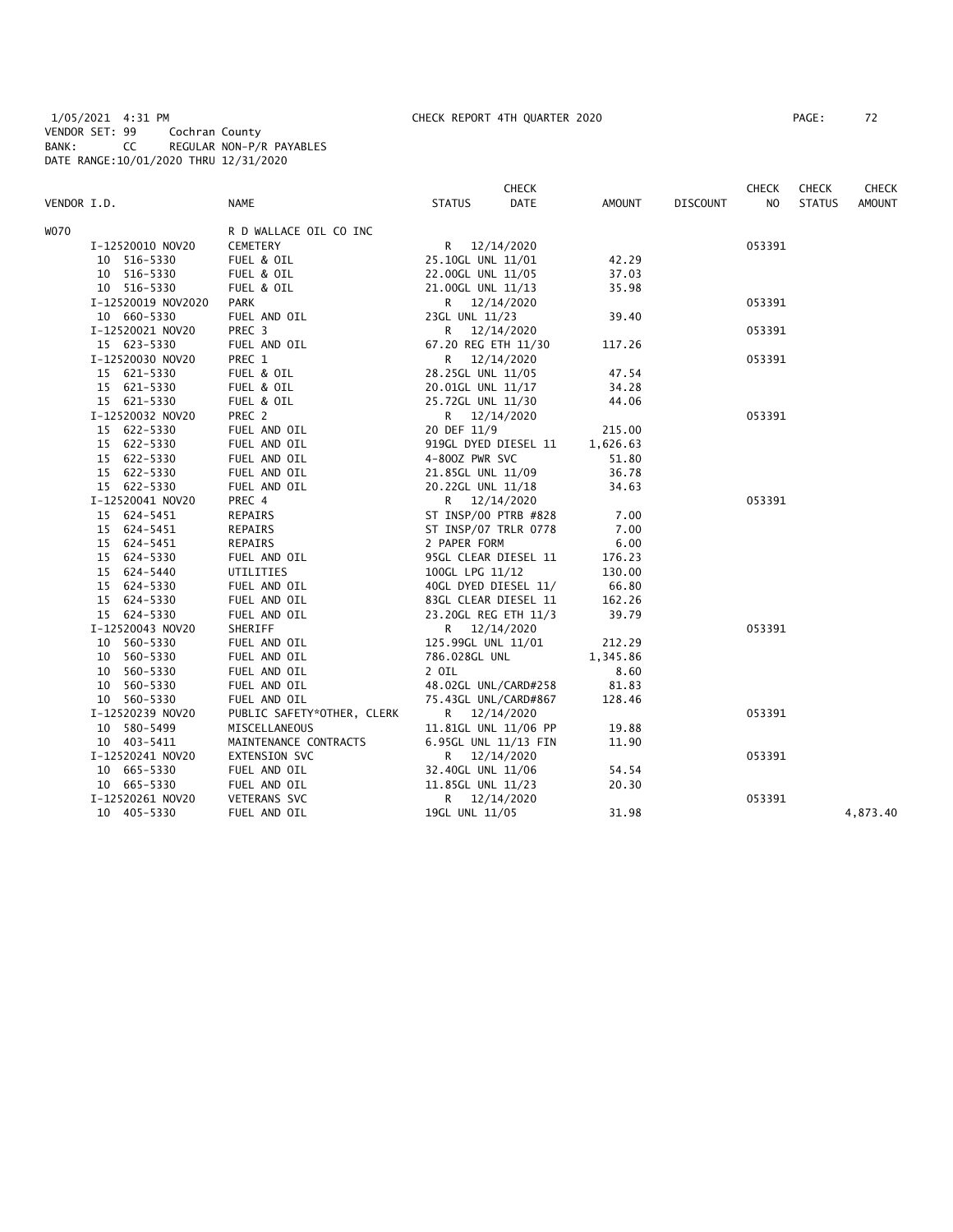1/05/2021 4:31 PM CHECK REPORT 4TH QUARTER 2020 PAGE: 72

VENDOR SET: 99 Cochran County
BANK: CC REGULAR NON-P/R PAYABLES
DATE RANGE:10/01/2020 THRU 12/31/2020

| VENDOR I.D. | NAME | STATUS | CHECK DATE | AMOUNT | DISCOUNT | CHECK NO | CHECK STATUS | CHECK AMOUNT |
|---|---|---|---|---|---|---|---|---|
| W070 | R D WALLACE OIL CO INC | | | | | | | |
| I-12520010 NOV20 | CEMETERY | R | 12/14/2020 | | | 053391 | | |
| 10 516-5330 | FUEL & OIL | 25.10GL UNL 11/01 | | 42.29 | | | | |
| 10 516-5330 | FUEL & OIL | 22.00GL UNL 11/05 | | 37.03 | | | | |
| 10 516-5330 | FUEL & OIL | 21.00GL UNL 11/13 | | 35.98 | | | | |
| I-12520019 NOV2020 | PARK | R | 12/14/2020 | | | 053391 | | |
| 10 660-5330 | FUEL AND OIL | 23GL UNL 11/23 | | 39.40 | | | | |
| I-12520021 NOV20 | PREC 3 | R | 12/14/2020 | | | 053391 | | |
| 15 623-5330 | FUEL AND OIL | 67.20 REG ETH 11/30 | | 117.26 | | | | |
| I-12520030 NOV20 | PREC 1 | R | 12/14/2020 | | | 053391 | | |
| 15 621-5330 | FUEL & OIL | 28.25GL UNL 11/05 | | 47.54 | | | | |
| 15 621-5330 | FUEL & OIL | 20.01GL UNL 11/17 | | 34.28 | | | | |
| 15 621-5330 | FUEL & OIL | 25.72GL UNL 11/30 | | 44.06 | | | | |
| I-12520032 NOV20 | PREC 2 | R | 12/14/2020 | | | 053391 | | |
| 15 622-5330 | FUEL AND OIL | 20 DEF 11/9 | | 215.00 | | | | |
| 15 622-5330 | FUEL AND OIL | 919GL DYED DIESEL 11 | | 1,626.63 | | | | |
| 15 622-5330 | FUEL AND OIL | 4-80OZ PWR SVC | | 51.80 | | | | |
| 15 622-5330 | FUEL AND OIL | 21.85GL UNL 11/09 | | 36.78 | | | | |
| 15 622-5330 | FUEL AND OIL | 20.22GL UNL 11/18 | | 34.63 | | | | |
| I-12520041 NOV20 | PREC 4 | R | 12/14/2020 | | | 053391 | | |
| 15 624-5451 | REPAIRS | ST INSP/00 PTRB #828 | | 7.00 | | | | |
| 15 624-5451 | REPAIRS | ST INSP/07 TRLR 0778 | | 7.00 | | | | |
| 15 624-5451 | REPAIRS | 2 PAPER FORM | | 6.00 | | | | |
| 15 624-5330 | FUEL AND OIL | 95GL CLEAR DIESEL 11 | | 176.23 | | | | |
| 15 624-5440 | UTILITIES | 100GL LPG 11/12 | | 130.00 | | | | |
| 15 624-5330 | FUEL AND OIL | 40GL DYED DIESEL 11/ | | 66.80 | | | | |
| 15 624-5330 | FUEL AND OIL | 83GL CLEAR DIESEL 11 | | 162.26 | | | | |
| 15 624-5330 | FUEL AND OIL | 23.20GL REG ETH 11/3 | | 39.79 | | | | |
| I-12520043 NOV20 | SHERIFF | R | 12/14/2020 | | | 053391 | | |
| 10 560-5330 | FUEL AND OIL | 125.99GL UNL 11/01 | | 212.29 | | | | |
| 10 560-5330 | FUEL AND OIL | 786.028GL UNL | | 1,345.86 | | | | |
| 10 560-5330 | FUEL AND OIL | 2 OIL | | 8.60 | | | | |
| 10 560-5330 | FUEL AND OIL | 48.02GL UNL/CARD#258 | | 81.83 | | | | |
| 10 560-5330 | FUEL AND OIL | 75.43GL UNL/CARD#867 | | 128.46 | | | | |
| I-12520239 NOV20 | PUBLIC SAFETY*OTHER, CLERK | R | 12/14/2020 | | | 053391 | | |
| 10 580-5499 | MISCELLANEOUS | 11.81GL UNL 11/06 PP | | 19.88 | | | | |
| 10 403-5411 | MAINTENANCE CONTRACTS | 6.95GL UNL 11/13 FIN | | 11.90 | | | | |
| I-12520241 NOV20 | EXTENSION SVC | R | 12/14/2020 | | | 053391 | | |
| 10 665-5330 | FUEL AND OIL | 32.40GL UNL 11/06 | | 54.54 | | | | |
| 10 665-5330 | FUEL AND OIL | 11.85GL UNL 11/23 | | 20.30 | | | | |
| I-12520261 NOV20 | VETERANS SVC | R | 12/14/2020 | | | 053391 | | |
| 10 405-5330 | FUEL AND OIL | 19GL UNL 11/05 | | 31.98 | | | | 4,873.40 |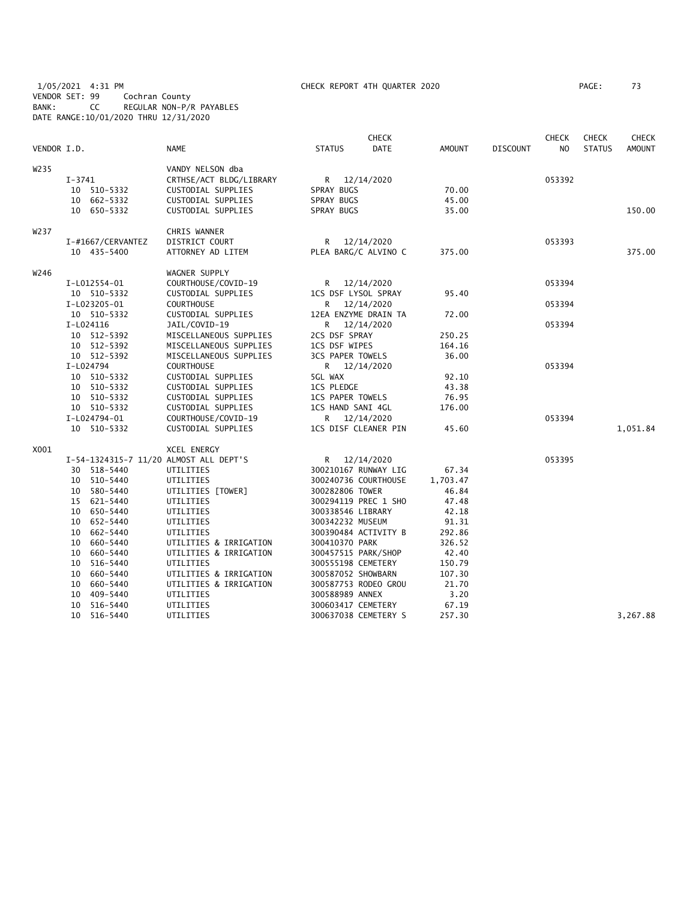1/05/2021 4:31 PM CHECK REPORT 4TH QUARTER 2020
VENDOR SET: 99 Cochran County
BANK: CC REGULAR NON-P/R PAYABLES
DATE RANGE:10/01/2020 THRU 12/31/2020

| VENDOR I.D. | NAME | STATUS | CHECK DATE | AMOUNT | DISCOUNT | CHECK NO | CHECK STATUS | CHECK AMOUNT |
|---|---|---|---|---|---|---|---|---|
| W235 | VANDY NELSON dba | | | | | | | |
| I-3741 | CRTHSE/ACT BLDG/LIBRARY | R | 12/14/2020 | | | 053392 | | |
| 10 510-5332 | CUSTODIAL SUPPLIES | SPRAY BUGS | | 70.00 | | | | |
| 10 662-5332 | CUSTODIAL SUPPLIES | SPRAY BUGS | | 45.00 | | | | |
| 10 650-5332 | CUSTODIAL SUPPLIES | SPRAY BUGS | | 35.00 | | | | 150.00 |
| W237 | CHRIS WANNER | | | | | | | |
| I-#1667/CERVANTEZ | DISTRICT COURT | R | 12/14/2020 | | | 053393 | | |
| 10 435-5400 | ATTORNEY AD LITEM | PLEA BARG/C ALVINO C | | 375.00 | | | | 375.00 |
| W246 | WAGNER SUPPLY | | | | | | | |
| I-L012554-01 | COURTHOUSE/COVID-19 | R | 12/14/2020 | | | 053394 | | |
| 10 510-5332 | CUSTODIAL SUPPLIES | 1CS DSF LYSOL SPRAY | | 95.40 | | | | |
| I-L023205-01 | COURTHOUSE | R | 12/14/2020 | | | 053394 | | |
| 10 510-5332 | CUSTODIAL SUPPLIES | 12EA ENZYME DRAIN TA | | 72.00 | | | | |
| I-L024116 | JAIL/COVID-19 | R | 12/14/2020 | | | 053394 | | |
| 10 512-5392 | MISCELLANEOUS SUPPLIES | 2CS DSF SPRAY | | 250.25 | | | | |
| 10 512-5392 | MISCELLANEOUS SUPPLIES | 1CS DSF WIPES | | 164.16 | | | | |
| 10 512-5392 | MISCELLANEOUS SUPPLIES | 3CS PAPER TOWELS | | 36.00 | | | | |
| I-L024794 | COURTHOUSE | R | 12/14/2020 | | | 053394 | | |
| 10 510-5332 | CUSTODIAL SUPPLIES | 5GL WAX | | 92.10 | | | | |
| 10 510-5332 | CUSTODIAL SUPPLIES | 1CS PLEDGE | | 43.38 | | | | |
| 10 510-5332 | CUSTODIAL SUPPLIES | 1CS PAPER TOWELS | | 76.95 | | | | |
| 10 510-5332 | CUSTODIAL SUPPLIES | 1CS HAND SANI 4GL | | 176.00 | | | | |
| I-L024794-01 | COURTHOUSE/COVID-19 | R | 12/14/2020 | | | 053394 | | |
| 10 510-5332 | CUSTODIAL SUPPLIES | 1CS DISF CLEANER PIN | | 45.60 | | | | 1,051.84 |
| X001 | XCEL ENERGY | | | | | | | |
| I-54-1324315-7 11/20 | ALMOST ALL DEPT'S | R | 12/14/2020 | | | 053395 | | |
| 30 518-5440 | UTILITIES | 300210167 RUNWAY LIG | | 67.34 | | | | |
| 10 510-5440 | UTILITIES | 300240736 COURTHOUSE | | 1,703.47 | | | | |
| 10 580-5440 | UTILITIES [TOWER] | 300282806 TOWER | | 46.84 | | | | |
| 15 621-5440 | UTILITIES | 300294119 PREC 1 SHO | | 47.48 | | | | |
| 10 650-5440 | UTILITIES | 300338546 LIBRARY | | 42.18 | | | | |
| 10 652-5440 | UTILITIES | 300342232 MUSEUM | | 91.31 | | | | |
| 10 662-5440 | UTILITIES | 300390484 ACTIVITY B | | 292.86 | | | | |
| 10 660-5440 | UTILITIES & IRRIGATION | 300410370 PARK | | 326.52 | | | | |
| 10 660-5440 | UTILITIES & IRRIGATION | 300457515 PARK/SHOP | | 42.40 | | | | |
| 10 516-5440 | UTILITIES | 300555198 CEMETERY | | 150.79 | | | | |
| 10 660-5440 | UTILITIES & IRRIGATION | 300587052 SHOWBARN | | 107.30 | | | | |
| 10 660-5440 | UTILITIES & IRRIGATION | 300587753 RODEO GROU | | 21.70 | | | | |
| 10 409-5440 | UTILITIES | 300588989 ANNEX | | 3.20 | | | | |
| 10 516-5440 | UTILITIES | 300603417 CEMETERY | | 67.19 | | | | |
| 10 516-5440 | UTILITIES | 300637038 CEMETERY S | | 257.30 | | | | 3,267.88 |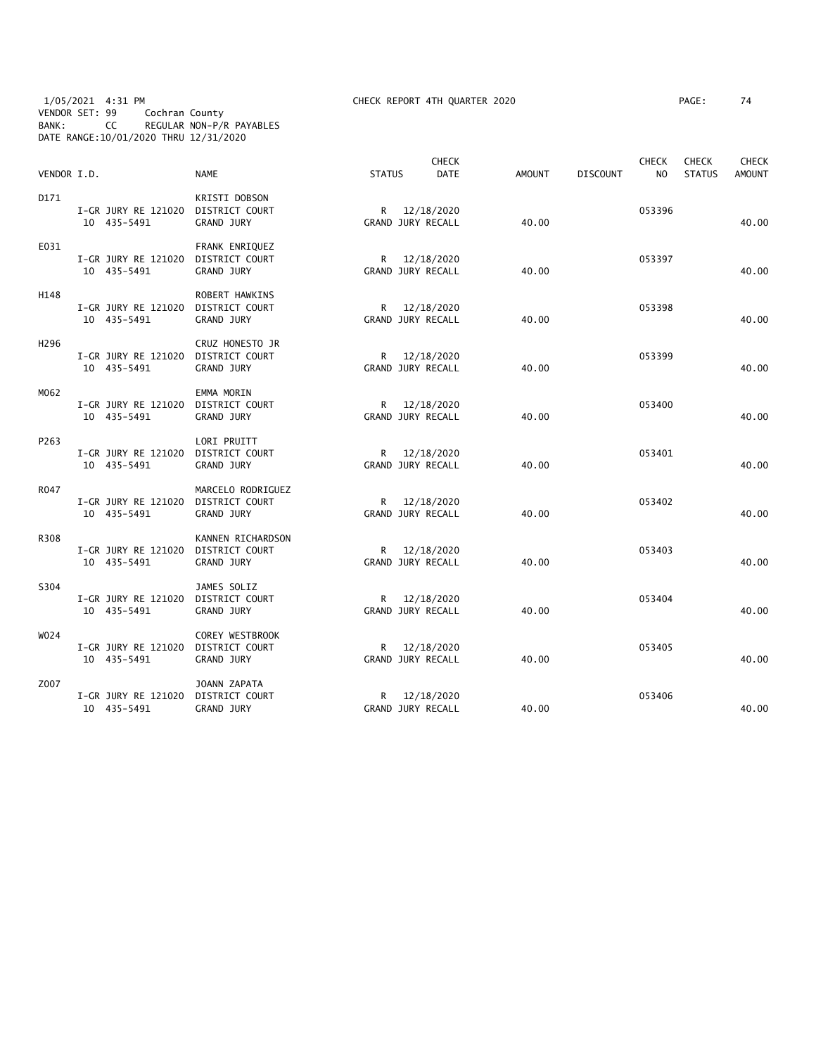1/05/2021 4:31 PM CHECK REPORT 4TH QUARTER 2020
VENDOR SET: 99 Cochran County
BANK: CC REGULAR NON-P/R PAYABLES
DATE RANGE:10/01/2020 THRU 12/31/2020

| VENDOR I.D. | | NAME | STATUS | CHECK DATE | AMOUNT | DISCOUNT | CHECK NO | CHECK STATUS | CHECK AMOUNT |
|---|---|---|---|---|---|---|---|---|---|
| D171 | | KRISTI DOBSON | | | | | | | |
| | I-GR JURY RE 121020 | DISTRICT COURT | R | 12/18/2020 | | | 053396 | | |
| | 10 435-5491 | GRAND JURY | GRAND JURY RECALL | | 40.00 | | | | 40.00 |
| E031 | | FRANK ENRIQUEZ | | | | | | | |
| | I-GR JURY RE 121020 | DISTRICT COURT | R | 12/18/2020 | | | 053397 | | |
| | 10 435-5491 | GRAND JURY | GRAND JURY RECALL | | 40.00 | | | | 40.00 |
| H148 | | ROBERT HAWKINS | | | | | | | |
| | I-GR JURY RE 121020 | DISTRICT COURT | R | 12/18/2020 | | | 053398 | | |
| | 10 435-5491 | GRAND JURY | GRAND JURY RECALL | | 40.00 | | | | 40.00 |
| H296 | | CRUZ HONESTO JR | | | | | | | |
| | I-GR JURY RE 121020 | DISTRICT COURT | R | 12/18/2020 | | | 053399 | | |
| | 10 435-5491 | GRAND JURY | GRAND JURY RECALL | | 40.00 | | | | 40.00 |
| M062 | | EMMA MORIN | | | | | | | |
| | I-GR JURY RE 121020 | DISTRICT COURT | R | 12/18/2020 | | | 053400 | | |
| | 10 435-5491 | GRAND JURY | GRAND JURY RECALL | | 40.00 | | | | 40.00 |
| P263 | | LORI PRUITT | | | | | | | |
| | I-GR JURY RE 121020 | DISTRICT COURT | R | 12/18/2020 | | | 053401 | | |
| | 10 435-5491 | GRAND JURY | GRAND JURY RECALL | | 40.00 | | | | 40.00 |
| R047 | | MARCELO RODRIGUEZ | | | | | | | |
| | I-GR JURY RE 121020 | DISTRICT COURT | R | 12/18/2020 | | | 053402 | | |
| | 10 435-5491 | GRAND JURY | GRAND JURY RECALL | | 40.00 | | | | 40.00 |
| R308 | | KANNEN RICHARDSON | | | | | | | |
| | I-GR JURY RE 121020 | DISTRICT COURT | R | 12/18/2020 | | | 053403 | | |
| | 10 435-5491 | GRAND JURY | GRAND JURY RECALL | | 40.00 | | | | 40.00 |
| S304 | | JAMES SOLIZ | | | | | | | |
| | I-GR JURY RE 121020 | DISTRICT COURT | R | 12/18/2020 | | | 053404 | | |
| | 10 435-5491 | GRAND JURY | GRAND JURY RECALL | | 40.00 | | | | 40.00 |
| W024 | | COREY WESTBROOK | | | | | | | |
| | I-GR JURY RE 121020 | DISTRICT COURT | R | 12/18/2020 | | | 053405 | | |
| | 10 435-5491 | GRAND JURY | GRAND JURY RECALL | | 40.00 | | | | 40.00 |
| Z007 | | JOANN ZAPATA | | | | | | | |
| | I-GR JURY RE 121020 | DISTRICT COURT | R | 12/18/2020 | | | 053406 | | |
| | 10 435-5491 | GRAND JURY | GRAND JURY RECALL | | 40.00 | | | | 40.00 |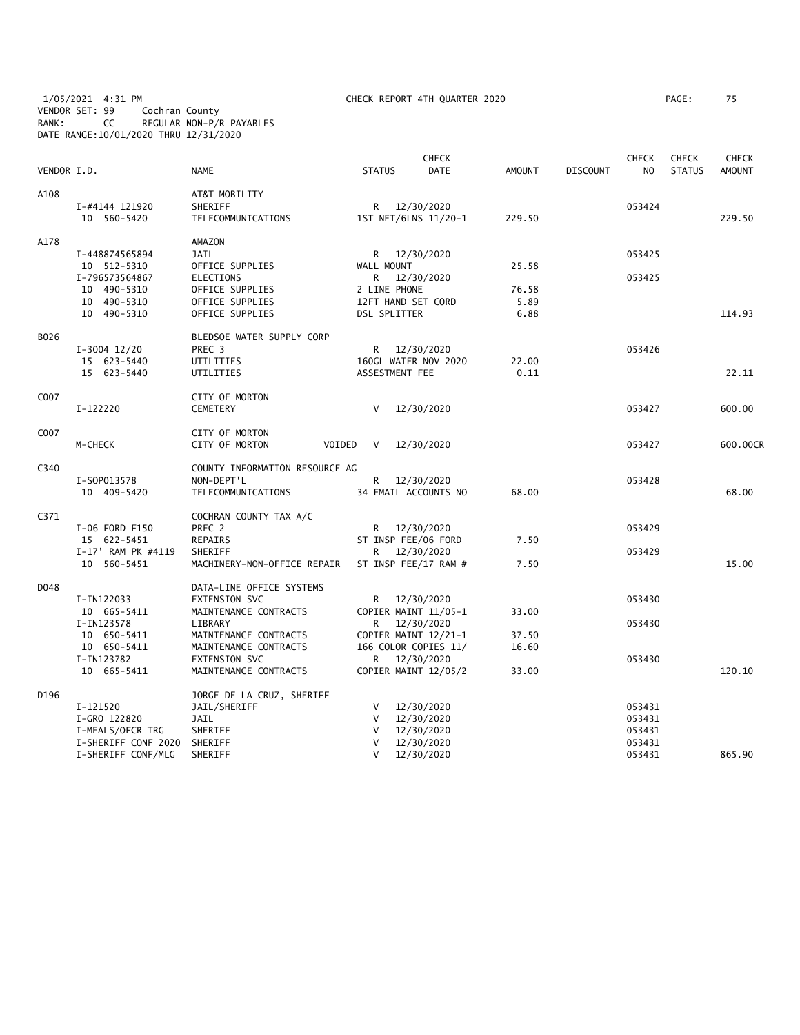1/05/2021 4:31 PM CHECK REPORT 4TH QUARTER 2020

VENDOR SET: 99 Cochran County
BANK: CC REGULAR NON-P/R PAYABLES
DATE RANGE:10/01/2020 THRU 12/31/2020

| VENDOR I.D. | NAME | STATUS | CHECK DATE | AMOUNT | DISCOUNT | CHECK NO | CHECK STATUS | CHECK AMOUNT |
|---|---|---|---|---|---|---|---|---|
| A108 | AT&T MOBILITY | | | | | | | |
| I-#4144 121920 | SHERIFF | R | 12/30/2020 | | | 053424 | | |
| 10 560-5420 | TELECOMMUNICATIONS | 1ST NET/6LNS 11/20-1 | | 229.50 | | | | 229.50 |
| A178 | AMAZON | | | | | | | |
| I-448874565894 | JAIL | R | 12/30/2020 | | | 053425 | | |
| 10 512-5310 | OFFICE SUPPLIES | WALL MOUNT | | 25.58 | | | | |
| I-796573564867 | ELECTIONS | R | 12/30/2020 | | | 053425 | | |
| 10 490-5310 | OFFICE SUPPLIES | 2 LINE PHONE | | 76.58 | | | | |
| 10 490-5310 | OFFICE SUPPLIES | 12FT HAND SET CORD | | 5.89 | | | | |
| 10 490-5310 | OFFICE SUPPLIES | DSL SPLITTER | | 6.88 | | | | 114.93 |
| B026 | BLEDSOE WATER SUPPLY CORP | | | | | | | |
| I-3004 12/20 | PREC 3 | R | 12/30/2020 | | | 053426 | | |
| 15 623-5440 | UTILITIES | 160GL WATER NOV 2020 | | 22.00 | | | | |
| 15 623-5440 | UTILITIES | ASSESTMENT FEE | | 0.11 | | | | 22.11 |
| C007 | CITY OF MORTON | | | | | | | |
| I-122220 | CEMETERY | V | 12/30/2020 | | | 053427 | | 600.00 |
| C007 | CITY OF MORTON | | | | | | | |
| M-CHECK | CITY OF MORTON VOIDED | V | 12/30/2020 | | | 053427 | | 600.00CR |
| C340 | COUNTY INFORMATION RESOURCE AG | | | | | | | |
| I-SOP013578 | NON-DEPT'L | R | 12/30/2020 | | | 053428 | | |
| 10 409-5420 | TELECOMMUNICATIONS | 34 EMAIL ACCOUNTS NO | | 68.00 | | | | 68.00 |
| C371 | COCHRAN COUNTY TAX A/C | | | | | | | |
| I-06 FORD F150 | PREC 2 | R | 12/30/2020 | | | 053429 | | |
| 15 622-5451 | REPAIRS | ST INSP FEE/06 FORD | | 7.50 | | | | |
| I-17' RAM PK #4119 | SHERIFF | R | 12/30/2020 | | | 053429 | | |
| 10 560-5451 | MACHINERY-NON-OFFICE REPAIR | ST INSP FEE/17 RAM # | | 7.50 | | | | 15.00 |
| D048 | DATA-LINE OFFICE SYSTEMS | | | | | | | |
| I-IN122033 | EXTENSION SVC | R | 12/30/2020 | | | 053430 | | |
| 10 665-5411 | MAINTENANCE CONTRACTS | COPIER MAINT 11/05-1 | | 33.00 | | | | |
| I-IN123578 | LIBRARY | R | 12/30/2020 | | | 053430 | | |
| 10 650-5411 | MAINTENANCE CONTRACTS | COPIER MAINT 12/21-1 | | 37.50 | | | | |
| 10 650-5411 | MAINTENANCE CONTRACTS | 166 COLOR COPIES 11/ | | 16.60 | | | | |
| I-IN123782 | EXTENSION SVC | R | 12/30/2020 | | | 053430 | | |
| 10 665-5411 | MAINTENANCE CONTRACTS | COPIER MAINT 12/05/2 | | 33.00 | | | | 120.10 |
| D196 | JORGE DE LA CRUZ, SHERIFF | | | | | | | |
| I-121520 | JAIL/SHERIFF | V | 12/30/2020 | | | 053431 | | |
| I-GRO 122820 | JAIL | V | 12/30/2020 | | | 053431 | | |
| I-MEALS/OFCR TRG | SHERIFF | V | 12/30/2020 | | | 053431 | | |
| I-SHERIFF CONF 2020 | SHERIFF | V | 12/30/2020 | | | 053431 | | |
| I-SHERIFF CONF/MLG | SHERIFF | V | 12/30/2020 | | | 053431 | | 865.90 |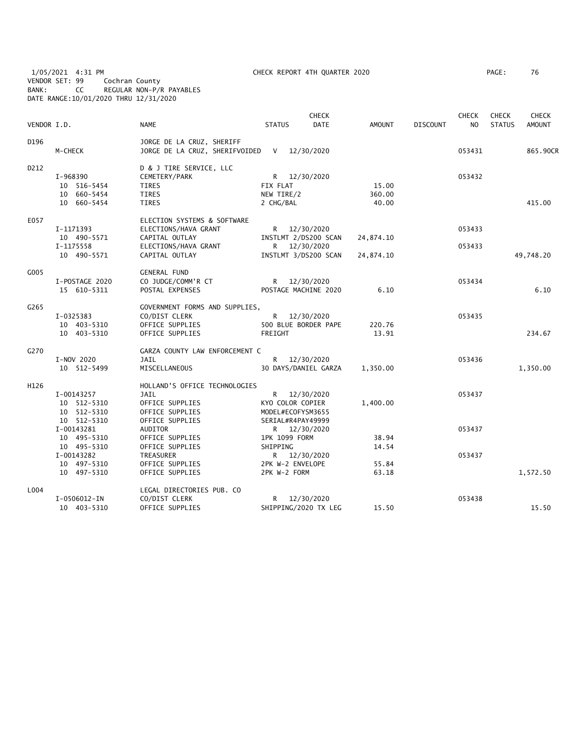1/05/2021 4:31 PM CHECK REPORT 4TH QUARTER 2020

VENDOR SET: 99 Cochran County
BANK: CC REGULAR NON-P/R PAYABLES
DATE RANGE:10/01/2020 THRU 12/31/2020

| VENDOR I.D. | | NAME | STATUS | CHECK DATE | AMOUNT | DISCOUNT | CHECK NO | CHECK STATUS | CHECK AMOUNT |
|---|---|---|---|---|---|---|---|---|---|
| D196 | | JORGE DE LA CRUZ, SHERIFF | | | | | | | |
| | M-CHECK | JORGE DE LA CRUZ, SHERIFFVOIDED | V | 12/30/2020 | | | 053431 | | 865.90CR |
| D212 | | D & J TIRE SERVICE, LLC | | | | | | | |
| | I-968390 | CEMETERY/PARK | R | 12/30/2020 | | | 053432 | | |
| | 10 516-5454 | TIRES | FIX FLAT | | 15.00 | | | | |
| | 10 660-5454 | TIRES | NEW TIRE/2 | | 360.00 | | | | |
| | 10 660-5454 | TIRES | 2 CHG/BAL | | 40.00 | | | | 415.00 |
| E057 | | ELECTION SYSTEMS & SOFTWARE | | | | | | | |
| | I-1171393 | ELECTIONS/HAVA GRANT | R | 12/30/2020 | | | 053433 | | |
| | 10 490-5571 | CAPITAL OUTLAY | INSTLMT 2/DS200 SCAN | | 24,874.10 | | | | |
| | I-1175558 | ELECTIONS/HAVA GRANT | R | 12/30/2020 | | | 053433 | | |
| | 10 490-5571 | CAPITAL OUTLAY | INSTLMT 3/DS200 SCAN | | 24,874.10 | | | | 49,748.20 |
| G005 | | GENERAL FUND | | | | | | | |
| | I-POSTAGE 2020 | CO JUDGE/COMM'R CT | R | 12/30/2020 | | | 053434 | | |
| | 15 610-5311 | POSTAL EXPENSES | POSTAGE MACHINE 2020 | | 6.10 | | | | 6.10 |
| G265 | | GOVERNMENT FORMS AND SUPPLIES, | | | | | | | |
| | I-0325383 | CO/DIST CLERK | R | 12/30/2020 | | | 053435 | | |
| | 10 403-5310 | OFFICE SUPPLIES | 500 BLUE BORDER PAPE | | 220.76 | | | | |
| | 10 403-5310 | OFFICE SUPPLIES | FREIGHT | | 13.91 | | | | 234.67 |
| G270 | | GARZA COUNTY LAW ENFORCEMENT C | | | | | | | |
| | I-NOV 2020 | JAIL | R | 12/30/2020 | | | 053436 | | |
| | 10 512-5499 | MISCELLANEOUS | 30 DAYS/DANIEL GARZA | | 1,350.00 | | | | 1,350.00 |
| H126 | | HOLLAND'S OFFICE TECHNOLOGIES | | | | | | | |
| | I-00143257 | JAIL | R | 12/30/2020 | | | 053437 | | |
| | 10 512-5310 | OFFICE SUPPLIES | KYO COLOR COPIER | | 1,400.00 | | | | |
| | 10 512-5310 | OFFICE SUPPLIES | MODEL#ECOFYSM3655 | | | | | | |
| | 10 512-5310 | OFFICE SUPPLIES | SERIAL#R4PAY49999 | | | | | | |
| | I-00143281 | AUDITOR | R | 12/30/2020 | | | 053437 | | |
| | 10 495-5310 | OFFICE SUPPLIES | 1PK 1099 FORM | | 38.94 | | | | |
| | 10 495-5310 | OFFICE SUPPLIES | SHIPPING | | 14.54 | | | | |
| | I-00143282 | TREASURER | R | 12/30/2020 | | | 053437 | | |
| | 10 497-5310 | OFFICE SUPPLIES | 2PK W-2 ENVELOPE | | 55.84 | | | | |
| | 10 497-5310 | OFFICE SUPPLIES | 2PK W-2 FORM | | 63.18 | | | | 1,572.50 |
| L004 | | LEGAL DIRECTORIES PUB. CO | | | | | | | |
| | I-0506012-IN | CO/DIST CLERK | R | 12/30/2020 | | | 053438 | | |
| | 10 403-5310 | OFFICE SUPPLIES | SHIPPING/2020 TX LEG | | 15.50 | | | | 15.50 |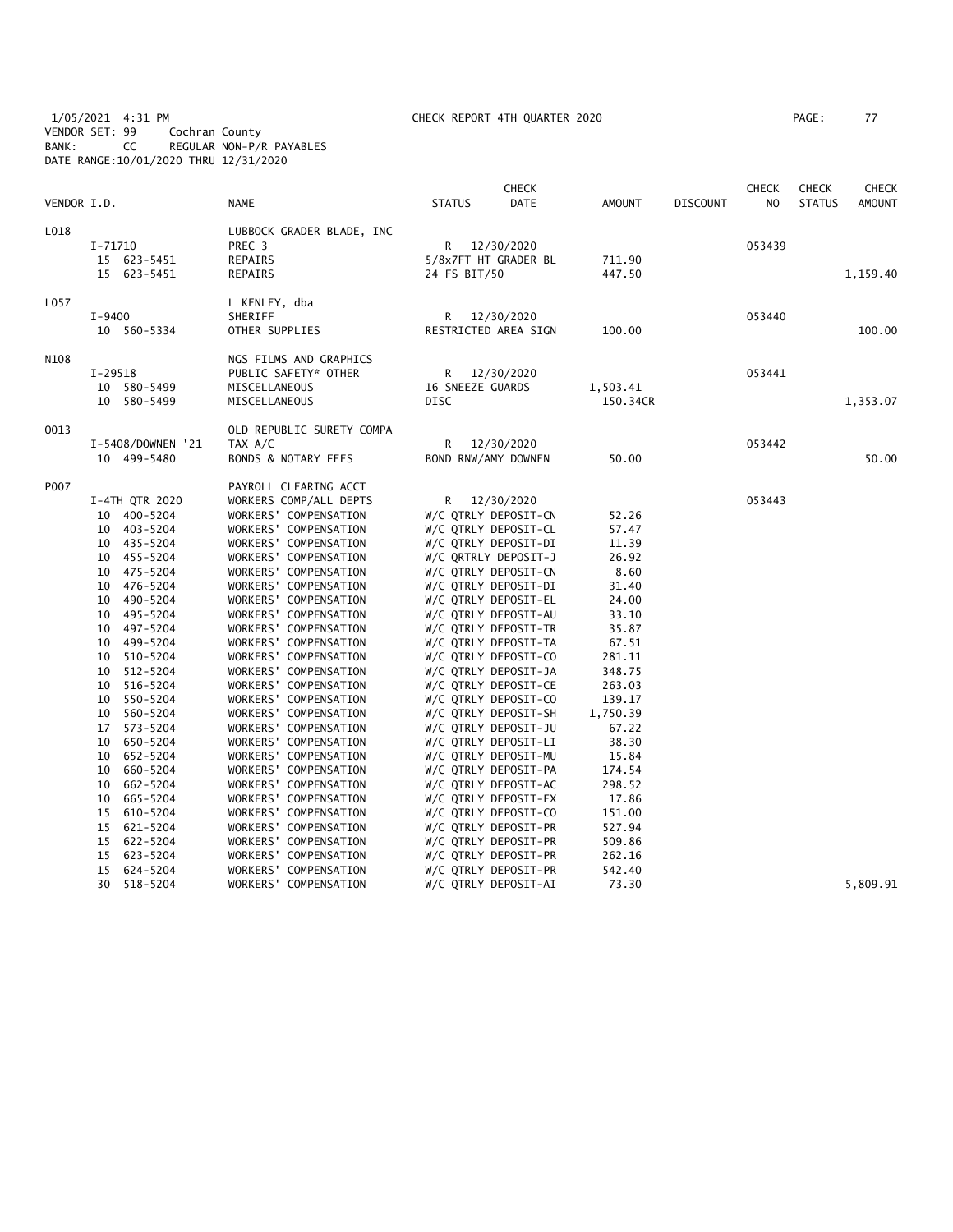1/05/2021 4:31 PM CHECK REPORT 4TH QUARTER 2020
VENDOR SET: 99 Cochran County
BANK: CC REGULAR NON-P/R PAYABLES
DATE RANGE:10/01/2020 THRU 12/31/2020

| VENDOR I.D. | NAME | STATUS | CHECK DATE | AMOUNT | DISCOUNT | CHECK NO | CHECK STATUS | CHECK AMOUNT |
|---|---|---|---|---|---|---|---|---|
| L018 | LUBBOCK GRADER BLADE, INC | | | | | | | |
| I-71710 | PREC 3 | R | 12/30/2020 | | | 053439 | | |
| 15 623-5451 | REPAIRS | 5/8x7FT HT GRADER BL | | 711.90 | | | | |
| 15 623-5451 | REPAIRS | 24 FS BIT/50 | | 447.50 | | | | 1,159.40 |
| L057 | L KENLEY, dba | | | | | | | |
| I-9400 | SHERIFF | R | 12/30/2020 | | | 053440 | | |
| 10 560-5334 | OTHER SUPPLIES | RESTRICTED AREA SIGN | | 100.00 | | | | 100.00 |
| N108 | NGS FILMS AND GRAPHICS | | | | | | | |
| I-29518 | PUBLIC SAFETY* OTHER | R | 12/30/2020 | | | 053441 | | |
| 10 580-5499 | MISCELLANEOUS | 16 SNEEZE GUARDS | | 1,503.41 | | | | |
| 10 580-5499 | MISCELLANEOUS | DISC | | 150.34CR | | | | 1,353.07 |
| O013 | OLD REPUBLIC SURETY COMPA | | | | | | | |
| I-5408/DOWNEN '21 | TAX A/C | R | 12/30/2020 | | | 053442 | | |
| 10 499-5480 | BONDS & NOTARY FEES | BOND RNW/AMY DOWNEN | | 50.00 | | | | 50.00 |
| P007 | PAYROLL CLEARING ACCT | | | | | | | |
| I-4TH QTR 2020 | WORKERS COMP/ALL DEPTS | R | 12/30/2020 | | | 053443 | | |
| 10 400-5204 | WORKERS' COMPENSATION | W/C QTRLY DEPOSIT-CN | | 52.26 | | | | |
| 10 403-5204 | WORKERS' COMPENSATION | W/C QTRLY DEPOSIT-CL | | 57.47 | | | | |
| 10 435-5204 | WORKERS' COMPENSATION | W/C QTRLY DEPOSIT-DI | | 11.39 | | | | |
| 10 455-5204 | WORKERS' COMPENSATION | W/C QRTRLY DEPOSIT-J | | 26.92 | | | | |
| 10 475-5204 | WORKERS' COMPENSATION | W/C QTRLY DEPOSIT-CN | | 8.60 | | | | |
| 10 476-5204 | WORKERS' COMPENSATION | W/C QTRLY DEPOSIT-DI | | 31.40 | | | | |
| 10 490-5204 | WORKERS' COMPENSATION | W/C QTRLY DEPOSIT-EL | | 24.00 | | | | |
| 10 495-5204 | WORKERS' COMPENSATION | W/C QTRLY DEPOSIT-AU | | 33.10 | | | | |
| 10 497-5204 | WORKERS' COMPENSATION | W/C QTRLY DEPOSIT-TR | | 35.87 | | | | |
| 10 499-5204 | WORKERS' COMPENSATION | W/C QTRLY DEPOSIT-TA | | 67.51 | | | | |
| 10 510-5204 | WORKERS' COMPENSATION | W/C QTRLY DEPOSIT-CO | | 281.11 | | | | |
| 10 512-5204 | WORKERS' COMPENSATION | W/C QTRLY DEPOSIT-JA | | 348.75 | | | | |
| 10 516-5204 | WORKERS' COMPENSATION | W/C QTRLY DEPOSIT-CE | | 263.03 | | | | |
| 10 550-5204 | WORKERS' COMPENSATION | W/C QTRLY DEPOSIT-CO | | 139.17 | | | | |
| 10 560-5204 | WORKERS' COMPENSATION | W/C QTRLY DEPOSIT-SH | | 1,750.39 | | | | |
| 17 573-5204 | WORKERS' COMPENSATION | W/C QTRLY DEPOSIT-JU | | 67.22 | | | | |
| 10 650-5204 | WORKERS' COMPENSATION | W/C QTRLY DEPOSIT-LI | | 38.30 | | | | |
| 10 652-5204 | WORKERS' COMPENSATION | W/C QTRLY DEPOSIT-MU | | 15.84 | | | | |
| 10 660-5204 | WORKERS' COMPENSATION | W/C QTRLY DEPOSIT-PA | | 174.54 | | | | |
| 10 662-5204 | WORKERS' COMPENSATION | W/C QTRLY DEPOSIT-AC | | 298.52 | | | | |
| 10 665-5204 | WORKERS' COMPENSATION | W/C QTRLY DEPOSIT-EX | | 17.86 | | | | |
| 15 610-5204 | WORKERS' COMPENSATION | W/C QTRLY DEPOSIT-CO | | 151.00 | | | | |
| 15 621-5204 | WORKERS' COMPENSATION | W/C QTRLY DEPOSIT-PR | | 527.94 | | | | |
| 15 622-5204 | WORKERS' COMPENSATION | W/C QTRLY DEPOSIT-PR | | 509.86 | | | | |
| 15 623-5204 | WORKERS' COMPENSATION | W/C QTRLY DEPOSIT-PR | | 262.16 | | | | |
| 15 624-5204 | WORKERS' COMPENSATION | W/C QTRLY DEPOSIT-PR | | 542.40 | | | | |
| 30 518-5204 | WORKERS' COMPENSATION | W/C QTRLY DEPOSIT-AI | | 73.30 | | | | 5,809.91 |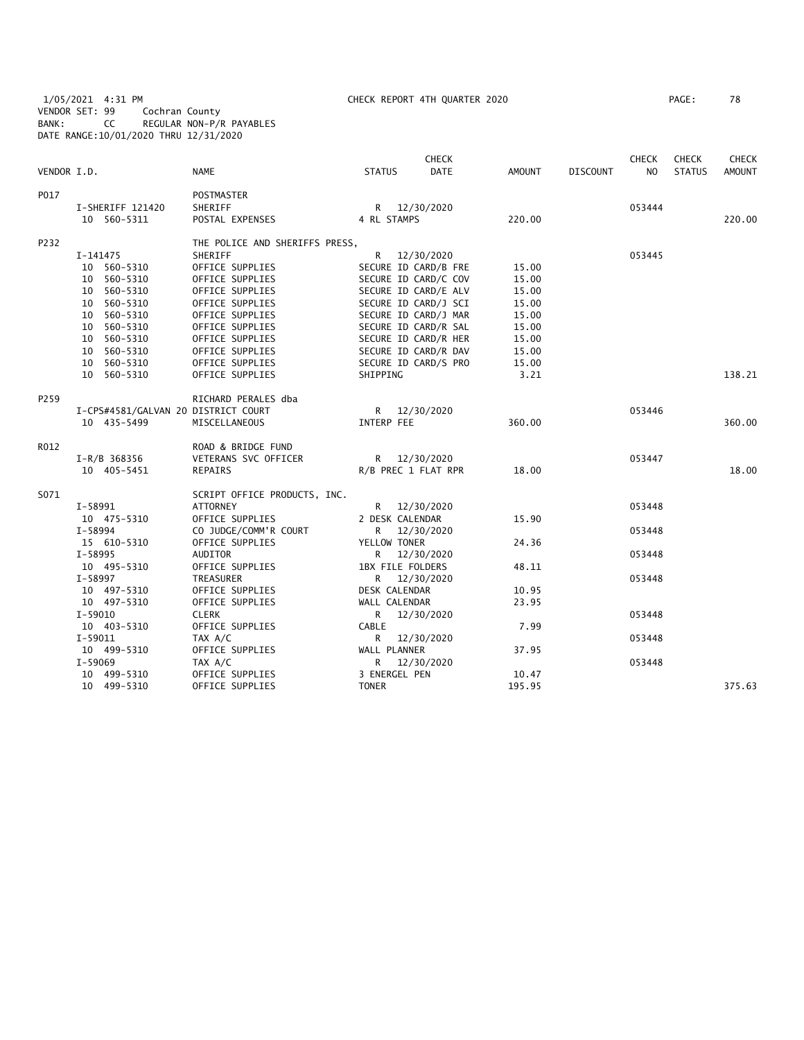1/05/2021 4:31 PM CHECK REPORT 4TH QUARTER 2020
VENDOR SET: 99 Cochran County
BANK: CC REGULAR NON-P/R PAYABLES
DATE RANGE:10/01/2020 THRU 12/31/2020

| VENDOR I.D. | NAME | STATUS | CHECK DATE | AMOUNT | DISCOUNT | CHECK NO | CHECK STATUS | CHECK AMOUNT |
|---|---|---|---|---|---|---|---|---|
| P017 | POSTMASTER | | | | | | | |
| I-SHERIFF 121420 | SHERIFF | R | 12/30/2020 | | | 053444 | | |
| 10 560-5311 | POSTAL EXPENSES | 4 RL STAMPS | | 220.00 | | | | 220.00 |
| P232 | THE POLICE AND SHERIFFS PRESS, | | | | | | | |
| I-141475 | SHERIFF | R | 12/30/2020 | | | 053445 | | |
| 10 560-5310 | OFFICE SUPPLIES | SECURE ID CARD/B FRE | | 15.00 | | | | |
| 10 560-5310 | OFFICE SUPPLIES | SECURE ID CARD/C COV | | 15.00 | | | | |
| 10 560-5310 | OFFICE SUPPLIES | SECURE ID CARD/E ALV | | 15.00 | | | | |
| 10 560-5310 | OFFICE SUPPLIES | SECURE ID CARD/J SCI | | 15.00 | | | | |
| 10 560-5310 | OFFICE SUPPLIES | SECURE ID CARD/J MAR | | 15.00 | | | | |
| 10 560-5310 | OFFICE SUPPLIES | SECURE ID CARD/R SAL | | 15.00 | | | | |
| 10 560-5310 | OFFICE SUPPLIES | SECURE ID CARD/R HER | | 15.00 | | | | |
| 10 560-5310 | OFFICE SUPPLIES | SECURE ID CARD/R DAV | | 15.00 | | | | |
| 10 560-5310 | OFFICE SUPPLIES | SECURE ID CARD/S PRO | | 15.00 | | | | |
| 10 560-5310 | OFFICE SUPPLIES | SHIPPING | | 3.21 | | | | 138.21 |
| P259 | RICHARD PERALES dba | | | | | | | |
| I-CPS#4581/GALVAN 20 | DISTRICT COURT | R | 12/30/2020 | | | 053446 | | |
| 10 435-5499 | MISCELLANEOUS | INTERP FEE | | 360.00 | | | | 360.00 |
| R012 | ROAD & BRIDGE FUND | | | | | | | |
| I-R/B 368356 | VETERANS SVC OFFICER | R | 12/30/2020 | | | 053447 | | |
| 10 405-5451 | REPAIRS | R/B PREC 1 FLAT RPR | | 18.00 | | | | 18.00 |
| S071 | SCRIPT OFFICE PRODUCTS, INC. | | | | | | | |
| I-58991 | ATTORNEY | R | 12/30/2020 | | | 053448 | | |
| 10 475-5310 | OFFICE SUPPLIES | 2 DESK CALENDAR | | 15.90 | | | | |
| I-58994 | CO JUDGE/COMM'R COURT | R | 12/30/2020 | | | 053448 | | |
| 15 610-5310 | OFFICE SUPPLIES | YELLOW TONER | | 24.36 | | | | |
| I-58995 | AUDITOR | R | 12/30/2020 | | | 053448 | | |
| 10 495-5310 | OFFICE SUPPLIES | 1BX FILE FOLDERS | | 48.11 | | | | |
| I-58997 | TREASURER | R | 12/30/2020 | | | 053448 | | |
| 10 497-5310 | OFFICE SUPPLIES | DESK CALENDAR | | 10.95 | | | | |
| 10 497-5310 | OFFICE SUPPLIES | WALL CALENDAR | | 23.95 | | | | |
| I-59010 | CLERK | R | 12/30/2020 | | | 053448 | | |
| 10 403-5310 | OFFICE SUPPLIES | CABLE | | 7.99 | | | | |
| I-59011 | TAX A/C | R | 12/30/2020 | | | 053448 | | |
| 10 499-5310 | OFFICE SUPPLIES | WALL PLANNER | | 37.95 | | | | |
| I-59069 | TAX A/C | R | 12/30/2020 | | | 053448 | | |
| 10 499-5310 | OFFICE SUPPLIES | 3 ENERGEL PEN | | 10.47 | | | | |
| 10 499-5310 | OFFICE SUPPLIES | TONER | | 195.95 | | | | 375.63 |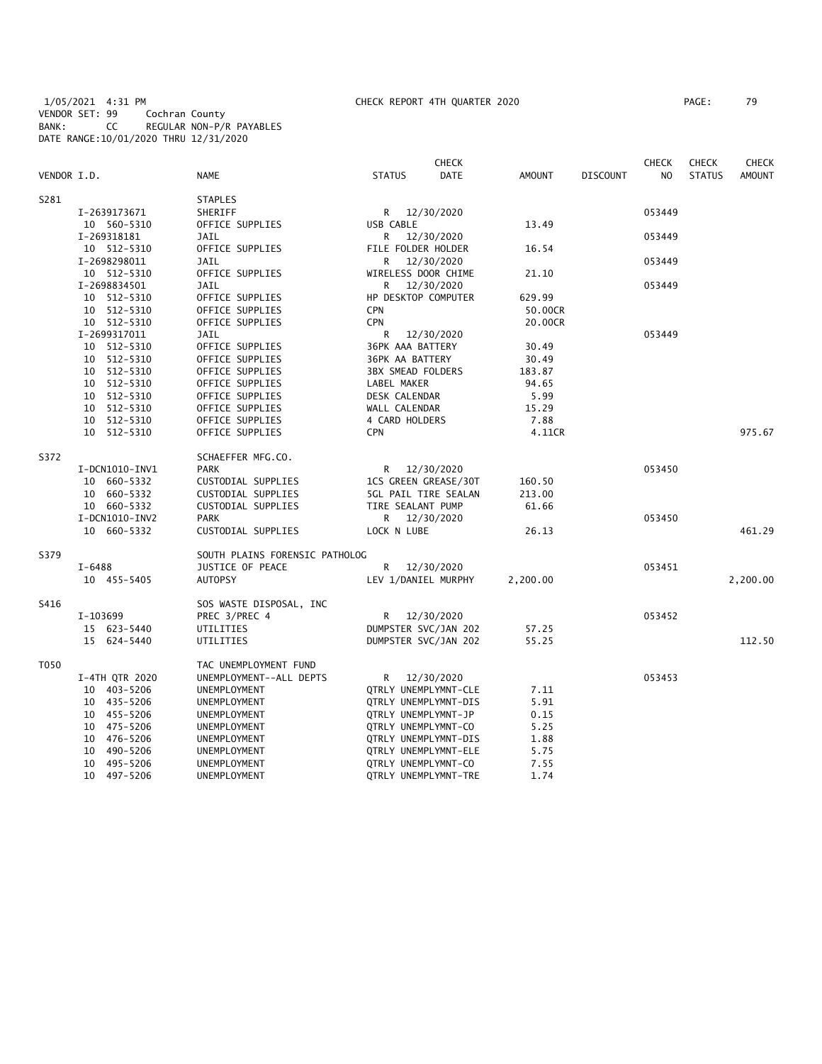1/05/2021 4:31 PM CHECK REPORT 4TH QUARTER 2020
VENDOR SET: 99 Cochran County
BANK: CC REGULAR NON-P/R PAYABLES
DATE RANGE:10/01/2020 THRU 12/31/2020

| VENDOR I.D. | NAME | STATUS | CHECK DATE | AMOUNT | DISCOUNT | CHECK NO | CHECK STATUS | CHECK AMOUNT |
|---|---|---|---|---|---|---|---|---|
| S281 | STAPLES | | | | | | | |
| I-2639173671 | SHERIFF | R | 12/30/2020 | | | 053449 | | |
| 10 560-5310 | OFFICE SUPPLIES | USB CABLE | | 13.49 | | | | |
| I-269318181 | JAIL | R | 12/30/2020 | | | 053449 | | |
| 10 512-5310 | OFFICE SUPPLIES | FILE FOLDER HOLDER | | 16.54 | | | | |
| I-2698298011 | JAIL | R | 12/30/2020 | | | 053449 | | |
| 10 512-5310 | OFFICE SUPPLIES | WIRELESS DOOR CHIME | | 21.10 | | | | |
| I-2698834501 | JAIL | R | 12/30/2020 | | | 053449 | | |
| 10 512-5310 | OFFICE SUPPLIES | HP DESKTOP COMPUTER | | 629.99 | | | | |
| 10 512-5310 | OFFICE SUPPLIES | CPN | | 50.00CR | | | | |
| 10 512-5310 | OFFICE SUPPLIES | CPN | | 20.00CR | | | | |
| I-2699317011 | JAIL | R | 12/30/2020 | | | 053449 | | |
| 10 512-5310 | OFFICE SUPPLIES | 36PK AAA BATTERY | | 30.49 | | | | |
| 10 512-5310 | OFFICE SUPPLIES | 36PK AA BATTERY | | 30.49 | | | | |
| 10 512-5310 | OFFICE SUPPLIES | 3BX SMEAD FOLDERS | | 183.87 | | | | |
| 10 512-5310 | OFFICE SUPPLIES | LABEL MAKER | | 94.65 | | | | |
| 10 512-5310 | OFFICE SUPPLIES | DESK CALENDAR | | 5.99 | | | | |
| 10 512-5310 | OFFICE SUPPLIES | WALL CALENDAR | | 15.29 | | | | |
| 10 512-5310 | OFFICE SUPPLIES | 4 CARD HOLDERS | | 7.88 | | | | |
| 10 512-5310 | OFFICE SUPPLIES | CPN | | 4.11CR | | | | 975.67 |
| S372 | SCHAEFFER MFG.CO. | | | | | | | |
| I-DCN1010-INV1 | PARK | R | 12/30/2020 | | | 053450 | | |
| 10 660-5332 | CUSTODIAL SUPPLIES | 1CS GREEN GREASE/30T | | 160.50 | | | | |
| 10 660-5332 | CUSTODIAL SUPPLIES | 5GL PAIL TIRE SEALAN | | 213.00 | | | | |
| 10 660-5332 | CUSTODIAL SUPPLIES | TIRE SEALANT PUMP | | 61.66 | | | | |
| I-DCN1010-INV2 | PARK | R | 12/30/2020 | | | 053450 | | |
| 10 660-5332 | CUSTODIAL SUPPLIES | LOCK N LUBE | | 26.13 | | | | 461.29 |
| S379 | SOUTH PLAINS FORENSIC PATHOLOG | | | | | | | |
| I-6488 | JUSTICE OF PEACE | R | 12/30/2020 | | | 053451 | | |
| 10 455-5405 | AUTOPSY | LEV 1/DANIEL MURPHY | | 2,200.00 | | | | 2,200.00 |
| S416 | SOS WASTE DISPOSAL, INC | | | | | | | |
| I-103699 | PREC 3/PREC 4 | R | 12/30/2020 | | | 053452 | | |
| 15 623-5440 | UTILITIES | DUMPSTER SVC/JAN 202 | | 57.25 | | | | |
| 15 624-5440 | UTILITIES | DUMPSTER SVC/JAN 202 | | 55.25 | | | | 112.50 |
| T050 | TAC UNEMPLOYMENT FUND | | | | | | | |
| I-4TH QTR 2020 | UNEMPLOYMENT--ALL DEPTS | R | 12/30/2020 | | | 053453 | | |
| 10 403-5206 | UNEMPLOYMENT | QTRLY UNEMPLYMNT-CLE | | 7.11 | | | | |
| 10 435-5206 | UNEMPLOYMENT | QTRLY UNEMPLYMNT-DIS | | 5.91 | | | | |
| 10 455-5206 | UNEMPLOYMENT | QTRLY UNEMPLYMNT-JP | | 0.15 | | | | |
| 10 475-5206 | UNEMPLOYMENT | QTRLY UNEMPLYMNT-CO | | 5.25 | | | | |
| 10 476-5206 | UNEMPLOYMENT | QTRLY UNEMPLYMNT-DIS | | 1.88 | | | | |
| 10 490-5206 | UNEMPLOYMENT | QTRLY UNEMPLYMNT-ELE | | 5.75 | | | | |
| 10 495-5206 | UNEMPLOYMENT | QTRLY UNEMPLYMNT-CO | | 7.55 | | | | |
| 10 497-5206 | UNEMPLOYMENT | QTRLY UNEMPLYMNT-TRE | | 1.74 | | | | |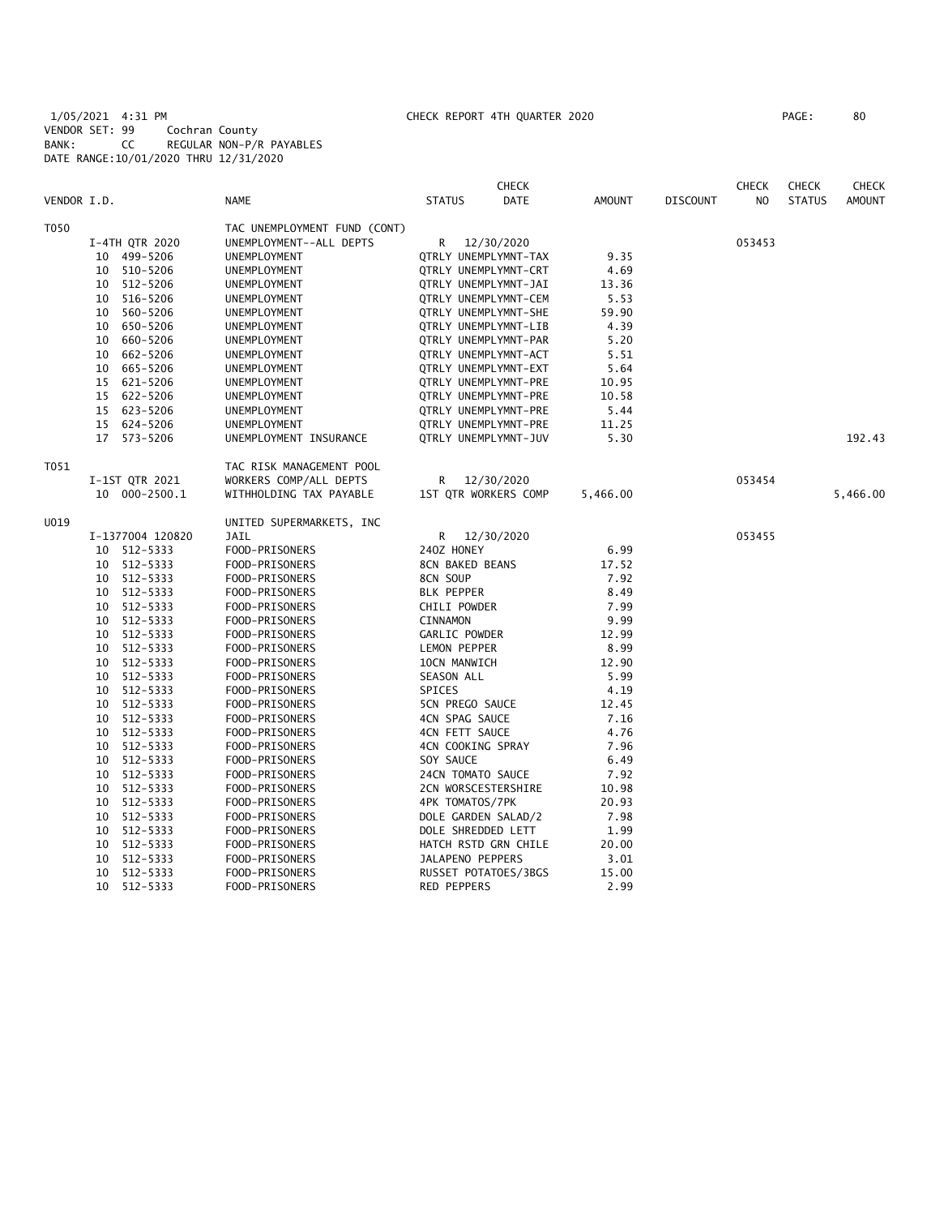1/05/2021 4:31 PM CHECK REPORT 4TH QUARTER 2020
VENDOR SET: 99 Cochran County
BANK: CC REGULAR NON-P/R PAYABLES
DATE RANGE:10/01/2020 THRU 12/31/2020

| VENDOR I.D. | NAME | STATUS | CHECK DATE | AMOUNT | DISCOUNT | CHECK NO | CHECK STATUS | CHECK AMOUNT |
|---|---|---|---|---|---|---|---|---|
| T050 | TAC UNEMPLOYMENT FUND (CONT) | | | | | | | |
| I-4TH QTR 2020 | UNEMPLOYMENT--ALL DEPTS | R | 12/30/2020 | | | 053453 | | |
| 10 499-5206 | UNEMPLOYMENT | QTRLY UNEMPLYMNT-TAX | | 9.35 | | | | |
| 10 510-5206 | UNEMPLOYMENT | QTRLY UNEMPLYMNT-CRT | | 4.69 | | | | |
| 10 512-5206 | UNEMPLOYMENT | QTRLY UNEMPLYMNT-JAI | | 13.36 | | | | |
| 10 516-5206 | UNEMPLOYMENT | QTRLY UNEMPLYMNT-CEM | | 5.53 | | | | |
| 10 560-5206 | UNEMPLOYMENT | QTRLY UNEMPLYMNT-SHE | | 59.90 | | | | |
| 10 650-5206 | UNEMPLOYMENT | QTRLY UNEMPLYMNT-LIB | | 4.39 | | | | |
| 10 660-5206 | UNEMPLOYMENT | QTRLY UNEMPLYMNT-PAR | | 5.20 | | | | |
| 10 662-5206 | UNEMPLOYMENT | QTRLY UNEMPLYMNT-ACT | | 5.51 | | | | |
| 10 665-5206 | UNEMPLOYMENT | QTRLY UNEMPLYMNT-EXT | | 5.64 | | | | |
| 15 621-5206 | UNEMPLOYMENT | QTRLY UNEMPLYMNT-PRE | | 10.95 | | | | |
| 15 622-5206 | UNEMPLOYMENT | QTRLY UNEMPLYMNT-PRE | | 10.58 | | | | |
| 15 623-5206 | UNEMPLOYMENT | QTRLY UNEMPLYMNT-PRE | | 5.44 | | | | |
| 15 624-5206 | UNEMPLOYMENT | QTRLY UNEMPLYMNT-PRE | | 11.25 | | | | |
| 17 573-5206 | UNEMPLOYMENT INSURANCE | QTRLY UNEMPLYMNT-JUV | | 5.30 | | | | 192.43 |
| T051 | TAC RISK MANAGEMENT POOL | | | | | | | |
| I-1ST QTR 2021 | WORKERS COMP/ALL DEPTS | R | 12/30/2020 | | | 053454 | | |
| 10 000-2500.1 | WITHHOLDING TAX PAYABLE | 1ST QTR WORKERS COMP | | 5,466.00 | | | | 5,466.00 |
| U019 | UNITED SUPERMARKETS, INC | | | | | | | |
| I-1377004 120820 | JAIL | R | 12/30/2020 | | | 053455 | | |
| 10 512-5333 | FOOD-PRISONERS | 24OZ HONEY | | 6.99 | | | | |
| 10 512-5333 | FOOD-PRISONERS | 8CN BAKED BEANS | | 17.52 | | | | |
| 10 512-5333 | FOOD-PRISONERS | 8CN SOUP | | 7.92 | | | | |
| 10 512-5333 | FOOD-PRISONERS | BLK PEPPER | | 8.49 | | | | |
| 10 512-5333 | FOOD-PRISONERS | CHILI POWDER | | 7.99 | | | | |
| 10 512-5333 | FOOD-PRISONERS | CINNAMON | | 9.99 | | | | |
| 10 512-5333 | FOOD-PRISONERS | GARLIC POWDER | | 12.99 | | | | |
| 10 512-5333 | FOOD-PRISONERS | LEMON PEPPER | | 8.99 | | | | |
| 10 512-5333 | FOOD-PRISONERS | 10CN MANWICH | | 12.90 | | | | |
| 10 512-5333 | FOOD-PRISONERS | SEASON ALL | | 5.99 | | | | |
| 10 512-5333 | FOOD-PRISONERS | SPICES | | 4.19 | | | | |
| 10 512-5333 | FOOD-PRISONERS | 5CN PREGO SAUCE | | 12.45 | | | | |
| 10 512-5333 | FOOD-PRISONERS | 4CN SPAG SAUCE | | 7.16 | | | | |
| 10 512-5333 | FOOD-PRISONERS | 4CN FETT SAUCE | | 4.76 | | | | |
| 10 512-5333 | FOOD-PRISONERS | 4CN COOKING SPRAY | | 7.96 | | | | |
| 10 512-5333 | FOOD-PRISONERS | SOY SAUCE | | 6.49 | | | | |
| 10 512-5333 | FOOD-PRISONERS | 24CN TOMATO SAUCE | | 7.92 | | | | |
| 10 512-5333 | FOOD-PRISONERS | 2CN WORSCESTERSHIRE | | 10.98 | | | | |
| 10 512-5333 | FOOD-PRISONERS | 4PK TOMATOS/7PK | | 20.93 | | | | |
| 10 512-5333 | FOOD-PRISONERS | DOLE GARDEN SALAD/2 | | 7.98 | | | | |
| 10 512-5333 | FOOD-PRISONERS | DOLE SHREDDED LETT | | 1.99 | | | | |
| 10 512-5333 | FOOD-PRISONERS | HATCH RSTD GRN CHILE | | 20.00 | | | | |
| 10 512-5333 | FOOD-PRISONERS | JALAPENO PEPPERS | | 3.01 | | | | |
| 10 512-5333 | FOOD-PRISONERS | RUSSET POTATOES/3BGS | | 15.00 | | | | |
| 10 512-5333 | FOOD-PRISONERS | RED PEPPERS | | 2.99 | | | | |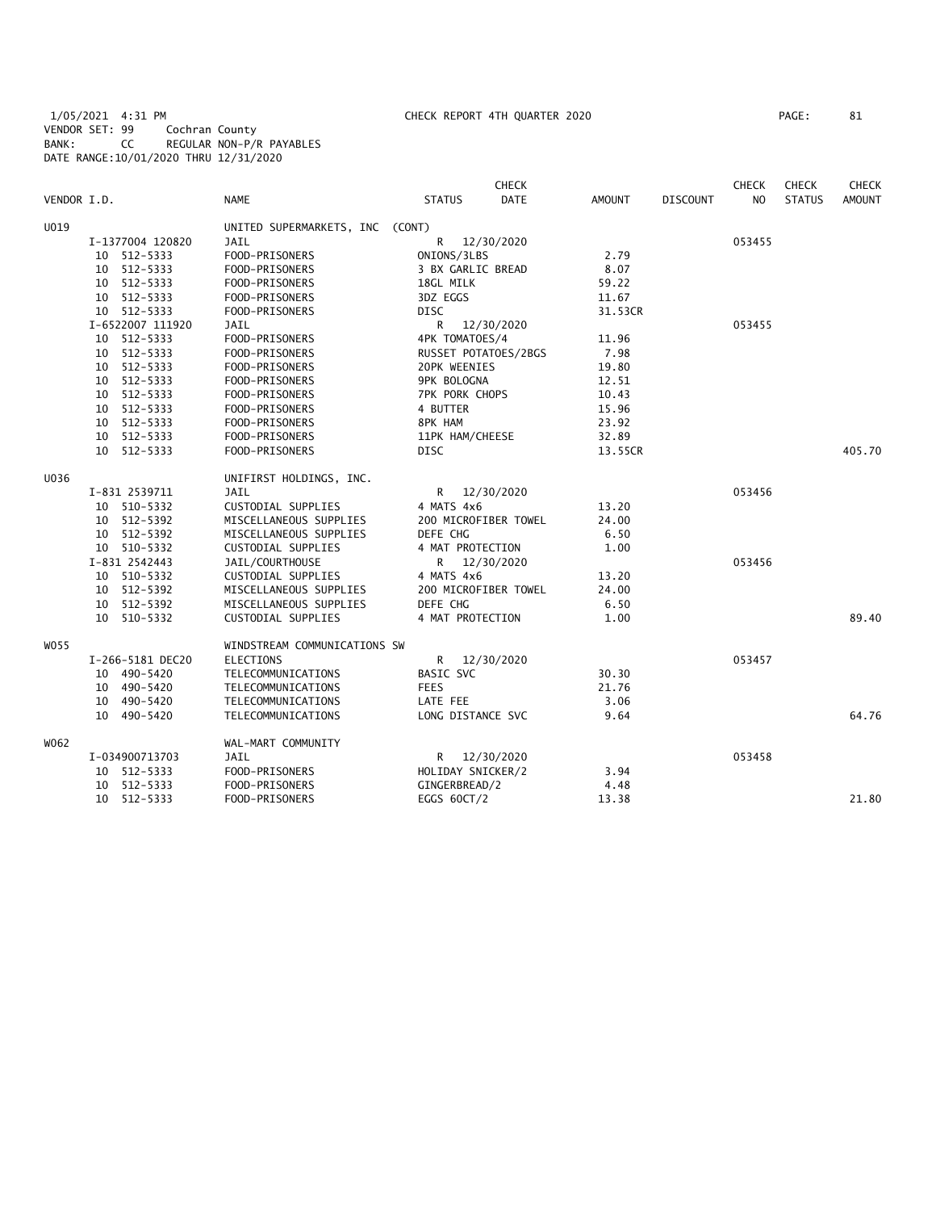1/05/2021 4:31 PM CHECK REPORT 4TH QUARTER 2020 PAGE: 81
VENDOR SET: 99 Cochran County
BANK: CC REGULAR NON-P/R PAYABLES
DATE RANGE:10/01/2020 THRU 12/31/2020

| VENDOR I.D. | NAME | STATUS | CHECK DATE | AMOUNT | DISCOUNT | CHECK NO | CHECK STATUS | CHECK AMOUNT |
|---|---|---|---|---|---|---|---|---|
| U019 | UNITED SUPERMARKETS, INC (CONT) | | | | | | | |
| I-1377004 120820 | JAIL | R | 12/30/2020 | | | 053455 | | |
| 10 512-5333 | FOOD-PRISONERS | ONIONS/3LBS | | 2.79 | | | | |
| 10 512-5333 | FOOD-PRISONERS | 3 BX GARLIC BREAD | | 8.07 | | | | |
| 10 512-5333 | FOOD-PRISONERS | 18GL MILK | | 59.22 | | | | |
| 10 512-5333 | FOOD-PRISONERS | 3DZ EGGS | | 11.67 | | | | |
| 10 512-5333 | FOOD-PRISONERS | DISC | | 31.53CR | | | | |
| I-6522007 111920 | JAIL | R | 12/30/2020 | | | 053455 | | |
| 10 512-5333 | FOOD-PRISONERS | 4PK TOMATOES/4 | | 11.96 | | | | |
| 10 512-5333 | FOOD-PRISONERS | RUSSET POTATOES/2BGS | | 7.98 | | | | |
| 10 512-5333 | FOOD-PRISONERS | 20PK WEENIES | | 19.80 | | | | |
| 10 512-5333 | FOOD-PRISONERS | 9PK BOLOGNA | | 12.51 | | | | |
| 10 512-5333 | FOOD-PRISONERS | 7PK PORK CHOPS | | 10.43 | | | | |
| 10 512-5333 | FOOD-PRISONERS | 4 BUTTER | | 15.96 | | | | |
| 10 512-5333 | FOOD-PRISONERS | 8PK HAM | | 23.92 | | | | |
| 10 512-5333 | FOOD-PRISONERS | 11PK HAM/CHEESE | | 32.89 | | | | |
| 10 512-5333 | FOOD-PRISONERS | DISC | | 13.55CR | | | | 405.70 |
| U036 | UNIFIRST HOLDINGS, INC. | | | | | | | |
| I-831 2539711 | JAIL | R | 12/30/2020 | | | 053456 | | |
| 10 510-5332 | CUSTODIAL SUPPLIES | 4 MATS 4x6 | | 13.20 | | | | |
| 10 512-5392 | MISCELLANEOUS SUPPLIES | 200 MICROFIBER TOWEL | | 24.00 | | | | |
| 10 512-5392 | MISCELLANEOUS SUPPLIES | DEFE CHG | | 6.50 | | | | |
| 10 510-5332 | CUSTODIAL SUPPLIES | 4 MAT PROTECTION | | 1.00 | | | | |
| I-831 2542443 | JAIL/COURTHOUSE | R | 12/30/2020 | | | 053456 | | |
| 10 510-5332 | CUSTODIAL SUPPLIES | 4 MATS 4x6 | | 13.20 | | | | |
| 10 512-5392 | MISCELLANEOUS SUPPLIES | 200 MICROFIBER TOWEL | | 24.00 | | | | |
| 10 512-5392 | MISCELLANEOUS SUPPLIES | DEFE CHG | | 6.50 | | | | |
| 10 510-5332 | CUSTODIAL SUPPLIES | 4 MAT PROTECTION | | 1.00 | | | | 89.40 |
| W055 | WINDSTREAM COMMUNICATIONS SW | | | | | | | |
| I-266-5181 DEC20 | ELECTIONS | R | 12/30/2020 | | | 053457 | | |
| 10 490-5420 | TELECOMMUNICATIONS | BASIC SVC | | 30.30 | | | | |
| 10 490-5420 | TELECOMMUNICATIONS | FEES | | 21.76 | | | | |
| 10 490-5420 | TELECOMMUNICATIONS | LATE FEE | | 3.06 | | | | |
| 10 490-5420 | TELECOMMUNICATIONS | LONG DISTANCE SVC | | 9.64 | | | | 64.76 |
| W062 | WAL-MART COMMUNITY | | | | | | | |
| I-034900713703 | JAIL | R | 12/30/2020 | | | 053458 | | |
| 10 512-5333 | FOOD-PRISONERS | HOLIDAY SNICKER/2 | | 3.94 | | | | |
| 10 512-5333 | FOOD-PRISONERS | GINGERBREAD/2 | | 4.48 | | | | |
| 10 512-5333 | FOOD-PRISONERS | EGGS 60CT/2 | | 13.38 | | | | 21.80 |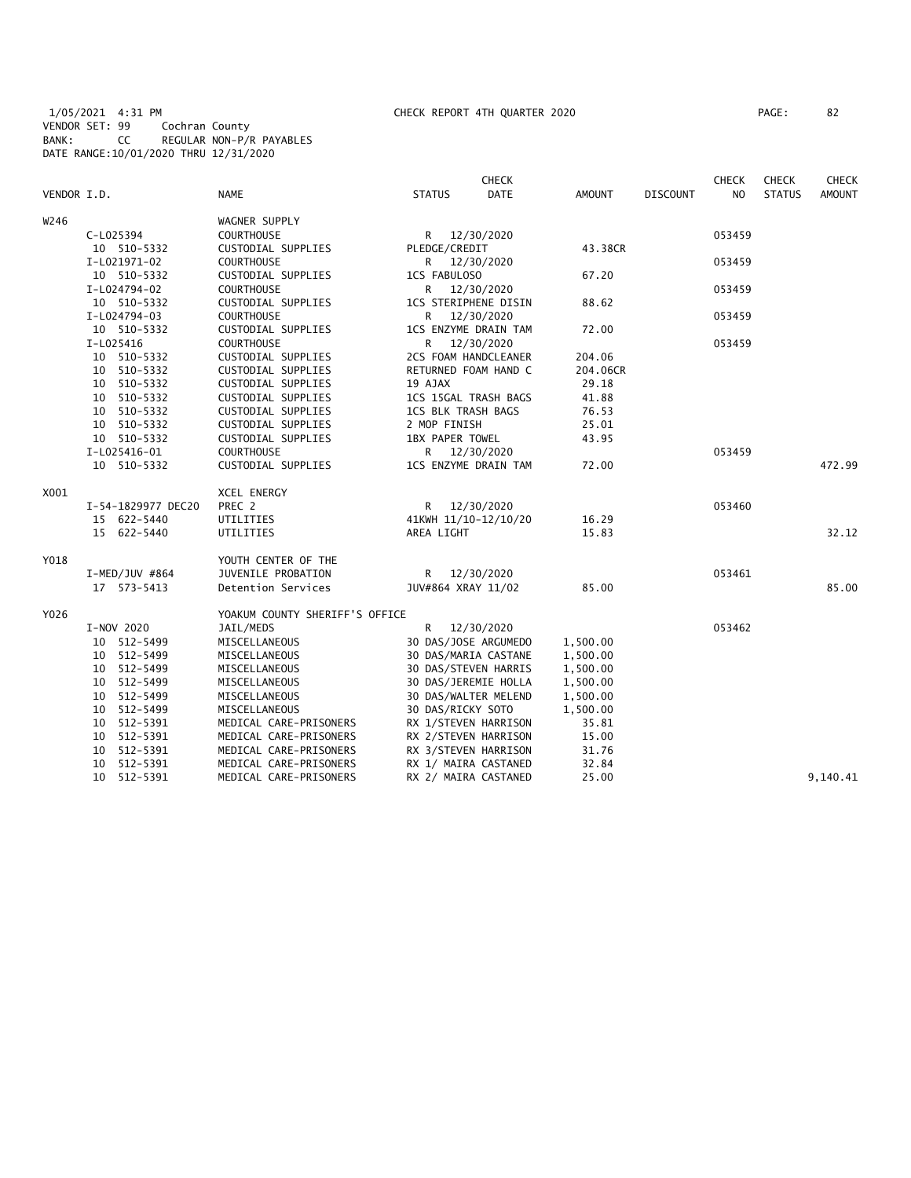1/05/2021 4:31 PM CHECK REPORT 4TH QUARTER 2020
VENDOR SET: 99 Cochran County
BANK: CC REGULAR NON-P/R PAYABLES
DATE RANGE:10/01/2020 THRU 12/31/2020

| VENDOR I.D. | NAME | STATUS | CHECK DATE | AMOUNT | DISCOUNT | CHECK NO | CHECK STATUS | CHECK AMOUNT |
|---|---|---|---|---|---|---|---|---|
| W246 | WAGNER SUPPLY | | | | | | | |
| C-L025394 | COURTHOUSE | R | 12/30/2020 | | | 053459 | | |
| 10 510-5332 | CUSTODIAL SUPPLIES | PLEDGE/CREDIT | | 43.38CR | | | | |
| I-L021971-02 | COURTHOUSE | R | 12/30/2020 | | | 053459 | | |
| 10 510-5332 | CUSTODIAL SUPPLIES | 1CS FABULOSO | | 67.20 | | | | |
| I-L024794-02 | COURTHOUSE | R | 12/30/2020 | | | 053459 | | |
| 10 510-5332 | CUSTODIAL SUPPLIES | 1CS STERIPHENE DISIN | | 88.62 | | | | |
| I-L024794-03 | COURTHOUSE | R | 12/30/2020 | | | 053459 | | |
| 10 510-5332 | CUSTODIAL SUPPLIES | 1CS ENZYME DRAIN TAM | | 72.00 | | | | |
| I-L025416 | COURTHOUSE | R | 12/30/2020 | | | 053459 | | |
| 10 510-5332 | CUSTODIAL SUPPLIES | 2CS FOAM HANDCLEANER | | 204.06 | | | | |
| 10 510-5332 | CUSTODIAL SUPPLIES | RETURNED FOAM HAND C | | 204.06CR | | | | |
| 10 510-5332 | CUSTODIAL SUPPLIES | 19 AJAX | | 29.18 | | | | |
| 10 510-5332 | CUSTODIAL SUPPLIES | 1CS 15GAL TRASH BAGS | | 41.88 | | | | |
| 10 510-5332 | CUSTODIAL SUPPLIES | 1CS BLK TRASH BAGS | | 76.53 | | | | |
| 10 510-5332 | CUSTODIAL SUPPLIES | 2 MOP FINISH | | 25.01 | | | | |
| 10 510-5332 | CUSTODIAL SUPPLIES | 1BX PAPER TOWEL | | 43.95 | | | | |
| I-L025416-01 | COURTHOUSE | R | 12/30/2020 | | | 053459 | | |
| 10 510-5332 | CUSTODIAL SUPPLIES | 1CS ENZYME DRAIN TAM | | 72.00 | | | | 472.99 |
| X001 | XCEL ENERGY | | | | | | | |
| I-54-1829977 DEC20 | PREC 2 | R | 12/30/2020 | | | 053460 | | |
| 15 622-5440 | UTILITIES | 41KWH 11/10-12/10/20 | | 16.29 | | | | |
| 15 622-5440 | UTILITIES | AREA LIGHT | | 15.83 | | | | 32.12 |
| Y018 | YOUTH CENTER OF THE | | | | | | | |
| I-MED/JUV #864 | JUVENILE PROBATION | R | 12/30/2020 | | | 053461 | | |
| 17 573-5413 | Detention Services | JUV#864 XRAY 11/02 | | 85.00 | | | | 85.00 |
| Y026 | YOAKUM COUNTY SHERIFF'S OFFICE | | | | | | | |
| I-NOV 2020 | JAIL/MEDS | R | 12/30/2020 | | | 053462 | | |
| 10 512-5499 | MISCELLANEOUS | 30 DAS/JOSE ARGUMEDO | | 1,500.00 | | | | |
| 10 512-5499 | MISCELLANEOUS | 30 DAS/MARIA CASTANE | | 1,500.00 | | | | |
| 10 512-5499 | MISCELLANEOUS | 30 DAS/STEVEN HARRIS | | 1,500.00 | | | | |
| 10 512-5499 | MISCELLANEOUS | 30 DAS/JEREMIE HOLLA | | 1,500.00 | | | | |
| 10 512-5499 | MISCELLANEOUS | 30 DAS/WALTER MELEND | | 1,500.00 | | | | |
| 10 512-5499 | MISCELLANEOUS | 30 DAS/RICKY SOTO | | 1,500.00 | | | | |
| 10 512-5391 | MEDICAL CARE-PRISONERS | RX 1/STEVEN HARRISON | | 35.81 | | | | |
| 10 512-5391 | MEDICAL CARE-PRISONERS | RX 2/STEVEN HARRISON | | 15.00 | | | | |
| 10 512-5391 | MEDICAL CARE-PRISONERS | RX 3/STEVEN HARRISON | | 31.76 | | | | |
| 10 512-5391 | MEDICAL CARE-PRISONERS | RX 1/ MAIRA CASTANED | | 32.84 | | | | |
| 10 512-5391 | MEDICAL CARE-PRISONERS | RX 2/ MAIRA CASTANED | | 25.00 | | | | 9,140.41 |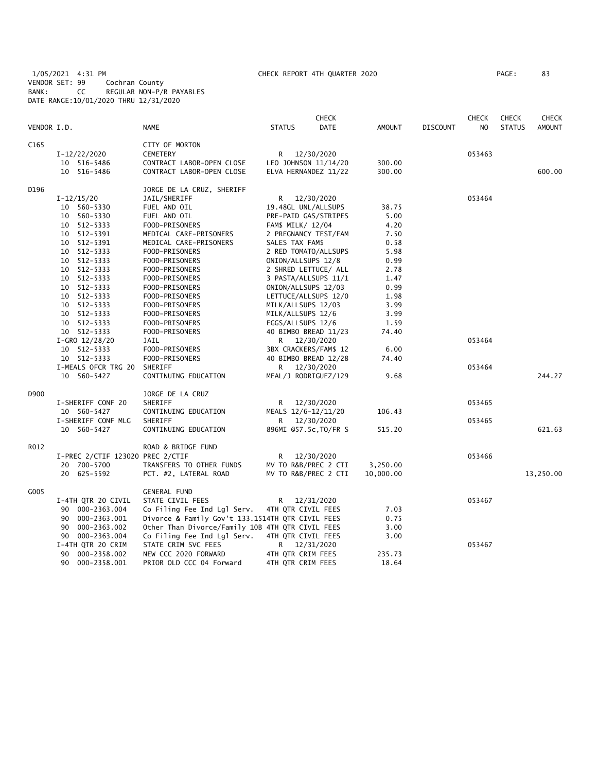1/05/2021 4:31 PM CHECK REPORT 4TH QUARTER 2020
VENDOR SET: 99 Cochran County
BANK: CC REGULAR NON-P/R PAYABLES
DATE RANGE:10/01/2020 THRU 12/31/2020

| VENDOR I.D. | NAME | STATUS | CHECK DATE | AMOUNT | DISCOUNT | CHECK NO | CHECK STATUS | CHECK AMOUNT |
|---|---|---|---|---|---|---|---|---|
| C165 | CITY OF MORTON | | | | | | | |
| I-12/22/2020 | CEMETERY | R | 12/30/2020 | | | 053463 | | |
| 10 516-5486 | CONTRACT LABOR-OPEN CLOSE | LEO JOHNSON 11/14/20 | | 300.00 | | | | |
| 10 516-5486 | CONTRACT LABOR-OPEN CLOSE | ELVA HERNANDEZ 11/22 | | 300.00 | | | | 600.00 |
| D196 | JORGE DE LA CRUZ, SHERIFF | | | | | | | |
| I-12/15/20 | JAIL/SHERIFF | R | 12/30/2020 | | | 053464 | | |
| 10 560-5330 | FUEL AND OIL | 19.48GL UNL/ALLSUPS | | 38.75 | | | | |
| 10 560-5330 | FUEL AND OIL | PRE-PAID GAS/STRIPES | | 5.00 | | | | |
| 10 512-5333 | FOOD-PRISONERS | FAM$ MILK/ 12/04 | | 4.20 | | | | |
| 10 512-5391 | MEDICAL CARE-PRISONERS | 2 PREGNANCY TEST/FAM | | 7.50 | | | | |
| 10 512-5391 | MEDICAL CARE-PRISONERS | SALES TAX FAM$ | | 0.58 | | | | |
| 10 512-5333 | FOOD-PRISONERS | 2 RED TOMATO/ALLSUPS | | 5.98 | | | | |
| 10 512-5333 | FOOD-PRISONERS | ONION/ALLSUPS 12/8 | | 0.99 | | | | |
| 10 512-5333 | FOOD-PRISONERS | 2 SHRED LETTUCE/ ALL | | 2.78 | | | | |
| 10 512-5333 | FOOD-PRISONERS | 3 PASTA/ALLSUPS 11/1 | | 1.47 | | | | |
| 10 512-5333 | FOOD-PRISONERS | ONION/ALLSUPS 12/03 | | 0.99 | | | | |
| 10 512-5333 | FOOD-PRISONERS | LETTUCE/ALLSUPS 12/0 | | 1.98 | | | | |
| 10 512-5333 | FOOD-PRISONERS | MILK/ALLSUPS 12/03 | | 3.99 | | | | |
| 10 512-5333 | FOOD-PRISONERS | MILK/ALLSUPS 12/6 | | 3.99 | | | | |
| 10 512-5333 | FOOD-PRISONERS | EGGS/ALLSUPS 12/6 | | 1.59 | | | | |
| 10 512-5333 | FOOD-PRISONERS | 40 BIMBO BREAD 11/23 | | 74.40 | | | | |
| I-GRO 12/28/20 | JAIL | R | 12/30/2020 | | | 053464 | | |
| 10 512-5333 | FOOD-PRISONERS | 3BX CRACKERS/FAM$ 12 | | 6.00 | | | | |
| 10 512-5333 | FOOD-PRISONERS | 40 BIMBO BREAD 12/28 | | 74.40 | | | | |
| I-MEALS OFCR TRG 20 | SHERIFF | R | 12/30/2020 | | | 053464 | | |
| 10 560-5427 | CONTINUING EDUCATION | MEAL/J RODRIGUEZ/129 | | 9.68 | | | | 244.27 |
| D900 | JORGE DE LA CRUZ | | | | | | | |
| I-SHERIFF CONF 20 | SHERIFF | R | 12/30/2020 | | | 053465 | | |
| 10 560-5427 | CONTINUING EDUCATION | MEALS 12/6-12/11/20 | | 106.43 | | | | |
| I-SHERIFF CONF MLG | SHERIFF | R | 12/30/2020 | | | 053465 | | |
| 10 560-5427 | CONTINUING EDUCATION | 896MI @57.5c,TO/FR S | | 515.20 | | | | 621.63 |
| R012 | ROAD & BRIDGE FUND | | | | | | | |
| I-PREC 2/CTIF 123020 | PREC 2/CTIF | R | 12/30/2020 | | | 053466 | | |
| 20 700-5700 | TRANSFERS TO OTHER FUNDS | MV TO R&B/PREC 2 CTI | | 3,250.00 | | | | |
| 20 625-5592 | PCT. #2, LATERAL ROAD | MV TO R&B/PREC 2 CTI | | 10,000.00 | | | | 13,250.00 |
| G005 | GENERAL FUND | | | | | | | |
| I-4TH QTR 20 CIVIL | STATE CIVIL FEES | R | 12/31/2020 | | | 053467 | | |
| 90 000-2363.004 | Co Filing Fee Ind Lgl Serv. | 4TH QTR CIVIL FEES | | 7.03 | | | | |
| 90 000-2363.001 | Divorce & Family Gov't 133.151 | 4TH QTR CIVIL FEES | | 0.75 | | | | |
| 90 000-2363.002 | Other Than Divorce/Family 10B | 4TH QTR CIVIL FEES | | 3.00 | | | | |
| 90 000-2363.004 | Co Filing Fee Ind Lgl Serv. | 4TH QTR CIVIL FEES | | 3.00 | | | | |
| I-4TH QTR 20 CRIM | STATE CRIM SVC FEES | R | 12/31/2020 | | | 053467 | | |
| 90 000-2358.002 | NEW CCC 2020 FORWARD | 4TH QTR CRIM FEES | | 235.73 | | | | |
| 90 000-2358.001 | PRIOR OLD CCC 04 Forward | 4TH QTR CRIM FEES | | 18.64 | | | | |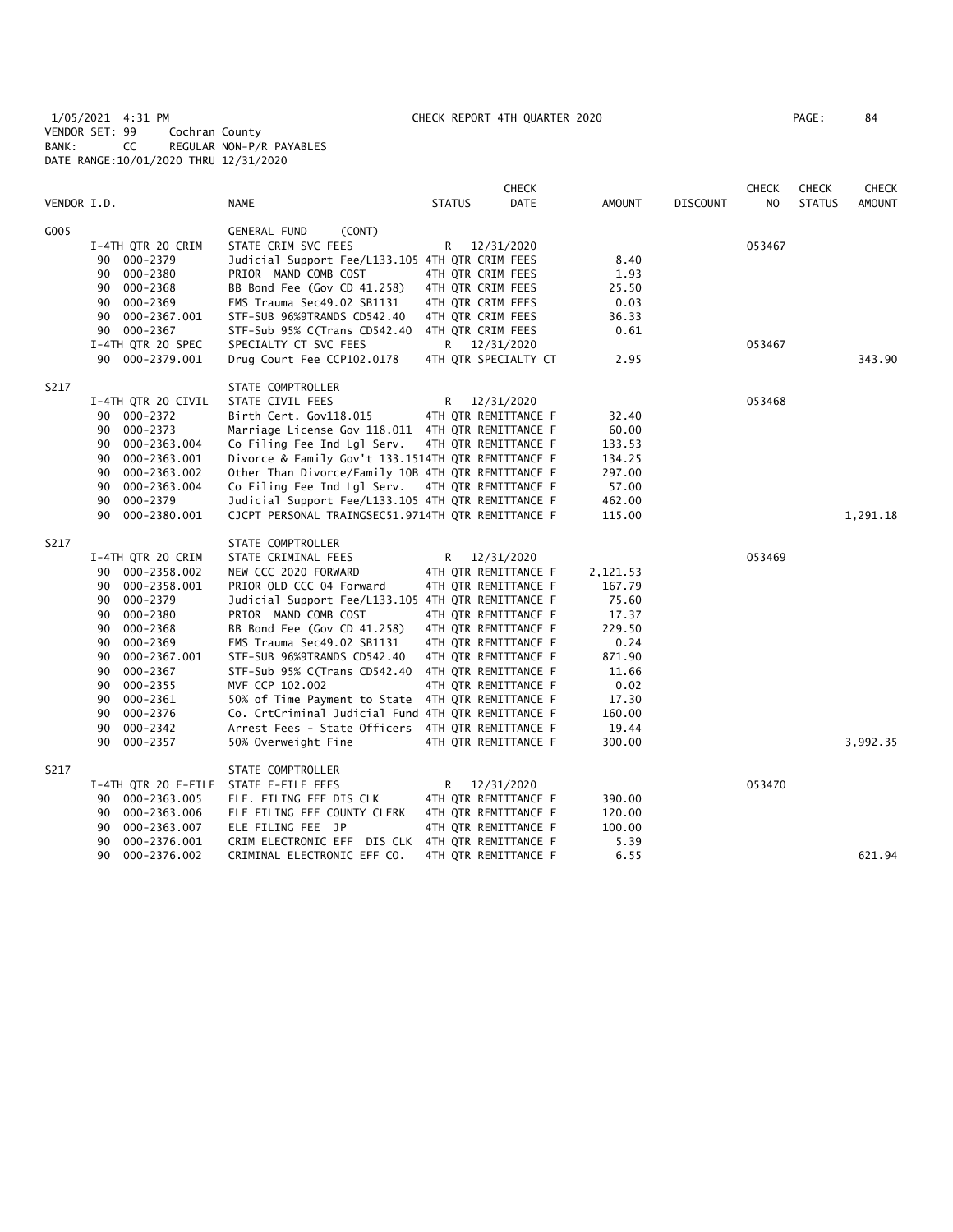1/05/2021 4:31 PM CHECK REPORT 4TH QUARTER 2020
VENDOR SET: 99 Cochran County
BANK: CC REGULAR NON-P/R PAYABLES
DATE RANGE:10/01/2020 THRU 12/31/2020

| VENDOR I.D. | | NAME | STATUS | CHECK DATE | AMOUNT | DISCOUNT | CHECK NO | CHECK STATUS | CHECK AMOUNT |
|---|---|---|---|---|---|---|---|---|---|
| G005 | | GENERAL FUND (CONT) | | | | | | | |
| | I-4TH QTR 20 CRIM | STATE CRIM SVC FEES | R | 12/31/2020 | | | 053467 | | |
| | 90 000-2379 | Judicial Support Fee/L133.105 | 4TH QTR CRIM FEES | | 8.40 | | | | |
| | 90 000-2380 | PRIOR MAND COMB COST | 4TH QTR CRIM FEES | | 1.93 | | | | |
| | 90 000-2368 | BB Bond Fee (Gov CD 41.258) | 4TH QTR CRIM FEES | | 25.50 | | | | |
| | 90 000-2369 | EMS Trauma Sec49.02 SB1131 | 4TH QTR CRIM FEES | | 0.03 | | | | |
| | 90 000-2367.001 | STF-SUB 96%9TRANDS CD542.40 | 4TH QTR CRIM FEES | | 36.33 | | | | |
| | 90 000-2367 | STF-Sub 95% C(Trans CD542.40 | 4TH QTR CRIM FEES | | 0.61 | | | | |
| | I-4TH QTR 20 SPEC | SPECIALTY CT SVC FEES | R | 12/31/2020 | | | 053467 | | |
| | 90 000-2379.001 | Drug Court Fee CCP102.0178 | 4TH QTR SPECIALTY CT | | 2.95 | | | | 343.90 |
| S217 | | STATE COMPTROLLER | | | | | | | |
| | I-4TH QTR 20 CIVIL | STATE CIVIL FEES | R | 12/31/2020 | | | 053468 | | |
| | 90 000-2372 | Birth Cert. Gov118.015 | 4TH QTR REMITTANCE F | | 32.40 | | | | |
| | 90 000-2373 | Marriage License Gov 118.011 | 4TH QTR REMITTANCE F | | 60.00 | | | | |
| | 90 000-2363.004 | Co Filing Fee Ind Lgl Serv. | 4TH QTR REMITTANCE F | | 133.53 | | | | |
| | 90 000-2363.001 | Divorce & Family Gov't 133.151 | 4TH QTR REMITTANCE F | | 134.25 | | | | |
| | 90 000-2363.002 | Other Than Divorce/Family 10B | 4TH QTR REMITTANCE F | | 297.00 | | | | |
| | 90 000-2363.004 | Co Filing Fee Ind Lgl Serv. | 4TH QTR REMITTANCE F | | 57.00 | | | | |
| | 90 000-2379 | Judicial Support Fee/L133.105 | 4TH QTR REMITTANCE F | | 462.00 | | | | |
| | 90 000-2380.001 | CJCPT PERSONAL TRAINGSEC51.971 | 4TH QTR REMITTANCE F | | 115.00 | | | | 1,291.18 |
| S217 | | STATE COMPTROLLER | | | | | | | |
| | I-4TH QTR 20 CRIM | STATE CRIMINAL FEES | R | 12/31/2020 | | | 053469 | | |
| | 90 000-2358.002 | NEW CCC 2020 FORWARD | 4TH QTR REMITTANCE F | | 2,121.53 | | | | |
| | 90 000-2358.001 | PRIOR OLD CCC 04 Forward | 4TH QTR REMITTANCE F | | 167.79 | | | | |
| | 90 000-2379 | Judicial Support Fee/L133.105 | 4TH QTR REMITTANCE F | | 75.60 | | | | |
| | 90 000-2380 | PRIOR MAND COMB COST | 4TH QTR REMITTANCE F | | 17.37 | | | | |
| | 90 000-2368 | BB Bond Fee (Gov CD 41.258) | 4TH QTR REMITTANCE F | | 229.50 | | | | |
| | 90 000-2369 | EMS Trauma Sec49.02 SB1131 | 4TH QTR REMITTANCE F | | 0.24 | | | | |
| | 90 000-2367.001 | STF-SUB 96%9TRANDS CD542.40 | 4TH QTR REMITTANCE F | | 871.90 | | | | |
| | 90 000-2367 | STF-Sub 95% C(Trans CD542.40 | 4TH QTR REMITTANCE F | | 11.66 | | | | |
| | 90 000-2355 | MVF CCP 102.002 | 4TH QTR REMITTANCE F | | 0.02 | | | | |
| | 90 000-2361 | 50% of Time Payment to State | 4TH QTR REMITTANCE F | | 17.30 | | | | |
| | 90 000-2376 | Co. CrtCriminal Judicial Fund | 4TH QTR REMITTANCE F | | 160.00 | | | | |
| | 90 000-2342 | Arrest Fees - State Officers | 4TH QTR REMITTANCE F | | 19.44 | | | | |
| | 90 000-2357 | 50% Overweight Fine | 4TH QTR REMITTANCE F | | 300.00 | | | | 3,992.35 |
| S217 | | STATE COMPTROLLER | | | | | | | |
| | I-4TH QTR 20 E-FILE | STATE E-FILE FEES | R | 12/31/2020 | | | 053470 | | |
| | 90 000-2363.005 | ELE. FILING FEE DIS CLK | 4TH QTR REMITTANCE F | | 390.00 | | | | |
| | 90 000-2363.006 | ELE FILING FEE COUNTY CLERK | 4TH QTR REMITTANCE F | | 120.00 | | | | |
| | 90 000-2363.007 | ELE FILING FEE JP | 4TH QTR REMITTANCE F | | 100.00 | | | | |
| | 90 000-2376.001 | CRIM ELECTRONIC EFF DIS CLK | 4TH QTR REMITTANCE F | | 5.39 | | | | |
| | 90 000-2376.002 | CRIMINAL ELECTRONIC EFF CO. | 4TH QTR REMITTANCE F | | 6.55 | | | | 621.94 |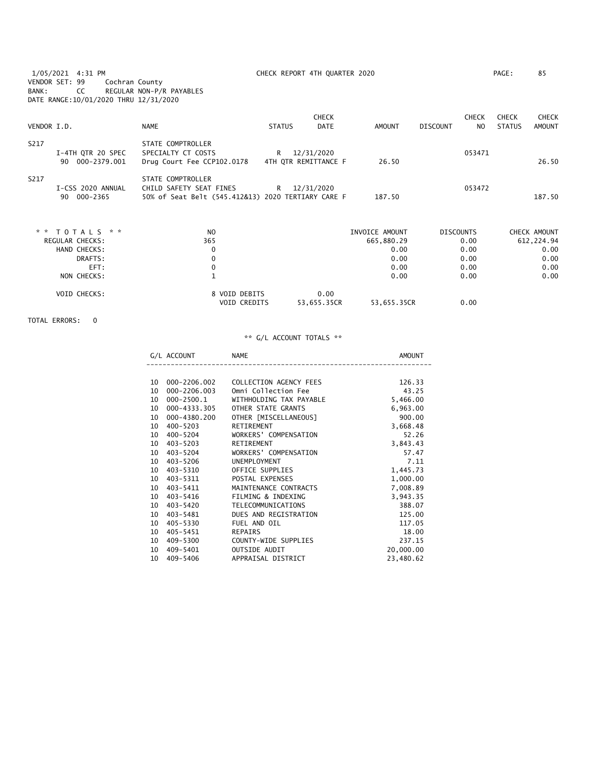1/05/2021 4:31 PM CHECK REPORT 4TH QUARTER 2020

VENDOR SET: 99 Cochran County
BANK: CC REGULAR NON-P/R PAYABLES
DATE RANGE:10/01/2020 THRU 12/31/2020

| VENDOR I.D. | NAME | STATUS | CHECK DATE | AMOUNT | DISCOUNT | CHECK NO | CHECK STATUS | CHECK AMOUNT |
|---|---|---|---|---|---|---|---|---|
| S217 | STATE COMPTROLLER | | | | | | | |
| I-4TH QTR 20 SPEC | SPECIALTY CT COSTS | R | 12/31/2020 | | | 053471 | | |
| 90 000-2379.001 | Drug Court Fee CCP102.0178 | | 4TH QTR REMITTANCE F | 26.50 | | | | 26.50 |
| S217 | STATE COMPTROLLER | | | | | | | |
| I-CSS 2020 ANNUAL | CHILD SAFETY SEAT FINES | R | 12/31/2020 | | | 053472 | | |
| 90 000-2365 | 50% of Seat Belt (545.412&13) 2020 TERTIARY CARE F | | | 187.50 | | | | 187.50 |

| * * T O T A L S * * | NO | | INVOICE AMOUNT | DISCOUNTS | CHECK AMOUNT |
|---|---|---|---|---|---|
| REGULAR CHECKS: | 365 | | 665,880.29 | 0.00 | 612,224.94 |
| HAND CHECKS: | 0 | | 0.00 | 0.00 | 0.00 |
| DRAFTS: | 0 | | 0.00 | 0.00 | 0.00 |
| EFT: | 0 | | 0.00 | 0.00 | 0.00 |
| NON CHECKS: | 1 | | 0.00 | 0.00 | 0.00 |
| VOID CHECKS: | 8 VOID DEBITS | 0.00 | | | |
| | VOID CREDITS | 53,655.35CR | 53,655.35CR | 0.00 | |

TOTAL ERRORS: 0

** G/L ACCOUNT TOTALS **

| G/L ACCOUNT | NAME | AMOUNT |
|---|---|---|
| 10 000-2206.002 | COLLECTION AGENCY FEES | 126.33 |
| 10 000-2206.003 | Omni Collection Fee | 43.25 |
| 10 000-2500.1 | WITHHOLDING TAX PAYABLE | 5,466.00 |
| 10 000-4333.305 | OTHER STATE GRANTS | 6,963.00 |
| 10 000-4380.200 | OTHER [MISCELLANEOUS] | 900.00 |
| 10 400-5203 | RETIREMENT | 3,668.48 |
| 10 400-5204 | WORKERS' COMPENSATION | 52.26 |
| 10 403-5203 | RETIREMENT | 3,843.43 |
| 10 403-5204 | WORKERS' COMPENSATION | 57.47 |
| 10 403-5206 | UNEMPLOYMENT | 7.11 |
| 10 403-5310 | OFFICE SUPPLIES | 1,445.73 |
| 10 403-5311 | POSTAL EXPENSES | 1,000.00 |
| 10 403-5411 | MAINTENANCE CONTRACTS | 7,008.89 |
| 10 403-5416 | FILMING & INDEXING | 3,943.35 |
| 10 403-5420 | TELECOMMUNICATIONS | 388.07 |
| 10 403-5481 | DUES AND REGISTRATION | 125.00 |
| 10 405-5330 | FUEL AND OIL | 117.05 |
| 10 405-5451 | REPAIRS | 18.00 |
| 10 409-5300 | COUNTY-WIDE SUPPLIES | 237.15 |
| 10 409-5401 | OUTSIDE AUDIT | 20,000.00 |
| 10 409-5406 | APPRAISAL DISTRICT | 23,480.62 |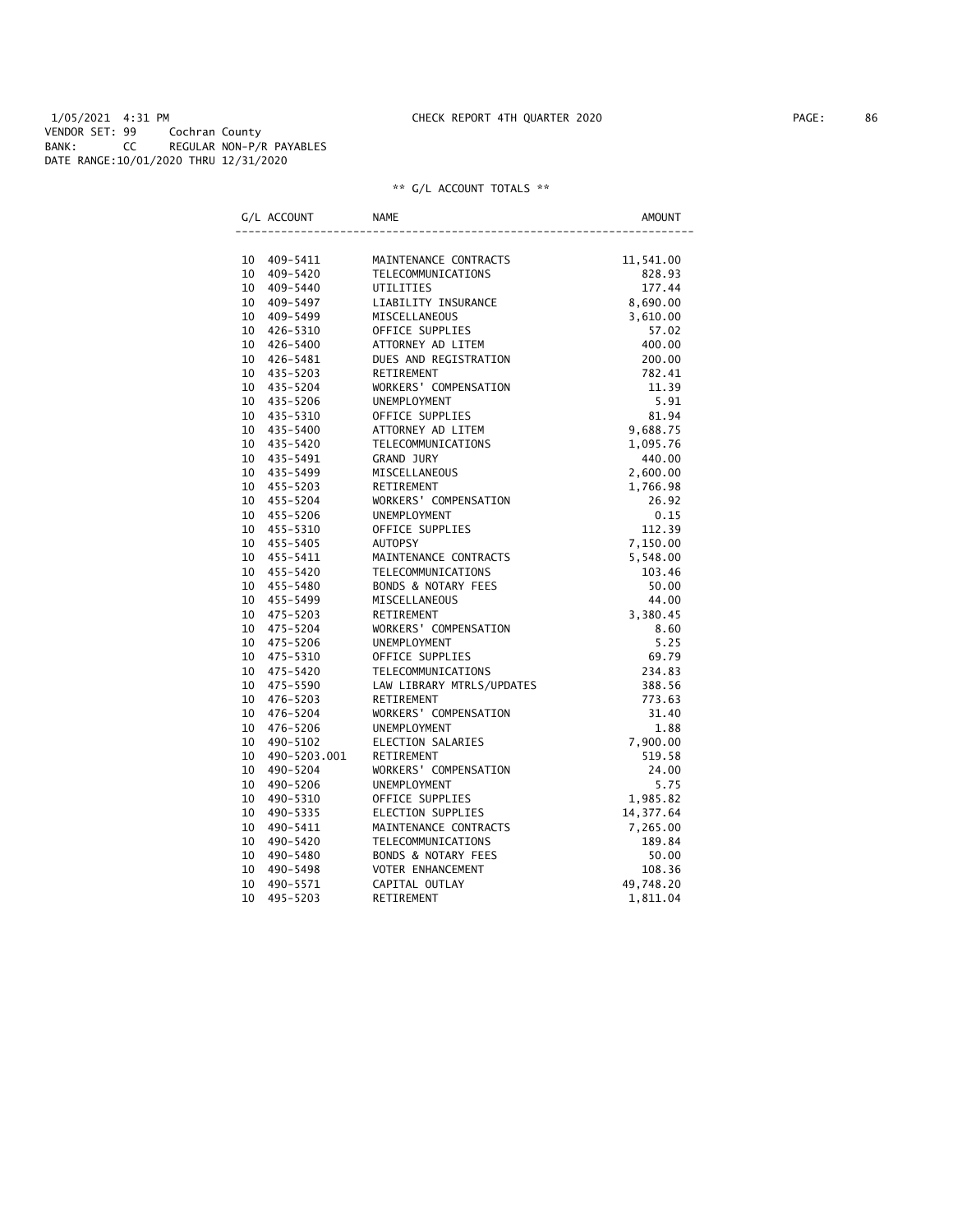1/05/2021 4:31 PM CHECK REPORT 4TH QUARTER 2020
VENDOR SET: 99 Cochran County
BANK: CC REGULAR NON-P/R PAYABLES
DATE RANGE:10/01/2020 THRU 12/31/2020

** G/L ACCOUNT TOTALS **

| G/L ACCOUNT | NAME | AMOUNT |
|---|---|---|
| 10 409-5411 | MAINTENANCE CONTRACTS | 11,541.00 |
| 10 409-5420 | TELECOMMUNICATIONS | 828.93 |
| 10 409-5440 | UTILITIES | 177.44 |
| 10 409-5497 | LIABILITY INSURANCE | 8,690.00 |
| 10 409-5499 | MISCELLANEOUS | 3,610.00 |
| 10 426-5310 | OFFICE SUPPLIES | 57.02 |
| 10 426-5400 | ATTORNEY AD LITEM | 400.00 |
| 10 426-5481 | DUES AND REGISTRATION | 200.00 |
| 10 435-5203 | RETIREMENT | 782.41 |
| 10 435-5204 | WORKERS' COMPENSATION | 11.39 |
| 10 435-5206 | UNEMPLOYMENT | 5.91 |
| 10 435-5310 | OFFICE SUPPLIES | 81.94 |
| 10 435-5400 | ATTORNEY AD LITEM | 9,688.75 |
| 10 435-5420 | TELECOMMUNICATIONS | 1,095.76 |
| 10 435-5491 | GRAND JURY | 440.00 |
| 10 435-5499 | MISCELLANEOUS | 2,600.00 |
| 10 455-5203 | RETIREMENT | 1,766.98 |
| 10 455-5204 | WORKERS' COMPENSATION | 26.92 |
| 10 455-5206 | UNEMPLOYMENT | 0.15 |
| 10 455-5310 | OFFICE SUPPLIES | 112.39 |
| 10 455-5405 | AUTOPSY | 7,150.00 |
| 10 455-5411 | MAINTENANCE CONTRACTS | 5,548.00 |
| 10 455-5420 | TELECOMMUNICATIONS | 103.46 |
| 10 455-5480 | BONDS & NOTARY FEES | 50.00 |
| 10 455-5499 | MISCELLANEOUS | 44.00 |
| 10 475-5203 | RETIREMENT | 3,380.45 |
| 10 475-5204 | WORKERS' COMPENSATION | 8.60 |
| 10 475-5206 | UNEMPLOYMENT | 5.25 |
| 10 475-5310 | OFFICE SUPPLIES | 69.79 |
| 10 475-5420 | TELECOMMUNICATIONS | 234.83 |
| 10 475-5590 | LAW LIBRARY MTRLS/UPDATES | 388.56 |
| 10 476-5203 | RETIREMENT | 773.63 |
| 10 476-5204 | WORKERS' COMPENSATION | 31.40 |
| 10 476-5206 | UNEMPLOYMENT | 1.88 |
| 10 490-5102 | ELECTION SALARIES | 7,900.00 |
| 10 490-5203.001 | RETIREMENT | 519.58 |
| 10 490-5204 | WORKERS' COMPENSATION | 24.00 |
| 10 490-5206 | UNEMPLOYMENT | 5.75 |
| 10 490-5310 | OFFICE SUPPLIES | 1,985.82 |
| 10 490-5335 | ELECTION SUPPLIES | 14,377.64 |
| 10 490-5411 | MAINTENANCE CONTRACTS | 7,265.00 |
| 10 490-5420 | TELECOMMUNICATIONS | 189.84 |
| 10 490-5480 | BONDS & NOTARY FEES | 50.00 |
| 10 490-5498 | VOTER ENHANCEMENT | 108.36 |
| 10 490-5571 | CAPITAL OUTLAY | 49,748.20 |
| 10 495-5203 | RETIREMENT | 1,811.04 |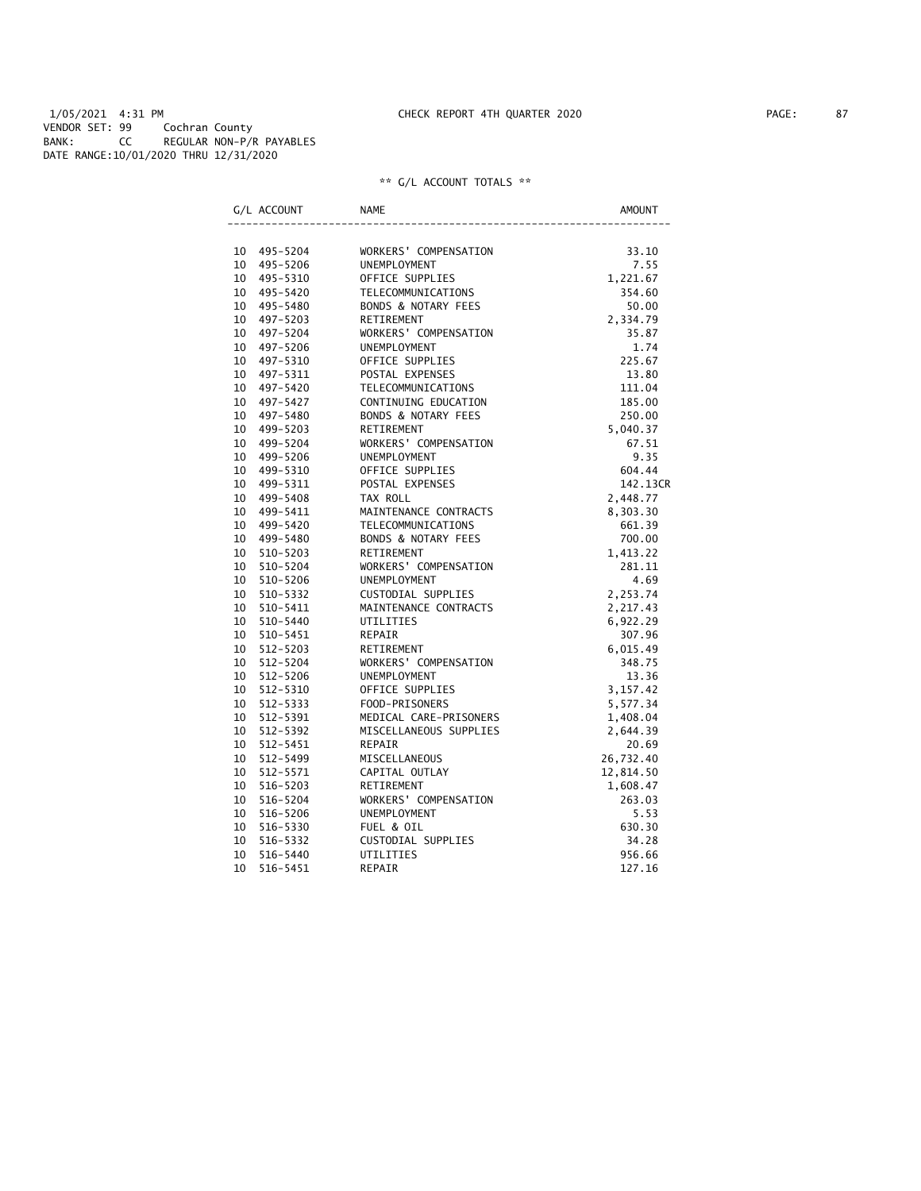1/05/2021 4:31 PM CHECK REPORT 4TH QUARTER 2020
VENDOR SET: 99 Cochran County
BANK: CC REGULAR NON-P/R PAYABLES
DATE RANGE:10/01/2020 THRU 12/31/2020

** G/L ACCOUNT TOTALS **

| G/L ACCOUNT | NAME | AMOUNT |
|---|---|---|
| 10 495-5204 | WORKERS' COMPENSATION | 33.10 |
| 10 495-5206 | UNEMPLOYMENT | 7.55 |
| 10 495-5310 | OFFICE SUPPLIES | 1,221.67 |
| 10 495-5420 | TELECOMMUNICATIONS | 354.60 |
| 10 495-5480 | BONDS & NOTARY FEES | 50.00 |
| 10 497-5203 | RETIREMENT | 2,334.79 |
| 10 497-5204 | WORKERS' COMPENSATION | 35.87 |
| 10 497-5206 | UNEMPLOYMENT | 1.74 |
| 10 497-5310 | OFFICE SUPPLIES | 225.67 |
| 10 497-5311 | POSTAL EXPENSES | 13.80 |
| 10 497-5420 | TELECOMMUNICATIONS | 111.04 |
| 10 497-5427 | CONTINUING EDUCATION | 185.00 |
| 10 497-5480 | BONDS & NOTARY FEES | 250.00 |
| 10 499-5203 | RETIREMENT | 5,040.37 |
| 10 499-5204 | WORKERS' COMPENSATION | 67.51 |
| 10 499-5206 | UNEMPLOYMENT | 9.35 |
| 10 499-5310 | OFFICE SUPPLIES | 604.44 |
| 10 499-5311 | POSTAL EXPENSES | 142.13CR |
| 10 499-5408 | TAX ROLL | 2,448.77 |
| 10 499-5411 | MAINTENANCE CONTRACTS | 8,303.30 |
| 10 499-5420 | TELECOMMUNICATIONS | 661.39 |
| 10 499-5480 | BONDS & NOTARY FEES | 700.00 |
| 10 510-5203 | RETIREMENT | 1,413.22 |
| 10 510-5204 | WORKERS' COMPENSATION | 281.11 |
| 10 510-5206 | UNEMPLOYMENT | 4.69 |
| 10 510-5332 | CUSTODIAL SUPPLIES | 2,253.74 |
| 10 510-5411 | MAINTENANCE CONTRACTS | 2,217.43 |
| 10 510-5440 | UTILITIES | 6,922.29 |
| 10 510-5451 | REPAIR | 307.96 |
| 10 512-5203 | RETIREMENT | 6,015.49 |
| 10 512-5204 | WORKERS' COMPENSATION | 348.75 |
| 10 512-5206 | UNEMPLOYMENT | 13.36 |
| 10 512-5310 | OFFICE SUPPLIES | 3,157.42 |
| 10 512-5333 | FOOD-PRISONERS | 5,577.34 |
| 10 512-5391 | MEDICAL CARE-PRISONERS | 1,408.04 |
| 10 512-5392 | MISCELLANEOUS SUPPLIES | 2,644.39 |
| 10 512-5451 | REPAIR | 20.69 |
| 10 512-5499 | MISCELLANEOUS | 26,732.40 |
| 10 512-5571 | CAPITAL OUTLAY | 12,814.50 |
| 10 516-5203 | RETIREMENT | 1,608.47 |
| 10 516-5204 | WORKERS' COMPENSATION | 263.03 |
| 10 516-5206 | UNEMPLOYMENT | 5.53 |
| 10 516-5330 | FUEL & OIL | 630.30 |
| 10 516-5332 | CUSTODIAL SUPPLIES | 34.28 |
| 10 516-5440 | UTILITIES | 956.66 |
| 10 516-5451 | REPAIR | 127.16 |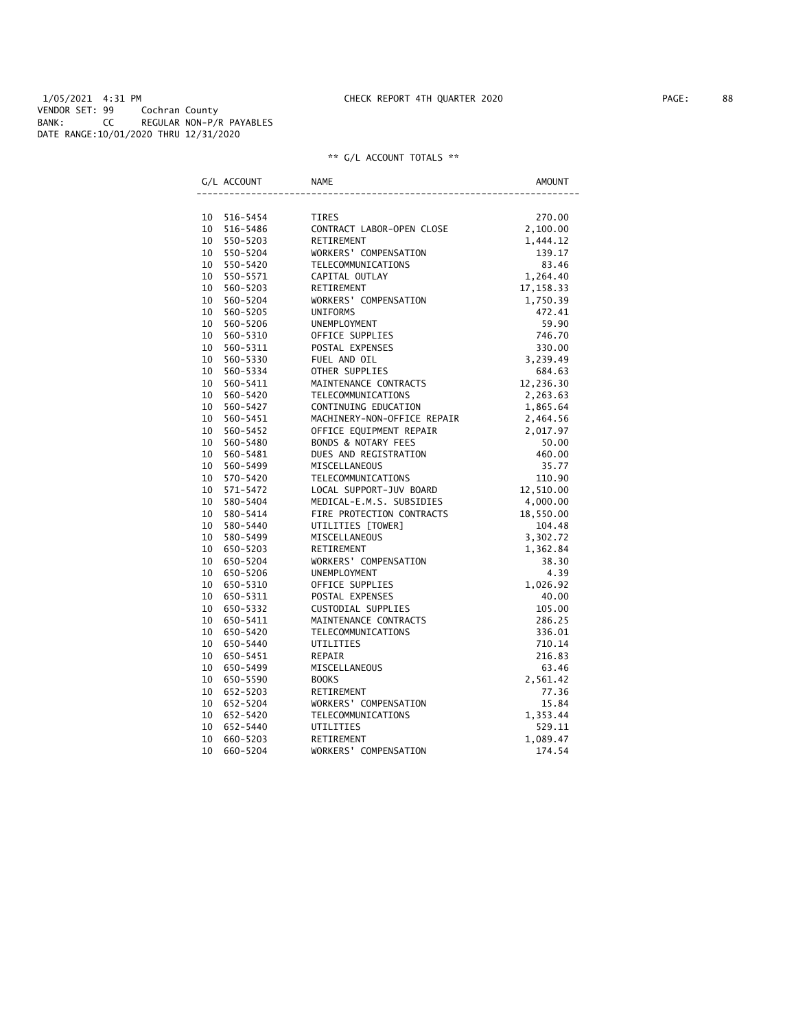1/05/2021 4:31 PM CHECK REPORT 4TH QUARTER 2020

VENDOR SET: 99 Cochran County
BANK: CC REGULAR NON-P/R PAYABLES
DATE RANGE:10/01/2020 THRU 12/31/2020

** G/L ACCOUNT TOTALS **

| G/L ACCOUNT | NAME | AMOUNT |
|---|---|---|
| 10 516-5454 | TIRES | 270.00 |
| 10 516-5486 | CONTRACT LABOR-OPEN CLOSE | 2,100.00 |
| 10 550-5203 | RETIREMENT | 1,444.12 |
| 10 550-5204 | WORKERS' COMPENSATION | 139.17 |
| 10 550-5420 | TELECOMMUNICATIONS | 83.46 |
| 10 550-5571 | CAPITAL OUTLAY | 1,264.40 |
| 10 560-5203 | RETIREMENT | 17,158.33 |
| 10 560-5204 | WORKERS' COMPENSATION | 1,750.39 |
| 10 560-5205 | UNIFORMS | 472.41 |
| 10 560-5206 | UNEMPLOYMENT | 59.90 |
| 10 560-5310 | OFFICE SUPPLIES | 746.70 |
| 10 560-5311 | POSTAL EXPENSES | 330.00 |
| 10 560-5330 | FUEL AND OIL | 3,239.49 |
| 10 560-5334 | OTHER SUPPLIES | 684.63 |
| 10 560-5411 | MAINTENANCE CONTRACTS | 12,236.30 |
| 10 560-5420 | TELECOMMUNICATIONS | 2,263.63 |
| 10 560-5427 | CONTINUING EDUCATION | 1,865.64 |
| 10 560-5451 | MACHINERY-NON-OFFICE REPAIR | 2,464.56 |
| 10 560-5452 | OFFICE EQUIPMENT REPAIR | 2,017.97 |
| 10 560-5480 | BONDS & NOTARY FEES | 50.00 |
| 10 560-5481 | DUES AND REGISTRATION | 460.00 |
| 10 560-5499 | MISCELLANEOUS | 35.77 |
| 10 570-5420 | TELECOMMUNICATIONS | 110.90 |
| 10 571-5472 | LOCAL SUPPORT-JUV BOARD | 12,510.00 |
| 10 580-5404 | MEDICAL-E.M.S. SUBSIDIES | 4,000.00 |
| 10 580-5414 | FIRE PROTECTION CONTRACTS | 18,550.00 |
| 10 580-5440 | UTILITIES [TOWER] | 104.48 |
| 10 580-5499 | MISCELLANEOUS | 3,302.72 |
| 10 650-5203 | RETIREMENT | 1,362.84 |
| 10 650-5204 | WORKERS' COMPENSATION | 38.30 |
| 10 650-5206 | UNEMPLOYMENT | 4.39 |
| 10 650-5310 | OFFICE SUPPLIES | 1,026.92 |
| 10 650-5311 | POSTAL EXPENSES | 40.00 |
| 10 650-5332 | CUSTODIAL SUPPLIES | 105.00 |
| 10 650-5411 | MAINTENANCE CONTRACTS | 286.25 |
| 10 650-5420 | TELECOMMUNICATIONS | 336.01 |
| 10 650-5440 | UTILITIES | 710.14 |
| 10 650-5451 | REPAIR | 216.83 |
| 10 650-5499 | MISCELLANEOUS | 63.46 |
| 10 650-5590 | BOOKS | 2,561.42 |
| 10 652-5203 | RETIREMENT | 77.36 |
| 10 652-5204 | WORKERS' COMPENSATION | 15.84 |
| 10 652-5420 | TELECOMMUNICATIONS | 1,353.44 |
| 10 652-5440 | UTILITIES | 529.11 |
| 10 660-5203 | RETIREMENT | 1,089.47 |
| 10 660-5204 | WORKERS' COMPENSATION | 174.54 |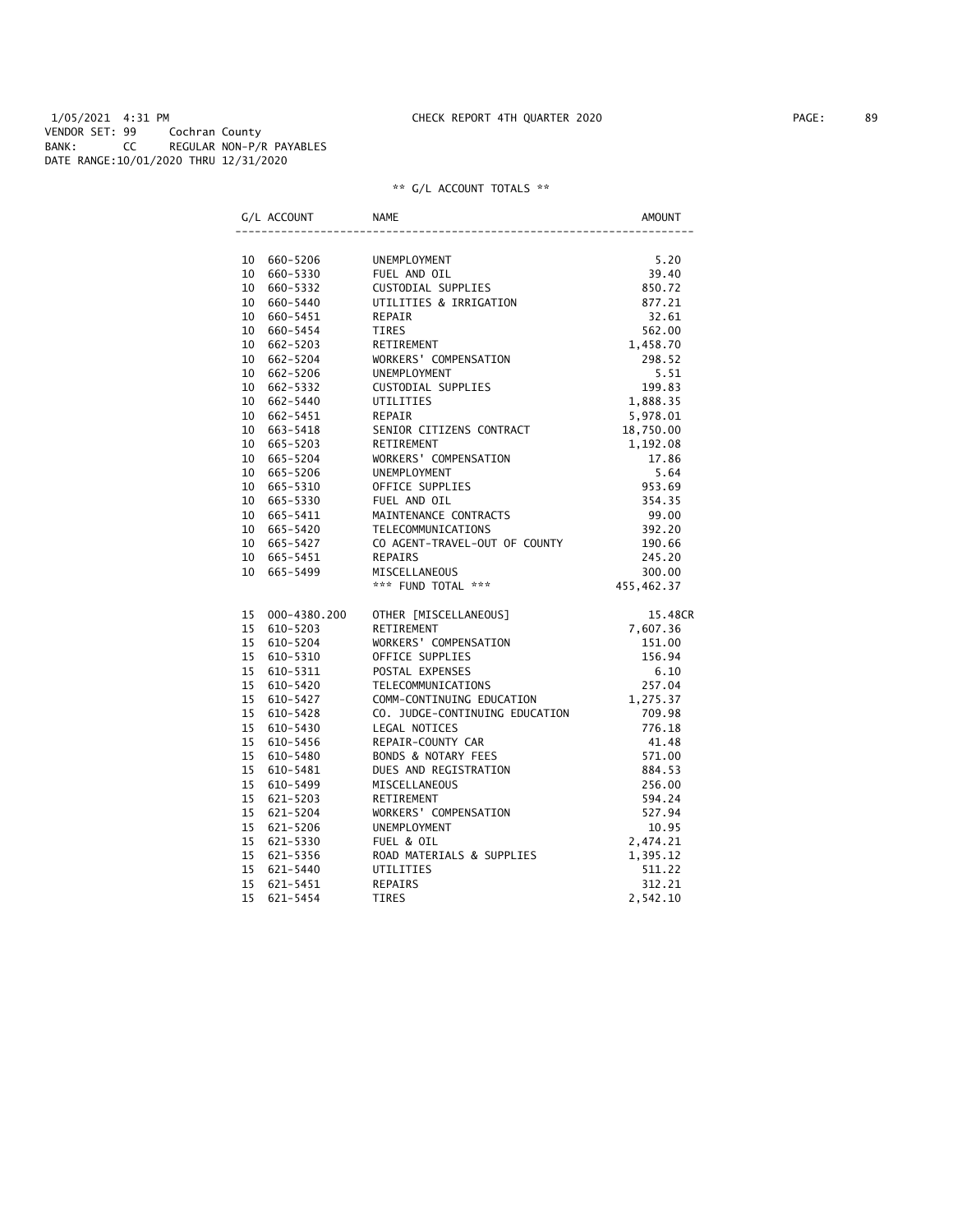1/05/2021 4:31 PM CHECK REPORT 4TH QUARTER 2020

VENDOR SET: 99 Cochran County
BANK: CC REGULAR NON-P/R PAYABLES
DATE RANGE:10/01/2020 THRU 12/31/2020

** G/L ACCOUNT TOTALS **

| G/L ACCOUNT | | NAME | AMOUNT |
|---|---|---|---|
| 10 | 660-5206 | UNEMPLOYMENT | 5.20 |
| 10 | 660-5330 | FUEL AND OIL | 39.40 |
| 10 | 660-5332 | CUSTODIAL SUPPLIES | 850.72 |
| 10 | 660-5440 | UTILITIES & IRRIGATION | 877.21 |
| 10 | 660-5451 | REPAIR | 32.61 |
| 10 | 660-5454 | TIRES | 562.00 |
| 10 | 662-5203 | RETIREMENT | 1,458.70 |
| 10 | 662-5204 | WORKERS' COMPENSATION | 298.52 |
| 10 | 662-5206 | UNEMPLOYMENT | 5.51 |
| 10 | 662-5332 | CUSTODIAL SUPPLIES | 199.83 |
| 10 | 662-5440 | UTILITIES | 1,888.35 |
| 10 | 662-5451 | REPAIR | 5,978.01 |
| 10 | 663-5418 | SENIOR CITIZENS CONTRACT | 18,750.00 |
| 10 | 665-5203 | RETIREMENT | 1,192.08 |
| 10 | 665-5204 | WORKERS' COMPENSATION | 17.86 |
| 10 | 665-5206 | UNEMPLOYMENT | 5.64 |
| 10 | 665-5310 | OFFICE SUPPLIES | 953.69 |
| 10 | 665-5330 | FUEL AND OIL | 354.35 |
| 10 | 665-5411 | MAINTENANCE CONTRACTS | 99.00 |
| 10 | 665-5420 | TELECOMMUNICATIONS | 392.20 |
| 10 | 665-5427 | CO AGENT-TRAVEL-OUT OF COUNTY | 190.66 |
| 10 | 665-5451 | REPAIRS | 245.20 |
| 10 | 665-5499 | MISCELLANEOUS | 300.00 |
| | | *** FUND TOTAL *** | 455,462.37 |
| 15 | 000-4380.200 | OTHER [MISCELLANEOUS] | 15.48CR |
| 15 | 610-5203 | RETIREMENT | 7,607.36 |
| 15 | 610-5204 | WORKERS' COMPENSATION | 151.00 |
| 15 | 610-5310 | OFFICE SUPPLIES | 156.94 |
| 15 | 610-5311 | POSTAL EXPENSES | 6.10 |
| 15 | 610-5420 | TELECOMMUNICATIONS | 257.04 |
| 15 | 610-5427 | COMM-CONTINUING EDUCATION | 1,275.37 |
| 15 | 610-5428 | CO. JUDGE-CONTINUING EDUCATION | 709.98 |
| 15 | 610-5430 | LEGAL NOTICES | 776.18 |
| 15 | 610-5456 | REPAIR-COUNTY CAR | 41.48 |
| 15 | 610-5480 | BONDS & NOTARY FEES | 571.00 |
| 15 | 610-5481 | DUES AND REGISTRATION | 884.53 |
| 15 | 610-5499 | MISCELLANEOUS | 256.00 |
| 15 | 621-5203 | RETIREMENT | 594.24 |
| 15 | 621-5204 | WORKERS' COMPENSATION | 527.94 |
| 15 | 621-5206 | UNEMPLOYMENT | 10.95 |
| 15 | 621-5330 | FUEL & OIL | 2,474.21 |
| 15 | 621-5356 | ROAD MATERIALS & SUPPLIES | 1,395.12 |
| 15 | 621-5440 | UTILITIES | 511.22 |
| 15 | 621-5451 | REPAIRS | 312.21 |
| 15 | 621-5454 | TIRES | 2,542.10 |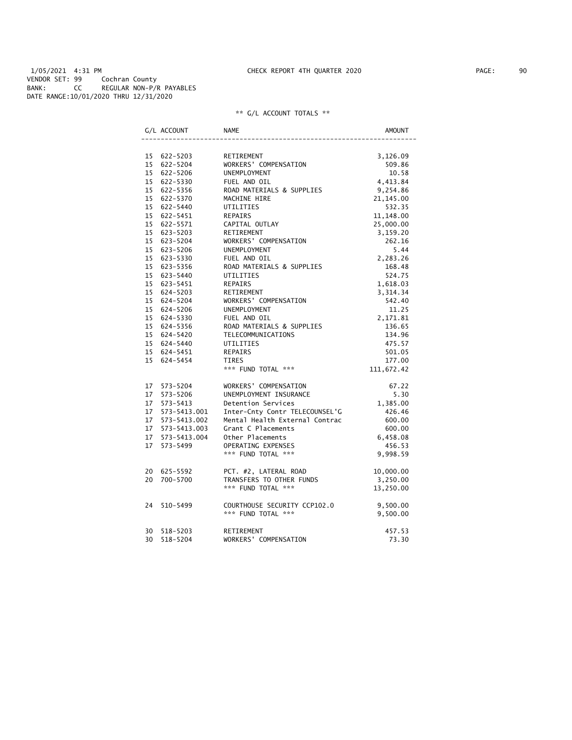1/05/2021 4:31 PM CHECK REPORT 4TH QUARTER 2020

VENDOR SET: 99 Cochran County
BANK: CC REGULAR NON-P/R PAYABLES
DATE RANGE:10/01/2020 THRU 12/31/2020

** G/L ACCOUNT TOTALS **

| G/L ACCOUNT | | NAME | AMOUNT |
|---|---|---|---|
| 15 | 622-5203 | RETIREMENT | 3,126.09 |
| 15 | 622-5204 | WORKERS' COMPENSATION | 509.86 |
| 15 | 622-5206 | UNEMPLOYMENT | 10.58 |
| 15 | 622-5330 | FUEL AND OIL | 4,413.84 |
| 15 | 622-5356 | ROAD MATERIALS & SUPPLIES | 9,254.86 |
| 15 | 622-5370 | MACHINE HIRE | 21,145.00 |
| 15 | 622-5440 | UTILITIES | 532.35 |
| 15 | 622-5451 | REPAIRS | 11,148.00 |
| 15 | 622-5571 | CAPITAL OUTLAY | 25,000.00 |
| 15 | 623-5203 | RETIREMENT | 3,159.20 |
| 15 | 623-5204 | WORKERS' COMPENSATION | 262.16 |
| 15 | 623-5206 | UNEMPLOYMENT | 5.44 |
| 15 | 623-5330 | FUEL AND OIL | 2,283.26 |
| 15 | 623-5356 | ROAD MATERIALS & SUPPLIES | 168.48 |
| 15 | 623-5440 | UTILITIES | 524.75 |
| 15 | 623-5451 | REPAIRS | 1,618.03 |
| 15 | 624-5203 | RETIREMENT | 3,314.34 |
| 15 | 624-5204 | WORKERS' COMPENSATION | 542.40 |
| 15 | 624-5206 | UNEMPLOYMENT | 11.25 |
| 15 | 624-5330 | FUEL AND OIL | 2,171.81 |
| 15 | 624-5356 | ROAD MATERIALS & SUPPLIES | 136.65 |
| 15 | 624-5420 | TELECOMMUNICATIONS | 134.96 |
| 15 | 624-5440 | UTILITIES | 475.57 |
| 15 | 624-5451 | REPAIRS | 501.05 |
| 15 | 624-5454 | TIRES | 177.00 |
| | | *** FUND TOTAL *** | 111,672.42 |
| 17 | 573-5204 | WORKERS' COMPENSATION | 67.22 |
| 17 | 573-5206 | UNEMPLOYMENT INSURANCE | 5.30 |
| 17 | 573-5413 | Detention Services | 1,385.00 |
| 17 | 573-5413.001 | Inter-Cnty Contr TELECOUNSEL'G | 426.46 |
| 17 | 573-5413.002 | Mental Health External Contrac | 600.00 |
| 17 | 573-5413.003 | Grant C Placements | 600.00 |
| 17 | 573-5413.004 | Other Placements | 6,458.08 |
| 17 | 573-5499 | OPERATING EXPENSES | 456.53 |
| | | *** FUND TOTAL *** | 9,998.59 |
| 20 | 625-5592 | PCT. #2, LATERAL ROAD | 10,000.00 |
| 20 | 700-5700 | TRANSFERS TO OTHER FUNDS | 3,250.00 |
| | | *** FUND TOTAL *** | 13,250.00 |
| 24 | 510-5499 | COURTHOUSE SECURITY CCP102.0 | 9,500.00 |
| | | *** FUND TOTAL *** | 9,500.00 |
| 30 | 518-5203 | RETIREMENT | 457.53 |
| 30 | 518-5204 | WORKERS' COMPENSATION | 73.30 |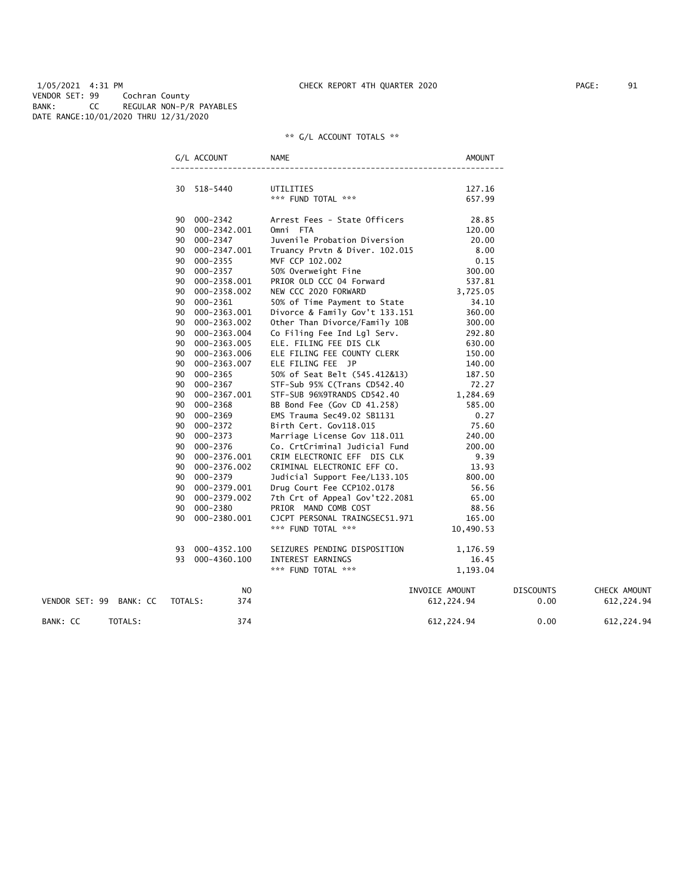1/05/2021 4:31 PM CHECK REPORT 4TH QUARTER 2020

VENDOR SET: 99 Cochran County
BANK: CC REGULAR NON-P/R PAYABLES
DATE RANGE:10/01/2020 THRU 12/31/2020

** G/L ACCOUNT TOTALS **

| G/L ACCOUNT | | NAME | AMOUNT |
|---|---|---|---|
| 30 | 518-5440 | UTILITIES | 127.16 |
| | | *** FUND TOTAL *** | 657.99 |
| 90 | 000-2342 | Arrest Fees - State Officers | 28.85 |
| 90 | 000-2342.001 | Omni FTA | 120.00 |
| 90 | 000-2347 | Juvenile Probation Diversion | 20.00 |
| 90 | 000-2347.001 | Truancy Prvtn & Diver. 102.015 | 8.00 |
| 90 | 000-2355 | MVF CCP 102.002 | 0.15 |
| 90 | 000-2357 | 50% Overweight Fine | 300.00 |
| 90 | 000-2358.001 | PRIOR OLD CCC 04 Forward | 537.81 |
| 90 | 000-2358.002 | NEW CCC 2020 FORWARD | 3,725.05 |
| 90 | 000-2361 | 50% of Time Payment to State | 34.10 |
| 90 | 000-2363.001 | Divorce & Family Gov't 133.151 | 360.00 |
| 90 | 000-2363.002 | Other Than Divorce/Family 10B | 300.00 |
| 90 | 000-2363.004 | Co Filing Fee Ind Lgl Serv. | 292.80 |
| 90 | 000-2363.005 | ELE. FILING FEE DIS CLK | 630.00 |
| 90 | 000-2363.006 | ELE FILING FEE COUNTY CLERK | 150.00 |
| 90 | 000-2363.007 | ELE FILING FEE JP | 140.00 |
| 90 | 000-2365 | 50% of Seat Belt (545.412&13) | 187.50 |
| 90 | 000-2367 | STF-Sub 95% C(Trans CD542.40 | 72.27 |
| 90 | 000-2367.001 | STF-SUB 96%9TRANDS CD542.40 | 1,284.69 |
| 90 | 000-2368 | BB Bond Fee (Gov CD 41.258) | 585.00 |
| 90 | 000-2369 | EMS Trauma Sec49.02 SB1131 | 0.27 |
| 90 | 000-2372 | Birth Cert. Gov118.015 | 75.60 |
| 90 | 000-2373 | Marriage License Gov 118.011 | 240.00 |
| 90 | 000-2376 | Co. CrtCriminal Judicial Fund | 200.00 |
| 90 | 000-2376.001 | CRIM ELECTRONIC EFF DIS CLK | 9.39 |
| 90 | 000-2376.002 | CRIMINAL ELECTRONIC EFF CO. | 13.93 |
| 90 | 000-2379 | Judicial Support Fee/L133.105 | 800.00 |
| 90 | 000-2379.001 | Drug Court Fee CCP102.0178 | 56.56 |
| 90 | 000-2379.002 | 7th Crt of Appeal Gov't22.2081 | 65.00 |
| 90 | 000-2380 | PRIOR MAND COMB COST | 88.56 |
| 90 | 000-2380.001 | CJCPT PERSONAL TRAINGSEC51.971 | 165.00 |
| | | *** FUND TOTAL *** | 10,490.53 |
| 93 | 000-4352.100 | SEIZURES PENDING DISPOSITION | 1,176.59 |
| 93 | 000-4360.100 | INTEREST EARNINGS | 16.45 |
| | | *** FUND TOTAL *** | 1,193.04 |

| | | NO | INVOICE AMOUNT | DISCOUNTS | CHECK AMOUNT |
|---|---|---|---|---|---|
| VENDOR SET: 99 BANK: CC | TOTALS: | 374 | 612,224.94 | 0.00 | 612,224.94 |
| BANK: CC | TOTALS: | 374 | 612,224.94 | 0.00 | 612,224.94 |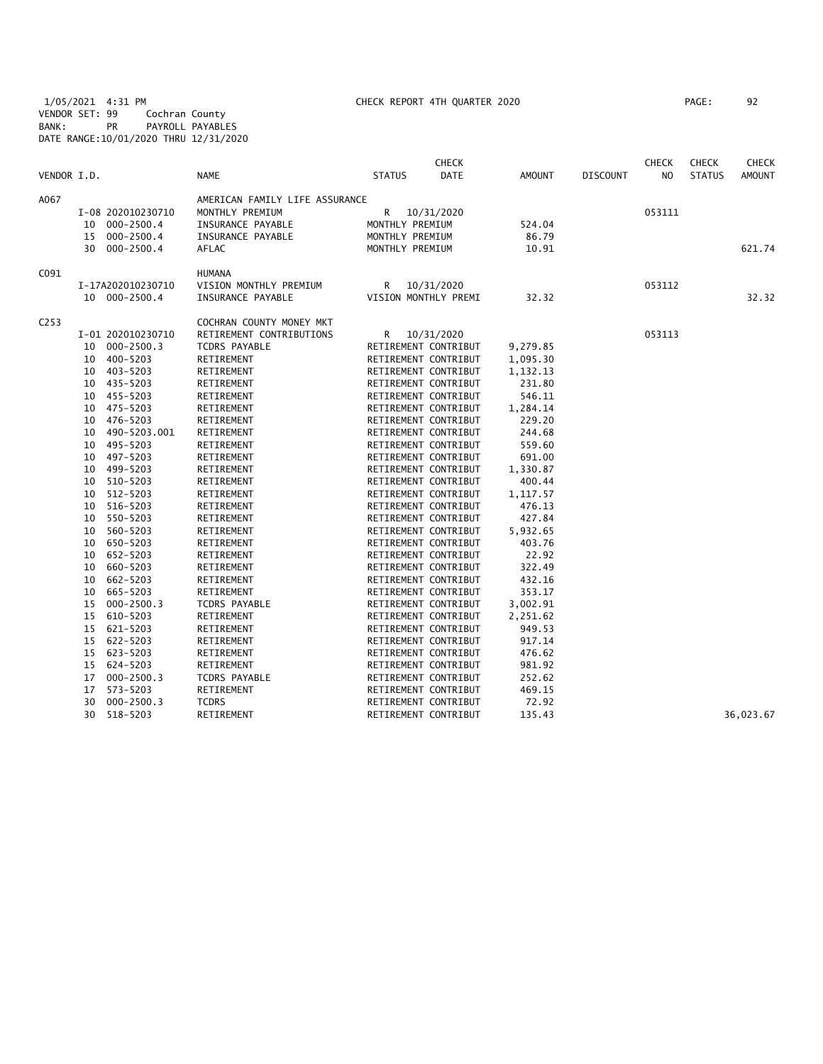1/05/2021 4:31 PM CHECK REPORT 4TH QUARTER 2020

VENDOR SET: 99 Cochran County
BANK: PR PAYROLL PAYABLES
DATE RANGE:10/01/2020 THRU 12/31/2020

| VENDOR I.D. | | NAME | STATUS | CHECK DATE | AMOUNT | DISCOUNT | CHECK NO | CHECK STATUS | CHECK AMOUNT |
|---|---|---|---|---|---|---|---|---|---|
| A067 | | AMERICAN FAMILY LIFE ASSURANCE | | | | | | | |
| | I-08 202010230710 | MONTHLY PREMIUM | R | 10/31/2020 | | | 053111 | | |
| | 10 000-2500.4 | INSURANCE PAYABLE | MONTHLY PREMIUM | | 524.04 | | | | |
| | 15 000-2500.4 | INSURANCE PAYABLE | MONTHLY PREMIUM | | 86.79 | | | | |
| | 30 000-2500.4 | AFLAC | MONTHLY PREMIUM | | 10.91 | | | | 621.74 |
| C091 | | HUMANA | | | | | | | |
| | I-17A202010230710 | VISION MONTHLY PREMIUM | R | 10/31/2020 | | | 053112 | | |
| | 10 000-2500.4 | INSURANCE PAYABLE | VISION MONTHLY PREMI | | 32.32 | | | | 32.32 |
| C253 | | COCHRAN COUNTY MONEY MKT | | | | | | | |
| | I-01 202010230710 | RETIREMENT CONTRIBUTIONS | R | 10/31/2020 | | | 053113 | | |
| | 10 000-2500.3 | TCDRS PAYABLE | RETIREMENT CONTRIBUT | | 9,279.85 | | | | |
| | 10 400-5203 | RETIREMENT | RETIREMENT CONTRIBUT | | 1,095.30 | | | | |
| | 10 403-5203 | RETIREMENT | RETIREMENT CONTRIBUT | | 1,132.13 | | | | |
| | 10 435-5203 | RETIREMENT | RETIREMENT CONTRIBUT | | 231.80 | | | | |
| | 10 455-5203 | RETIREMENT | RETIREMENT CONTRIBUT | | 546.11 | | | | |
| | 10 475-5203 | RETIREMENT | RETIREMENT CONTRIBUT | | 1,284.14 | | | | |
| | 10 476-5203 | RETIREMENT | RETIREMENT CONTRIBUT | | 229.20 | | | | |
| | 10 490-5203.001 | RETIREMENT | RETIREMENT CONTRIBUT | | 244.68 | | | | |
| | 10 495-5203 | RETIREMENT | RETIREMENT CONTRIBUT | | 559.60 | | | | |
| | 10 497-5203 | RETIREMENT | RETIREMENT CONTRIBUT | | 691.00 | | | | |
| | 10 499-5203 | RETIREMENT | RETIREMENT CONTRIBUT | | 1,330.87 | | | | |
| | 10 510-5203 | RETIREMENT | RETIREMENT CONTRIBUT | | 400.44 | | | | |
| | 10 512-5203 | RETIREMENT | RETIREMENT CONTRIBUT | | 1,117.57 | | | | |
| | 10 516-5203 | RETIREMENT | RETIREMENT CONTRIBUT | | 476.13 | | | | |
| | 10 550-5203 | RETIREMENT | RETIREMENT CONTRIBUT | | 427.84 | | | | |
| | 10 560-5203 | RETIREMENT | RETIREMENT CONTRIBUT | | 5,932.65 | | | | |
| | 10 650-5203 | RETIREMENT | RETIREMENT CONTRIBUT | | 403.76 | | | | |
| | 10 652-5203 | RETIREMENT | RETIREMENT CONTRIBUT | | 22.92 | | | | |
| | 10 660-5203 | RETIREMENT | RETIREMENT CONTRIBUT | | 322.49 | | | | |
| | 10 662-5203 | RETIREMENT | RETIREMENT CONTRIBUT | | 432.16 | | | | |
| | 10 665-5203 | RETIREMENT | RETIREMENT CONTRIBUT | | 353.17 | | | | |
| | 15 000-2500.3 | TCDRS PAYABLE | RETIREMENT CONTRIBUT | | 3,002.91 | | | | |
| | 15 610-5203 | RETIREMENT | RETIREMENT CONTRIBUT | | 2,251.62 | | | | |
| | 15 621-5203 | RETIREMENT | RETIREMENT CONTRIBUT | | 949.53 | | | | |
| | 15 622-5203 | RETIREMENT | RETIREMENT CONTRIBUT | | 917.14 | | | | |
| | 15 623-5203 | RETIREMENT | RETIREMENT CONTRIBUT | | 476.62 | | | | |
| | 15 624-5203 | RETIREMENT | RETIREMENT CONTRIBUT | | 981.92 | | | | |
| | 17 000-2500.3 | TCDRS PAYABLE | RETIREMENT CONTRIBUT | | 252.62 | | | | |
| | 17 573-5203 | RETIREMENT | RETIREMENT CONTRIBUT | | 469.15 | | | | |
| | 30 000-2500.3 | TCDRS | RETIREMENT CONTRIBUT | | 72.92 | | | | |
| | 30 518-5203 | RETIREMENT | RETIREMENT CONTRIBUT | | 135.43 | | | | 36,023.67 |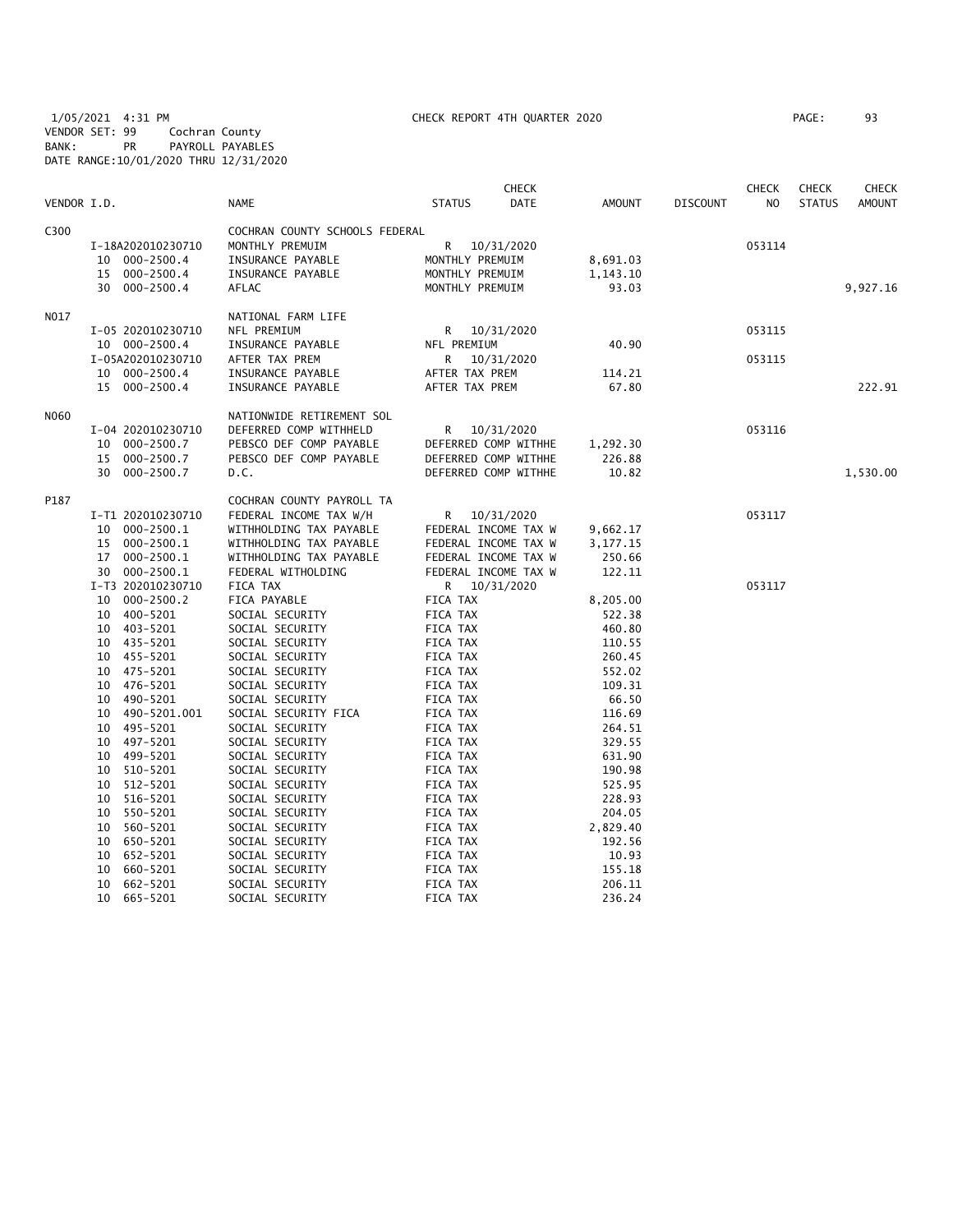1/05/2021 4:31 PM CHECK REPORT 4TH QUARTER 2020

VENDOR SET: 99 Cochran County
BANK: PR PAYROLL PAYABLES
DATE RANGE:10/01/2020 THRU 12/31/2020

| VENDOR I.D. | | NAME | STATUS | CHECK DATE | AMOUNT | DISCOUNT | CHECK NO | CHECK STATUS | CHECK AMOUNT |
|---|---|---|---|---|---|---|---|---|---|
| C300 | | COCHRAN COUNTY SCHOOLS FEDERAL | | | | | | | |
| | I-18A202010230710 | MONTHLY PREMUIM | R | 10/31/2020 | | | 053114 | | |
| | 10 000-2500.4 | INSURANCE PAYABLE | MONTHLY PREMUIM | | 8,691.03 | | | | |
| | 15 000-2500.4 | INSURANCE PAYABLE | MONTHLY PREMUIM | | 1,143.10 | | | | |
| | 30 000-2500.4 | AFLAC | MONTHLY PREMUIM | | 93.03 | | | | 9,927.16 |
| N017 | | NATIONAL FARM LIFE | | | | | | | |
| | I-05 202010230710 | NFL PREMIUM | R | 10/31/2020 | | | 053115 | | |
| | 10 000-2500.4 | INSURANCE PAYABLE | NFL PREMIUM | | 40.90 | | | | |
| | I-05A202010230710 | AFTER TAX PREM | R | 10/31/2020 | | | 053115 | | |
| | 10 000-2500.4 | INSURANCE PAYABLE | AFTER TAX PREM | | 114.21 | | | | |
| | 15 000-2500.4 | INSURANCE PAYABLE | AFTER TAX PREM | | 67.80 | | | | 222.91 |
| N060 | | NATIONWIDE RETIREMENT SOL | | | | | | | |
| | I-04 202010230710 | DEFERRED COMP WITHHELD | R | 10/31/2020 | | | 053116 | | |
| | 10 000-2500.7 | PEBSCO DEF COMP PAYABLE | DEFERRED COMP WITHHE | | 1,292.30 | | | | |
| | 15 000-2500.7 | PEBSCO DEF COMP PAYABLE | DEFERRED COMP WITHHE | | 226.88 | | | | |
| | 30 000-2500.7 | D.C. | DEFERRED COMP WITHHE | | 10.82 | | | | 1,530.00 |
| P187 | | COCHRAN COUNTY PAYROLL TA | | | | | | | |
| | I-T1 202010230710 | FEDERAL INCOME TAX W/H | R | 10/31/2020 | | | 053117 | | |
| | 10 000-2500.1 | WITHHOLDING TAX PAYABLE | FEDERAL INCOME TAX W | | 9,662.17 | | | | |
| | 15 000-2500.1 | WITHHOLDING TAX PAYABLE | FEDERAL INCOME TAX W | | 3,177.15 | | | | |
| | 17 000-2500.1 | WITHHOLDING TAX PAYABLE | FEDERAL INCOME TAX W | | 250.66 | | | | |
| | 30 000-2500.1 | FEDERAL WITHOLDING | FEDERAL INCOME TAX W | | 122.11 | | | | |
| | I-T3 202010230710 | FICA TAX | R | 10/31/2020 | | | 053117 | | |
| | 10 000-2500.2 | FICA PAYABLE | FICA TAX | | 8,205.00 | | | | |
| | 10 400-5201 | SOCIAL SECURITY | FICA TAX | | 522.38 | | | | |
| | 10 403-5201 | SOCIAL SECURITY | FICA TAX | | 460.80 | | | | |
| | 10 435-5201 | SOCIAL SECURITY | FICA TAX | | 110.55 | | | | |
| | 10 455-5201 | SOCIAL SECURITY | FICA TAX | | 260.45 | | | | |
| | 10 475-5201 | SOCIAL SECURITY | FICA TAX | | 552.02 | | | | |
| | 10 476-5201 | SOCIAL SECURITY | FICA TAX | | 109.31 | | | | |
| | 10 490-5201 | SOCIAL SECURITY | FICA TAX | | 66.50 | | | | |
| | 10 490-5201.001 | SOCIAL SECURITY FICA | FICA TAX | | 116.69 | | | | |
| | 10 495-5201 | SOCIAL SECURITY | FICA TAX | | 264.51 | | | | |
| | 10 497-5201 | SOCIAL SECURITY | FICA TAX | | 329.55 | | | | |
| | 10 499-5201 | SOCIAL SECURITY | FICA TAX | | 631.90 | | | | |
| | 10 510-5201 | SOCIAL SECURITY | FICA TAX | | 190.98 | | | | |
| | 10 512-5201 | SOCIAL SECURITY | FICA TAX | | 525.95 | | | | |
| | 10 516-5201 | SOCIAL SECURITY | FICA TAX | | 228.93 | | | | |
| | 10 550-5201 | SOCIAL SECURITY | FICA TAX | | 204.05 | | | | |
| | 10 560-5201 | SOCIAL SECURITY | FICA TAX | | 2,829.40 | | | | |
| | 10 650-5201 | SOCIAL SECURITY | FICA TAX | | 192.56 | | | | |
| | 10 652-5201 | SOCIAL SECURITY | FICA TAX | | 10.93 | | | | |
| | 10 660-5201 | SOCIAL SECURITY | FICA TAX | | 155.18 | | | | |
| | 10 662-5201 | SOCIAL SECURITY | FICA TAX | | 206.11 | | | | |
| | 10 665-5201 | SOCIAL SECURITY | FICA TAX | | 236.24 | | | | |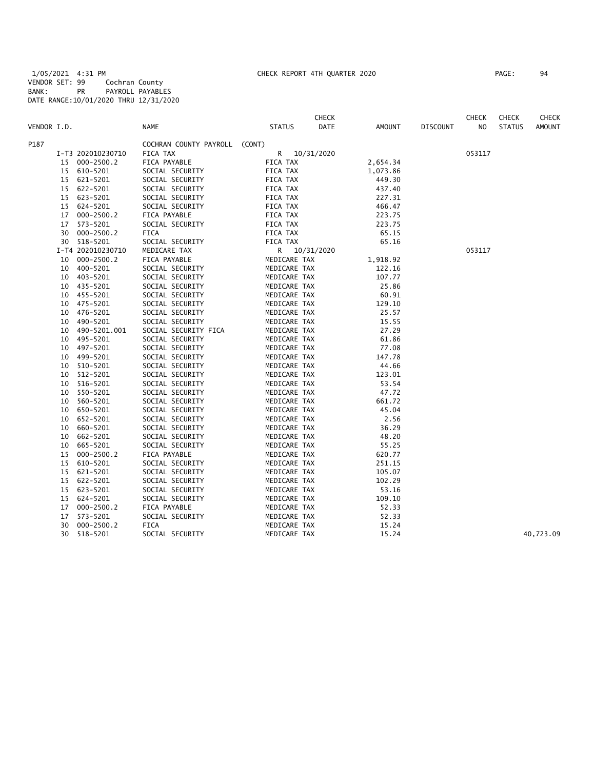1/05/2021 4:31 PM CHECK REPORT 4TH QUARTER 2020 PAGE: 94
VENDOR SET: 99 Cochran County
BANK: PR PAYROLL PAYABLES
DATE RANGE:10/01/2020 THRU 12/31/2020

| VENDOR I.D. | | NAME | STATUS | CHECK DATE | AMOUNT | DISCOUNT | CHECK NO | CHECK STATUS | CHECK AMOUNT |
|---|---|---|---|---|---|---|---|---|---|
| P187 | | COCHRAN COUNTY PAYROLL (CONT) | | | | | | | |
| | I-T3 202010230710 | FICA TAX | R | 10/31/2020 | | | 053117 | | |
| 15 | 000-2500.2 | FICA PAYABLE | FICA TAX | | 2,654.34 | | | | |
| 15 | 610-5201 | SOCIAL SECURITY | FICA TAX | | 1,073.86 | | | | |
| 15 | 621-5201 | SOCIAL SECURITY | FICA TAX | | 449.30 | | | | |
| 15 | 622-5201 | SOCIAL SECURITY | FICA TAX | | 437.40 | | | | |
| 15 | 623-5201 | SOCIAL SECURITY | FICA TAX | | 227.31 | | | | |
| 15 | 624-5201 | SOCIAL SECURITY | FICA TAX | | 466.47 | | | | |
| 17 | 000-2500.2 | FICA PAYABLE | FICA TAX | | 223.75 | | | | |
| 17 | 573-5201 | SOCIAL SECURITY | FICA TAX | | 223.75 | | | | |
| 30 | 000-2500.2 | FICA | FICA TAX | | 65.15 | | | | |
| 30 | 518-5201 | SOCIAL SECURITY | FICA TAX | | 65.16 | | | | |
| | I-T4 202010230710 | MEDICARE TAX | R | 10/31/2020 | | | 053117 | | |
| 10 | 000-2500.2 | FICA PAYABLE | MEDICARE TAX | | 1,918.92 | | | | |
| 10 | 400-5201 | SOCIAL SECURITY | MEDICARE TAX | | 122.16 | | | | |
| 10 | 403-5201 | SOCIAL SECURITY | MEDICARE TAX | | 107.77 | | | | |
| 10 | 435-5201 | SOCIAL SECURITY | MEDICARE TAX | | 25.86 | | | | |
| 10 | 455-5201 | SOCIAL SECURITY | MEDICARE TAX | | 60.91 | | | | |
| 10 | 475-5201 | SOCIAL SECURITY | MEDICARE TAX | | 129.10 | | | | |
| 10 | 476-5201 | SOCIAL SECURITY | MEDICARE TAX | | 25.57 | | | | |
| 10 | 490-5201 | SOCIAL SECURITY | MEDICARE TAX | | 15.55 | | | | |
| 10 | 490-5201.001 | SOCIAL SECURITY FICA | MEDICARE TAX | | 27.29 | | | | |
| 10 | 495-5201 | SOCIAL SECURITY | MEDICARE TAX | | 61.86 | | | | |
| 10 | 497-5201 | SOCIAL SECURITY | MEDICARE TAX | | 77.08 | | | | |
| 10 | 499-5201 | SOCIAL SECURITY | MEDICARE TAX | | 147.78 | | | | |
| 10 | 510-5201 | SOCIAL SECURITY | MEDICARE TAX | | 44.66 | | | | |
| 10 | 512-5201 | SOCIAL SECURITY | MEDICARE TAX | | 123.01 | | | | |
| 10 | 516-5201 | SOCIAL SECURITY | MEDICARE TAX | | 53.54 | | | | |
| 10 | 550-5201 | SOCIAL SECURITY | MEDICARE TAX | | 47.72 | | | | |
| 10 | 560-5201 | SOCIAL SECURITY | MEDICARE TAX | | 661.72 | | | | |
| 10 | 650-5201 | SOCIAL SECURITY | MEDICARE TAX | | 45.04 | | | | |
| 10 | 652-5201 | SOCIAL SECURITY | MEDICARE TAX | | 2.56 | | | | |
| 10 | 660-5201 | SOCIAL SECURITY | MEDICARE TAX | | 36.29 | | | | |
| 10 | 662-5201 | SOCIAL SECURITY | MEDICARE TAX | | 48.20 | | | | |
| 10 | 665-5201 | SOCIAL SECURITY | MEDICARE TAX | | 55.25 | | | | |
| 15 | 000-2500.2 | FICA PAYABLE | MEDICARE TAX | | 620.77 | | | | |
| 15 | 610-5201 | SOCIAL SECURITY | MEDICARE TAX | | 251.15 | | | | |
| 15 | 621-5201 | SOCIAL SECURITY | MEDICARE TAX | | 105.07 | | | | |
| 15 | 622-5201 | SOCIAL SECURITY | MEDICARE TAX | | 102.29 | | | | |
| 15 | 623-5201 | SOCIAL SECURITY | MEDICARE TAX | | 53.16 | | | | |
| 15 | 624-5201 | SOCIAL SECURITY | MEDICARE TAX | | 109.10 | | | | |
| 17 | 000-2500.2 | FICA PAYABLE | MEDICARE TAX | | 52.33 | | | | |
| 17 | 573-5201 | SOCIAL SECURITY | MEDICARE TAX | | 52.33 | | | | |
| 30 | 000-2500.2 | FICA | MEDICARE TAX | | 15.24 | | | | |
| 30 | 518-5201 | SOCIAL SECURITY | MEDICARE TAX | | 15.24 | | | | 40,723.09 |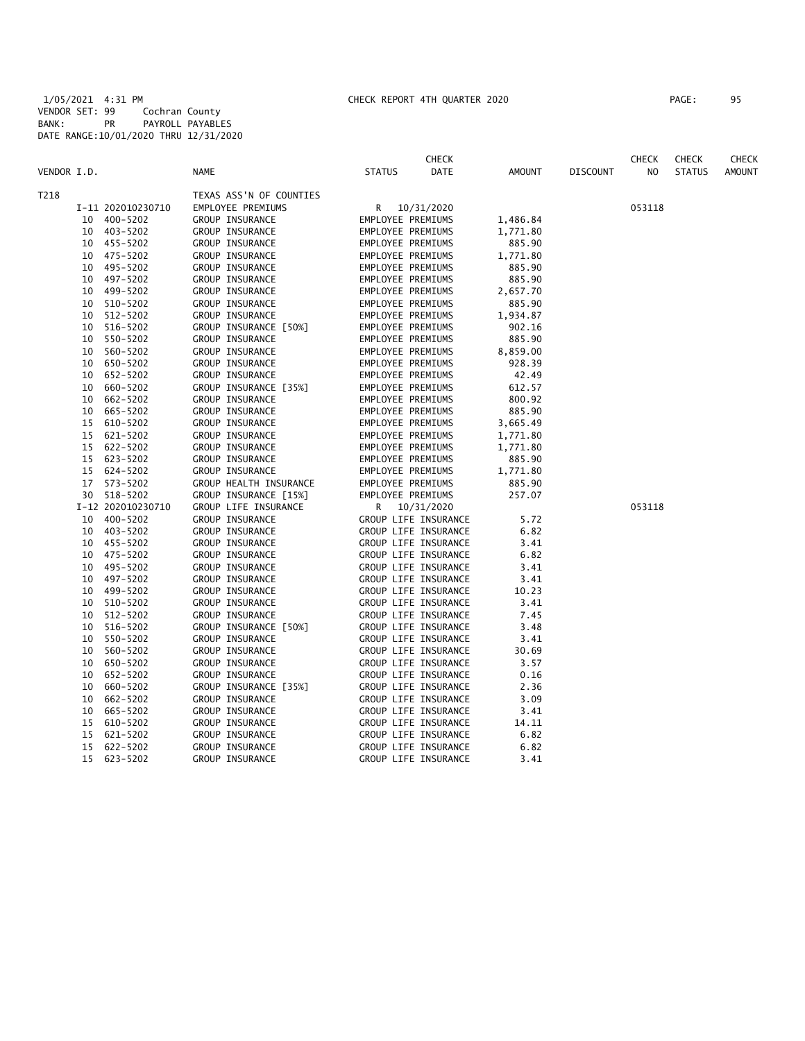1/05/2021 4:31 PM CHECK REPORT 4TH QUARTER 2020

VENDOR SET: 99 Cochran County
BANK: PR PAYROLL PAYABLES
DATE RANGE:10/01/2020 THRU 12/31/2020

| VENDOR I.D. | NAME | STATUS | CHECK DATE | AMOUNT | DISCOUNT | CHECK NO | CHECK STATUS | CHECK AMOUNT |
|---|---|---|---|---|---|---|---|---|
| T218 | TEXAS ASS'N OF COUNTIES | | | | | | | |
| I-11 202010230710 | EMPLOYEE PREMIUMS | R | 10/31/2020 | | | 053118 | | |
| 10 400-5202 | GROUP INSURANCE | EMPLOYEE PREMIUMS | | 1,486.84 | | | | |
| 10 403-5202 | GROUP INSURANCE | EMPLOYEE PREMIUMS | | 1,771.80 | | | | |
| 10 455-5202 | GROUP INSURANCE | EMPLOYEE PREMIUMS | | 885.90 | | | | |
| 10 475-5202 | GROUP INSURANCE | EMPLOYEE PREMIUMS | | 1,771.80 | | | | |
| 10 495-5202 | GROUP INSURANCE | EMPLOYEE PREMIUMS | | 885.90 | | | | |
| 10 497-5202 | GROUP INSURANCE | EMPLOYEE PREMIUMS | | 885.90 | | | | |
| 10 499-5202 | GROUP INSURANCE | EMPLOYEE PREMIUMS | | 2,657.70 | | | | |
| 10 510-5202 | GROUP INSURANCE | EMPLOYEE PREMIUMS | | 885.90 | | | | |
| 10 512-5202 | GROUP INSURANCE | EMPLOYEE PREMIUMS | | 1,934.87 | | | | |
| 10 516-5202 | GROUP INSURANCE [50%] | EMPLOYEE PREMIUMS | | 902.16 | | | | |
| 10 550-5202 | GROUP INSURANCE | EMPLOYEE PREMIUMS | | 885.90 | | | | |
| 10 560-5202 | GROUP INSURANCE | EMPLOYEE PREMIUMS | | 8,859.00 | | | | |
| 10 650-5202 | GROUP INSURANCE | EMPLOYEE PREMIUMS | | 928.39 | | | | |
| 10 652-5202 | GROUP INSURANCE | EMPLOYEE PREMIUMS | | 42.49 | | | | |
| 10 660-5202 | GROUP INSURANCE [35%] | EMPLOYEE PREMIUMS | | 612.57 | | | | |
| 10 662-5202 | GROUP INSURANCE | EMPLOYEE PREMIUMS | | 800.92 | | | | |
| 10 665-5202 | GROUP INSURANCE | EMPLOYEE PREMIUMS | | 885.90 | | | | |
| 15 610-5202 | GROUP INSURANCE | EMPLOYEE PREMIUMS | | 3,665.49 | | | | |
| 15 621-5202 | GROUP INSURANCE | EMPLOYEE PREMIUMS | | 1,771.80 | | | | |
| 15 622-5202 | GROUP INSURANCE | EMPLOYEE PREMIUMS | | 1,771.80 | | | | |
| 15 623-5202 | GROUP INSURANCE | EMPLOYEE PREMIUMS | | 885.90 | | | | |
| 15 624-5202 | GROUP INSURANCE | EMPLOYEE PREMIUMS | | 1,771.80 | | | | |
| 17 573-5202 | GROUP HEALTH INSURANCE | EMPLOYEE PREMIUMS | | 885.90 | | | | |
| 30 518-5202 | GROUP INSURANCE [15%] | EMPLOYEE PREMIUMS | | 257.07 | | | | |
| I-12 202010230710 | GROUP LIFE INSURANCE | R | 10/31/2020 | | | 053118 | | |
| 10 400-5202 | GROUP INSURANCE | GROUP LIFE INSURANCE | | 5.72 | | | | |
| 10 403-5202 | GROUP INSURANCE | GROUP LIFE INSURANCE | | 6.82 | | | | |
| 10 455-5202 | GROUP INSURANCE | GROUP LIFE INSURANCE | | 3.41 | | | | |
| 10 475-5202 | GROUP INSURANCE | GROUP LIFE INSURANCE | | 6.82 | | | | |
| 10 495-5202 | GROUP INSURANCE | GROUP LIFE INSURANCE | | 3.41 | | | | |
| 10 497-5202 | GROUP INSURANCE | GROUP LIFE INSURANCE | | 3.41 | | | | |
| 10 499-5202 | GROUP INSURANCE | GROUP LIFE INSURANCE | | 10.23 | | | | |
| 10 510-5202 | GROUP INSURANCE | GROUP LIFE INSURANCE | | 3.41 | | | | |
| 10 512-5202 | GROUP INSURANCE | GROUP LIFE INSURANCE | | 7.45 | | | | |
| 10 516-5202 | GROUP INSURANCE [50%] | GROUP LIFE INSURANCE | | 3.48 | | | | |
| 10 550-5202 | GROUP INSURANCE | GROUP LIFE INSURANCE | | 3.41 | | | | |
| 10 560-5202 | GROUP INSURANCE | GROUP LIFE INSURANCE | | 30.69 | | | | |
| 10 650-5202 | GROUP INSURANCE | GROUP LIFE INSURANCE | | 3.57 | | | | |
| 10 652-5202 | GROUP INSURANCE | GROUP LIFE INSURANCE | | 0.16 | | | | |
| 10 660-5202 | GROUP INSURANCE [35%] | GROUP LIFE INSURANCE | | 2.36 | | | | |
| 10 662-5202 | GROUP INSURANCE | GROUP LIFE INSURANCE | | 3.09 | | | | |
| 10 665-5202 | GROUP INSURANCE | GROUP LIFE INSURANCE | | 3.41 | | | | |
| 15 610-5202 | GROUP INSURANCE | GROUP LIFE INSURANCE | | 14.11 | | | | |
| 15 621-5202 | GROUP INSURANCE | GROUP LIFE INSURANCE | | 6.82 | | | | |
| 15 622-5202 | GROUP INSURANCE | GROUP LIFE INSURANCE | | 6.82 | | | | |
| 15 623-5202 | GROUP INSURANCE | GROUP LIFE INSURANCE | | 3.41 | | | | |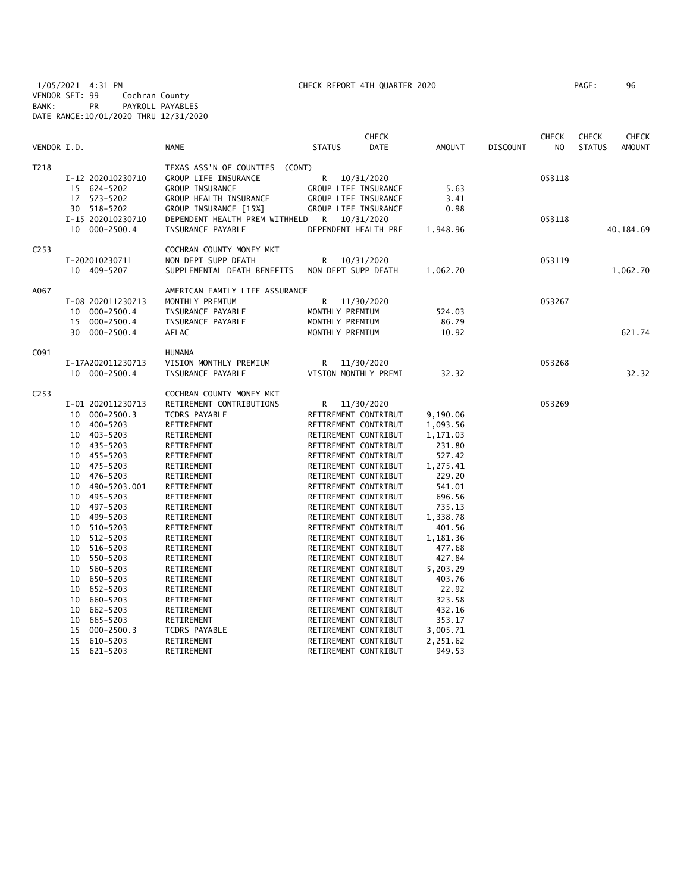1/05/2021 4:31 PM CHECK REPORT 4TH QUARTER 2020
VENDOR SET: 99 Cochran County
BANK: PR PAYROLL PAYABLES
DATE RANGE:10/01/2020 THRU 12/31/2020

| VENDOR I.D. | | NAME | STATUS | CHECK DATE | AMOUNT | DISCOUNT | CHECK NO | CHECK STATUS | CHECK AMOUNT |
|---|---|---|---|---|---|---|---|---|---|
| T218 | | TEXAS ASS'N OF COUNTIES (CONT) | | | | | | | |
| | I-12 202010230710 | GROUP LIFE INSURANCE | R | 10/31/2020 | | | 053118 | | |
| | 15 624-5202 | GROUP INSURANCE | GROUP LIFE INSURANCE | | 5.63 | | | | |
| | 17 573-5202 | GROUP HEALTH INSURANCE | GROUP LIFE INSURANCE | | 3.41 | | | | |
| | 30 518-5202 | GROUP INSURANCE [15%] | GROUP LIFE INSURANCE | | 0.98 | | | | |
| | I-15 202010230710 | DEPENDENT HEALTH PREM WITHHELD | R | 10/31/2020 | | | 053118 | | |
| | 10 000-2500.4 | INSURANCE PAYABLE | DEPENDENT HEALTH PRE | | 1,948.96 | | | | 40,184.69 |
| C253 | | COCHRAN COUNTY MONEY MKT | | | | | | | |
| | I-202010230711 | NON DEPT SUPP DEATH | R | 10/31/2020 | | | 053119 | | |
| | 10 409-5207 | SUPPLEMENTAL DEATH BENEFITS | NON DEPT SUPP DEATH | | 1,062.70 | | | | 1,062.70 |
| A067 | | AMERICAN FAMILY LIFE ASSURANCE | | | | | | | |
| | I-08 202011230713 | MONTHLY PREMIUM | R | 11/30/2020 | | | 053267 | | |
| | 10 000-2500.4 | INSURANCE PAYABLE | MONTHLY PREMIUM | | 524.03 | | | | |
| | 15 000-2500.4 | INSURANCE PAYABLE | MONTHLY PREMIUM | | 86.79 | | | | |
| | 30 000-2500.4 | AFLAC | MONTHLY PREMIUM | | 10.92 | | | | 621.74 |
| C091 | | HUMANA | | | | | | | |
| | I-17A202011230713 | VISION MONTHLY PREMIUM | R | 11/30/2020 | | | 053268 | | |
| | 10 000-2500.4 | INSURANCE PAYABLE | VISION MONTHLY PREMI | | 32.32 | | | | 32.32 |
| C253 | | COCHRAN COUNTY MONEY MKT | | | | | | | |
| | I-01 202011230713 | RETIREMENT CONTRIBUTIONS | R | 11/30/2020 | | | 053269 | | |
| | 10 000-2500.3 | TCDRS PAYABLE | RETIREMENT CONTRIBUT | | 9,190.06 | | | | |
| | 10 400-5203 | RETIREMENT | RETIREMENT CONTRIBUT | | 1,093.56 | | | | |
| | 10 403-5203 | RETIREMENT | RETIREMENT CONTRIBUT | | 1,171.03 | | | | |
| | 10 435-5203 | RETIREMENT | RETIREMENT CONTRIBUT | | 231.80 | | | | |
| | 10 455-5203 | RETIREMENT | RETIREMENT CONTRIBUT | | 527.42 | | | | |
| | 10 475-5203 | RETIREMENT | RETIREMENT CONTRIBUT | | 1,275.41 | | | | |
| | 10 476-5203 | RETIREMENT | RETIREMENT CONTRIBUT | | 229.20 | | | | |
| | 10 490-5203.001 | RETIREMENT | RETIREMENT CONTRIBUT | | 541.01 | | | | |
| | 10 495-5203 | RETIREMENT | RETIREMENT CONTRIBUT | | 696.56 | | | | |
| | 10 497-5203 | RETIREMENT | RETIREMENT CONTRIBUT | | 735.13 | | | | |
| | 10 499-5203 | RETIREMENT | RETIREMENT CONTRIBUT | | 1,338.78 | | | | |
| | 10 510-5203 | RETIREMENT | RETIREMENT CONTRIBUT | | 401.56 | | | | |
| | 10 512-5203 | RETIREMENT | RETIREMENT CONTRIBUT | | 1,181.36 | | | | |
| | 10 516-5203 | RETIREMENT | RETIREMENT CONTRIBUT | | 477.68 | | | | |
| | 10 550-5203 | RETIREMENT | RETIREMENT CONTRIBUT | | 427.84 | | | | |
| | 10 560-5203 | RETIREMENT | RETIREMENT CONTRIBUT | | 5,203.29 | | | | |
| | 10 650-5203 | RETIREMENT | RETIREMENT CONTRIBUT | | 403.76 | | | | |
| | 10 652-5203 | RETIREMENT | RETIREMENT CONTRIBUT | | 22.92 | | | | |
| | 10 660-5203 | RETIREMENT | RETIREMENT CONTRIBUT | | 323.58 | | | | |
| | 10 662-5203 | RETIREMENT | RETIREMENT CONTRIBUT | | 432.16 | | | | |
| | 10 665-5203 | RETIREMENT | RETIREMENT CONTRIBUT | | 353.17 | | | | |
| | 15 000-2500.3 | TCDRS PAYABLE | RETIREMENT CONTRIBUT | | 3,005.71 | | | | |
| | 15 610-5203 | RETIREMENT | RETIREMENT CONTRIBUT | | 2,251.62 | | | | |
| | 15 621-5203 | RETIREMENT | RETIREMENT CONTRIBUT | | 949.53 | | | | |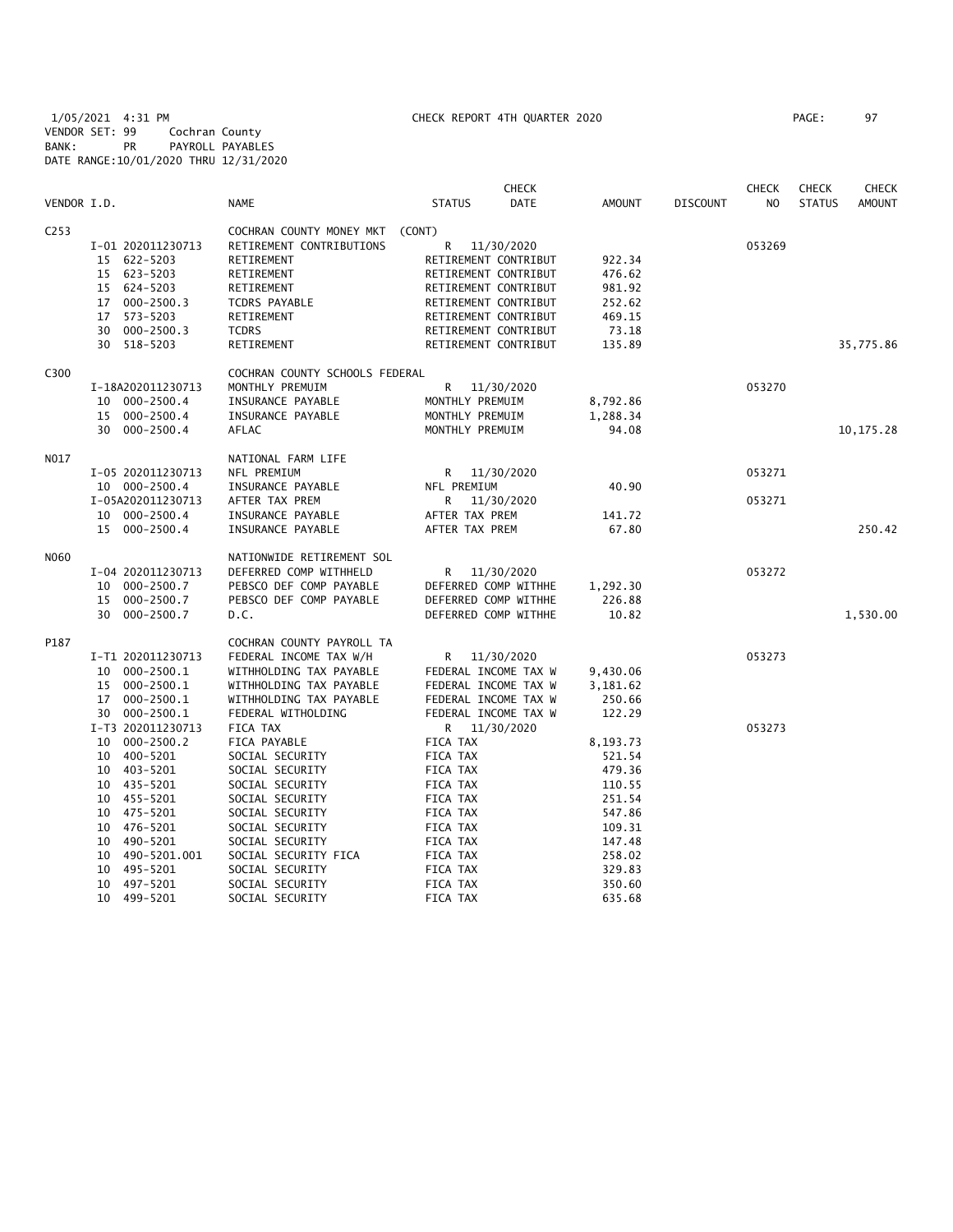1/05/2021 4:31 PM CHECK REPORT 4TH QUARTER 2020
VENDOR SET: 99 Cochran County
BANK: PR PAYROLL PAYABLES
DATE RANGE:10/01/2020 THRU 12/31/2020

| VENDOR I.D. | | NAME | STATUS | CHECK DATE | AMOUNT | DISCOUNT | CHECK NO | CHECK STATUS | CHECK AMOUNT |
|---|---|---|---|---|---|---|---|---|---|
| C253 | | COCHRAN COUNTY MONEY MKT (CONT) | | | | | | | |
| | I-01 202011230713 | RETIREMENT CONTRIBUTIONS | R | 11/30/2020 | | | 053269 | | |
| | 15 622-5203 | RETIREMENT | RETIREMENT CONTRIBUT | | 922.34 | | | | |
| | 15 623-5203 | RETIREMENT | RETIREMENT CONTRIBUT | | 476.62 | | | | |
| | 15 624-5203 | RETIREMENT | RETIREMENT CONTRIBUT | | 981.92 | | | | |
| | 17 000-2500.3 | TCDRS PAYABLE | RETIREMENT CONTRIBUT | | 252.62 | | | | |
| | 17 573-5203 | RETIREMENT | RETIREMENT CONTRIBUT | | 469.15 | | | | |
| | 30 000-2500.3 | TCDRS | RETIREMENT CONTRIBUT | | 73.18 | | | | |
| | 30 518-5203 | RETIREMENT | RETIREMENT CONTRIBUT | | 135.89 | | | | 35,775.86 |
| C300 | | COCHRAN COUNTY SCHOOLS FEDERAL | | | | | | | |
| | I-18A202011230713 | MONTHLY PREMUIM | R | 11/30/2020 | | | 053270 | | |
| | 10 000-2500.4 | INSURANCE PAYABLE | MONTHLY PREMUIM | | 8,792.86 | | | | |
| | 15 000-2500.4 | INSURANCE PAYABLE | MONTHLY PREMUIM | | 1,288.34 | | | | |
| | 30 000-2500.4 | AFLAC | MONTHLY PREMUIM | | 94.08 | | | | 10,175.28 |
| N017 | | NATIONAL FARM LIFE | | | | | | | |
| | I-05 202011230713 | NFL PREMIUM | R | 11/30/2020 | | | 053271 | | |
| | 10 000-2500.4 | INSURANCE PAYABLE | NFL PREMIUM | | 40.90 | | | | |
| | I-05A202011230713 | AFTER TAX PREM | R | 11/30/2020 | | | 053271 | | |
| | 10 000-2500.4 | INSURANCE PAYABLE | AFTER TAX PREM | | 141.72 | | | | |
| | 15 000-2500.4 | INSURANCE PAYABLE | AFTER TAX PREM | | 67.80 | | | | 250.42 |
| N060 | | NATIONWIDE RETIREMENT SOL | | | | | | | |
| | I-04 202011230713 | DEFERRED COMP WITHHELD | R | 11/30/2020 | | | 053272 | | |
| | 10 000-2500.7 | PEBSCO DEF COMP PAYABLE | DEFERRED COMP WITHHE | | 1,292.30 | | | | |
| | 15 000-2500.7 | PEBSCO DEF COMP PAYABLE | DEFERRED COMP WITHHE | | 226.88 | | | | |
| | 30 000-2500.7 | D.C. | DEFERRED COMP WITHHE | | 10.82 | | | | 1,530.00 |
| P187 | | COCHRAN COUNTY PAYROLL TA | | | | | | | |
| | I-T1 202011230713 | FEDERAL INCOME TAX W/H | R | 11/30/2020 | | | 053273 | | |
| | 10 000-2500.1 | WITHHOLDING TAX PAYABLE | FEDERAL INCOME TAX W | | 9,430.06 | | | | |
| | 15 000-2500.1 | WITHHOLDING TAX PAYABLE | FEDERAL INCOME TAX W | | 3,181.62 | | | | |
| | 17 000-2500.1 | WITHHOLDING TAX PAYABLE | FEDERAL INCOME TAX W | | 250.66 | | | | |
| | 30 000-2500.1 | FEDERAL WITHOLDING | FEDERAL INCOME TAX W | | 122.29 | | | | |
| | I-T3 202011230713 | FICA TAX | R | 11/30/2020 | | | 053273 | | |
| | 10 000-2500.2 | FICA PAYABLE | FICA TAX | | 8,193.73 | | | | |
| | 10 400-5201 | SOCIAL SECURITY | FICA TAX | | 521.54 | | | | |
| | 10 403-5201 | SOCIAL SECURITY | FICA TAX | | 479.36 | | | | |
| | 10 435-5201 | SOCIAL SECURITY | FICA TAX | | 110.55 | | | | |
| | 10 455-5201 | SOCIAL SECURITY | FICA TAX | | 251.54 | | | | |
| | 10 475-5201 | SOCIAL SECURITY | FICA TAX | | 547.86 | | | | |
| | 10 476-5201 | SOCIAL SECURITY | FICA TAX | | 109.31 | | | | |
| | 10 490-5201 | SOCIAL SECURITY | FICA TAX | | 147.48 | | | | |
| | 10 490-5201.001 | SOCIAL SECURITY FICA | FICA TAX | | 258.02 | | | | |
| | 10 495-5201 | SOCIAL SECURITY | FICA TAX | | 329.83 | | | | |
| | 10 497-5201 | SOCIAL SECURITY | FICA TAX | | 350.60 | | | | |
| | 10 499-5201 | SOCIAL SECURITY | FICA TAX | | 635.68 | | | | |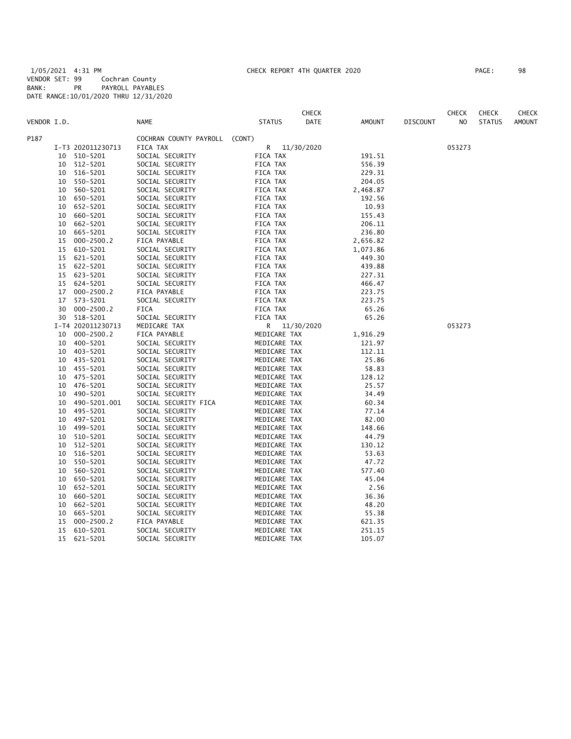1/05/2021 4:31 PM CHECK REPORT 4TH QUARTER 2020
VENDOR SET: 99 Cochran County
BANK: PR PAYROLL PAYABLES
DATE RANGE:10/01/2020 THRU 12/31/2020

| VENDOR I.D. | | NAME | STATUS | CHECK DATE | AMOUNT | DISCOUNT | CHECK NO | CHECK STATUS | CHECK AMOUNT |
|---|---|---|---|---|---|---|---|---|---|
| P187 | | COCHRAN COUNTY PAYROLL (CONT) | | | | | | | |
| | I-T3 202011230713 | FICA TAX | R | 11/30/2020 | | | 053273 | | |
| 10 | 510-5201 | SOCIAL SECURITY | FICA TAX | | 191.51 | | | | |
| 10 | 512-5201 | SOCIAL SECURITY | FICA TAX | | 556.39 | | | | |
| 10 | 516-5201 | SOCIAL SECURITY | FICA TAX | | 229.31 | | | | |
| 10 | 550-5201 | SOCIAL SECURITY | FICA TAX | | 204.05 | | | | |
| 10 | 560-5201 | SOCIAL SECURITY | FICA TAX | | 2,468.87 | | | | |
| 10 | 650-5201 | SOCIAL SECURITY | FICA TAX | | 192.56 | | | | |
| 10 | 652-5201 | SOCIAL SECURITY | FICA TAX | | 10.93 | | | | |
| 10 | 660-5201 | SOCIAL SECURITY | FICA TAX | | 155.43 | | | | |
| 10 | 662-5201 | SOCIAL SECURITY | FICA TAX | | 206.11 | | | | |
| 10 | 665-5201 | SOCIAL SECURITY | FICA TAX | | 236.80 | | | | |
| 15 | 000-2500.2 | FICA PAYABLE | FICA TAX | | 2,656.82 | | | | |
| 15 | 610-5201 | SOCIAL SECURITY | FICA TAX | | 1,073.86 | | | | |
| 15 | 621-5201 | SOCIAL SECURITY | FICA TAX | | 449.30 | | | | |
| 15 | 622-5201 | SOCIAL SECURITY | FICA TAX | | 439.88 | | | | |
| 15 | 623-5201 | SOCIAL SECURITY | FICA TAX | | 227.31 | | | | |
| 15 | 624-5201 | SOCIAL SECURITY | FICA TAX | | 466.47 | | | | |
| 17 | 000-2500.2 | FICA PAYABLE | FICA TAX | | 223.75 | | | | |
| 17 | 573-5201 | SOCIAL SECURITY | FICA TAX | | 223.75 | | | | |
| 30 | 000-2500.2 | FICA | FICA TAX | | 65.26 | | | | |
| 30 | 518-5201 | SOCIAL SECURITY | FICA TAX | | 65.26 | | | | |
| | I-T4 202011230713 | MEDICARE TAX | R | 11/30/2020 | | | 053273 | | |
| 10 | 000-2500.2 | FICA PAYABLE | MEDICARE TAX | | 1,916.29 | | | | |
| 10 | 400-5201 | SOCIAL SECURITY | MEDICARE TAX | | 121.97 | | | | |
| 10 | 403-5201 | SOCIAL SECURITY | MEDICARE TAX | | 112.11 | | | | |
| 10 | 435-5201 | SOCIAL SECURITY | MEDICARE TAX | | 25.86 | | | | |
| 10 | 455-5201 | SOCIAL SECURITY | MEDICARE TAX | | 58.83 | | | | |
| 10 | 475-5201 | SOCIAL SECURITY | MEDICARE TAX | | 128.12 | | | | |
| 10 | 476-5201 | SOCIAL SECURITY | MEDICARE TAX | | 25.57 | | | | |
| 10 | 490-5201 | SOCIAL SECURITY | MEDICARE TAX | | 34.49 | | | | |
| 10 | 490-5201.001 | SOCIAL SECURITY FICA | MEDICARE TAX | | 60.34 | | | | |
| 10 | 495-5201 | SOCIAL SECURITY | MEDICARE TAX | | 77.14 | | | | |
| 10 | 497-5201 | SOCIAL SECURITY | MEDICARE TAX | | 82.00 | | | | |
| 10 | 499-5201 | SOCIAL SECURITY | MEDICARE TAX | | 148.66 | | | | |
| 10 | 510-5201 | SOCIAL SECURITY | MEDICARE TAX | | 44.79 | | | | |
| 10 | 512-5201 | SOCIAL SECURITY | MEDICARE TAX | | 130.12 | | | | |
| 10 | 516-5201 | SOCIAL SECURITY | MEDICARE TAX | | 53.63 | | | | |
| 10 | 550-5201 | SOCIAL SECURITY | MEDICARE TAX | | 47.72 | | | | |
| 10 | 560-5201 | SOCIAL SECURITY | MEDICARE TAX | | 577.40 | | | | |
| 10 | 650-5201 | SOCIAL SECURITY | MEDICARE TAX | | 45.04 | | | | |
| 10 | 652-5201 | SOCIAL SECURITY | MEDICARE TAX | | 2.56 | | | | |
| 10 | 660-5201 | SOCIAL SECURITY | MEDICARE TAX | | 36.36 | | | | |
| 10 | 662-5201 | SOCIAL SECURITY | MEDICARE TAX | | 48.20 | | | | |
| 10 | 665-5201 | SOCIAL SECURITY | MEDICARE TAX | | 55.38 | | | | |
| 15 | 000-2500.2 | FICA PAYABLE | MEDICARE TAX | | 621.35 | | | | |
| 15 | 610-5201 | SOCIAL SECURITY | MEDICARE TAX | | 251.15 | | | | |
| 15 | 621-5201 | SOCIAL SECURITY | MEDICARE TAX | | 105.07 | | | | |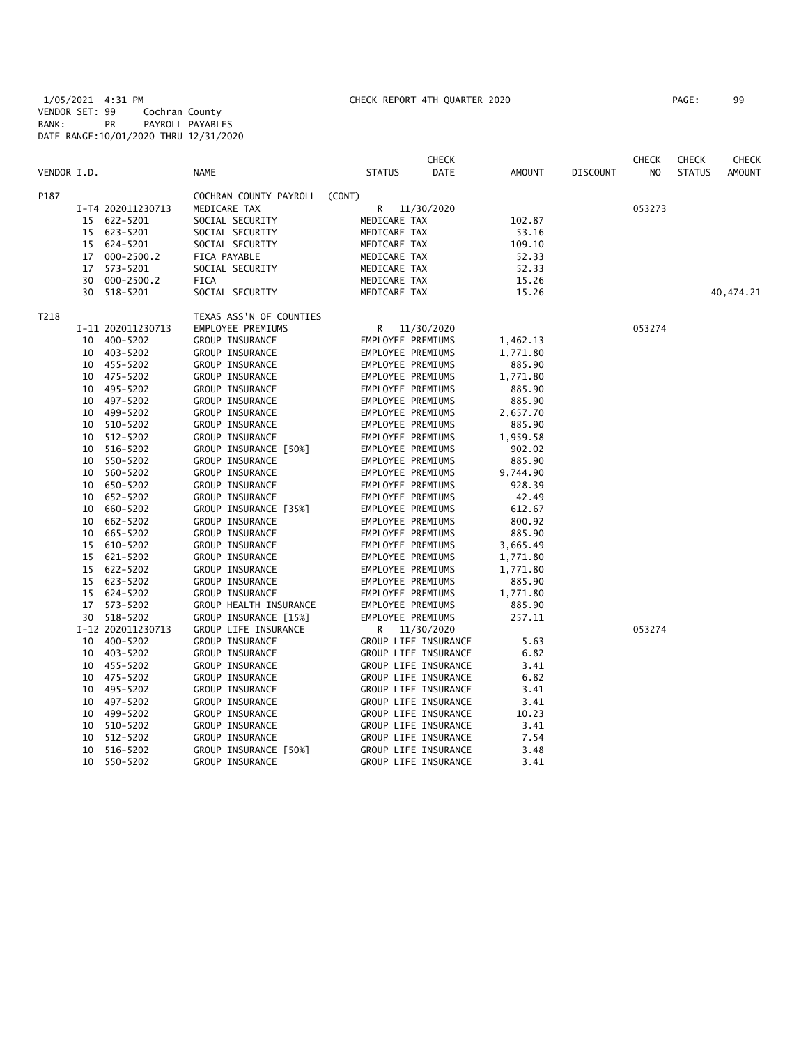1/05/2021 4:31 PM CHECK REPORT 4TH QUARTER 2020
VENDOR SET: 99 Cochran County
BANK: PR PAYROLL PAYABLES
DATE RANGE:10/01/2020 THRU 12/31/2020

| VENDOR I.D. | | NAME | STATUS | CHECK DATE | AMOUNT | DISCOUNT | CHECK NO | CHECK STATUS | CHECK AMOUNT |
|---|---|---|---|---|---|---|---|---|---|
| P187 | | COCHRAN COUNTY PAYROLL (CONT) | | | | | | | |
| | I-T4 202011230713 | MEDICARE TAX | R | 11/30/2020 | | | 053273 | | |
| | 15 622-5201 | SOCIAL SECURITY | MEDICARE TAX | | 102.87 | | | | |
| | 15 623-5201 | SOCIAL SECURITY | MEDICARE TAX | | 53.16 | | | | |
| | 15 624-5201 | SOCIAL SECURITY | MEDICARE TAX | | 109.10 | | | | |
| | 17 000-2500.2 | FICA PAYABLE | MEDICARE TAX | | 52.33 | | | | |
| | 17 573-5201 | SOCIAL SECURITY | MEDICARE TAX | | 52.33 | | | | |
| | 30 000-2500.2 | FICA | MEDICARE TAX | | 15.26 | | | | |
| | 30 518-5201 | SOCIAL SECURITY | MEDICARE TAX | | 15.26 | | | | 40,474.21 |
| T218 | | TEXAS ASS'N OF COUNTIES | | | | | | | |
| | I-11 202011230713 | EMPLOYEE PREMIUMS | R | 11/30/2020 | | | 053274 | | |
| | 10 400-5202 | GROUP INSURANCE | EMPLOYEE PREMIUMS | | 1,462.13 | | | | |
| | 10 403-5202 | GROUP INSURANCE | EMPLOYEE PREMIUMS | | 1,771.80 | | | | |
| | 10 455-5202 | GROUP INSURANCE | EMPLOYEE PREMIUMS | | 885.90 | | | | |
| | 10 475-5202 | GROUP INSURANCE | EMPLOYEE PREMIUMS | | 1,771.80 | | | | |
| | 10 495-5202 | GROUP INSURANCE | EMPLOYEE PREMIUMS | | 885.90 | | | | |
| | 10 497-5202 | GROUP INSURANCE | EMPLOYEE PREMIUMS | | 885.90 | | | | |
| | 10 499-5202 | GROUP INSURANCE | EMPLOYEE PREMIUMS | | 2,657.70 | | | | |
| | 10 510-5202 | GROUP INSURANCE | EMPLOYEE PREMIUMS | | 885.90 | | | | |
| | 10 512-5202 | GROUP INSURANCE | EMPLOYEE PREMIUMS | | 1,959.58 | | | | |
| | 10 516-5202 | GROUP INSURANCE [50%] | EMPLOYEE PREMIUMS | | 902.02 | | | | |
| | 10 550-5202 | GROUP INSURANCE | EMPLOYEE PREMIUMS | | 885.90 | | | | |
| | 10 560-5202 | GROUP INSURANCE | EMPLOYEE PREMIUMS | | 9,744.90 | | | | |
| | 10 650-5202 | GROUP INSURANCE | EMPLOYEE PREMIUMS | | 928.39 | | | | |
| | 10 652-5202 | GROUP INSURANCE | EMPLOYEE PREMIUMS | | 42.49 | | | | |
| | 10 660-5202 | GROUP INSURANCE [35%] | EMPLOYEE PREMIUMS | | 612.67 | | | | |
| | 10 662-5202 | GROUP INSURANCE | EMPLOYEE PREMIUMS | | 800.92 | | | | |
| | 10 665-5202 | GROUP INSURANCE | EMPLOYEE PREMIUMS | | 885.90 | | | | |
| | 15 610-5202 | GROUP INSURANCE | EMPLOYEE PREMIUMS | | 3,665.49 | | | | |
| | 15 621-5202 | GROUP INSURANCE | EMPLOYEE PREMIUMS | | 1,771.80 | | | | |
| | 15 622-5202 | GROUP INSURANCE | EMPLOYEE PREMIUMS | | 1,771.80 | | | | |
| | 15 623-5202 | GROUP INSURANCE | EMPLOYEE PREMIUMS | | 885.90 | | | | |
| | 15 624-5202 | GROUP INSURANCE | EMPLOYEE PREMIUMS | | 1,771.80 | | | | |
| | 17 573-5202 | GROUP HEALTH INSURANCE | EMPLOYEE PREMIUMS | | 885.90 | | | | |
| | 30 518-5202 | GROUP INSURANCE [15%] | EMPLOYEE PREMIUMS | | 257.11 | | | | |
| | I-12 202011230713 | GROUP LIFE INSURANCE | R | 11/30/2020 | | | 053274 | | |
| | 10 400-5202 | GROUP INSURANCE | GROUP LIFE INSURANCE | | 5.63 | | | | |
| | 10 403-5202 | GROUP INSURANCE | GROUP LIFE INSURANCE | | 6.82 | | | | |
| | 10 455-5202 | GROUP INSURANCE | GROUP LIFE INSURANCE | | 3.41 | | | | |
| | 10 475-5202 | GROUP INSURANCE | GROUP LIFE INSURANCE | | 6.82 | | | | |
| | 10 495-5202 | GROUP INSURANCE | GROUP LIFE INSURANCE | | 3.41 | | | | |
| | 10 497-5202 | GROUP INSURANCE | GROUP LIFE INSURANCE | | 3.41 | | | | |
| | 10 499-5202 | GROUP INSURANCE | GROUP LIFE INSURANCE | | 10.23 | | | | |
| | 10 510-5202 | GROUP INSURANCE | GROUP LIFE INSURANCE | | 3.41 | | | | |
| | 10 512-5202 | GROUP INSURANCE | GROUP LIFE INSURANCE | | 7.54 | | | | |
| | 10 516-5202 | GROUP INSURANCE [50%] | GROUP LIFE INSURANCE | | 3.48 | | | | |
| | 10 550-5202 | GROUP INSURANCE | GROUP LIFE INSURANCE | | 3.41 | | | | |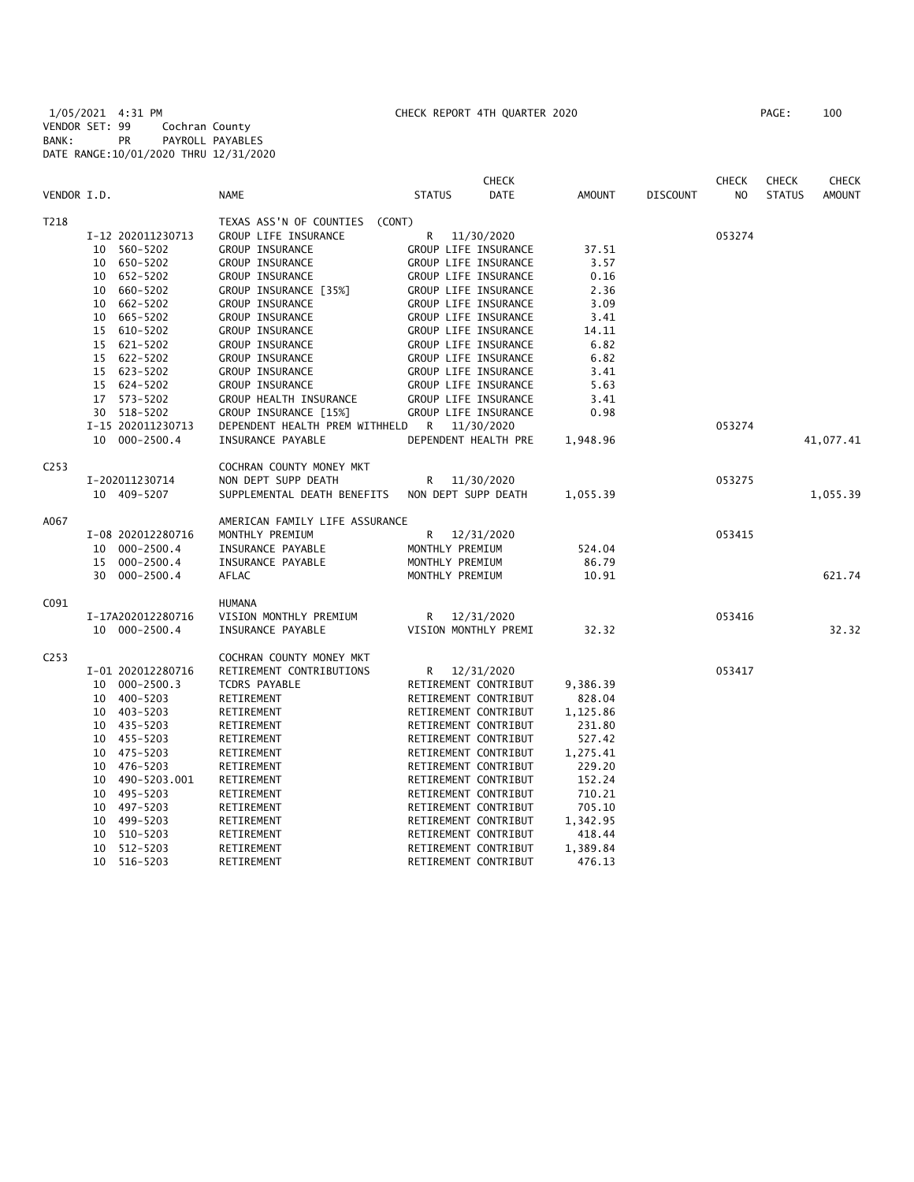1/05/2021 4:31 PM CHECK REPORT 4TH QUARTER 2020

VENDOR SET: 99 Cochran County
BANK: PR PAYROLL PAYABLES
DATE RANGE:10/01/2020 THRU 12/31/2020

| VENDOR I.D. | | NAME | STATUS | CHECK DATE | AMOUNT | DISCOUNT | CHECK NO | CHECK STATUS | CHECK AMOUNT |
|---|---|---|---|---|---|---|---|---|---|
| T218 | | TEXAS ASS'N OF COUNTIES (CONT) | | | | | | | |
| | I-12 202011230713 | GROUP LIFE INSURANCE | R | 11/30/2020 | | | 053274 | | |
| | 10 560-5202 | GROUP INSURANCE | GROUP LIFE INSURANCE | | 37.51 | | | | |
| | 10 650-5202 | GROUP INSURANCE | GROUP LIFE INSURANCE | | 3.57 | | | | |
| | 10 652-5202 | GROUP INSURANCE | GROUP LIFE INSURANCE | | 0.16 | | | | |
| | 10 660-5202 | GROUP INSURANCE [35%] | GROUP LIFE INSURANCE | | 2.36 | | | | |
| | 10 662-5202 | GROUP INSURANCE | GROUP LIFE INSURANCE | | 3.09 | | | | |
| | 10 665-5202 | GROUP INSURANCE | GROUP LIFE INSURANCE | | 3.41 | | | | |
| | 15 610-5202 | GROUP INSURANCE | GROUP LIFE INSURANCE | | 14.11 | | | | |
| | 15 621-5202 | GROUP INSURANCE | GROUP LIFE INSURANCE | | 6.82 | | | | |
| | 15 622-5202 | GROUP INSURANCE | GROUP LIFE INSURANCE | | 6.82 | | | | |
| | 15 623-5202 | GROUP INSURANCE | GROUP LIFE INSURANCE | | 3.41 | | | | |
| | 15 624-5202 | GROUP INSURANCE | GROUP LIFE INSURANCE | | 5.63 | | | | |
| | 17 573-5202 | GROUP HEALTH INSURANCE | GROUP LIFE INSURANCE | | 3.41 | | | | |
| | 30 518-5202 | GROUP INSURANCE [15%] | GROUP LIFE INSURANCE | | 0.98 | | | | |
| | I-15 202011230713 | DEPENDENT HEALTH PREM WITHHELD | R | 11/30/2020 | | | 053274 | | |
| | 10 000-2500.4 | INSURANCE PAYABLE | DEPENDENT HEALTH PRE | | 1,948.96 | | | | 41,077.41 |
| C253 | | COCHRAN COUNTY MONEY MKT | | | | | | | |
| | I-202011230714 | NON DEPT SUPP DEATH | R | 11/30/2020 | | | 053275 | | |
| | 10 409-5207 | SUPPLEMENTAL DEATH BENEFITS | NON DEPT SUPP DEATH | | 1,055.39 | | | | 1,055.39 |
| A067 | | AMERICAN FAMILY LIFE ASSURANCE | | | | | | | |
| | I-08 202012280716 | MONTHLY PREMIUM | R | 12/31/2020 | | | 053415 | | |
| | 10 000-2500.4 | INSURANCE PAYABLE | MONTHLY PREMIUM | | 524.04 | | | | |
| | 15 000-2500.4 | INSURANCE PAYABLE | MONTHLY PREMIUM | | 86.79 | | | | |
| | 30 000-2500.4 | AFLAC | MONTHLY PREMIUM | | 10.91 | | | | 621.74 |
| C091 | | HUMANA | | | | | | | |
| | I-17A202012280716 | VISION MONTHLY PREMIUM | R | 12/31/2020 | | | 053416 | | |
| | 10 000-2500.4 | INSURANCE PAYABLE | VISION MONTHLY PREMI | | 32.32 | | | | 32.32 |
| C253 | | COCHRAN COUNTY MONEY MKT | | | | | | | |
| | I-01 202012280716 | RETIREMENT CONTRIBUTIONS | R | 12/31/2020 | | | 053417 | | |
| | 10 000-2500.3 | TCDRS PAYABLE | RETIREMENT CONTRIBUT | | 9,386.39 | | | | |
| | 10 400-5203 | RETIREMENT | RETIREMENT CONTRIBUT | | 828.04 | | | | |
| | 10 403-5203 | RETIREMENT | RETIREMENT CONTRIBUT | | 1,125.86 | | | | |
| | 10 435-5203 | RETIREMENT | RETIREMENT CONTRIBUT | | 231.80 | | | | |
| | 10 455-5203 | RETIREMENT | RETIREMENT CONTRIBUT | | 527.42 | | | | |
| | 10 475-5203 | RETIREMENT | RETIREMENT CONTRIBUT | | 1,275.41 | | | | |
| | 10 476-5203 | RETIREMENT | RETIREMENT CONTRIBUT | | 229.20 | | | | |
| | 10 490-5203.001 | RETIREMENT | RETIREMENT CONTRIBUT | | 152.24 | | | | |
| | 10 495-5203 | RETIREMENT | RETIREMENT CONTRIBUT | | 710.21 | | | | |
| | 10 497-5203 | RETIREMENT | RETIREMENT CONTRIBUT | | 705.10 | | | | |
| | 10 499-5203 | RETIREMENT | RETIREMENT CONTRIBUT | | 1,342.95 | | | | |
| | 10 510-5203 | RETIREMENT | RETIREMENT CONTRIBUT | | 418.44 | | | | |
| | 10 512-5203 | RETIREMENT | RETIREMENT CONTRIBUT | | 1,389.84 | | | | |
| | 10 516-5203 | RETIREMENT | RETIREMENT CONTRIBUT | | 476.13 | | | | |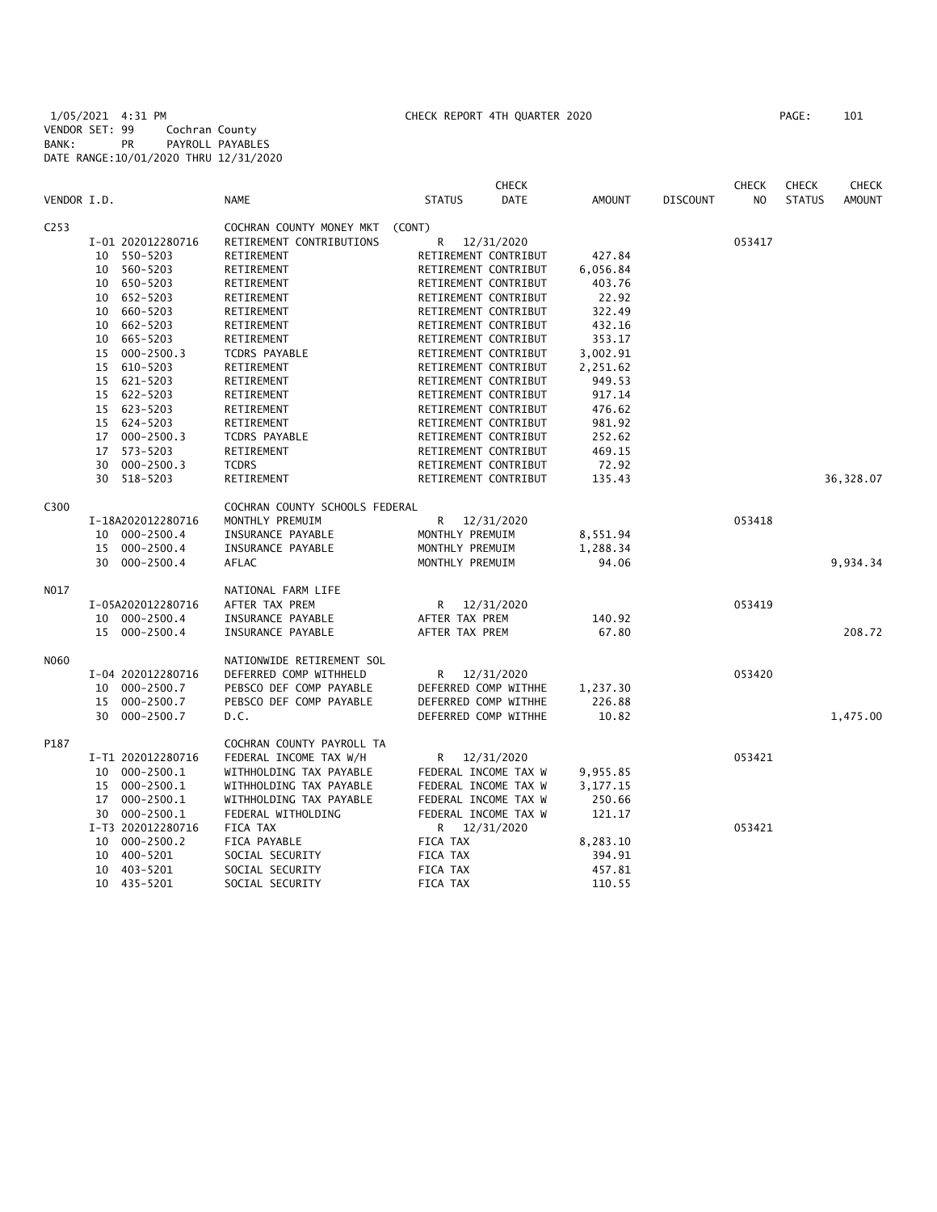1/05/2021 4:31 PM CHECK REPORT 4TH QUARTER 2020 PAGE: 101
VENDOR SET: 99 Cochran County
BANK: PR PAYROLL PAYABLES
DATE RANGE:10/01/2020 THRU 12/31/2020

| VENDOR I.D. | NAME | STATUS | CHECK DATE | AMOUNT | DISCOUNT | CHECK NO | CHECK STATUS | CHECK AMOUNT |
|---|---|---|---|---|---|---|---|---|
| C253 | COCHRAN COUNTY MONEY MKT (CONT) | | | | | | | |
| I-01 202012280716 | RETIREMENT CONTRIBUTIONS | R | 12/31/2020 | | | 053417 | | |
| 10 550-5203 | RETIREMENT | RETIREMENT CONTRIBUT | | 427.84 | | | | |
| 10 560-5203 | RETIREMENT | RETIREMENT CONTRIBUT | | 6,056.84 | | | | |
| 10 650-5203 | RETIREMENT | RETIREMENT CONTRIBUT | | 403.76 | | | | |
| 10 652-5203 | RETIREMENT | RETIREMENT CONTRIBUT | | 22.92 | | | | |
| 10 660-5203 | RETIREMENT | RETIREMENT CONTRIBUT | | 322.49 | | | | |
| 10 662-5203 | RETIREMENT | RETIREMENT CONTRIBUT | | 432.16 | | | | |
| 10 665-5203 | RETIREMENT | RETIREMENT CONTRIBUT | | 353.17 | | | | |
| 15 000-2500.3 | TCDRS PAYABLE | RETIREMENT CONTRIBUT | | 3,002.91 | | | | |
| 15 610-5203 | RETIREMENT | RETIREMENT CONTRIBUT | | 2,251.62 | | | | |
| 15 621-5203 | RETIREMENT | RETIREMENT CONTRIBUT | | 949.53 | | | | |
| 15 622-5203 | RETIREMENT | RETIREMENT CONTRIBUT | | 917.14 | | | | |
| 15 623-5203 | RETIREMENT | RETIREMENT CONTRIBUT | | 476.62 | | | | |
| 15 624-5203 | RETIREMENT | RETIREMENT CONTRIBUT | | 981.92 | | | | |
| 17 000-2500.3 | TCDRS PAYABLE | RETIREMENT CONTRIBUT | | 252.62 | | | | |
| 17 573-5203 | RETIREMENT | RETIREMENT CONTRIBUT | | 469.15 | | | | |
| 30 000-2500.3 | TCDRS | RETIREMENT CONTRIBUT | | 72.92 | | | | |
| 30 518-5203 | RETIREMENT | RETIREMENT CONTRIBUT | | 135.43 | | | | 36,328.07 |
| C300 | COCHRAN COUNTY SCHOOLS FEDERAL | | | | | | | |
| I-18A202012280716 | MONTHLY PREMUIM | R | 12/31/2020 | | | 053418 | | |
| 10 000-2500.4 | INSURANCE PAYABLE | MONTHLY PREMUIM | | 8,551.94 | | | | |
| 15 000-2500.4 | INSURANCE PAYABLE | MONTHLY PREMUIM | | 1,288.34 | | | | |
| 30 000-2500.4 | AFLAC | MONTHLY PREMUIM | | 94.06 | | | | 9,934.34 |
| N017 | NATIONAL FARM LIFE | | | | | | | |
| I-05A202012280716 | AFTER TAX PREM | R | 12/31/2020 | | | 053419 | | |
| 10 000-2500.4 | INSURANCE PAYABLE | AFTER TAX PREM | | 140.92 | | | | |
| 15 000-2500.4 | INSURANCE PAYABLE | AFTER TAX PREM | | 67.80 | | | | 208.72 |
| N060 | NATIONWIDE RETIREMENT SOL | | | | | | | |
| I-04 202012280716 | DEFERRED COMP WITHHELD | R | 12/31/2020 | | | 053420 | | |
| 10 000-2500.7 | PEBSCO DEF COMP PAYABLE | DEFERRED COMP WITHHE | | 1,237.30 | | | | |
| 15 000-2500.7 | PEBSCO DEF COMP PAYABLE | DEFERRED COMP WITHHE | | 226.88 | | | | |
| 30 000-2500.7 | D.C. | DEFERRED COMP WITHHE | | 10.82 | | | | 1,475.00 |
| P187 | COCHRAN COUNTY PAYROLL TA | | | | | | | |
| I-T1 202012280716 | FEDERAL INCOME TAX W/H | R | 12/31/2020 | | | 053421 | | |
| 10 000-2500.1 | WITHHOLDING TAX PAYABLE | FEDERAL INCOME TAX W | | 9,955.85 | | | | |
| 15 000-2500.1 | WITHHOLDING TAX PAYABLE | FEDERAL INCOME TAX W | | 3,177.15 | | | | |
| 17 000-2500.1 | WITHHOLDING TAX PAYABLE | FEDERAL INCOME TAX W | | 250.66 | | | | |
| 30 000-2500.1 | FEDERAL WITHOLDING | FEDERAL INCOME TAX W | | 121.17 | | | | |
| I-T3 202012280716 | FICA TAX | R | 12/31/2020 | | | 053421 | | |
| 10 000-2500.2 | FICA PAYABLE | FICA TAX | | 8,283.10 | | | | |
| 10 400-5201 | SOCIAL SECURITY | FICA TAX | | 394.91 | | | | |
| 10 403-5201 | SOCIAL SECURITY | FICA TAX | | 457.81 | | | | |
| 10 435-5201 | SOCIAL SECURITY | FICA TAX | | 110.55 | | | | |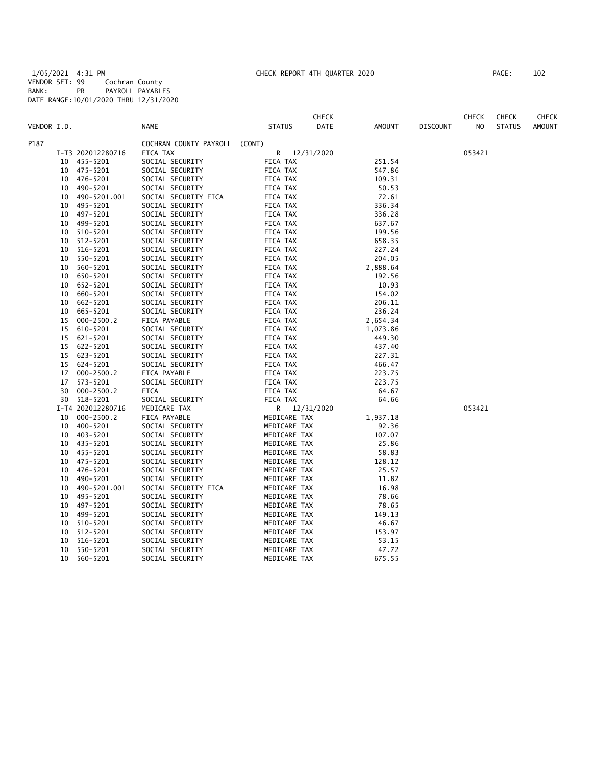1/05/2021 4:31 PM CHECK REPORT 4TH QUARTER 2020 PAGE: 102

VENDOR SET: 99 Cochran County
BANK: PR PAYROLL PAYABLES
DATE RANGE:10/01/2020 THRU 12/31/2020

| VENDOR I.D. | | NAME | STATUS | CHECK DATE | AMOUNT | DISCOUNT | CHECK NO | CHECK STATUS | CHECK AMOUNT |
|---|---|---|---|---|---|---|---|---|---|
| P187 | | COCHRAN COUNTY PAYROLL (CONT) | | | | | | | |
| | I-T3 202012280716 | FICA TAX | R | 12/31/2020 | | | 053421 | | |
| | 10 455-5201 | SOCIAL SECURITY | FICA TAX | | 251.54 | | | | |
| | 10 475-5201 | SOCIAL SECURITY | FICA TAX | | 547.86 | | | | |
| | 10 476-5201 | SOCIAL SECURITY | FICA TAX | | 109.31 | | | | |
| | 10 490-5201 | SOCIAL SECURITY | FICA TAX | | 50.53 | | | | |
| | 10 490-5201.001 | SOCIAL SECURITY FICA | FICA TAX | | 72.61 | | | | |
| | 10 495-5201 | SOCIAL SECURITY | FICA TAX | | 336.34 | | | | |
| | 10 497-5201 | SOCIAL SECURITY | FICA TAX | | 336.28 | | | | |
| | 10 499-5201 | SOCIAL SECURITY | FICA TAX | | 637.67 | | | | |
| | 10 510-5201 | SOCIAL SECURITY | FICA TAX | | 199.56 | | | | |
| | 10 512-5201 | SOCIAL SECURITY | FICA TAX | | 658.35 | | | | |
| | 10 516-5201 | SOCIAL SECURITY | FICA TAX | | 227.24 | | | | |
| | 10 550-5201 | SOCIAL SECURITY | FICA TAX | | 204.05 | | | | |
| | 10 560-5201 | SOCIAL SECURITY | FICA TAX | | 2,888.64 | | | | |
| | 10 650-5201 | SOCIAL SECURITY | FICA TAX | | 192.56 | | | | |
| | 10 652-5201 | SOCIAL SECURITY | FICA TAX | | 10.93 | | | | |
| | 10 660-5201 | SOCIAL SECURITY | FICA TAX | | 154.02 | | | | |
| | 10 662-5201 | SOCIAL SECURITY | FICA TAX | | 206.11 | | | | |
| | 10 665-5201 | SOCIAL SECURITY | FICA TAX | | 236.24 | | | | |
| | 15 000-2500.2 | FICA PAYABLE | FICA TAX | | 2,654.34 | | | | |
| | 15 610-5201 | SOCIAL SECURITY | FICA TAX | | 1,073.86 | | | | |
| | 15 621-5201 | SOCIAL SECURITY | FICA TAX | | 449.30 | | | | |
| | 15 622-5201 | SOCIAL SECURITY | FICA TAX | | 437.40 | | | | |
| | 15 623-5201 | SOCIAL SECURITY | FICA TAX | | 227.31 | | | | |
| | 15 624-5201 | SOCIAL SECURITY | FICA TAX | | 466.47 | | | | |
| | 17 000-2500.2 | FICA PAYABLE | FICA TAX | | 223.75 | | | | |
| | 17 573-5201 | SOCIAL SECURITY | FICA TAX | | 223.75 | | | | |
| | 30 000-2500.2 | FICA | FICA TAX | | 64.67 | | | | |
| | 30 518-5201 | SOCIAL SECURITY | FICA TAX | | 64.66 | | | | |
| | I-T4 202012280716 | MEDICARE TAX | R | 12/31/2020 | | | 053421 | | |
| | 10 000-2500.2 | FICA PAYABLE | MEDICARE TAX | | 1,937.18 | | | | |
| | 10 400-5201 | SOCIAL SECURITY | MEDICARE TAX | | 92.36 | | | | |
| | 10 403-5201 | SOCIAL SECURITY | MEDICARE TAX | | 107.07 | | | | |
| | 10 435-5201 | SOCIAL SECURITY | MEDICARE TAX | | 25.86 | | | | |
| | 10 455-5201 | SOCIAL SECURITY | MEDICARE TAX | | 58.83 | | | | |
| | 10 475-5201 | SOCIAL SECURITY | MEDICARE TAX | | 128.12 | | | | |
| | 10 476-5201 | SOCIAL SECURITY | MEDICARE TAX | | 25.57 | | | | |
| | 10 490-5201 | SOCIAL SECURITY | MEDICARE TAX | | 11.82 | | | | |
| | 10 490-5201.001 | SOCIAL SECURITY FICA | MEDICARE TAX | | 16.98 | | | | |
| | 10 495-5201 | SOCIAL SECURITY | MEDICARE TAX | | 78.66 | | | | |
| | 10 497-5201 | SOCIAL SECURITY | MEDICARE TAX | | 78.65 | | | | |
| | 10 499-5201 | SOCIAL SECURITY | MEDICARE TAX | | 149.13 | | | | |
| | 10 510-5201 | SOCIAL SECURITY | MEDICARE TAX | | 46.67 | | | | |
| | 10 512-5201 | SOCIAL SECURITY | MEDICARE TAX | | 153.97 | | | | |
| | 10 516-5201 | SOCIAL SECURITY | MEDICARE TAX | | 53.15 | | | | |
| | 10 550-5201 | SOCIAL SECURITY | MEDICARE TAX | | 47.72 | | | | |
| | 10 560-5201 | SOCIAL SECURITY | MEDICARE TAX | | 675.55 | | | | |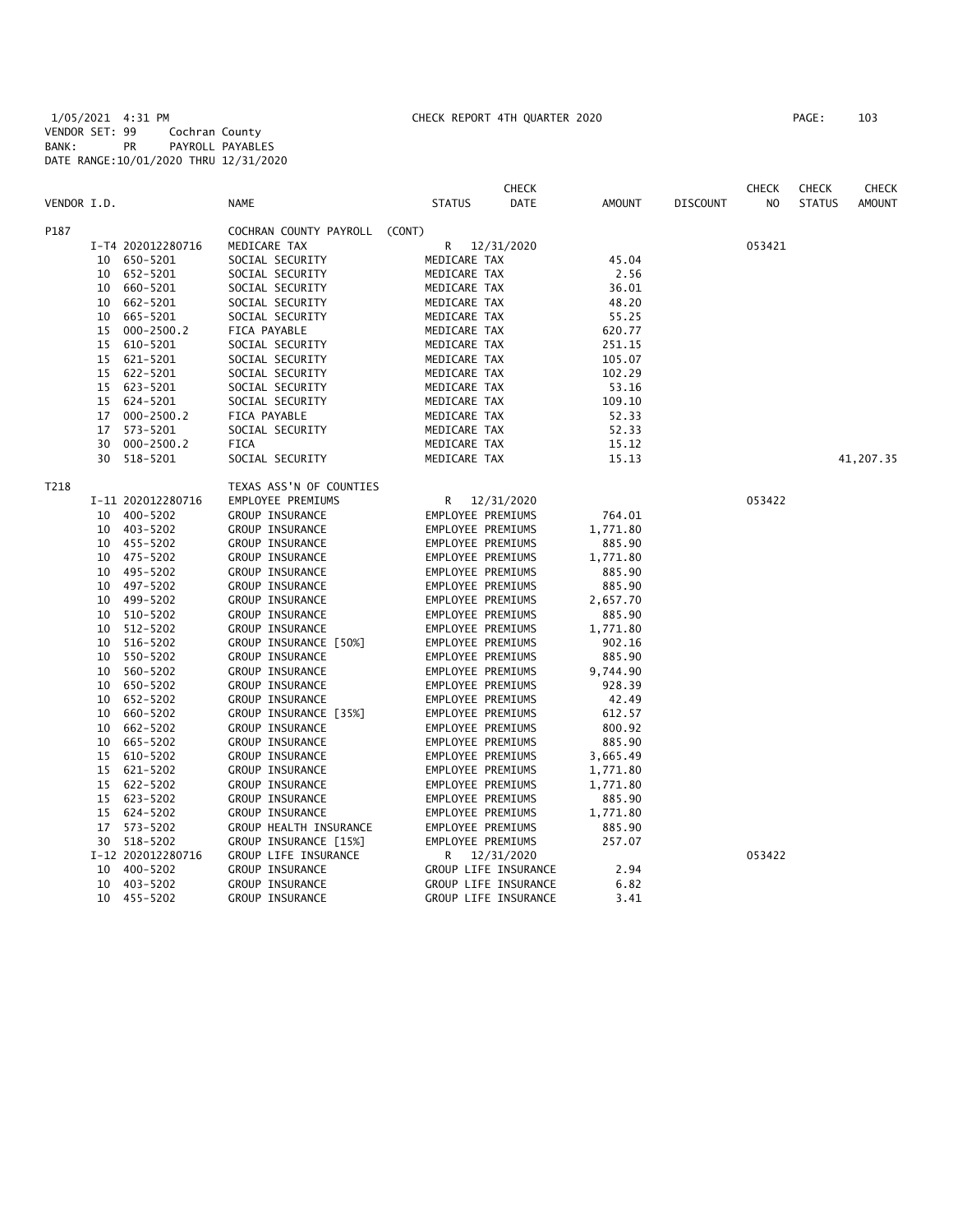1/05/2021 4:31 PM CHECK REPORT 4TH QUARTER 2020

VENDOR SET: 99 Cochran County
BANK: PR PAYROLL PAYABLES
DATE RANGE:10/01/2020 THRU 12/31/2020

| VENDOR I.D. | | NAME | STATUS | CHECK DATE | AMOUNT | DISCOUNT | CHECK NO | CHECK STATUS | CHECK AMOUNT |
|---|---|---|---|---|---|---|---|---|---|
| P187 | | COCHRAN COUNTY PAYROLL (CONT) | | | | | | | |
| | I-T4 202012280716 | MEDICARE TAX | R | 12/31/2020 | | | 053421 | | |
| | 10 650-5201 | SOCIAL SECURITY | MEDICARE TAX | | 45.04 | | | | |
| | 10 652-5201 | SOCIAL SECURITY | MEDICARE TAX | | 2.56 | | | | |
| | 10 660-5201 | SOCIAL SECURITY | MEDICARE TAX | | 36.01 | | | | |
| | 10 662-5201 | SOCIAL SECURITY | MEDICARE TAX | | 48.20 | | | | |
| | 10 665-5201 | SOCIAL SECURITY | MEDICARE TAX | | 55.25 | | | | |
| | 15 000-2500.2 | FICA PAYABLE | MEDICARE TAX | | 620.77 | | | | |
| | 15 610-5201 | SOCIAL SECURITY | MEDICARE TAX | | 251.15 | | | | |
| | 15 621-5201 | SOCIAL SECURITY | MEDICARE TAX | | 105.07 | | | | |
| | 15 622-5201 | SOCIAL SECURITY | MEDICARE TAX | | 102.29 | | | | |
| | 15 623-5201 | SOCIAL SECURITY | MEDICARE TAX | | 53.16 | | | | |
| | 15 624-5201 | SOCIAL SECURITY | MEDICARE TAX | | 109.10 | | | | |
| | 17 000-2500.2 | FICA PAYABLE | MEDICARE TAX | | 52.33 | | | | |
| | 17 573-5201 | SOCIAL SECURITY | MEDICARE TAX | | 52.33 | | | | |
| | 30 000-2500.2 | FICA | MEDICARE TAX | | 15.12 | | | | |
| | 30 518-5201 | SOCIAL SECURITY | MEDICARE TAX | | 15.13 | | | | 41,207.35 |
| T218 | | TEXAS ASS'N OF COUNTIES | | | | | | | |
| | I-11 202012280716 | EMPLOYEE PREMIUMS | R | 12/31/2020 | | | 053422 | | |
| | 10 400-5202 | GROUP INSURANCE | EMPLOYEE PREMIUMS | | 764.01 | | | | |
| | 10 403-5202 | GROUP INSURANCE | EMPLOYEE PREMIUMS | | 1,771.80 | | | | |
| | 10 455-5202 | GROUP INSURANCE | EMPLOYEE PREMIUMS | | 885.90 | | | | |
| | 10 475-5202 | GROUP INSURANCE | EMPLOYEE PREMIUMS | | 1,771.80 | | | | |
| | 10 495-5202 | GROUP INSURANCE | EMPLOYEE PREMIUMS | | 885.90 | | | | |
| | 10 497-5202 | GROUP INSURANCE | EMPLOYEE PREMIUMS | | 885.90 | | | | |
| | 10 499-5202 | GROUP INSURANCE | EMPLOYEE PREMIUMS | | 2,657.70 | | | | |
| | 10 510-5202 | GROUP INSURANCE | EMPLOYEE PREMIUMS | | 885.90 | | | | |
| | 10 512-5202 | GROUP INSURANCE | EMPLOYEE PREMIUMS | | 1,771.80 | | | | |
| | 10 516-5202 | GROUP INSURANCE [50%] | EMPLOYEE PREMIUMS | | 902.16 | | | | |
| | 10 550-5202 | GROUP INSURANCE | EMPLOYEE PREMIUMS | | 885.90 | | | | |
| | 10 560-5202 | GROUP INSURANCE | EMPLOYEE PREMIUMS | | 9,744.90 | | | | |
| | 10 650-5202 | GROUP INSURANCE | EMPLOYEE PREMIUMS | | 928.39 | | | | |
| | 10 652-5202 | GROUP INSURANCE | EMPLOYEE PREMIUMS | | 42.49 | | | | |
| | 10 660-5202 | GROUP INSURANCE [35%] | EMPLOYEE PREMIUMS | | 612.57 | | | | |
| | 10 662-5202 | GROUP INSURANCE | EMPLOYEE PREMIUMS | | 800.92 | | | | |
| | 10 665-5202 | GROUP INSURANCE | EMPLOYEE PREMIUMS | | 885.90 | | | | |
| | 15 610-5202 | GROUP INSURANCE | EMPLOYEE PREMIUMS | | 3,665.49 | | | | |
| | 15 621-5202 | GROUP INSURANCE | EMPLOYEE PREMIUMS | | 1,771.80 | | | | |
| | 15 622-5202 | GROUP INSURANCE | EMPLOYEE PREMIUMS | | 1,771.80 | | | | |
| | 15 623-5202 | GROUP INSURANCE | EMPLOYEE PREMIUMS | | 885.90 | | | | |
| | 15 624-5202 | GROUP INSURANCE | EMPLOYEE PREMIUMS | | 1,771.80 | | | | |
| | 17 573-5202 | GROUP HEALTH INSURANCE | EMPLOYEE PREMIUMS | | 885.90 | | | | |
| | 30 518-5202 | GROUP INSURANCE [15%] | EMPLOYEE PREMIUMS | | 257.07 | | | | |
| | I-12 202012280716 | GROUP LIFE INSURANCE | R | 12/31/2020 | | | 053422 | | |
| | 10 400-5202 | GROUP INSURANCE | GROUP LIFE INSURANCE | | 2.94 | | | | |
| | 10 403-5202 | GROUP INSURANCE | GROUP LIFE INSURANCE | | 6.82 | | | | |
| | 10 455-5202 | GROUP INSURANCE | GROUP LIFE INSURANCE | | 3.41 | | | | |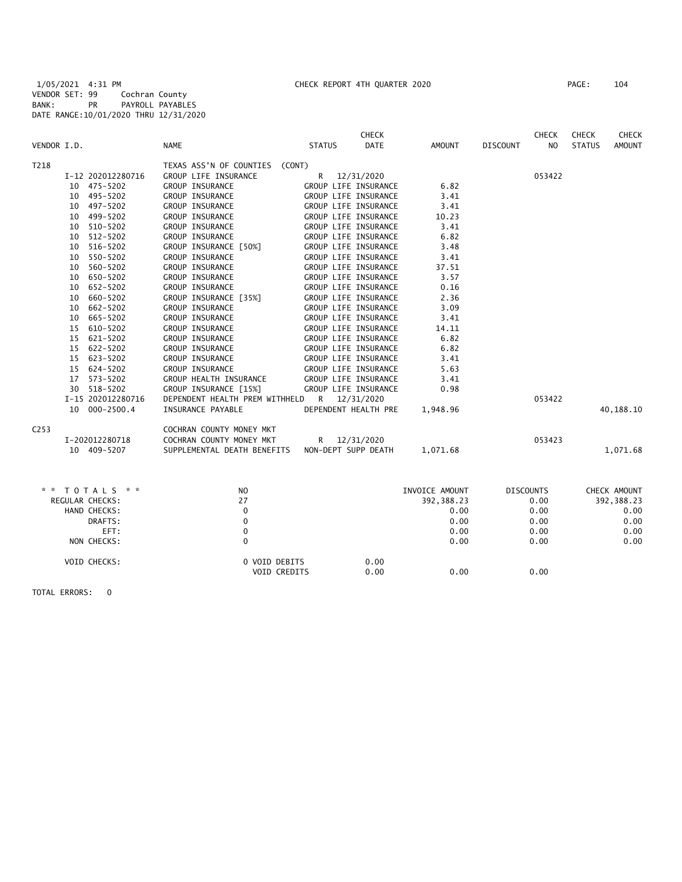1/05/2021 4:31 PM CHECK REPORT 4TH QUARTER 2020
VENDOR SET: 99 Cochran County
BANK: PR PAYROLL PAYABLES
DATE RANGE:10/01/2020 THRU 12/31/2020

| VENDOR I.D. | NAME | STATUS | CHECK DATE | AMOUNT | DISCOUNT | CHECK NO | CHECK STATUS | CHECK AMOUNT |
|---|---|---|---|---|---|---|---|---|
| T218 | TEXAS ASS'N OF COUNTIES (CONT) | | | | | | | |
| I-12 202012280716 | GROUP LIFE INSURANCE | R | 12/31/2020 | | | 053422 | | |
| 10 475-5202 | GROUP INSURANCE | GROUP LIFE INSURANCE | | 6.82 | | | | |
| 10 495-5202 | GROUP INSURANCE | GROUP LIFE INSURANCE | | 3.41 | | | | |
| 10 497-5202 | GROUP INSURANCE | GROUP LIFE INSURANCE | | 3.41 | | | | |
| 10 499-5202 | GROUP INSURANCE | GROUP LIFE INSURANCE | | 10.23 | | | | |
| 10 510-5202 | GROUP INSURANCE | GROUP LIFE INSURANCE | | 3.41 | | | | |
| 10 512-5202 | GROUP INSURANCE | GROUP LIFE INSURANCE | | 6.82 | | | | |
| 10 516-5202 | GROUP INSURANCE [50%] | GROUP LIFE INSURANCE | | 3.48 | | | | |
| 10 550-5202 | GROUP INSURANCE | GROUP LIFE INSURANCE | | 3.41 | | | | |
| 10 560-5202 | GROUP INSURANCE | GROUP LIFE INSURANCE | | 37.51 | | | | |
| 10 650-5202 | GROUP INSURANCE | GROUP LIFE INSURANCE | | 3.57 | | | | |
| 10 652-5202 | GROUP INSURANCE | GROUP LIFE INSURANCE | | 0.16 | | | | |
| 10 660-5202 | GROUP INSURANCE [35%] | GROUP LIFE INSURANCE | | 2.36 | | | | |
| 10 662-5202 | GROUP INSURANCE | GROUP LIFE INSURANCE | | 3.09 | | | | |
| 10 665-5202 | GROUP INSURANCE | GROUP LIFE INSURANCE | | 3.41 | | | | |
| 15 610-5202 | GROUP INSURANCE | GROUP LIFE INSURANCE | | 14.11 | | | | |
| 15 621-5202 | GROUP INSURANCE | GROUP LIFE INSURANCE | | 6.82 | | | | |
| 15 622-5202 | GROUP INSURANCE | GROUP LIFE INSURANCE | | 6.82 | | | | |
| 15 623-5202 | GROUP INSURANCE | GROUP LIFE INSURANCE | | 3.41 | | | | |
| 15 624-5202 | GROUP INSURANCE | GROUP LIFE INSURANCE | | 5.63 | | | | |
| 17 573-5202 | GROUP HEALTH INSURANCE | GROUP LIFE INSURANCE | | 3.41 | | | | |
| 30 518-5202 | GROUP INSURANCE [15%] | GROUP LIFE INSURANCE | | 0.98 | | | | |
| I-15 202012280716 | DEPENDENT HEALTH PREM WITHHELD | R | 12/31/2020 | | | 053422 | | |
| 10 000-2500.4 | INSURANCE PAYABLE | DEPENDENT HEALTH PRE | | 1,948.96 | | | | 40,188.10 |
| C253 | COCHRAN COUNTY MONEY MKT | | | | | | | |
| I-202012280718 | COCHRAN COUNTY MONEY MKT | R | 12/31/2020 | | | 053423 | | |
| 10 409-5207 | SUPPLEMENTAL DEATH BENEFITS | NON-DEPT SUPP DEATH | | 1,071.68 | | | | 1,071.68 |

| ** TOTALS ** | NO | | INVOICE AMOUNT | DISCOUNTS | CHECK AMOUNT |
|---|---|---|---|---|---|
| REGULAR CHECKS: | 27 | | 392,388.23 | 0.00 | 392,388.23 |
| HAND CHECKS: | 0 | | 0.00 | 0.00 | 0.00 |
| DRAFTS: | 0 | | 0.00 | 0.00 | 0.00 |
| EFT: | 0 | | 0.00 | 0.00 | 0.00 |
| NON CHECKS: | 0 | | 0.00 | 0.00 | 0.00 |
| VOID CHECKS: | 0 VOID DEBITS | 0.00 | | | |
| | VOID CREDITS | 0.00 | 0.00 | 0.00 | |

TOTAL ERRORS: 0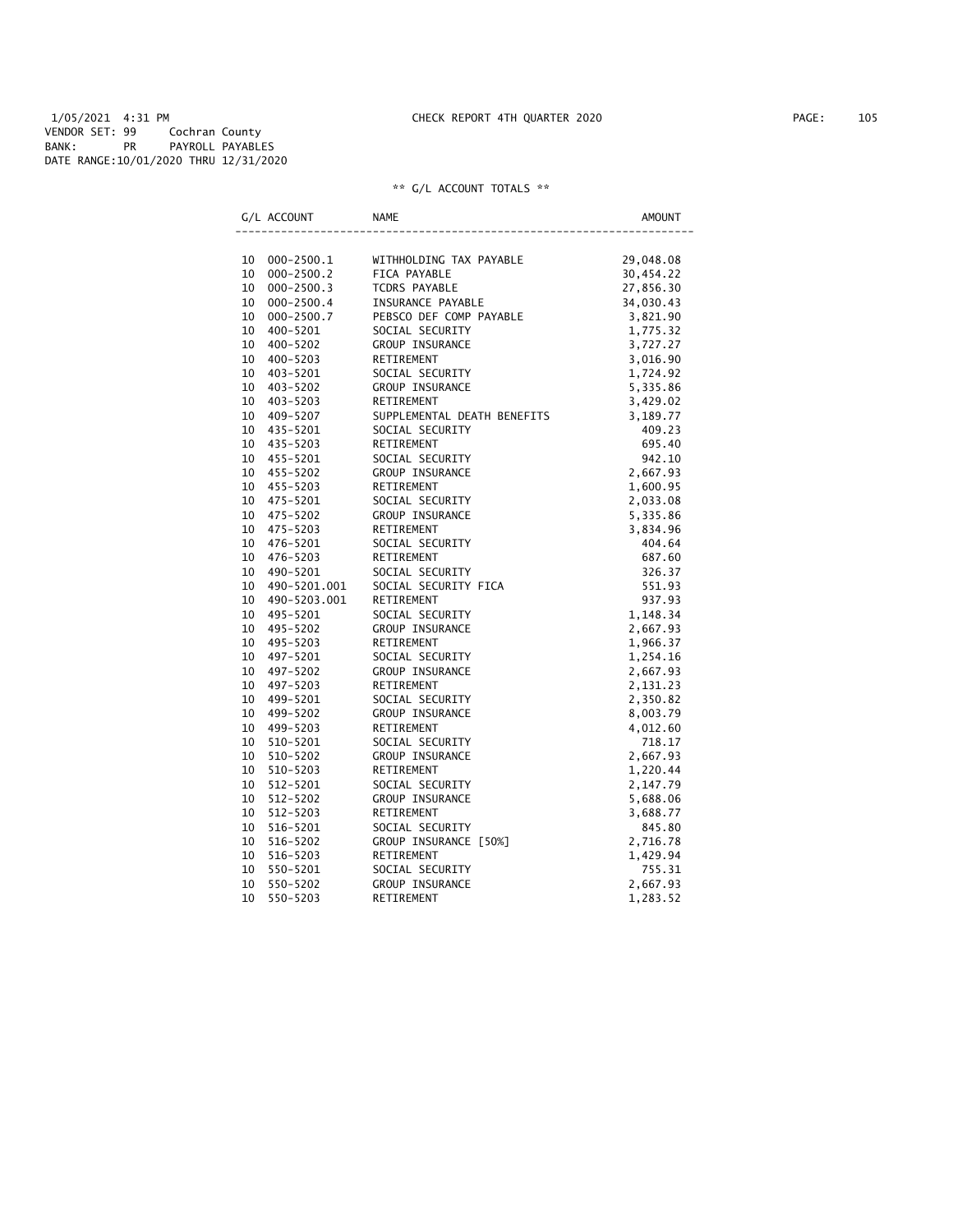1/05/2021 4:31 PM CHECK REPORT 4TH QUARTER 2020

VENDOR SET: 99 Cochran County
BANK: PR PAYROLL PAYABLES
DATE RANGE:10/01/2020 THRU 12/31/2020

** G/L ACCOUNT TOTALS **

| G/L ACCOUNT | | NAME | AMOUNT |
|---|---|---|---|
| 10 | 000-2500.1 | WITHHOLDING TAX PAYABLE | 29,048.08 |
| 10 | 000-2500.2 | FICA PAYABLE | 30,454.22 |
| 10 | 000-2500.3 | TCDRS PAYABLE | 27,856.30 |
| 10 | 000-2500.4 | INSURANCE PAYABLE | 34,030.43 |
| 10 | 000-2500.7 | PEBSCO DEF COMP PAYABLE | 3,821.90 |
| 10 | 400-5201 | SOCIAL SECURITY | 1,775.32 |
| 10 | 400-5202 | GROUP INSURANCE | 3,727.27 |
| 10 | 400-5203 | RETIREMENT | 3,016.90 |
| 10 | 403-5201 | SOCIAL SECURITY | 1,724.92 |
| 10 | 403-5202 | GROUP INSURANCE | 5,335.86 |
| 10 | 403-5203 | RETIREMENT | 3,429.02 |
| 10 | 409-5207 | SUPPLEMENTAL DEATH BENEFITS | 3,189.77 |
| 10 | 435-5201 | SOCIAL SECURITY | 409.23 |
| 10 | 435-5203 | RETIREMENT | 695.40 |
| 10 | 455-5201 | SOCIAL SECURITY | 942.10 |
| 10 | 455-5202 | GROUP INSURANCE | 2,667.93 |
| 10 | 455-5203 | RETIREMENT | 1,600.95 |
| 10 | 475-5201 | SOCIAL SECURITY | 2,033.08 |
| 10 | 475-5202 | GROUP INSURANCE | 5,335.86 |
| 10 | 475-5203 | RETIREMENT | 3,834.96 |
| 10 | 476-5201 | SOCIAL SECURITY | 404.64 |
| 10 | 476-5203 | RETIREMENT | 687.60 |
| 10 | 490-5201 | SOCIAL SECURITY | 326.37 |
| 10 | 490-5201.001 | SOCIAL SECURITY FICA | 551.93 |
| 10 | 490-5203.001 | RETIREMENT | 937.93 |
| 10 | 495-5201 | SOCIAL SECURITY | 1,148.34 |
| 10 | 495-5202 | GROUP INSURANCE | 2,667.93 |
| 10 | 495-5203 | RETIREMENT | 1,966.37 |
| 10 | 497-5201 | SOCIAL SECURITY | 1,254.16 |
| 10 | 497-5202 | GROUP INSURANCE | 2,667.93 |
| 10 | 497-5203 | RETIREMENT | 2,131.23 |
| 10 | 499-5201 | SOCIAL SECURITY | 2,350.82 |
| 10 | 499-5202 | GROUP INSURANCE | 8,003.79 |
| 10 | 499-5203 | RETIREMENT | 4,012.60 |
| 10 | 510-5201 | SOCIAL SECURITY | 718.17 |
| 10 | 510-5202 | GROUP INSURANCE | 2,667.93 |
| 10 | 510-5203 | RETIREMENT | 1,220.44 |
| 10 | 512-5201 | SOCIAL SECURITY | 2,147.79 |
| 10 | 512-5202 | GROUP INSURANCE | 5,688.06 |
| 10 | 512-5203 | RETIREMENT | 3,688.77 |
| 10 | 516-5201 | SOCIAL SECURITY | 845.80 |
| 10 | 516-5202 | GROUP INSURANCE [50%] | 2,716.78 |
| 10 | 516-5203 | RETIREMENT | 1,429.94 |
| 10 | 550-5201 | SOCIAL SECURITY | 755.31 |
| 10 | 550-5202 | GROUP INSURANCE | 2,667.93 |
| 10 | 550-5203 | RETIREMENT | 1,283.52 |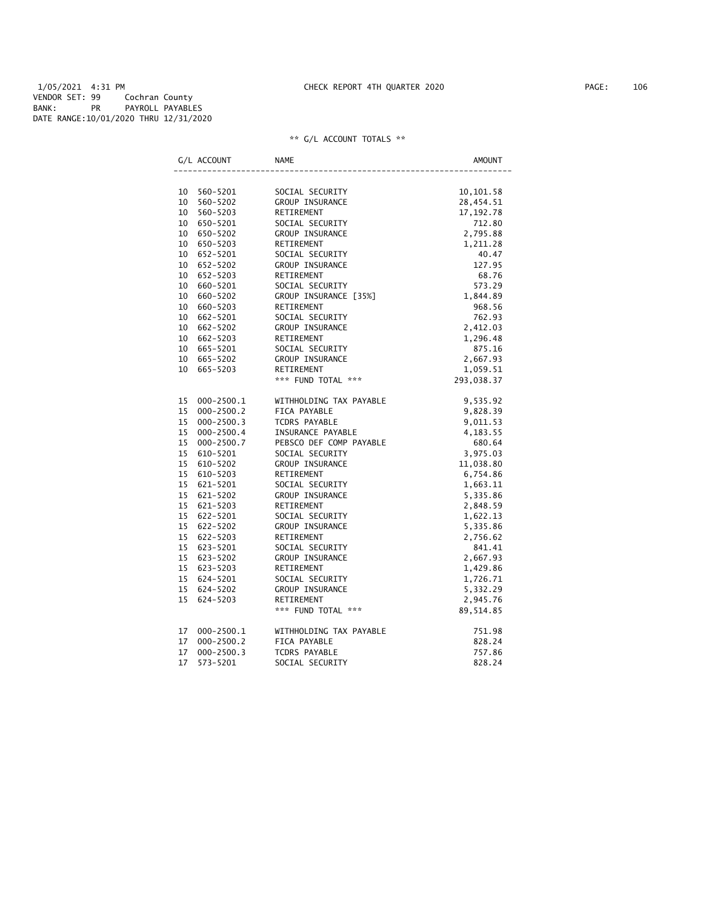1/05/2021 4:31 PM CHECK REPORT 4TH QUARTER 2020

VENDOR SET: 99 Cochran County
BANK: PR PAYROLL PAYABLES
DATE RANGE:10/01/2020 THRU 12/31/2020

** G/L ACCOUNT TOTALS **

| G/L ACCOUNT | | NAME | AMOUNT |
|---|---|---|---|
| 10 | 560-5201 | SOCIAL SECURITY | 10,101.58 |
| 10 | 560-5202 | GROUP INSURANCE | 28,454.51 |
| 10 | 560-5203 | RETIREMENT | 17,192.78 |
| 10 | 650-5201 | SOCIAL SECURITY | 712.80 |
| 10 | 650-5202 | GROUP INSURANCE | 2,795.88 |
| 10 | 650-5203 | RETIREMENT | 1,211.28 |
| 10 | 652-5201 | SOCIAL SECURITY | 40.47 |
| 10 | 652-5202 | GROUP INSURANCE | 127.95 |
| 10 | 652-5203 | RETIREMENT | 68.76 |
| 10 | 660-5201 | SOCIAL SECURITY | 573.29 |
| 10 | 660-5202 | GROUP INSURANCE [35%] | 1,844.89 |
| 10 | 660-5203 | RETIREMENT | 968.56 |
| 10 | 662-5201 | SOCIAL SECURITY | 762.93 |
| 10 | 662-5202 | GROUP INSURANCE | 2,412.03 |
| 10 | 662-5203 | RETIREMENT | 1,296.48 |
| 10 | 665-5201 | SOCIAL SECURITY | 875.16 |
| 10 | 665-5202 | GROUP INSURANCE | 2,667.93 |
| 10 | 665-5203 | RETIREMENT | 1,059.51 |
| | | *** FUND TOTAL *** | 293,038.37 |
| 15 | 000-2500.1 | WITHHOLDING TAX PAYABLE | 9,535.92 |
| 15 | 000-2500.2 | FICA PAYABLE | 9,828.39 |
| 15 | 000-2500.3 | TCDRS PAYABLE | 9,011.53 |
| 15 | 000-2500.4 | INSURANCE PAYABLE | 4,183.55 |
| 15 | 000-2500.7 | PEBSCO DEF COMP PAYABLE | 680.64 |
| 15 | 610-5201 | SOCIAL SECURITY | 3,975.03 |
| 15 | 610-5202 | GROUP INSURANCE | 11,038.80 |
| 15 | 610-5203 | RETIREMENT | 6,754.86 |
| 15 | 621-5201 | SOCIAL SECURITY | 1,663.11 |
| 15 | 621-5202 | GROUP INSURANCE | 5,335.86 |
| 15 | 621-5203 | RETIREMENT | 2,848.59 |
| 15 | 622-5201 | SOCIAL SECURITY | 1,622.13 |
| 15 | 622-5202 | GROUP INSURANCE | 5,335.86 |
| 15 | 622-5203 | RETIREMENT | 2,756.62 |
| 15 | 623-5201 | SOCIAL SECURITY | 841.41 |
| 15 | 623-5202 | GROUP INSURANCE | 2,667.93 |
| 15 | 623-5203 | RETIREMENT | 1,429.86 |
| 15 | 624-5201 | SOCIAL SECURITY | 1,726.71 |
| 15 | 624-5202 | GROUP INSURANCE | 5,332.29 |
| 15 | 624-5203 | RETIREMENT | 2,945.76 |
| | | *** FUND TOTAL *** | 89,514.85 |
| 17 | 000-2500.1 | WITHHOLDING TAX PAYABLE | 751.98 |
| 17 | 000-2500.2 | FICA PAYABLE | 828.24 |
| 17 | 000-2500.3 | TCDRS PAYABLE | 757.86 |
| 17 | 573-5201 | SOCIAL SECURITY | 828.24 |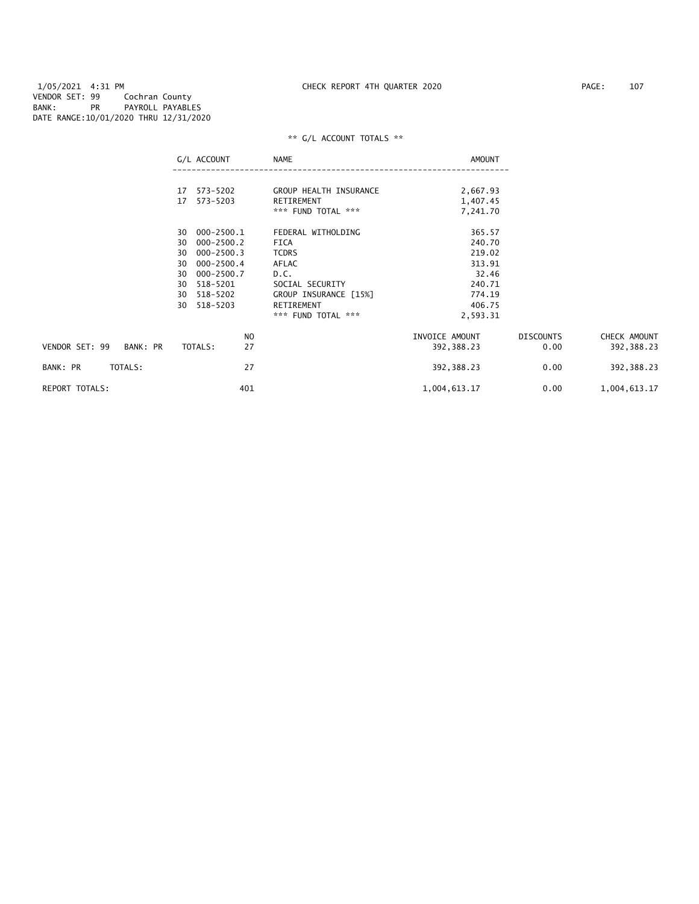1/05/2021 4:31 PM CHECK REPORT 4TH QUARTER 2020
VENDOR SET: 99 Cochran County
BANK: PR PAYROLL PAYABLES
DATE RANGE:10/01/2020 THRU 12/31/2020

** G/L ACCOUNT TOTALS **

| G/L ACCOUNT | NAME | AMOUNT |
|---|---|---|
| 17 573-5202 | GROUP HEALTH INSURANCE | 2,667.93 |
| 17 573-5203 | RETIREMENT | 1,407.45 |
| | *** FUND TOTAL *** | 7,241.70 |
| 30 000-2500.1 | FEDERAL WITHOLDING | 365.57 |
| 30 000-2500.2 | FICA | 240.70 |
| 30 000-2500.3 | TCDRS | 219.02 |
| 30 000-2500.4 | AFLAC | 313.91 |
| 30 000-2500.7 | D.C. | 32.46 |
| 30 518-5201 | SOCIAL SECURITY | 240.71 |
| 30 518-5202 | GROUP INSURANCE [15%] | 774.19 |
| 30 518-5203 | RETIREMENT | 406.75 |
| | *** FUND TOTAL *** | 2,593.31 |

| | NO | INVOICE AMOUNT | DISCOUNTS | CHECK AMOUNT |
|---|---|---|---|---|
| VENDOR SET: 99 BANK: PR TOTALS: | 27 | 392,388.23 | 0.00 | 392,388.23 |
| BANK: PR TOTALS: | 27 | 392,388.23 | 0.00 | 392,388.23 |
| REPORT TOTALS: | 401 | 1,004,613.17 | 0.00 | 1,004,613.17 |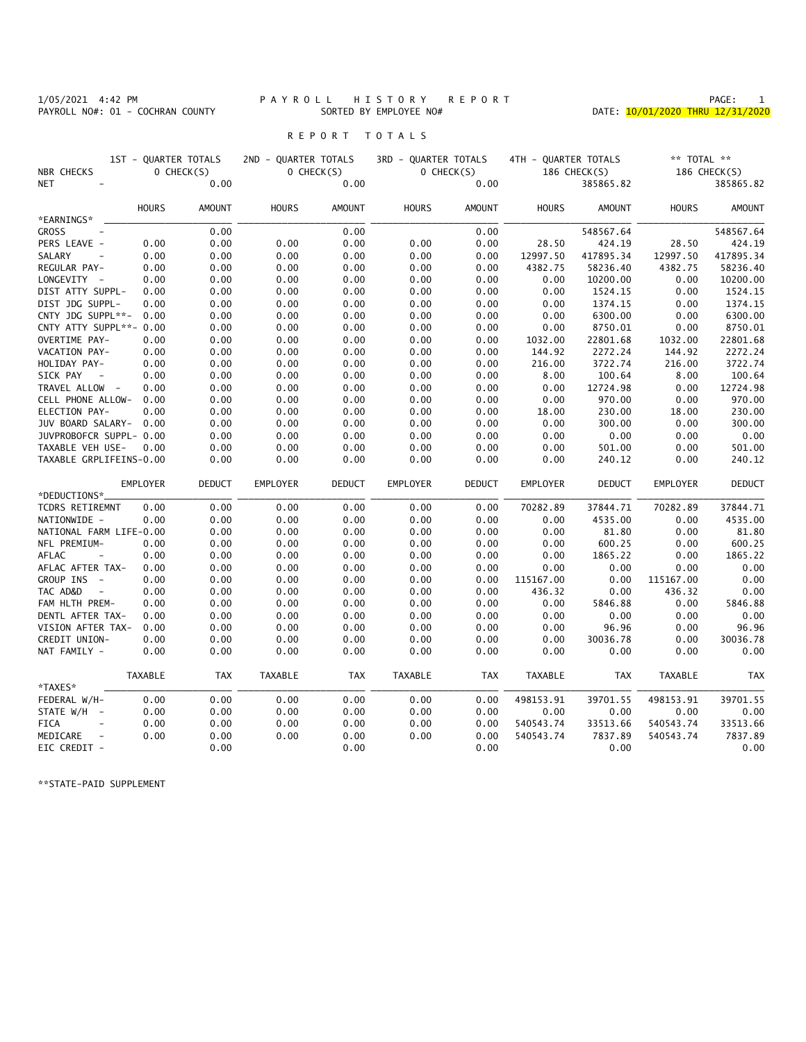1/05/2021 4:42 PM PAYROLL HISTORY REPORT
PAYROLL NO#: 01 - COCHRAN COUNTY SORTED BY EMPLOYEE NO# DATE: 10/01/2020 THRU 12/31/2020

REPORT TOTALS

| | 1ST - QUARTER TOTALS | | 2ND - QUARTER TOTALS | | 3RD - QUARTER TOTALS | | 4TH - QUARTER TOTALS | | ** TOTAL ** | |
|---|---|---|---|---|---|---|---|---|---|---|
| NBR CHECKS | 0 CHECK(S) | | 0 CHECK(S) | | 0 CHECK(S) | | 186 CHECK(S) | | 186 CHECK(S) | |
| NET - | | 0.00 | | 0.00 | | 0.00 | | 385865.82 | | 385865.82 |
| | HOURS | AMOUNT | HOURS | AMOUNT | HOURS | AMOUNT | HOURS | AMOUNT | HOURS | AMOUNT |
| *EARNINGS* | | | | | | | | | | |
| GROSS - | | 0.00 | | 0.00 | | 0.00 | | 548567.64 | | 548567.64 |
| PERS LEAVE - | 0.00 | 0.00 | 0.00 | 0.00 | 0.00 | 0.00 | 28.50 | 424.19 | 28.50 | 424.19 |
| SALARY - | 0.00 | 0.00 | 0.00 | 0.00 | 0.00 | 0.00 | 12997.50 | 417895.34 | 12997.50 | 417895.34 |
| REGULAR PAY- | 0.00 | 0.00 | 0.00 | 0.00 | 0.00 | 0.00 | 4382.75 | 58236.40 | 4382.75 | 58236.40 |
| LONGEVITY - | 0.00 | 0.00 | 0.00 | 0.00 | 0.00 | 0.00 | 0.00 | 10200.00 | 0.00 | 10200.00 |
| DIST ATTY SUPPL- | 0.00 | 0.00 | 0.00 | 0.00 | 0.00 | 0.00 | 0.00 | 1524.15 | 0.00 | 1524.15 |
| DIST JDG SUPPL- | 0.00 | 0.00 | 0.00 | 0.00 | 0.00 | 0.00 | 0.00 | 1374.15 | 0.00 | 1374.15 |
| CNTY JDG SUPPL**- | 0.00 | 0.00 | 0.00 | 0.00 | 0.00 | 0.00 | 0.00 | 6300.00 | 0.00 | 6300.00 |
| CNTY ATTY SUPPL**- | 0.00 | 0.00 | 0.00 | 0.00 | 0.00 | 0.00 | 0.00 | 8750.01 | 0.00 | 8750.01 |
| OVERTIME PAY- | 0.00 | 0.00 | 0.00 | 0.00 | 0.00 | 0.00 | 1032.00 | 22801.68 | 1032.00 | 22801.68 |
| VACATION PAY- | 0.00 | 0.00 | 0.00 | 0.00 | 0.00 | 0.00 | 144.92 | 2272.24 | 144.92 | 2272.24 |
| HOLIDAY PAY- | 0.00 | 0.00 | 0.00 | 0.00 | 0.00 | 0.00 | 216.00 | 3722.74 | 216.00 | 3722.74 |
| SICK PAY - | 0.00 | 0.00 | 0.00 | 0.00 | 0.00 | 0.00 | 8.00 | 100.64 | 8.00 | 100.64 |
| TRAVEL ALLOW - | 0.00 | 0.00 | 0.00 | 0.00 | 0.00 | 0.00 | 0.00 | 12724.98 | 0.00 | 12724.98 |
| CELL PHONE ALLOW- | 0.00 | 0.00 | 0.00 | 0.00 | 0.00 | 0.00 | 0.00 | 970.00 | 0.00 | 970.00 |
| ELECTION PAY- | 0.00 | 0.00 | 0.00 | 0.00 | 0.00 | 0.00 | 18.00 | 230.00 | 18.00 | 230.00 |
| JUV BOARD SALARY- | 0.00 | 0.00 | 0.00 | 0.00 | 0.00 | 0.00 | 0.00 | 300.00 | 0.00 | 300.00 |
| JUVPROBOFCR SUPPL- | 0.00 | 0.00 | 0.00 | 0.00 | 0.00 | 0.00 | 0.00 | 0.00 | 0.00 | 0.00 |
| TAXABLE VEH USE- | 0.00 | 0.00 | 0.00 | 0.00 | 0.00 | 0.00 | 0.00 | 501.00 | 0.00 | 501.00 |
| TAXABLE GRPLIFEINS- | 0.00 | 0.00 | 0.00 | 0.00 | 0.00 | 0.00 | 0.00 | 240.12 | 0.00 | 240.12 |
| | EMPLOYER | DEDUCT | EMPLOYER | DEDUCT | EMPLOYER | DEDUCT | EMPLOYER | DEDUCT | EMPLOYER | DEDUCT |
| *DEDUCTIONS* | | | | | | | | | | |
| TCDRS RETIREMNT | 0.00 | 0.00 | 0.00 | 0.00 | 0.00 | 0.00 | 70282.89 | 37844.71 | 70282.89 | 37844.71 |
| NATIONWIDE - | 0.00 | 0.00 | 0.00 | 0.00 | 0.00 | 0.00 | 0.00 | 4535.00 | 0.00 | 4535.00 |
| NATIONAL FARM LIFE- | 0.00 | 0.00 | 0.00 | 0.00 | 0.00 | 0.00 | 0.00 | 81.80 | 0.00 | 81.80 |
| NFL PREMIUM- | 0.00 | 0.00 | 0.00 | 0.00 | 0.00 | 0.00 | 0.00 | 600.25 | 0.00 | 600.25 |
| AFLAC - | 0.00 | 0.00 | 0.00 | 0.00 | 0.00 | 0.00 | 0.00 | 1865.22 | 0.00 | 1865.22 |
| AFLAC AFTER TAX- | 0.00 | 0.00 | 0.00 | 0.00 | 0.00 | 0.00 | 0.00 | 0.00 | 0.00 | 0.00 |
| GROUP INS - | 0.00 | 0.00 | 0.00 | 0.00 | 0.00 | 0.00 | 115167.00 | 0.00 | 115167.00 | 0.00 |
| TAC AD&D - | 0.00 | 0.00 | 0.00 | 0.00 | 0.00 | 0.00 | 436.32 | 0.00 | 436.32 | 0.00 |
| FAM HLTH PREM- | 0.00 | 0.00 | 0.00 | 0.00 | 0.00 | 0.00 | 0.00 | 5846.88 | 0.00 | 5846.88 |
| DENTL AFTER TAX- | 0.00 | 0.00 | 0.00 | 0.00 | 0.00 | 0.00 | 0.00 | 0.00 | 0.00 | 0.00 |
| VISION AFTER TAX- | 0.00 | 0.00 | 0.00 | 0.00 | 0.00 | 0.00 | 0.00 | 96.96 | 0.00 | 96.96 |
| CREDIT UNION- | 0.00 | 0.00 | 0.00 | 0.00 | 0.00 | 0.00 | 0.00 | 30036.78 | 0.00 | 30036.78 |
| NAT FAMILY - | 0.00 | 0.00 | 0.00 | 0.00 | 0.00 | 0.00 | 0.00 | 0.00 | 0.00 | 0.00 |
| | TAXABLE | TAX | TAXABLE | TAX | TAXABLE | TAX | TAXABLE | TAX | TAXABLE | TAX |
| *TAXES* | | | | | | | | | | |
| FEDERAL W/H- | 0.00 | 0.00 | 0.00 | 0.00 | 0.00 | 0.00 | 498153.91 | 39701.55 | 498153.91 | 39701.55 |
| STATE W/H - | 0.00 | 0.00 | 0.00 | 0.00 | 0.00 | 0.00 | 0.00 | 0.00 | 0.00 | 0.00 |
| FICA - | 0.00 | 0.00 | 0.00 | 0.00 | 0.00 | 0.00 | 540543.74 | 33513.66 | 540543.74 | 33513.66 |
| MEDICARE - | 0.00 | 0.00 | 0.00 | 0.00 | 0.00 | 0.00 | 540543.74 | 7837.89 | 540543.74 | 7837.89 |
| EIC CREDIT - | | 0.00 | | 0.00 | | 0.00 | | 0.00 | | 0.00 |

**STATE-PAID SUPPLEMENT